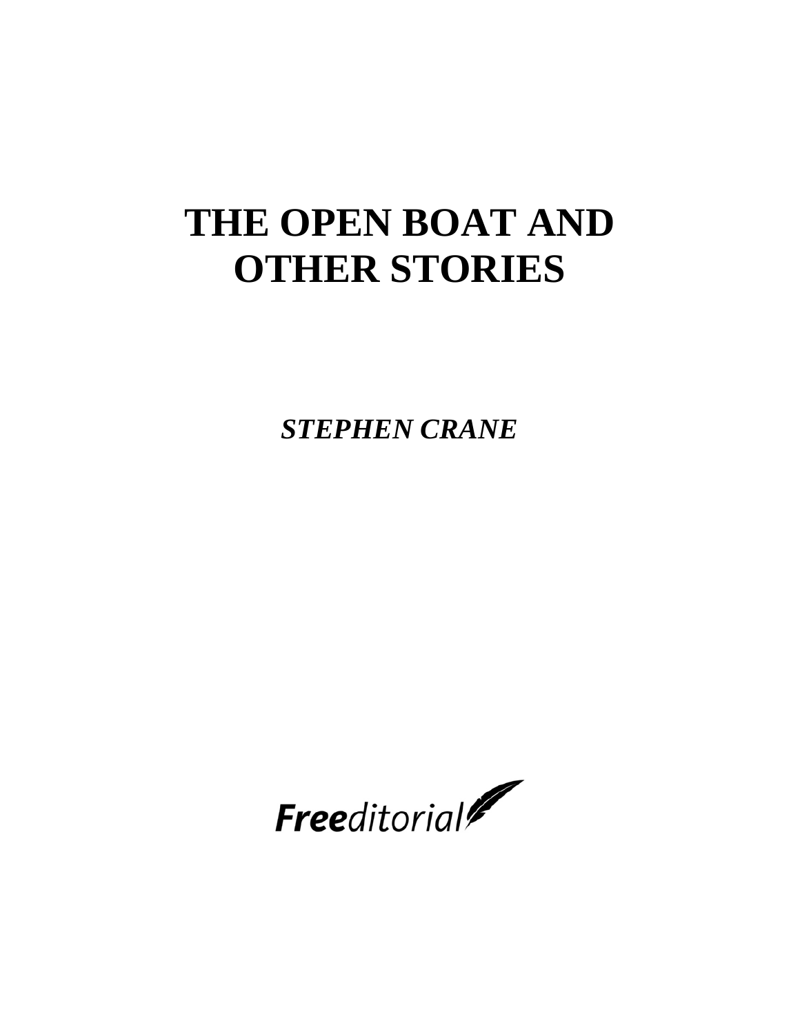# THE OPEN BOAT AND OTHER STORIES

***STEPHEN CRANE***

**Free**editorial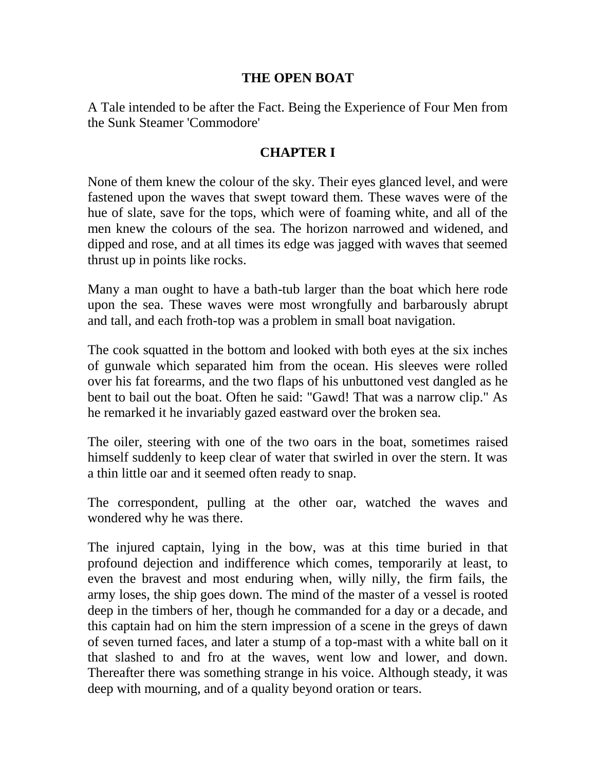# THE OPEN BOAT

A Tale intended to be after the Fact. Being the Experience of Four Men from the Sunk Steamer 'Commodore'

## CHAPTER I

None of them knew the colour of the sky. Their eyes glanced level, and were fastened upon the waves that swept toward them. These waves were of the hue of slate, save for the tops, which were of foaming white, and all of the men knew the colours of the sea. The horizon narrowed and widened, and dipped and rose, and at all times its edge was jagged with waves that seemed thrust up in points like rocks.

Many a man ought to have a bath-tub larger than the boat which here rode upon the sea. These waves were most wrongfully and barbarously abrupt and tall, and each froth-top was a problem in small boat navigation.

The cook squatted in the bottom and looked with both eyes at the six inches of gunwale which separated him from the ocean. His sleeves were rolled over his fat forearms, and the two flaps of his unbuttoned vest dangled as he bent to bail out the boat. Often he said: "Gawd! That was a narrow clip." As he remarked it he invariably gazed eastward over the broken sea.

The oiler, steering with one of the two oars in the boat, sometimes raised himself suddenly to keep clear of water that swirled in over the stern. It was a thin little oar and it seemed often ready to snap.

The correspondent, pulling at the other oar, watched the waves and wondered why he was there.

The injured captain, lying in the bow, was at this time buried in that profound dejection and indifference which comes, temporarily at least, to even the bravest and most enduring when, willy nilly, the firm fails, the army loses, the ship goes down. The mind of the master of a vessel is rooted deep in the timbers of her, though he commanded for a day or a decade, and this captain had on him the stern impression of a scene in the greys of dawn of seven turned faces, and later a stump of a top-mast with a white ball on it that slashed to and fro at the waves, went low and lower, and down. Thereafter there was something strange in his voice. Although steady, it was deep with mourning, and of a quality beyond oration or tears.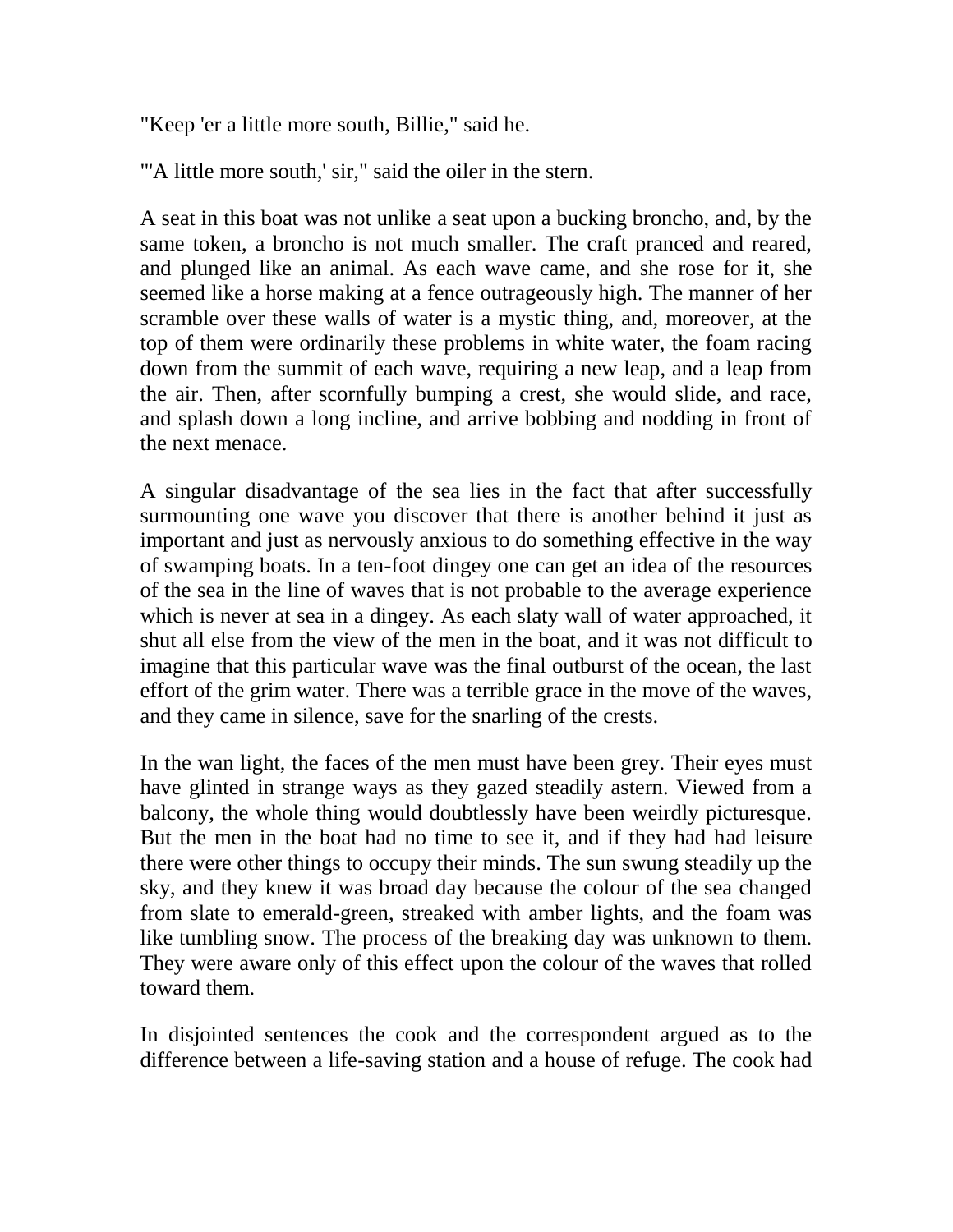"Keep 'er a little more south, Billie," said he.

"'A little more south,' sir," said the oiler in the stern.

A seat in this boat was not unlike a seat upon a bucking broncho, and, by the same token, a broncho is not much smaller. The craft pranced and reared, and plunged like an animal. As each wave came, and she rose for it, she seemed like a horse making at a fence outrageously high. The manner of her scramble over these walls of water is a mystic thing, and, moreover, at the top of them were ordinarily these problems in white water, the foam racing down from the summit of each wave, requiring a new leap, and a leap from the air. Then, after scornfully bumping a crest, she would slide, and race, and splash down a long incline, and arrive bobbing and nodding in front of the next menace.

A singular disadvantage of the sea lies in the fact that after successfully surmounting one wave you discover that there is another behind it just as important and just as nervously anxious to do something effective in the way of swamping boats. In a ten-foot dingey one can get an idea of the resources of the sea in the line of waves that is not probable to the average experience which is never at sea in a dingey. As each slaty wall of water approached, it shut all else from the view of the men in the boat, and it was not difficult to imagine that this particular wave was the final outburst of the ocean, the last effort of the grim water. There was a terrible grace in the move of the waves, and they came in silence, save for the snarling of the crests.

In the wan light, the faces of the men must have been grey. Their eyes must have glinted in strange ways as they gazed steadily astern. Viewed from a balcony, the whole thing would doubtlessly have been weirdly picturesque. But the men in the boat had no time to see it, and if they had had leisure there were other things to occupy their minds. The sun swung steadily up the sky, and they knew it was broad day because the colour of the sea changed from slate to emerald-green, streaked with amber lights, and the foam was like tumbling snow. The process of the breaking day was unknown to them. They were aware only of this effect upon the colour of the waves that rolled toward them.

In disjointed sentences the cook and the correspondent argued as to the difference between a life-saving station and a house of refuge. The cook had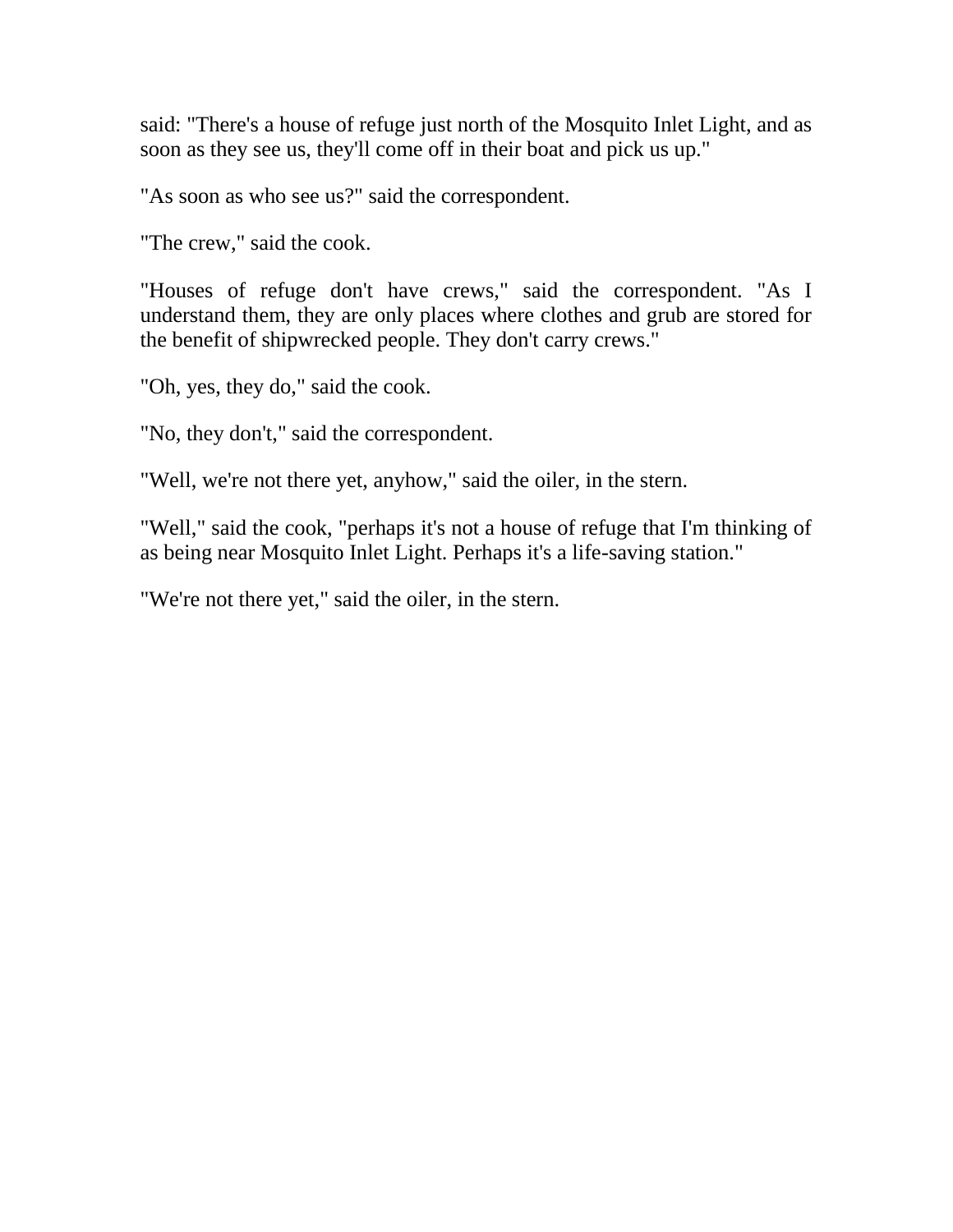said: "There's a house of refuge just north of the Mosquito Inlet Light, and as soon as they see us, they'll come off in their boat and pick us up."

"As soon as who see us?" said the correspondent.

"The crew," said the cook.

"Houses of refuge don't have crews," said the correspondent. "As I understand them, they are only places where clothes and grub are stored for the benefit of shipwrecked people. They don't carry crews."

"Oh, yes, they do," said the cook.

"No, they don't," said the correspondent.

"Well, we're not there yet, anyhow," said the oiler, in the stern.

"Well," said the cook, "perhaps it's not a house of refuge that I'm thinking of as being near Mosquito Inlet Light. Perhaps it's a life-saving station."

"We're not there yet," said the oiler, in the stern.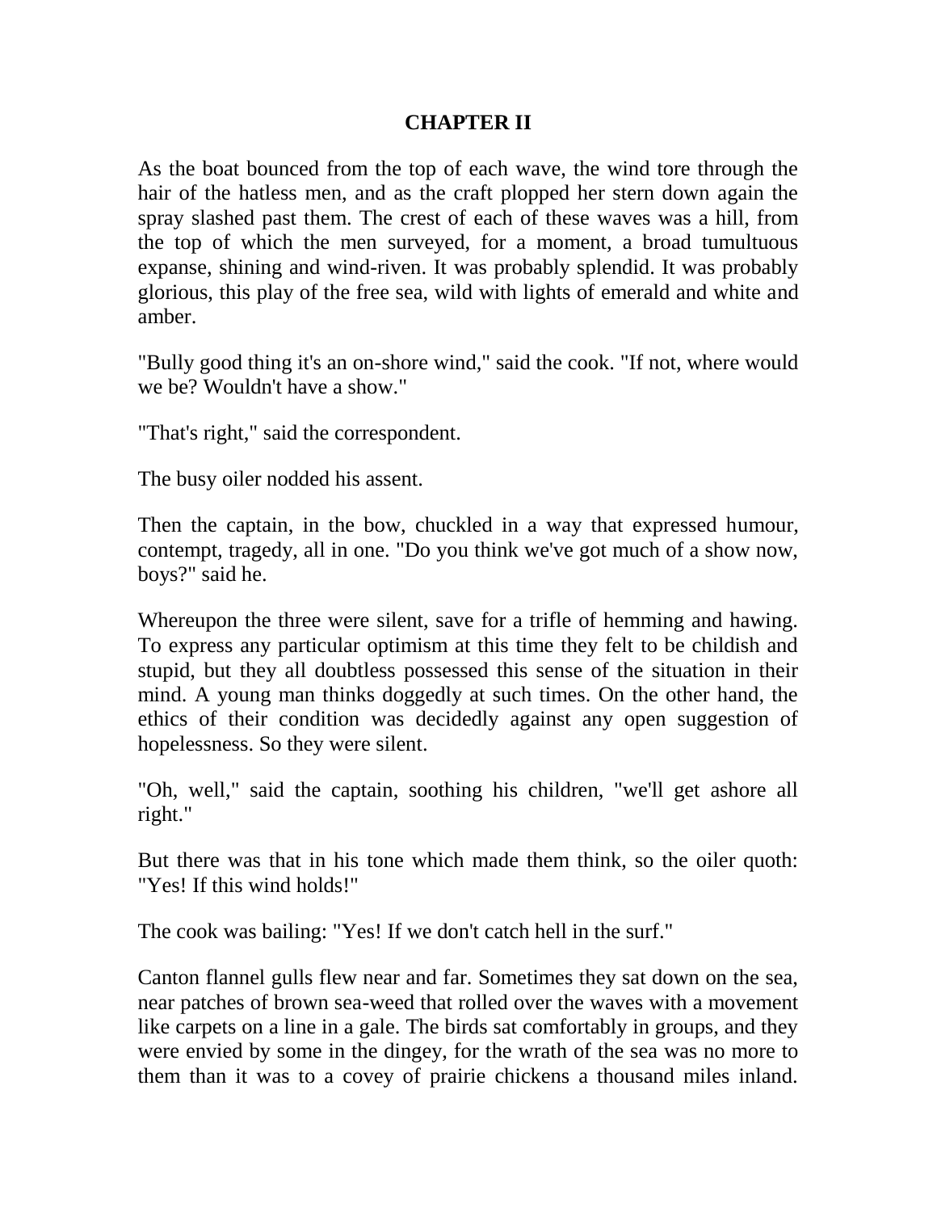## CHAPTER II

As the boat bounced from the top of each wave, the wind tore through the hair of the hatless men, and as the craft plopped her stern down again the spray slashed past them. The crest of each of these waves was a hill, from the top of which the men surveyed, for a moment, a broad tumultuous expanse, shining and wind-riven. It was probably splendid. It was probably glorious, this play of the free sea, wild with lights of emerald and white and amber.

"Bully good thing it's an on-shore wind," said the cook. "If not, where would we be? Wouldn't have a show."

"That's right," said the correspondent.

The busy oiler nodded his assent.

Then the captain, in the bow, chuckled in a way that expressed humour, contempt, tragedy, all in one. "Do you think we've got much of a show now, boys?" said he.

Whereupon the three were silent, save for a trifle of hemming and hawing. To express any particular optimism at this time they felt to be childish and stupid, but they all doubtless possessed this sense of the situation in their mind. A young man thinks doggedly at such times. On the other hand, the ethics of their condition was decidedly against any open suggestion of hopelessness. So they were silent.

"Oh, well," said the captain, soothing his children, "we'll get ashore all right."

But there was that in his tone which made them think, so the oiler quoth: "Yes! If this wind holds!"

The cook was bailing: "Yes! If we don't catch hell in the surf."

Canton flannel gulls flew near and far. Sometimes they sat down on the sea, near patches of brown sea-weed that rolled over the waves with a movement like carpets on a line in a gale. The birds sat comfortably in groups, and they were envied by some in the dingey, for the wrath of the sea was no more to them than it was to a covey of prairie chickens a thousand miles inland.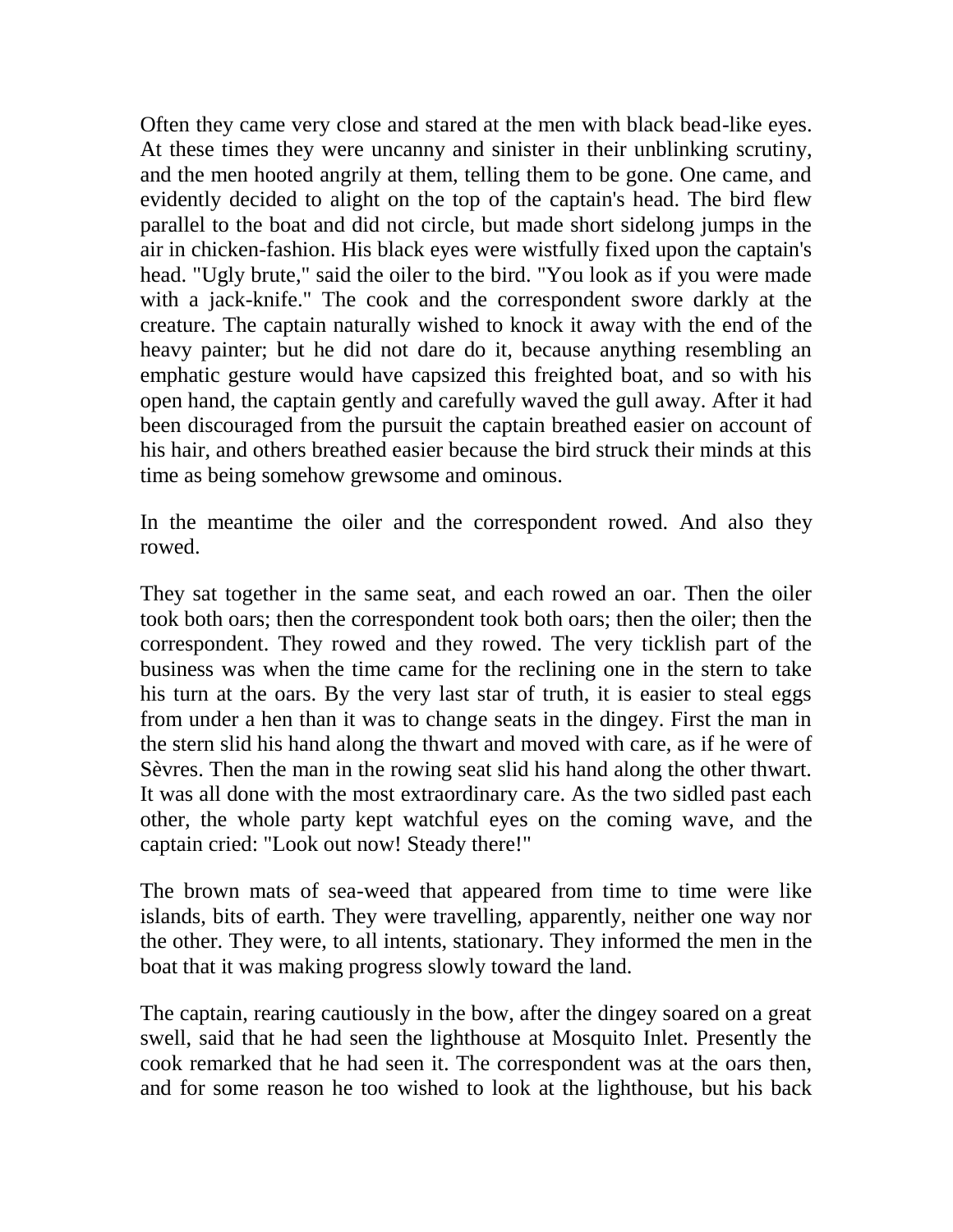Often they came very close and stared at the men with black bead-like eyes. At these times they were uncanny and sinister in their unblinking scrutiny, and the men hooted angrily at them, telling them to be gone. One came, and evidently decided to alight on the top of the captain's head. The bird flew parallel to the boat and did not circle, but made short sidelong jumps in the air in chicken-fashion. His black eyes were wistfully fixed upon the captain's head. "Ugly brute," said the oiler to the bird. "You look as if you were made with a jack-knife." The cook and the correspondent swore darkly at the creature. The captain naturally wished to knock it away with the end of the heavy painter; but he did not dare do it, because anything resembling an emphatic gesture would have capsized this freighted boat, and so with his open hand, the captain gently and carefully waved the gull away. After it had been discouraged from the pursuit the captain breathed easier on account of his hair, and others breathed easier because the bird struck their minds at this time as being somehow grewsome and ominous.

In the meantime the oiler and the correspondent rowed. And also they rowed.

They sat together in the same seat, and each rowed an oar. Then the oiler took both oars; then the correspondent took both oars; then the oiler; then the correspondent. They rowed and they rowed. The very ticklish part of the business was when the time came for the reclining one in the stern to take his turn at the oars. By the very last star of truth, it is easier to steal eggs from under a hen than it was to change seats in the dingey. First the man in the stern slid his hand along the thwart and moved with care, as if he were of Sèvres. Then the man in the rowing seat slid his hand along the other thwart. It was all done with the most extraordinary care. As the two sidled past each other, the whole party kept watchful eyes on the coming wave, and the captain cried: "Look out now! Steady there!"

The brown mats of sea-weed that appeared from time to time were like islands, bits of earth. They were travelling, apparently, neither one way nor the other. They were, to all intents, stationary. They informed the men in the boat that it was making progress slowly toward the land.

The captain, rearing cautiously in the bow, after the dingey soared on a great swell, said that he had seen the lighthouse at Mosquito Inlet. Presently the cook remarked that he had seen it. The correspondent was at the oars then, and for some reason he too wished to look at the lighthouse, but his back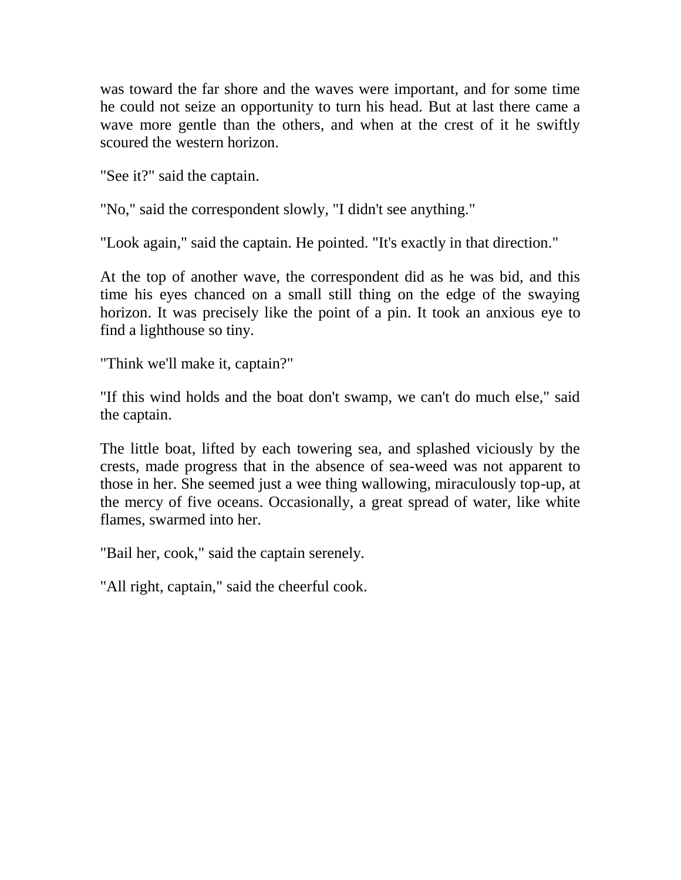was toward the far shore and the waves were important, and for some time he could not seize an opportunity to turn his head. But at last there came a wave more gentle than the others, and when at the crest of it he swiftly scoured the western horizon.

"See it?" said the captain.

"No," said the correspondent slowly, "I didn't see anything."

"Look again," said the captain. He pointed. "It's exactly in that direction."

At the top of another wave, the correspondent did as he was bid, and this time his eyes chanced on a small still thing on the edge of the swaying horizon. It was precisely like the point of a pin. It took an anxious eye to find a lighthouse so tiny.

"Think we'll make it, captain?"

"If this wind holds and the boat don't swamp, we can't do much else," said the captain.

The little boat, lifted by each towering sea, and splashed viciously by the crests, made progress that in the absence of sea-weed was not apparent to those in her. She seemed just a wee thing wallowing, miraculously top-up, at the mercy of five oceans. Occasionally, a great spread of water, like white flames, swarmed into her.

"Bail her, cook," said the captain serenely.

"All right, captain," said the cheerful cook.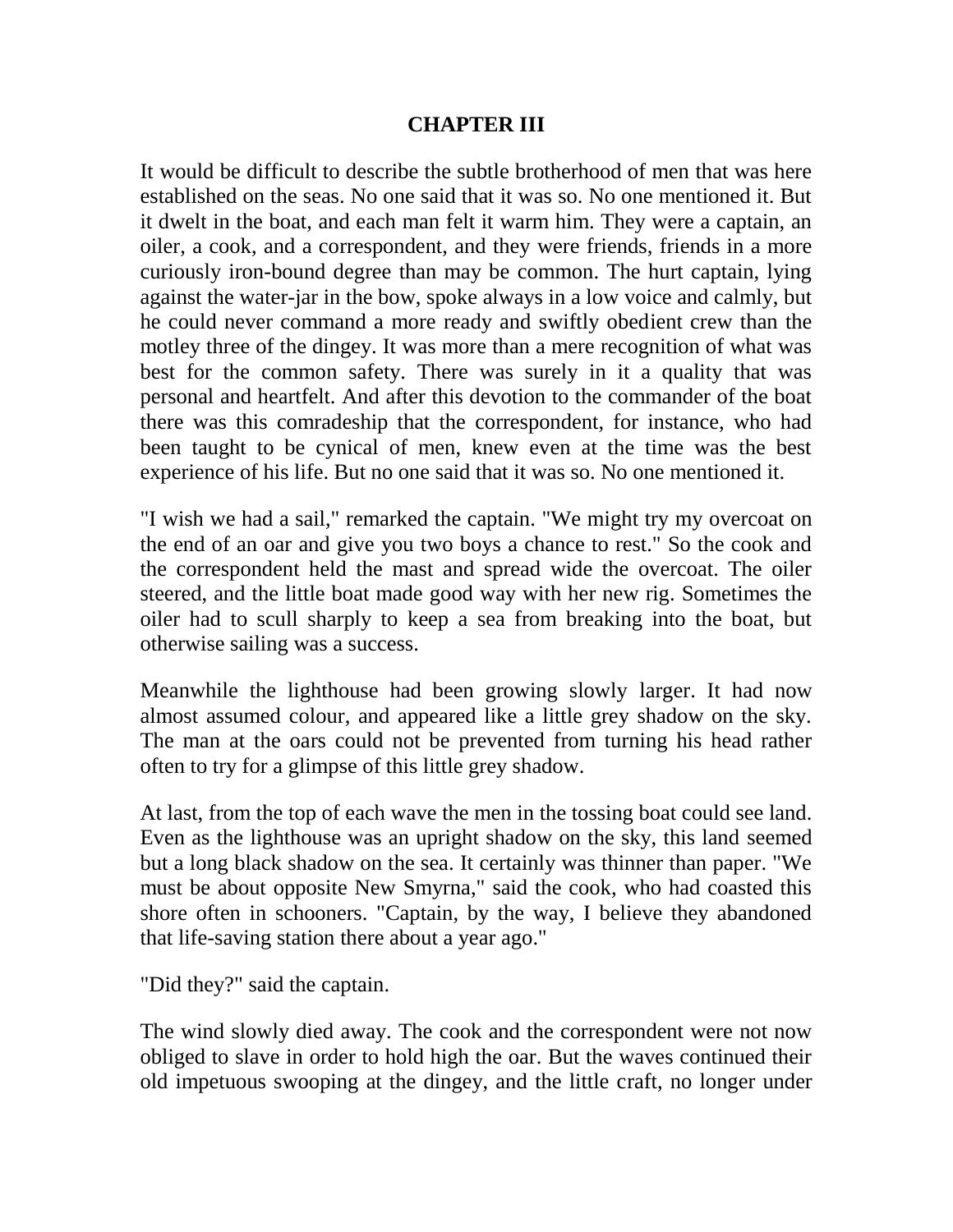## CHAPTER III

It would be difficult to describe the subtle brotherhood of men that was here established on the seas. No one said that it was so. No one mentioned it. But it dwelt in the boat, and each man felt it warm him. They were a captain, an oiler, a cook, and a correspondent, and they were friends, friends in a more curiously iron-bound degree than may be common. The hurt captain, lying against the water-jar in the bow, spoke always in a low voice and calmly, but he could never command a more ready and swiftly obedient crew than the motley three of the dingey. It was more than a mere recognition of what was best for the common safety. There was surely in it a quality that was personal and heartfelt. And after this devotion to the commander of the boat there was this comradeship that the correspondent, for instance, who had been taught to be cynical of men, knew even at the time was the best experience of his life. But no one said that it was so. No one mentioned it.

"I wish we had a sail," remarked the captain. "We might try my overcoat on the end of an oar and give you two boys a chance to rest." So the cook and the correspondent held the mast and spread wide the overcoat. The oiler steered, and the little boat made good way with her new rig. Sometimes the oiler had to scull sharply to keep a sea from breaking into the boat, but otherwise sailing was a success.

Meanwhile the lighthouse had been growing slowly larger. It had now almost assumed colour, and appeared like a little grey shadow on the sky. The man at the oars could not be prevented from turning his head rather often to try for a glimpse of this little grey shadow.

At last, from the top of each wave the men in the tossing boat could see land. Even as the lighthouse was an upright shadow on the sky, this land seemed but a long black shadow on the sea. It certainly was thinner than paper. "We must be about opposite New Smyrna," said the cook, who had coasted this shore often in schooners. "Captain, by the way, I believe they abandoned that life-saving station there about a year ago."

"Did they?" said the captain.

The wind slowly died away. The cook and the correspondent were not now obliged to slave in order to hold high the oar. But the waves continued their old impetuous swooping at the dingey, and the little craft, no longer under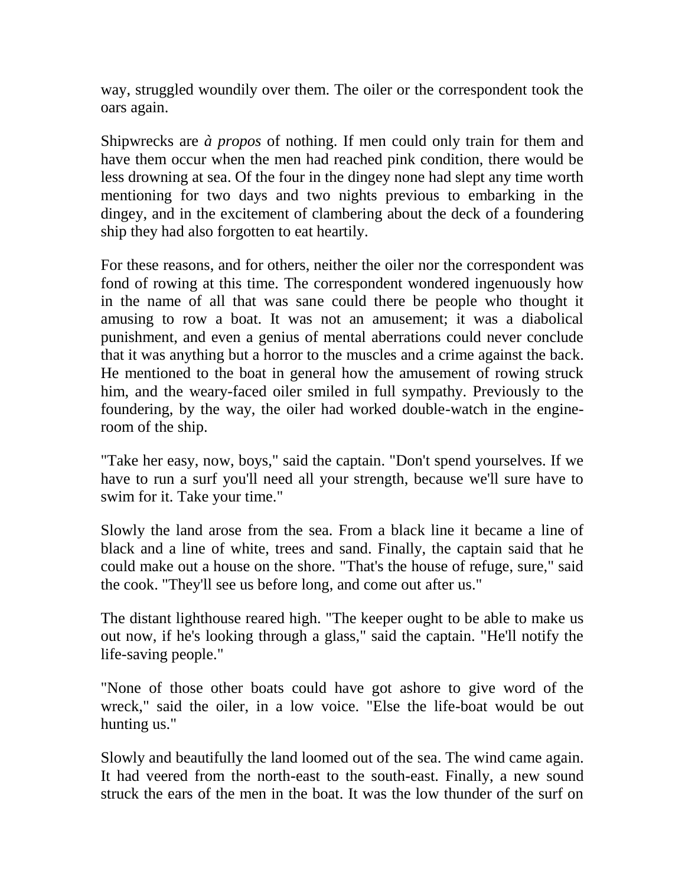way, struggled woundily over them. The oiler or the correspondent took the oars again.

Shipwrecks are *à propos* of nothing. If men could only train for them and have them occur when the men had reached pink condition, there would be less drowning at sea. Of the four in the dingey none had slept any time worth mentioning for two days and two nights previous to embarking in the dingey, and in the excitement of clambering about the deck of a foundering ship they had also forgotten to eat heartily.

For these reasons, and for others, neither the oiler nor the correspondent was fond of rowing at this time. The correspondent wondered ingenuously how in the name of all that was sane could there be people who thought it amusing to row a boat. It was not an amusement; it was a diabolical punishment, and even a genius of mental aberrations could never conclude that it was anything but a horror to the muscles and a crime against the back. He mentioned to the boat in general how the amusement of rowing struck him, and the weary-faced oiler smiled in full sympathy. Previously to the foundering, by the way, the oiler had worked double-watch in the engine-room of the ship.

"Take her easy, now, boys," said the captain. "Don't spend yourselves. If we have to run a surf you'll need all your strength, because we'll sure have to swim for it. Take your time."

Slowly the land arose from the sea. From a black line it became a line of black and a line of white, trees and sand. Finally, the captain said that he could make out a house on the shore. "That's the house of refuge, sure," said the cook. "They'll see us before long, and come out after us."

The distant lighthouse reared high. "The keeper ought to be able to make us out now, if he's looking through a glass," said the captain. "He'll notify the life-saving people."

"None of those other boats could have got ashore to give word of the wreck," said the oiler, in a low voice. "Else the life-boat would be out hunting us."

Slowly and beautifully the land loomed out of the sea. The wind came again. It had veered from the north-east to the south-east. Finally, a new sound struck the ears of the men in the boat. It was the low thunder of the surf on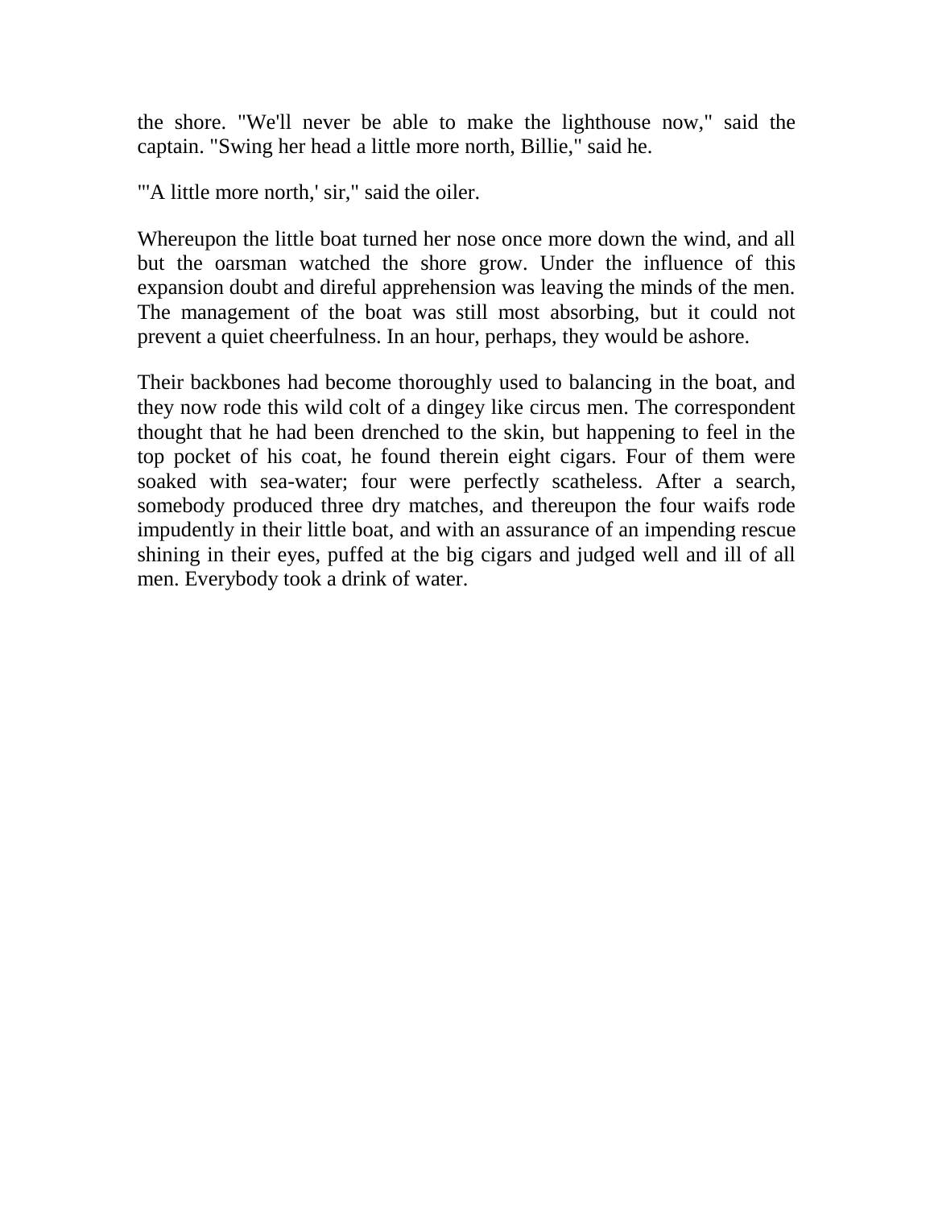the shore. "We'll never be able to make the lighthouse now," said the captain. "Swing her head a little more north, Billie," said he.

"'A little more north,' sir," said the oiler.

Whereupon the little boat turned her nose once more down the wind, and all but the oarsman watched the shore grow. Under the influence of this expansion doubt and direful apprehension was leaving the minds of the men. The management of the boat was still most absorbing, but it could not prevent a quiet cheerfulness. In an hour, perhaps, they would be ashore.

Their backbones had become thoroughly used to balancing in the boat, and they now rode this wild colt of a dingey like circus men. The correspondent thought that he had been drenched to the skin, but happening to feel in the top pocket of his coat, he found therein eight cigars. Four of them were soaked with sea-water; four were perfectly scatheless. After a search, somebody produced three dry matches, and thereupon the four waifs rode impudently in their little boat, and with an assurance of an impending rescue shining in their eyes, puffed at the big cigars and judged well and ill of all men. Everybody took a drink of water.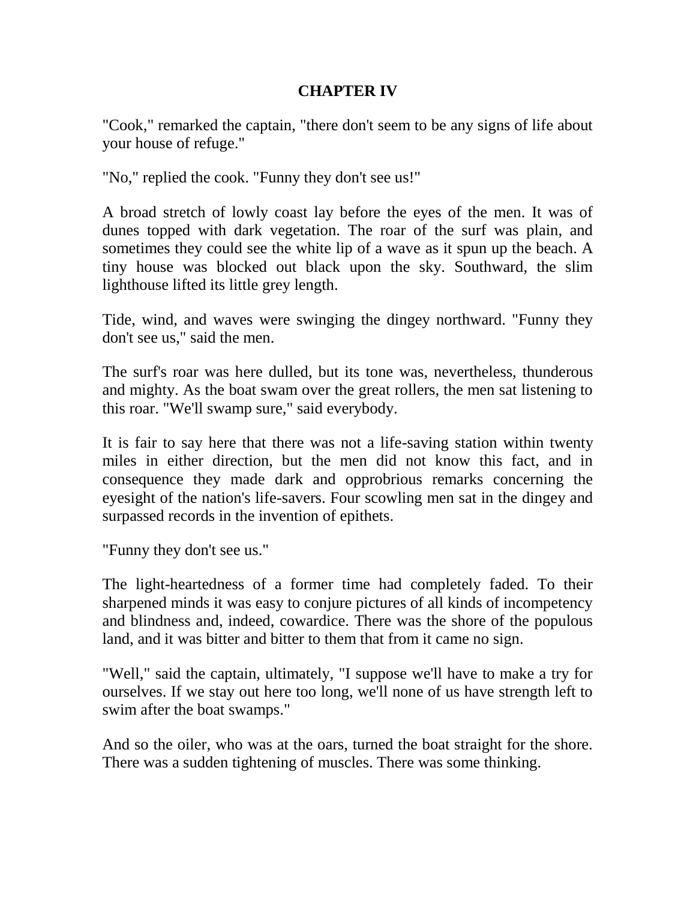## CHAPTER IV

"Cook," remarked the captain, "there don't seem to be any signs of life about your house of refuge."

"No," replied the cook. "Funny they don't see us!"

A broad stretch of lowly coast lay before the eyes of the men. It was of dunes topped with dark vegetation. The roar of the surf was plain, and sometimes they could see the white lip of a wave as it spun up the beach. A tiny house was blocked out black upon the sky. Southward, the slim lighthouse lifted its little grey length.

Tide, wind, and waves were swinging the dingey northward. "Funny they don't see us," said the men.

The surf's roar was here dulled, but its tone was, nevertheless, thunderous and mighty. As the boat swam over the great rollers, the men sat listening to this roar. "We'll swamp sure," said everybody.

It is fair to say here that there was not a life-saving station within twenty miles in either direction, but the men did not know this fact, and in consequence they made dark and opprobrious remarks concerning the eyesight of the nation's life-savers. Four scowling men sat in the dingey and surpassed records in the invention of epithets.

"Funny they don't see us."

The light-heartedness of a former time had completely faded. To their sharpened minds it was easy to conjure pictures of all kinds of incompetency and blindness and, indeed, cowardice. There was the shore of the populous land, and it was bitter and bitter to them that from it came no sign.

"Well," said the captain, ultimately, "I suppose we'll have to make a try for ourselves. If we stay out here too long, we'll none of us have strength left to swim after the boat swamps."

And so the oiler, who was at the oars, turned the boat straight for the shore. There was a sudden tightening of muscles. There was some thinking.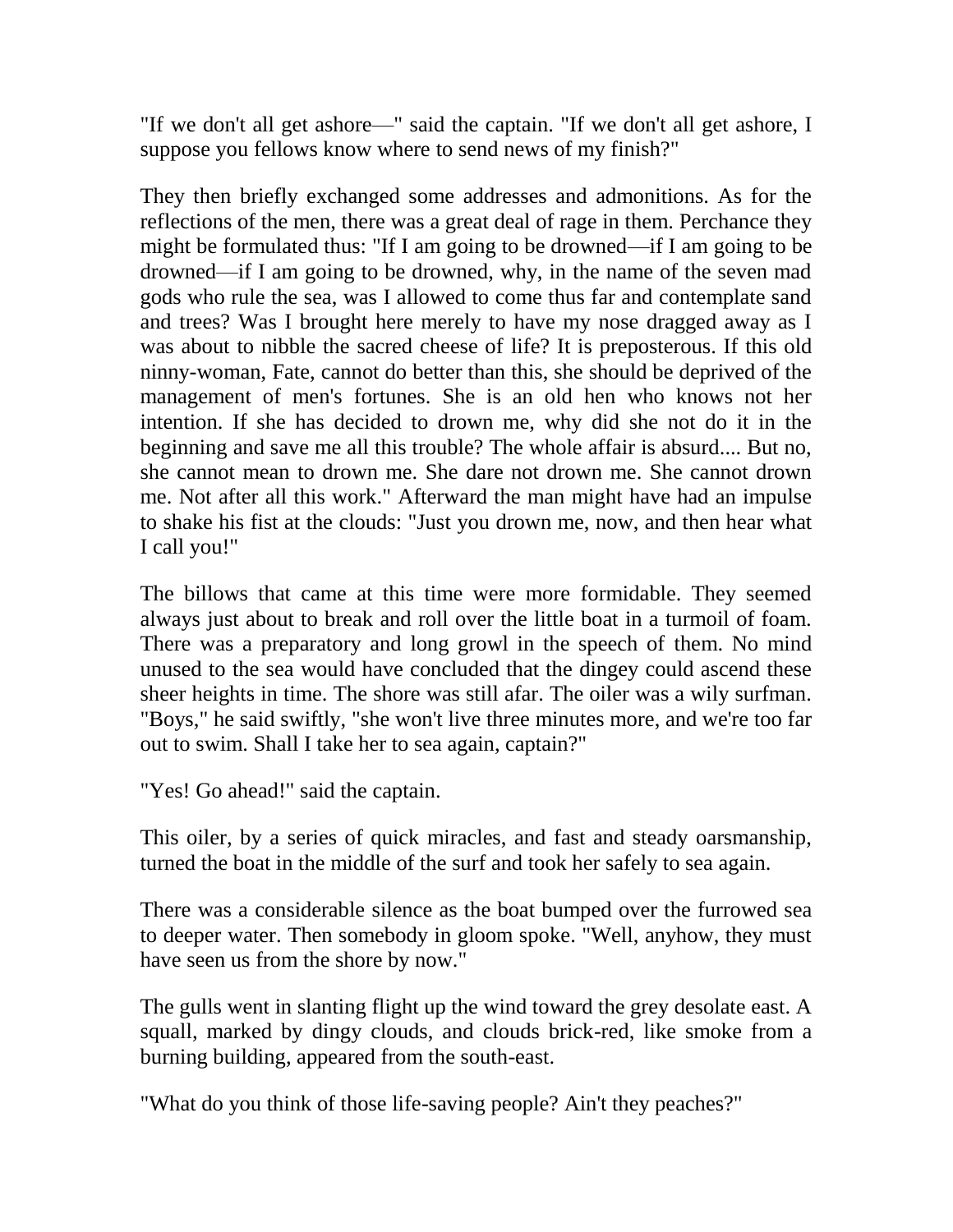"If we don't all get ashore—" said the captain. "If we don't all get ashore, I suppose you fellows know where to send news of my finish?"

They then briefly exchanged some addresses and admonitions. As for the reflections of the men, there was a great deal of rage in them. Perchance they might be formulated thus: "If I am going to be drowned—if I am going to be drowned—if I am going to be drowned, why, in the name of the seven mad gods who rule the sea, was I allowed to come thus far and contemplate sand and trees? Was I brought here merely to have my nose dragged away as I was about to nibble the sacred cheese of life? It is preposterous. If this old ninny-woman, Fate, cannot do better than this, she should be deprived of the management of men's fortunes. She is an old hen who knows not her intention. If she has decided to drown me, why did she not do it in the beginning and save me all this trouble? The whole affair is absurd.... But no, she cannot mean to drown me. She dare not drown me. She cannot drown me. Not after all this work." Afterward the man might have had an impulse to shake his fist at the clouds: "Just you drown me, now, and then hear what I call you!"

The billows that came at this time were more formidable. They seemed always just about to break and roll over the little boat in a turmoil of foam. There was a preparatory and long growl in the speech of them. No mind unused to the sea would have concluded that the dingey could ascend these sheer heights in time. The shore was still afar. The oiler was a wily surfman. "Boys," he said swiftly, "she won't live three minutes more, and we're too far out to swim. Shall I take her to sea again, captain?"

"Yes! Go ahead!" said the captain.

This oiler, by a series of quick miracles, and fast and steady oarsmanship, turned the boat in the middle of the surf and took her safely to sea again.

There was a considerable silence as the boat bumped over the furrowed sea to deeper water. Then somebody in gloom spoke. "Well, anyhow, they must have seen us from the shore by now."

The gulls went in slanting flight up the wind toward the grey desolate east. A squall, marked by dingy clouds, and clouds brick-red, like smoke from a burning building, appeared from the south-east.

"What do you think of those life-saving people? Ain't they peaches?"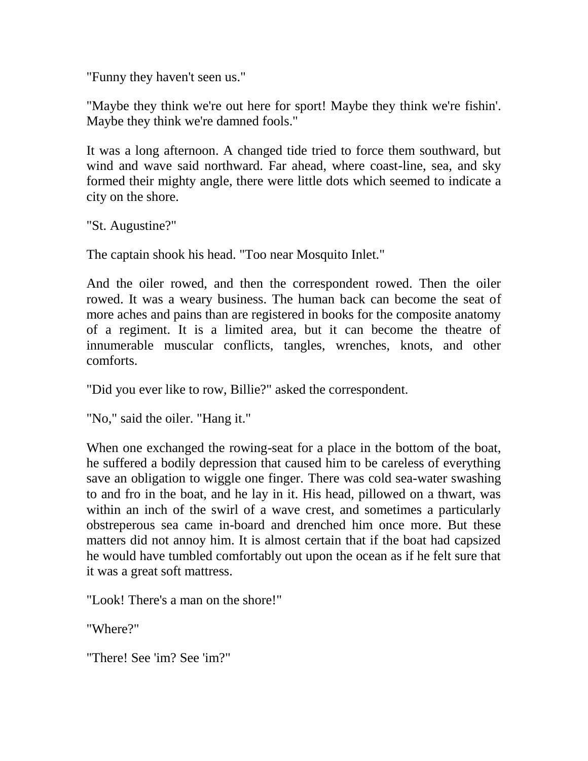"Funny they haven't seen us."

"Maybe they think we're out here for sport! Maybe they think we're fishin'. Maybe they think we're damned fools."

It was a long afternoon. A changed tide tried to force them southward, but wind and wave said northward. Far ahead, where coast-line, sea, and sky formed their mighty angle, there were little dots which seemed to indicate a city on the shore.

"St. Augustine?"

The captain shook his head. "Too near Mosquito Inlet."

And the oiler rowed, and then the correspondent rowed. Then the oiler rowed. It was a weary business. The human back can become the seat of more aches and pains than are registered in books for the composite anatomy of a regiment. It is a limited area, but it can become the theatre of innumerable muscular conflicts, tangles, wrenches, knots, and other comforts.

"Did you ever like to row, Billie?" asked the correspondent.

"No," said the oiler. "Hang it."

When one exchanged the rowing-seat for a place in the bottom of the boat, he suffered a bodily depression that caused him to be careless of everything save an obligation to wiggle one finger. There was cold sea-water swashing to and fro in the boat, and he lay in it. His head, pillowed on a thwart, was within an inch of the swirl of a wave crest, and sometimes a particularly obstreperous sea came in-board and drenched him once more. But these matters did not annoy him. It is almost certain that if the boat had capsized he would have tumbled comfortably out upon the ocean as if he felt sure that it was a great soft mattress.

"Look! There's a man on the shore!"

"Where?"

"There! See 'im? See 'im?"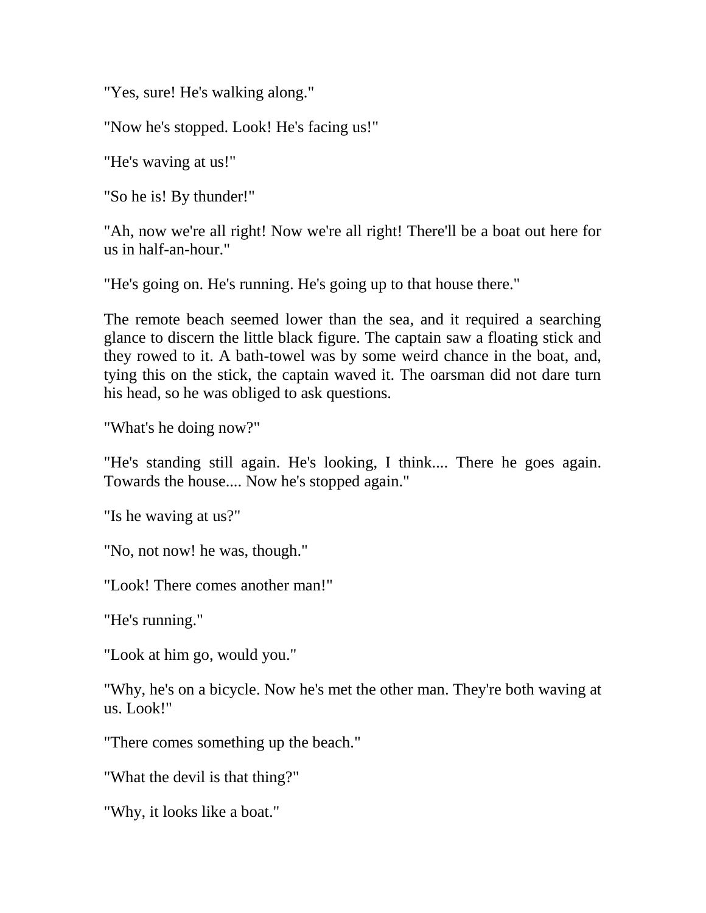"Yes, sure! He's walking along."

"Now he's stopped. Look! He's facing us!"

"He's waving at us!"

"So he is! By thunder!"

"Ah, now we're all right! Now we're all right! There'll be a boat out here for us in half-an-hour."

"He's going on. He's running. He's going up to that house there."

The remote beach seemed lower than the sea, and it required a searching glance to discern the little black figure. The captain saw a floating stick and they rowed to it. A bath-towel was by some weird chance in the boat, and, tying this on the stick, the captain waved it. The oarsman did not dare turn his head, so he was obliged to ask questions.

"What's he doing now?"

"He's standing still again. He's looking, I think.... There he goes again. Towards the house.... Now he's stopped again."

"Is he waving at us?"

"No, not now! he was, though."

"Look! There comes another man!"

"He's running."

"Look at him go, would you."

"Why, he's on a bicycle. Now he's met the other man. They're both waving at us. Look!"

"There comes something up the beach."

"What the devil is that thing?"

"Why, it looks like a boat."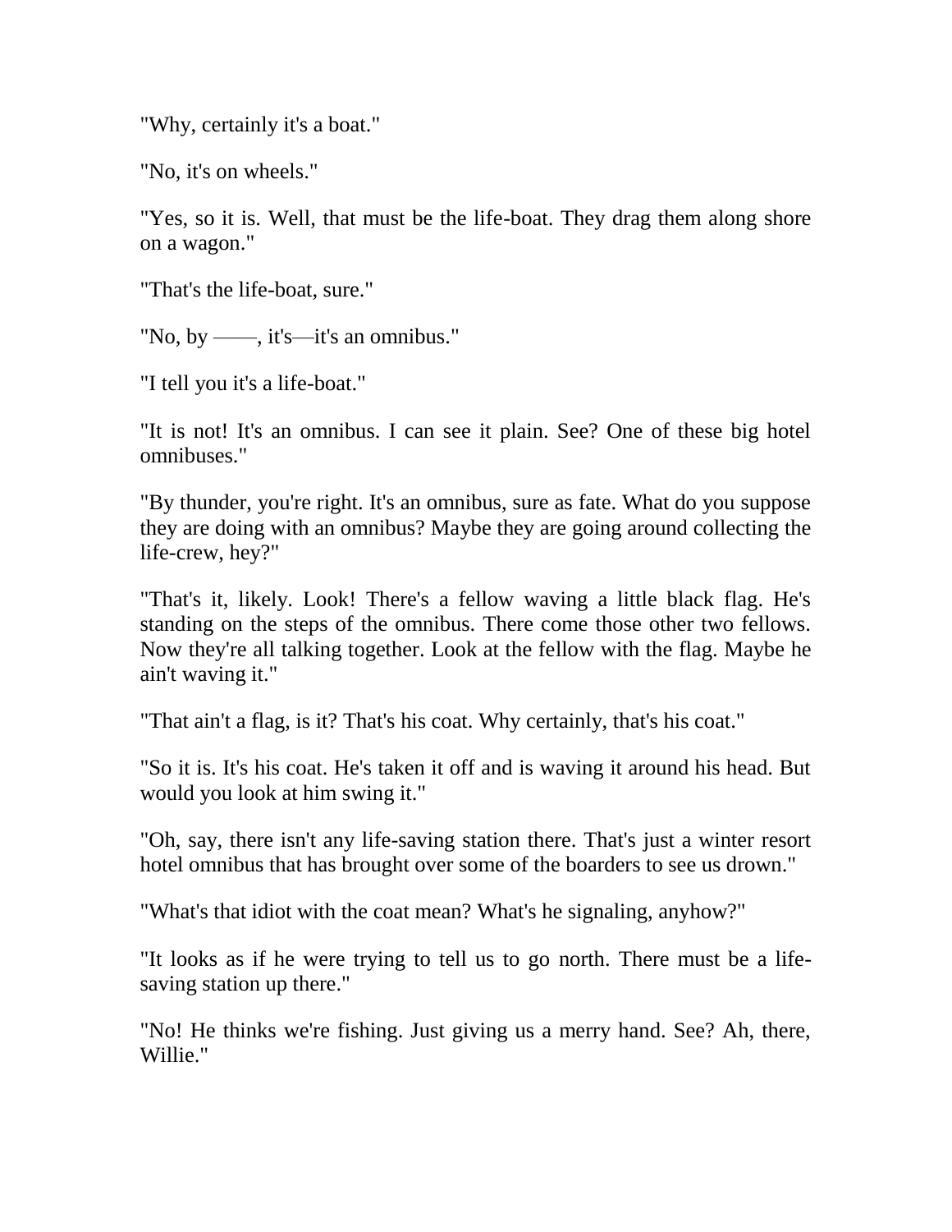"Why, certainly it's a boat."

"No, it's on wheels."

"Yes, so it is. Well, that must be the life-boat. They drag them along shore on a wagon."

"That's the life-boat, sure."

"No, by ——, it's—it's an omnibus."

"I tell you it's a life-boat."

"It is not! It's an omnibus. I can see it plain. See? One of these big hotel omnibuses."

"By thunder, you're right. It's an omnibus, sure as fate. What do you suppose they are doing with an omnibus? Maybe they are going around collecting the life-crew, hey?"

"That's it, likely. Look! There's a fellow waving a little black flag. He's standing on the steps of the omnibus. There come those other two fellows. Now they're all talking together. Look at the fellow with the flag. Maybe he ain't waving it."

"That ain't a flag, is it? That's his coat. Why certainly, that's his coat."

"So it is. It's his coat. He's taken it off and is waving it around his head. But would you look at him swing it."

"Oh, say, there isn't any life-saving station there. That's just a winter resort hotel omnibus that has brought over some of the boarders to see us drown."

"What's that idiot with the coat mean? What's he signaling, anyhow?"

"It looks as if he were trying to tell us to go north. There must be a life-saving station up there."

"No! He thinks we're fishing. Just giving us a merry hand. See? Ah, there, Willie."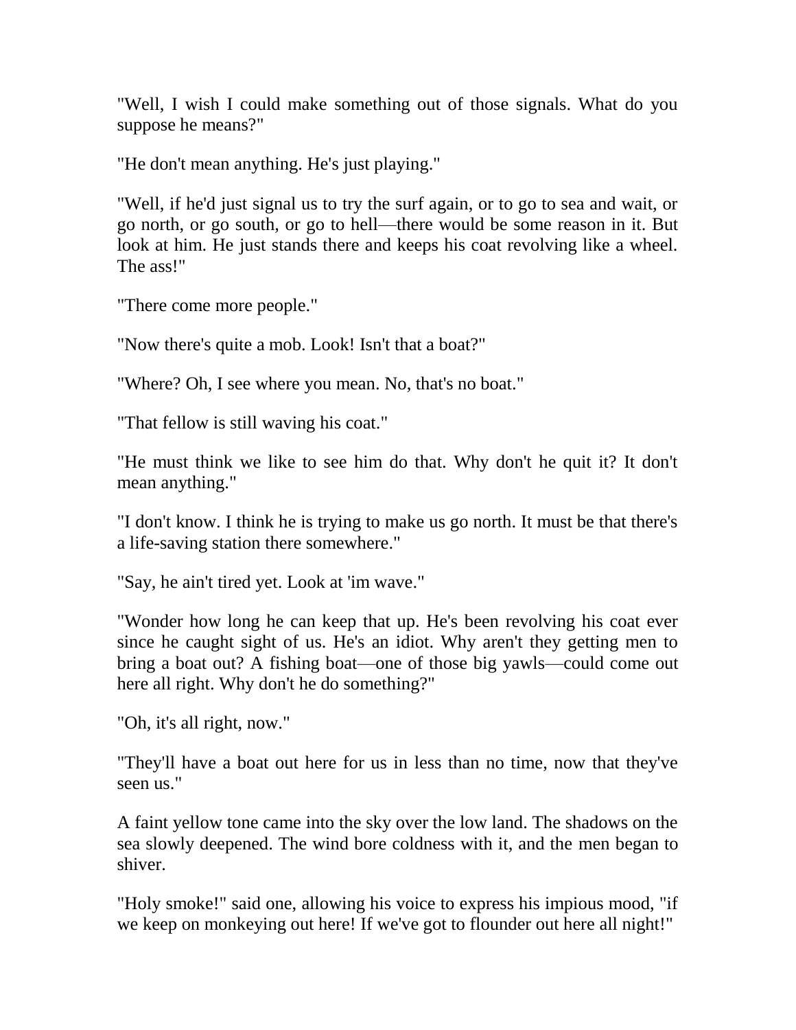"Well, I wish I could make something out of those signals. What do you suppose he means?"

"He don't mean anything. He's just playing."

"Well, if he'd just signal us to try the surf again, or to go to sea and wait, or go north, or go south, or go to hell—there would be some reason in it. But look at him. He just stands there and keeps his coat revolving like a wheel. The ass!"

"There come more people."

"Now there's quite a mob. Look! Isn't that a boat?"

"Where? Oh, I see where you mean. No, that's no boat."

"That fellow is still waving his coat."

"He must think we like to see him do that. Why don't he quit it? It don't mean anything."

"I don't know. I think he is trying to make us go north. It must be that there's a life-saving station there somewhere."

"Say, he ain't tired yet. Look at 'im wave."

"Wonder how long he can keep that up. He's been revolving his coat ever since he caught sight of us. He's an idiot. Why aren't they getting men to bring a boat out? A fishing boat—one of those big yawls—could come out here all right. Why don't he do something?"

"Oh, it's all right, now."

"They'll have a boat out here for us in less than no time, now that they've seen us."

A faint yellow tone came into the sky over the low land. The shadows on the sea slowly deepened. The wind bore coldness with it, and the men began to shiver.

"Holy smoke!" said one, allowing his voice to express his impious mood, "if we keep on monkeying out here! If we've got to flounder out here all night!"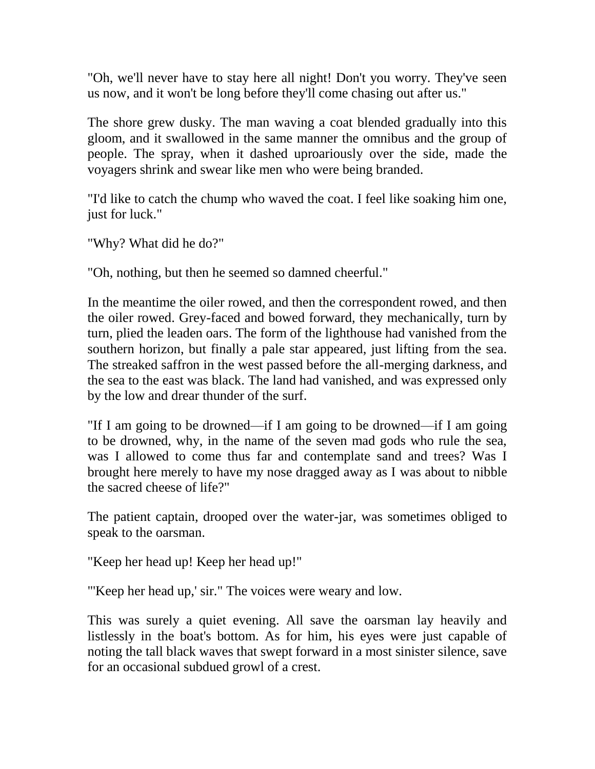"Oh, we'll never have to stay here all night! Don't you worry. They've seen us now, and it won't be long before they'll come chasing out after us."

The shore grew dusky. The man waving a coat blended gradually into this gloom, and it swallowed in the same manner the omnibus and the group of people. The spray, when it dashed uproariously over the side, made the voyagers shrink and swear like men who were being branded.

"I'd like to catch the chump who waved the coat. I feel like soaking him one, just for luck."

"Why? What did he do?"

"Oh, nothing, but then he seemed so damned cheerful."

In the meantime the oiler rowed, and then the correspondent rowed, and then the oiler rowed. Grey-faced and bowed forward, they mechanically, turn by turn, plied the leaden oars. The form of the lighthouse had vanished from the southern horizon, but finally a pale star appeared, just lifting from the sea. The streaked saffron in the west passed before the all-merging darkness, and the sea to the east was black. The land had vanished, and was expressed only by the low and drear thunder of the surf.

"If I am going to be drowned—if I am going to be drowned—if I am going to be drowned, why, in the name of the seven mad gods who rule the sea, was I allowed to come thus far and contemplate sand and trees? Was I brought here merely to have my nose dragged away as I was about to nibble the sacred cheese of life?"

The patient captain, drooped over the water-jar, was sometimes obliged to speak to the oarsman.

"Keep her head up! Keep her head up!"

"'Keep her head up,' sir." The voices were weary and low.

This was surely a quiet evening. All save the oarsman lay heavily and listlessly in the boat's bottom. As for him, his eyes were just capable of noting the tall black waves that swept forward in a most sinister silence, save for an occasional subdued growl of a crest.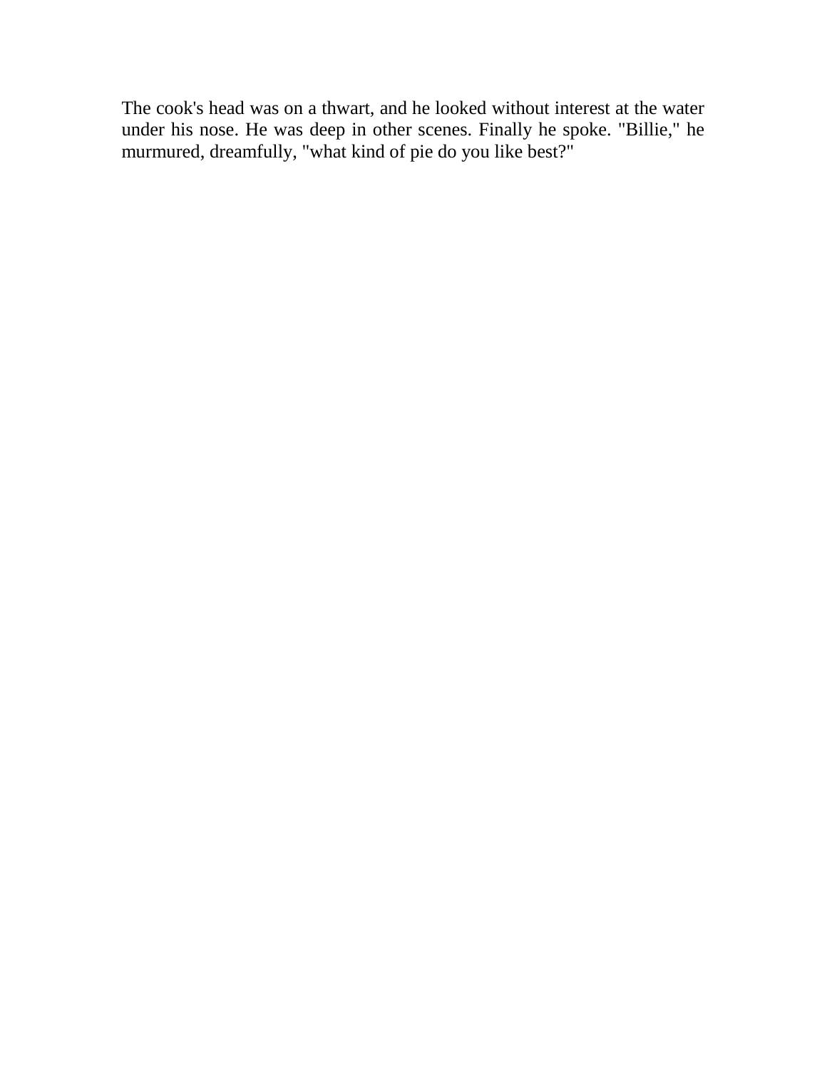The cook's head was on a thwart, and he looked without interest at the water under his nose. He was deep in other scenes. Finally he spoke. "Billie," he murmured, dreamfully, "what kind of pie do you like best?"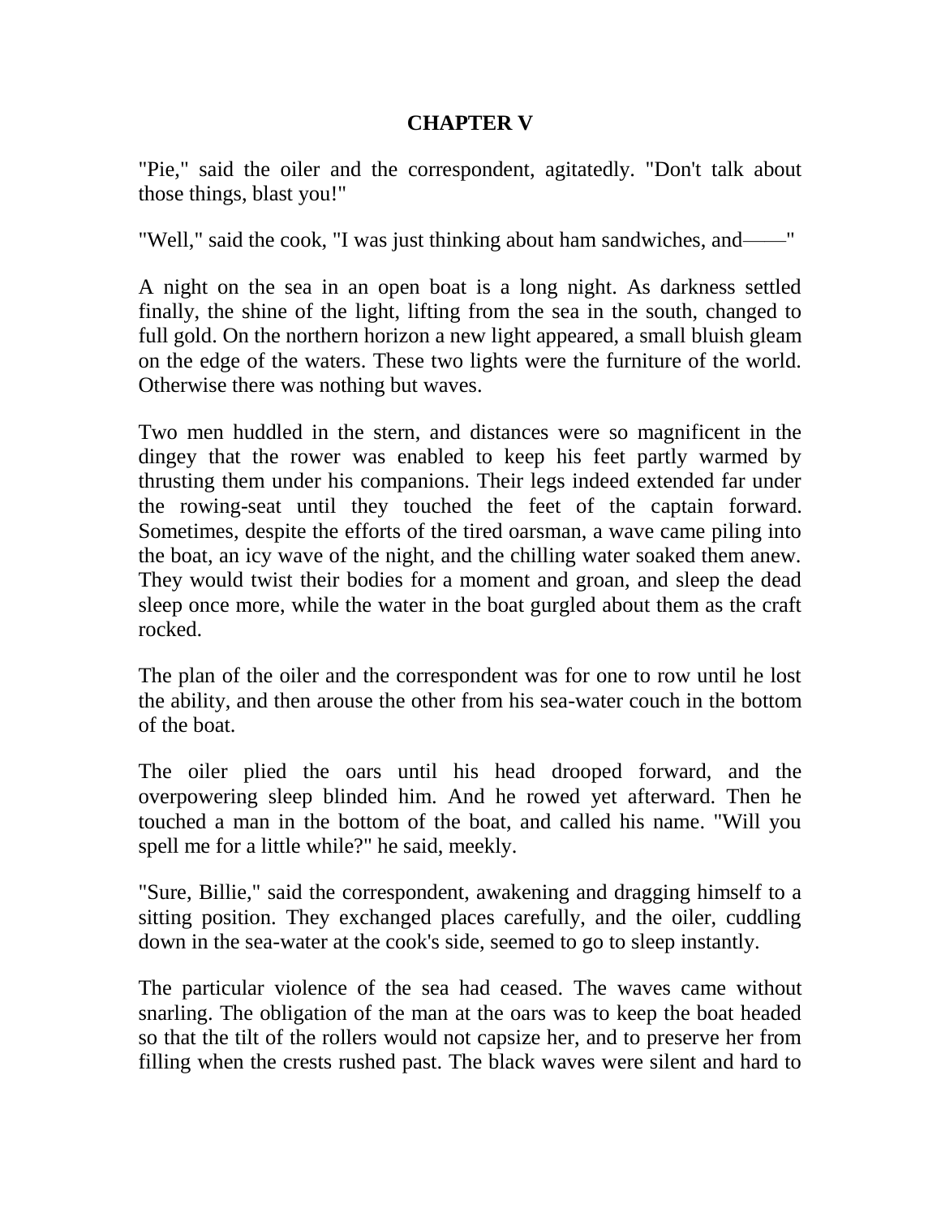## CHAPTER V

"Pie," said the oiler and the correspondent, agitatedly. "Don't talk about those things, blast you!"

"Well," said the cook, "I was just thinking about ham sandwiches, and——"

A night on the sea in an open boat is a long night. As darkness settled finally, the shine of the light, lifting from the sea in the south, changed to full gold. On the northern horizon a new light appeared, a small bluish gleam on the edge of the waters. These two lights were the furniture of the world. Otherwise there was nothing but waves.

Two men huddled in the stern, and distances were so magnificent in the dingey that the rower was enabled to keep his feet partly warmed by thrusting them under his companions. Their legs indeed extended far under the rowing-seat until they touched the feet of the captain forward. Sometimes, despite the efforts of the tired oarsman, a wave came piling into the boat, an icy wave of the night, and the chilling water soaked them anew. They would twist their bodies for a moment and groan, and sleep the dead sleep once more, while the water in the boat gurgled about them as the craft rocked.

The plan of the oiler and the correspondent was for one to row until he lost the ability, and then arouse the other from his sea-water couch in the bottom of the boat.

The oiler plied the oars until his head drooped forward, and the overpowering sleep blinded him. And he rowed yet afterward. Then he touched a man in the bottom of the boat, and called his name. "Will you spell me for a little while?" he said, meekly.

"Sure, Billie," said the correspondent, awakening and dragging himself to a sitting position. They exchanged places carefully, and the oiler, cuddling down in the sea-water at the cook's side, seemed to go to sleep instantly.

The particular violence of the sea had ceased. The waves came without snarling. The obligation of the man at the oars was to keep the boat headed so that the tilt of the rollers would not capsize her, and to preserve her from filling when the crests rushed past. The black waves were silent and hard to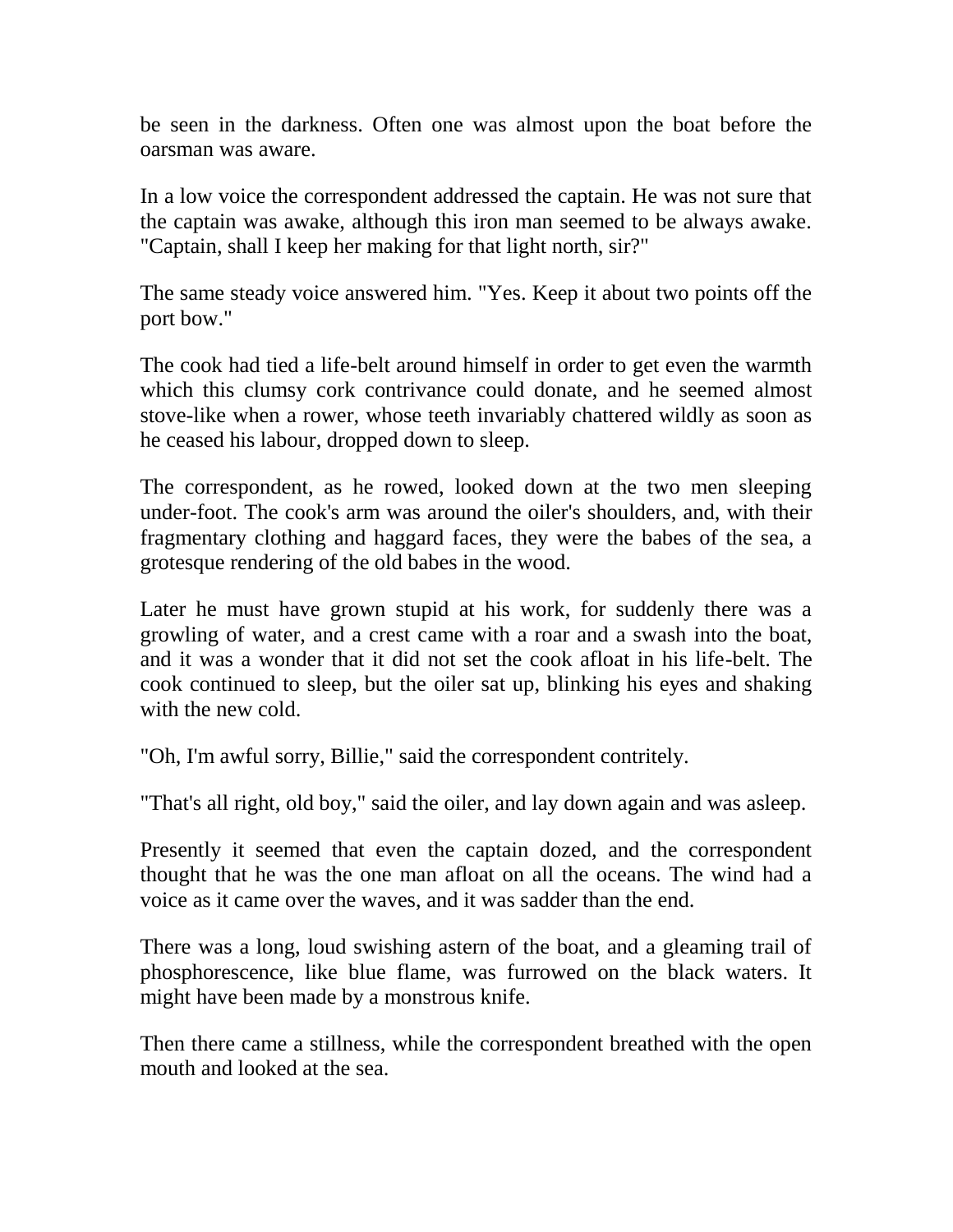be seen in the darkness. Often one was almost upon the boat before the oarsman was aware.

In a low voice the correspondent addressed the captain. He was not sure that the captain was awake, although this iron man seemed to be always awake. "Captain, shall I keep her making for that light north, sir?"

The same steady voice answered him. "Yes. Keep it about two points off the port bow."

The cook had tied a life-belt around himself in order to get even the warmth which this clumsy cork contrivance could donate, and he seemed almost stove-like when a rower, whose teeth invariably chattered wildly as soon as he ceased his labour, dropped down to sleep.

The correspondent, as he rowed, looked down at the two men sleeping under-foot. The cook's arm was around the oiler's shoulders, and, with their fragmentary clothing and haggard faces, they were the babes of the sea, a grotesque rendering of the old babes in the wood.

Later he must have grown stupid at his work, for suddenly there was a growling of water, and a crest came with a roar and a swash into the boat, and it was a wonder that it did not set the cook afloat in his life-belt. The cook continued to sleep, but the oiler sat up, blinking his eyes and shaking with the new cold.

"Oh, I'm awful sorry, Billie," said the correspondent contritely.

"That's all right, old boy," said the oiler, and lay down again and was asleep.

Presently it seemed that even the captain dozed, and the correspondent thought that he was the one man afloat on all the oceans. The wind had a voice as it came over the waves, and it was sadder than the end.

There was a long, loud swishing astern of the boat, and a gleaming trail of phosphorescence, like blue flame, was furrowed on the black waters. It might have been made by a monstrous knife.

Then there came a stillness, while the correspondent breathed with the open mouth and looked at the sea.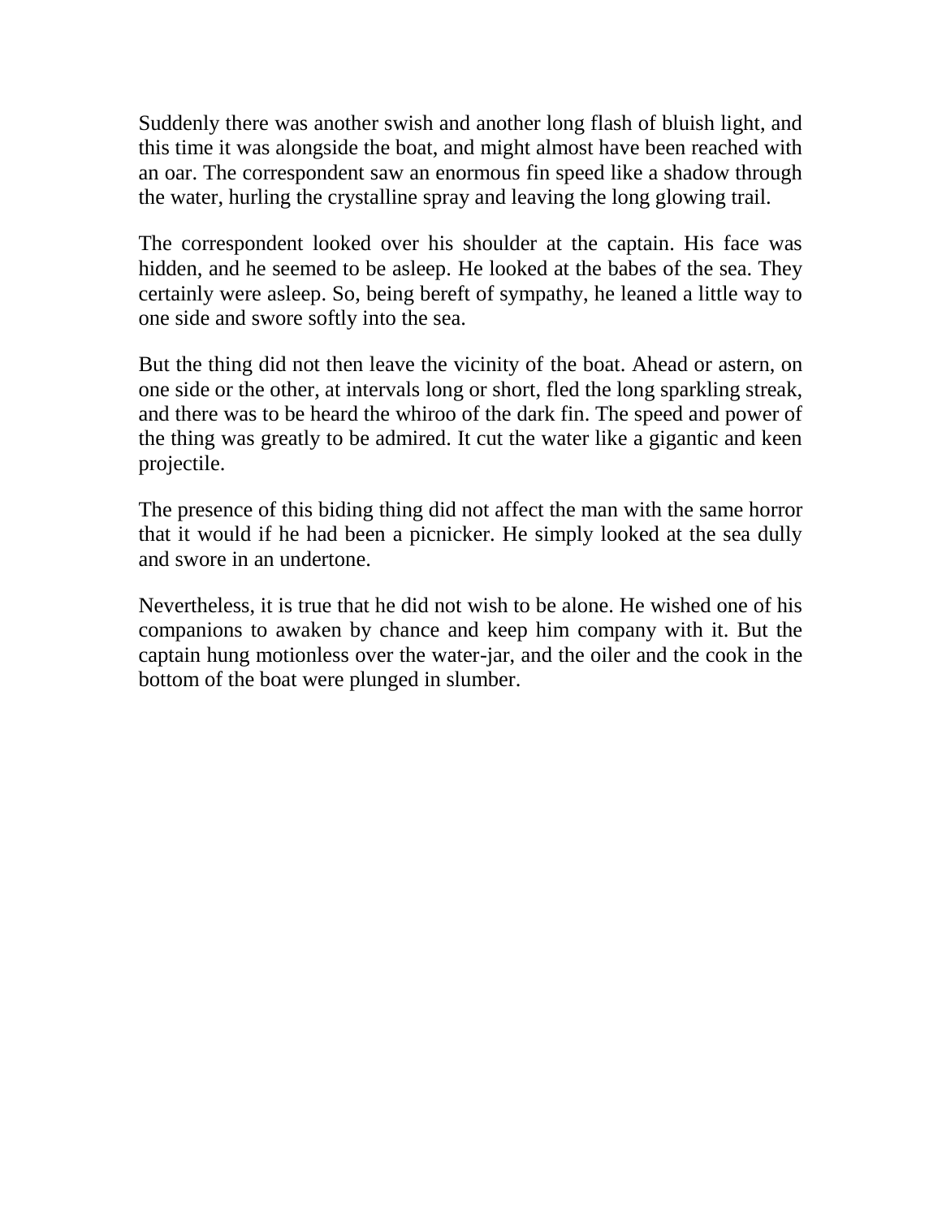Suddenly there was another swish and another long flash of bluish light, and this time it was alongside the boat, and might almost have been reached with an oar. The correspondent saw an enormous fin speed like a shadow through the water, hurling the crystalline spray and leaving the long glowing trail.

The correspondent looked over his shoulder at the captain. His face was hidden, and he seemed to be asleep. He looked at the babes of the sea. They certainly were asleep. So, being bereft of sympathy, he leaned a little way to one side and swore softly into the sea.

But the thing did not then leave the vicinity of the boat. Ahead or astern, on one side or the other, at intervals long or short, fled the long sparkling streak, and there was to be heard the whiroo of the dark fin. The speed and power of the thing was greatly to be admired. It cut the water like a gigantic and keen projectile.

The presence of this biding thing did not affect the man with the same horror that it would if he had been a picnicker. He simply looked at the sea dully and swore in an undertone.

Nevertheless, it is true that he did not wish to be alone. He wished one of his companions to awaken by chance and keep him company with it. But the captain hung motionless over the water-jar, and the oiler and the cook in the bottom of the boat were plunged in slumber.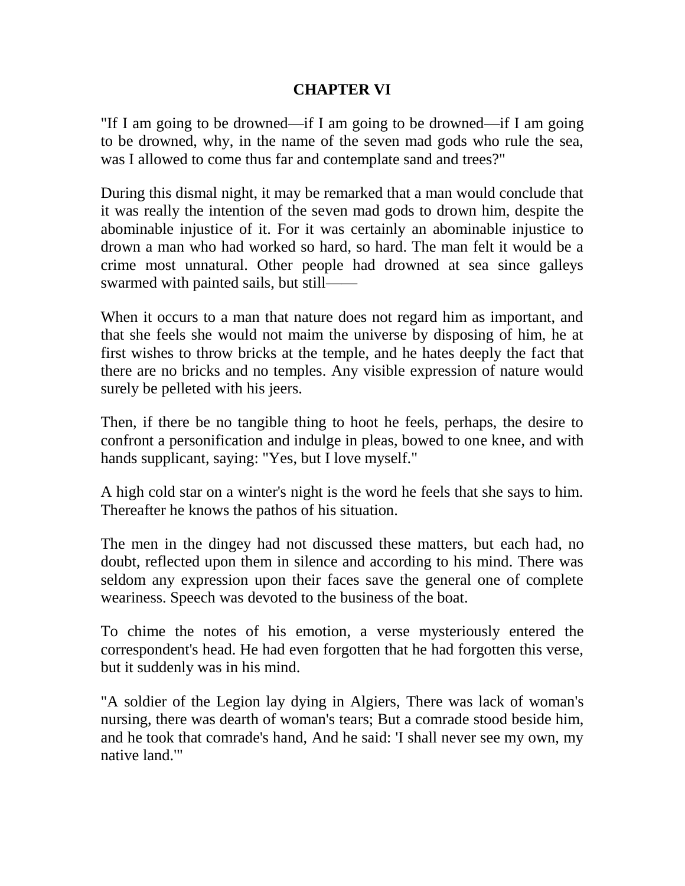## CHAPTER VI

"If I am going to be drowned—if I am going to be drowned—if I am going to be drowned, why, in the name of the seven mad gods who rule the sea, was I allowed to come thus far and contemplate sand and trees?"

During this dismal night, it may be remarked that a man would conclude that it was really the intention of the seven mad gods to drown him, despite the abominable injustice of it. For it was certainly an abominable injustice to drown a man who had worked so hard, so hard. The man felt it would be a crime most unnatural. Other people had drowned at sea since galleys swarmed with painted sails, but still——

When it occurs to a man that nature does not regard him as important, and that she feels she would not maim the universe by disposing of him, he at first wishes to throw bricks at the temple, and he hates deeply the fact that there are no bricks and no temples. Any visible expression of nature would surely be pelleted with his jeers.

Then, if there be no tangible thing to hoot he feels, perhaps, the desire to confront a personification and indulge in pleas, bowed to one knee, and with hands supplicant, saying: "Yes, but I love myself."

A high cold star on a winter's night is the word he feels that she says to him. Thereafter he knows the pathos of his situation.

The men in the dingey had not discussed these matters, but each had, no doubt, reflected upon them in silence and according to his mind. There was seldom any expression upon their faces save the general one of complete weariness. Speech was devoted to the business of the boat.

To chime the notes of his emotion, a verse mysteriously entered the correspondent's head. He had even forgotten that he had forgotten this verse, but it suddenly was in his mind.

"A soldier of the Legion lay dying in Algiers, There was lack of woman's nursing, there was dearth of woman's tears; But a comrade stood beside him, and he took that comrade's hand, And he said: 'I shall never see my own, my native land.'"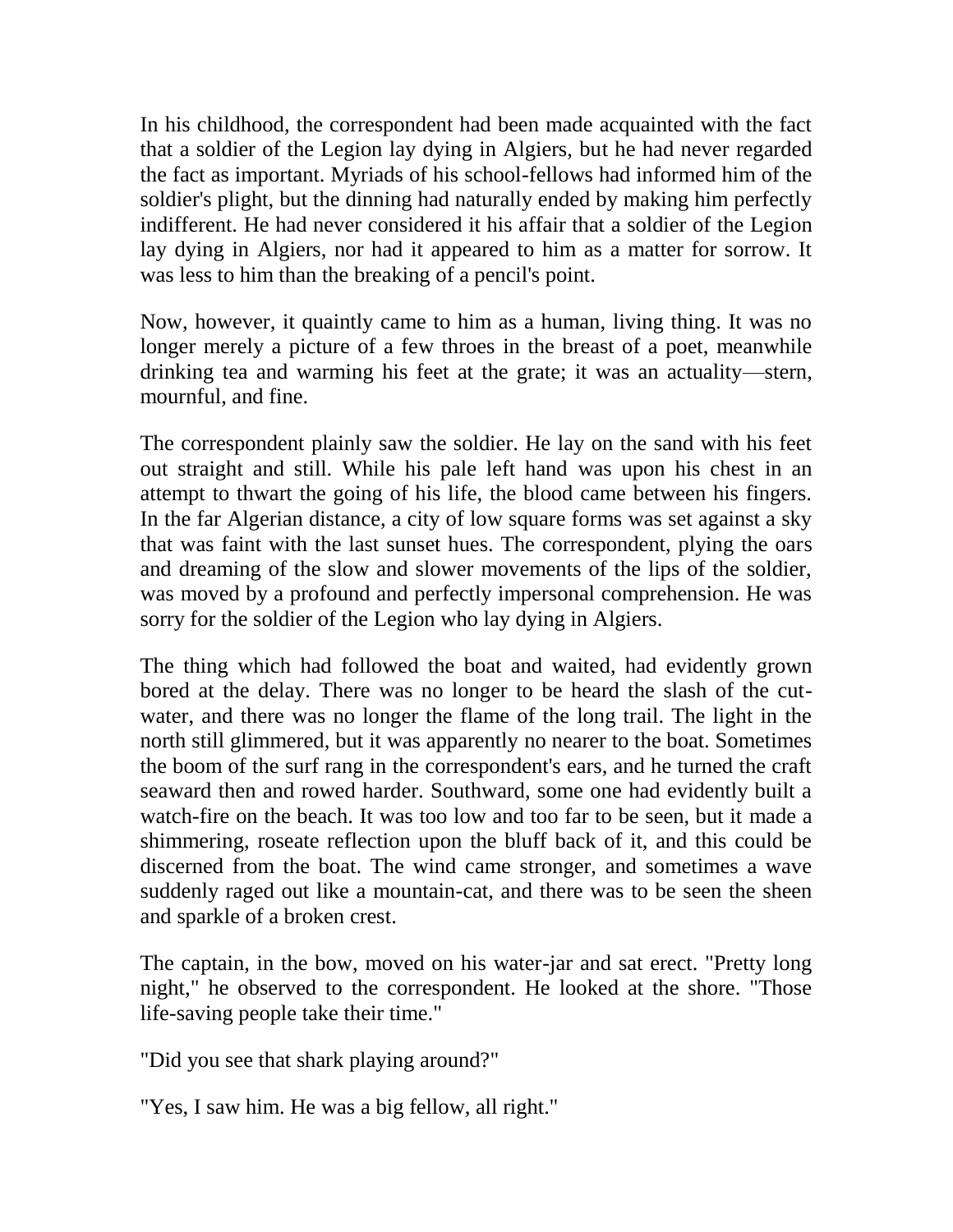In his childhood, the correspondent had been made acquainted with the fact that a soldier of the Legion lay dying in Algiers, but he had never regarded the fact as important. Myriads of his school-fellows had informed him of the soldier's plight, but the dinning had naturally ended by making him perfectly indifferent. He had never considered it his affair that a soldier of the Legion lay dying in Algiers, nor had it appeared to him as a matter for sorrow. It was less to him than the breaking of a pencil's point.

Now, however, it quaintly came to him as a human, living thing. It was no longer merely a picture of a few throes in the breast of a poet, meanwhile drinking tea and warming his feet at the grate; it was an actuality—stern, mournful, and fine.

The correspondent plainly saw the soldier. He lay on the sand with his feet out straight and still. While his pale left hand was upon his chest in an attempt to thwart the going of his life, the blood came between his fingers. In the far Algerian distance, a city of low square forms was set against a sky that was faint with the last sunset hues. The correspondent, plying the oars and dreaming of the slow and slower movements of the lips of the soldier, was moved by a profound and perfectly impersonal comprehension. He was sorry for the soldier of the Legion who lay dying in Algiers.

The thing which had followed the boat and waited, had evidently grown bored at the delay. There was no longer to be heard the slash of the cut-water, and there was no longer the flame of the long trail. The light in the north still glimmered, but it was apparently no nearer to the boat. Sometimes the boom of the surf rang in the correspondent's ears, and he turned the craft seaward then and rowed harder. Southward, some one had evidently built a watch-fire on the beach. It was too low and too far to be seen, but it made a shimmering, roseate reflection upon the bluff back of it, and this could be discerned from the boat. The wind came stronger, and sometimes a wave suddenly raged out like a mountain-cat, and there was to be seen the sheen and sparkle of a broken crest.

The captain, in the bow, moved on his water-jar and sat erect. "Pretty long night," he observed to the correspondent. He looked at the shore. "Those life-saving people take their time."

"Did you see that shark playing around?"

"Yes, I saw him. He was a big fellow, all right."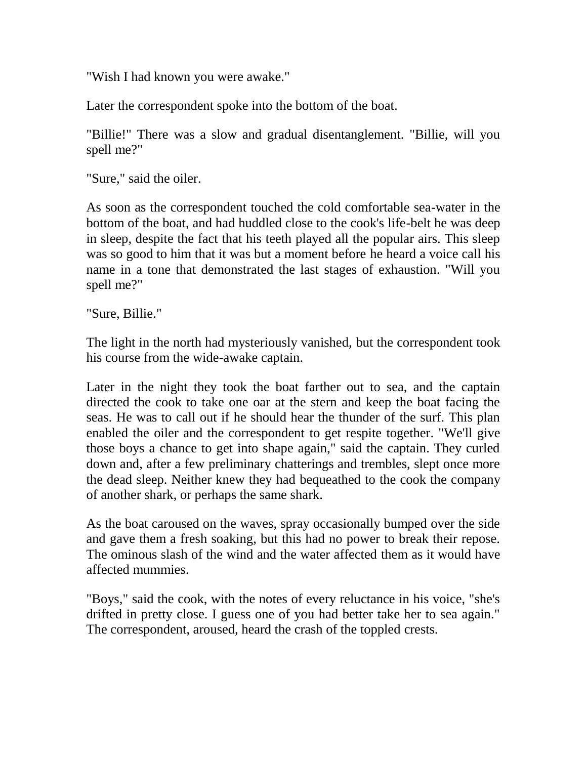"Wish I had known you were awake."

Later the correspondent spoke into the bottom of the boat.

"Billie!" There was a slow and gradual disentanglement. "Billie, will you spell me?"

"Sure," said the oiler.

As soon as the correspondent touched the cold comfortable sea-water in the bottom of the boat, and had huddled close to the cook's life-belt he was deep in sleep, despite the fact that his teeth played all the popular airs. This sleep was so good to him that it was but a moment before he heard a voice call his name in a tone that demonstrated the last stages of exhaustion. "Will you spell me?"

"Sure, Billie."

The light in the north had mysteriously vanished, but the correspondent took his course from the wide-awake captain.

Later in the night they took the boat farther out to sea, and the captain directed the cook to take one oar at the stern and keep the boat facing the seas. He was to call out if he should hear the thunder of the surf. This plan enabled the oiler and the correspondent to get respite together. "We'll give those boys a chance to get into shape again," said the captain. They curled down and, after a few preliminary chatterings and trembles, slept once more the dead sleep. Neither knew they had bequeathed to the cook the company of another shark, or perhaps the same shark.

As the boat caroused on the waves, spray occasionally bumped over the side and gave them a fresh soaking, but this had no power to break their repose. The ominous slash of the wind and the water affected them as it would have affected mummies.

"Boys," said the cook, with the notes of every reluctance in his voice, "she's drifted in pretty close. I guess one of you had better take her to sea again." The correspondent, aroused, heard the crash of the toppled crests.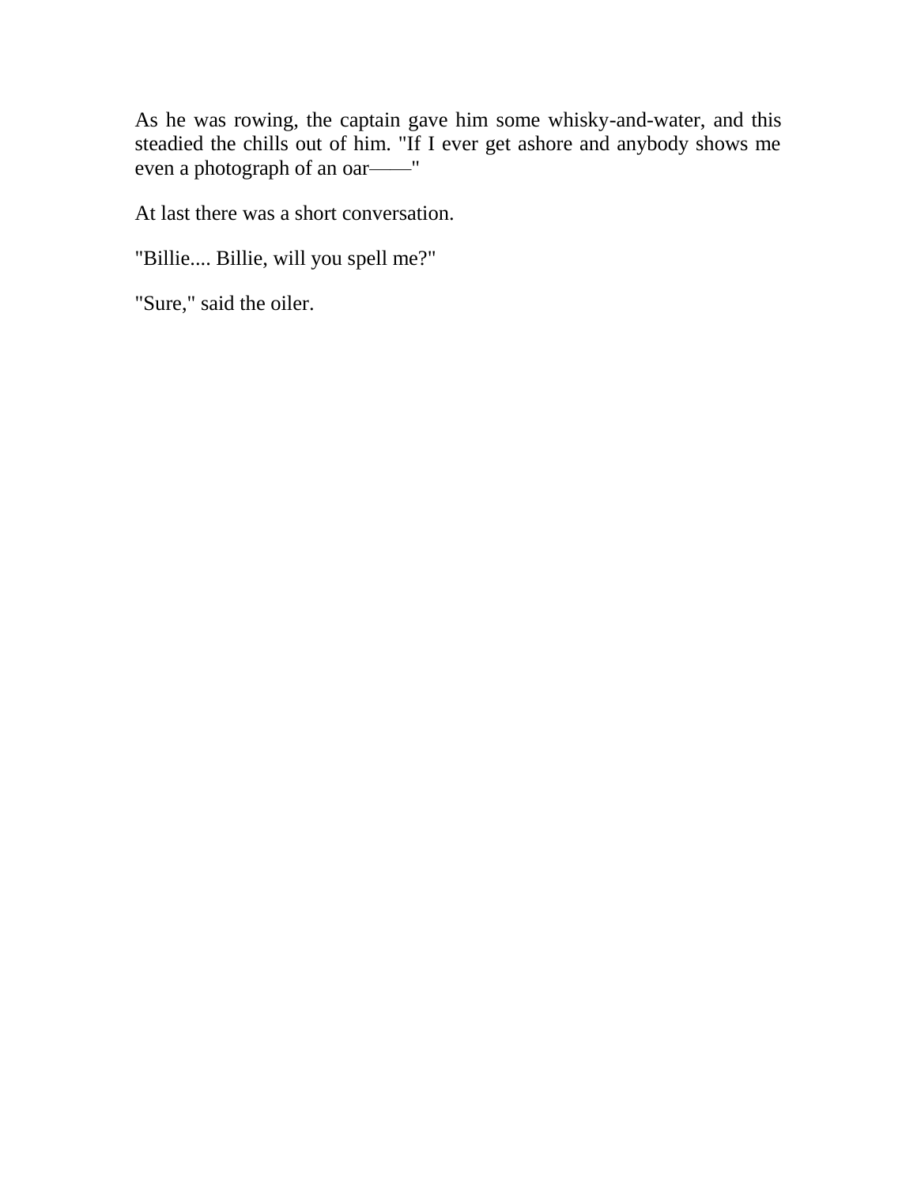As he was rowing, the captain gave him some whisky-and-water, and this steadied the chills out of him. "If I ever get ashore and anybody shows me even a photograph of an oar——"

At last there was a short conversation.

"Billie.... Billie, will you spell me?"

"Sure," said the oiler.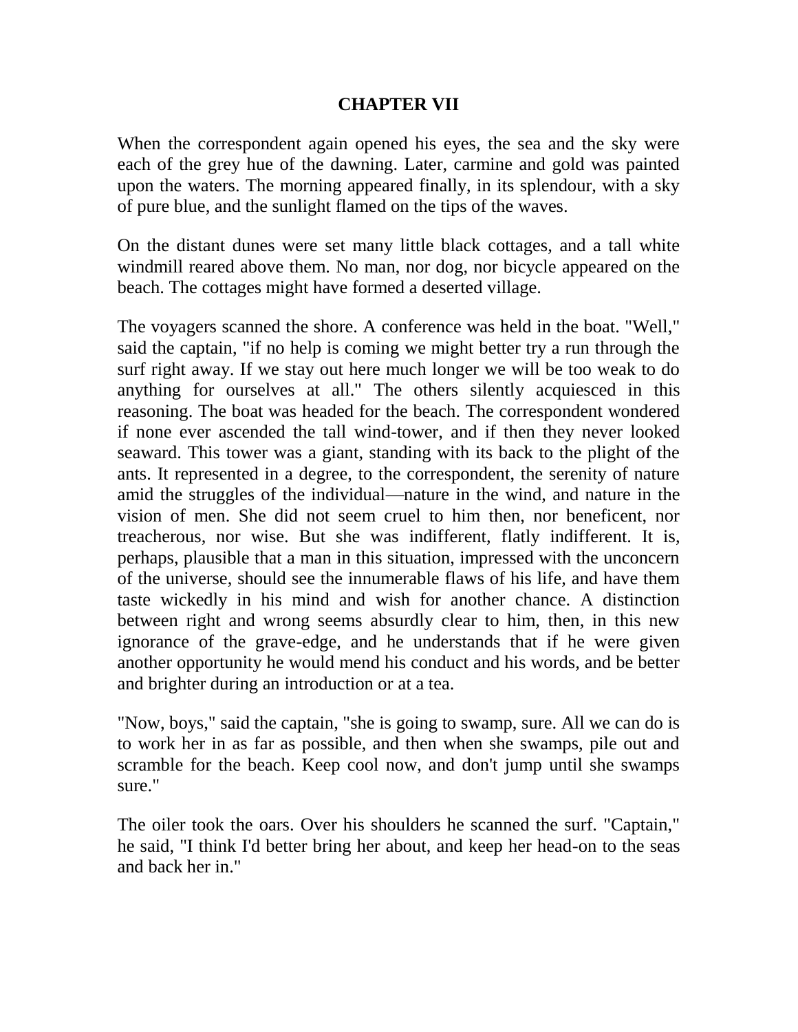## CHAPTER VII

When the correspondent again opened his eyes, the sea and the sky were each of the grey hue of the dawning. Later, carmine and gold was painted upon the waters. The morning appeared finally, in its splendour, with a sky of pure blue, and the sunlight flamed on the tips of the waves.

On the distant dunes were set many little black cottages, and a tall white windmill reared above them. No man, nor dog, nor bicycle appeared on the beach. The cottages might have formed a deserted village.

The voyagers scanned the shore. A conference was held in the boat. "Well," said the captain, "if no help is coming we might better try a run through the surf right away. If we stay out here much longer we will be too weak to do anything for ourselves at all." The others silently acquiesced in this reasoning. The boat was headed for the beach. The correspondent wondered if none ever ascended the tall wind-tower, and if then they never looked seaward. This tower was a giant, standing with its back to the plight of the ants. It represented in a degree, to the correspondent, the serenity of nature amid the struggles of the individual—nature in the wind, and nature in the vision of men. She did not seem cruel to him then, nor beneficent, nor treacherous, nor wise. But she was indifferent, flatly indifferent. It is, perhaps, plausible that a man in this situation, impressed with the unconcern of the universe, should see the innumerable flaws of his life, and have them taste wickedly in his mind and wish for another chance. A distinction between right and wrong seems absurdly clear to him, then, in this new ignorance of the grave-edge, and he understands that if he were given another opportunity he would mend his conduct and his words, and be better and brighter during an introduction or at a tea.

"Now, boys," said the captain, "she is going to swamp, sure. All we can do is to work her in as far as possible, and then when she swamps, pile out and scramble for the beach. Keep cool now, and don't jump until she swamps sure."

The oiler took the oars. Over his shoulders he scanned the surf. "Captain," he said, "I think I'd better bring her about, and keep her head-on to the seas and back her in."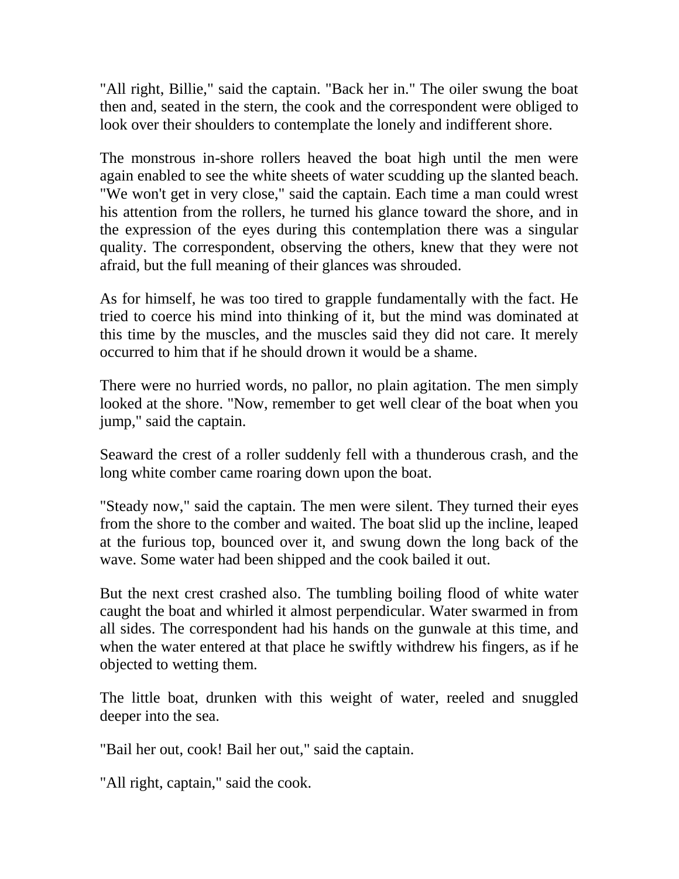"All right, Billie," said the captain. "Back her in." The oiler swung the boat then and, seated in the stern, the cook and the correspondent were obliged to look over their shoulders to contemplate the lonely and indifferent shore.

The monstrous in-shore rollers heaved the boat high until the men were again enabled to see the white sheets of water scudding up the slanted beach. "We won't get in very close," said the captain. Each time a man could wrest his attention from the rollers, he turned his glance toward the shore, and in the expression of the eyes during this contemplation there was a singular quality. The correspondent, observing the others, knew that they were not afraid, but the full meaning of their glances was shrouded.

As for himself, he was too tired to grapple fundamentally with the fact. He tried to coerce his mind into thinking of it, but the mind was dominated at this time by the muscles, and the muscles said they did not care. It merely occurred to him that if he should drown it would be a shame.

There were no hurried words, no pallor, no plain agitation. The men simply looked at the shore. "Now, remember to get well clear of the boat when you jump," said the captain.

Seaward the crest of a roller suddenly fell with a thunderous crash, and the long white comber came roaring down upon the boat.

"Steady now," said the captain. The men were silent. They turned their eyes from the shore to the comber and waited. The boat slid up the incline, leaped at the furious top, bounced over it, and swung down the long back of the wave. Some water had been shipped and the cook bailed it out.

But the next crest crashed also. The tumbling boiling flood of white water caught the boat and whirled it almost perpendicular. Water swarmed in from all sides. The correspondent had his hands on the gunwale at this time, and when the water entered at that place he swiftly withdrew his fingers, as if he objected to wetting them.

The little boat, drunken with this weight of water, reeled and snuggled deeper into the sea.

"Bail her out, cook! Bail her out," said the captain.

"All right, captain," said the cook.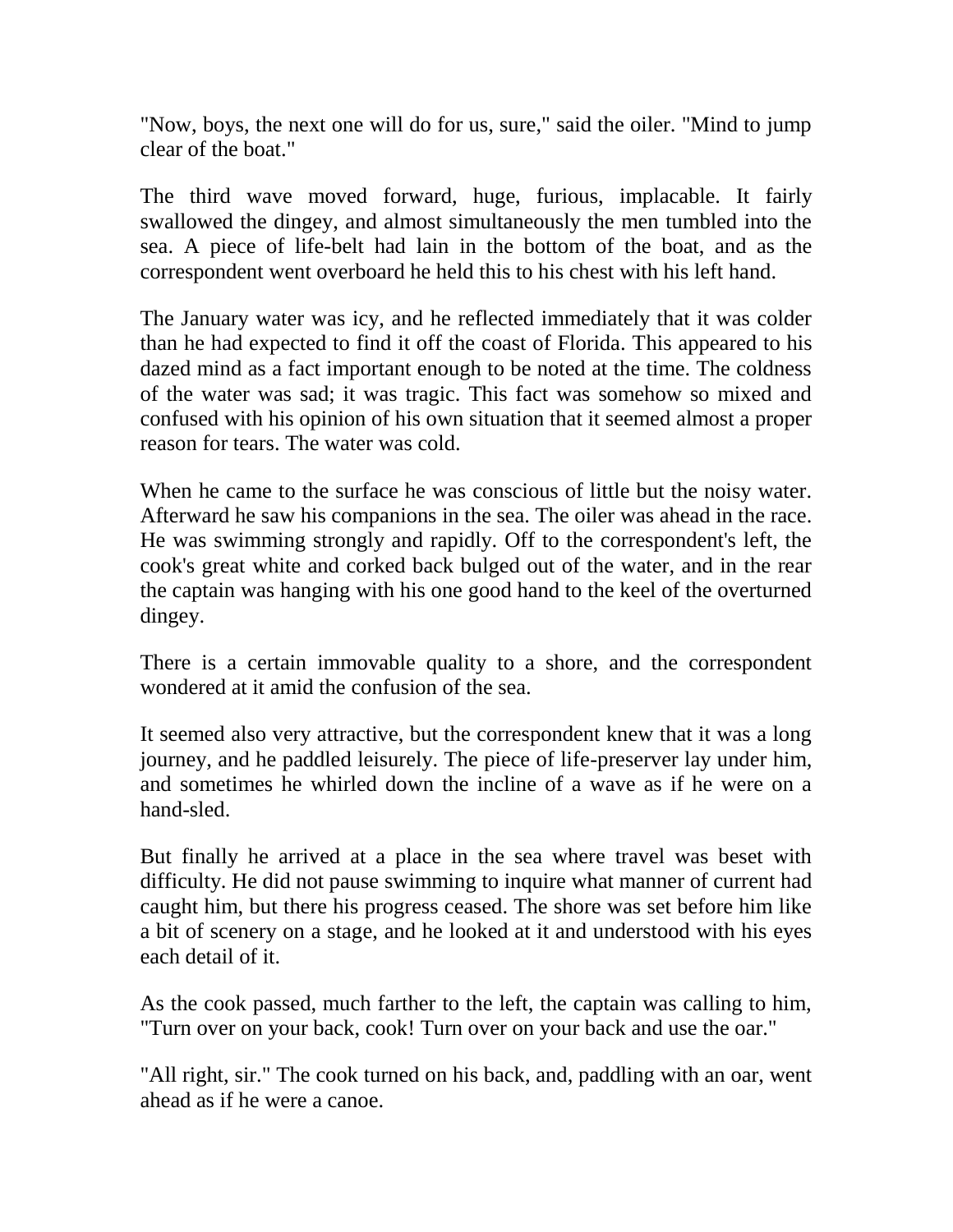"Now, boys, the next one will do for us, sure," said the oiler. "Mind to jump clear of the boat."

The third wave moved forward, huge, furious, implacable. It fairly swallowed the dingey, and almost simultaneously the men tumbled into the sea. A piece of life-belt had lain in the bottom of the boat, and as the correspondent went overboard he held this to his chest with his left hand.

The January water was icy, and he reflected immediately that it was colder than he had expected to find it off the coast of Florida. This appeared to his dazed mind as a fact important enough to be noted at the time. The coldness of the water was sad; it was tragic. This fact was somehow so mixed and confused with his opinion of his own situation that it seemed almost a proper reason for tears. The water was cold.

When he came to the surface he was conscious of little but the noisy water. Afterward he saw his companions in the sea. The oiler was ahead in the race. He was swimming strongly and rapidly. Off to the correspondent's left, the cook's great white and corked back bulged out of the water, and in the rear the captain was hanging with his one good hand to the keel of the overturned dingey.

There is a certain immovable quality to a shore, and the correspondent wondered at it amid the confusion of the sea.

It seemed also very attractive, but the correspondent knew that it was a long journey, and he paddled leisurely. The piece of life-preserver lay under him, and sometimes he whirled down the incline of a wave as if he were on a hand-sled.

But finally he arrived at a place in the sea where travel was beset with difficulty. He did not pause swimming to inquire what manner of current had caught him, but there his progress ceased. The shore was set before him like a bit of scenery on a stage, and he looked at it and understood with his eyes each detail of it.

As the cook passed, much farther to the left, the captain was calling to him, "Turn over on your back, cook! Turn over on your back and use the oar."

"All right, sir." The cook turned on his back, and, paddling with an oar, went ahead as if he were a canoe.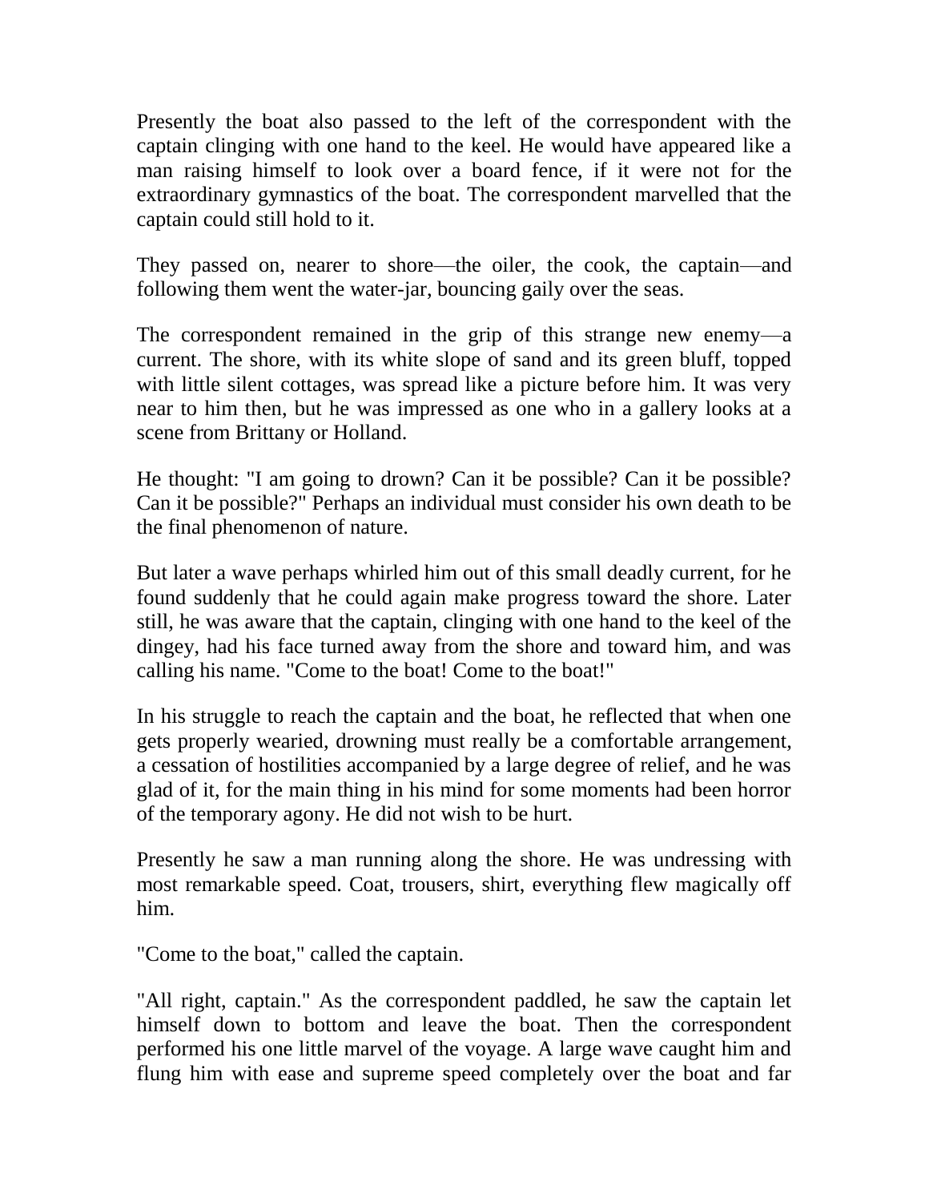Presently the boat also passed to the left of the correspondent with the captain clinging with one hand to the keel. He would have appeared like a man raising himself to look over a board fence, if it were not for the extraordinary gymnastics of the boat. The correspondent marvelled that the captain could still hold to it.

They passed on, nearer to shore—the oiler, the cook, the captain—and following them went the water-jar, bouncing gaily over the seas.

The correspondent remained in the grip of this strange new enemy—a current. The shore, with its white slope of sand and its green bluff, topped with little silent cottages, was spread like a picture before him. It was very near to him then, but he was impressed as one who in a gallery looks at a scene from Brittany or Holland.

He thought: "I am going to drown? Can it be possible? Can it be possible? Can it be possible?" Perhaps an individual must consider his own death to be the final phenomenon of nature.

But later a wave perhaps whirled him out of this small deadly current, for he found suddenly that he could again make progress toward the shore. Later still, he was aware that the captain, clinging with one hand to the keel of the dingey, had his face turned away from the shore and toward him, and was calling his name. "Come to the boat! Come to the boat!"

In his struggle to reach the captain and the boat, he reflected that when one gets properly wearied, drowning must really be a comfortable arrangement, a cessation of hostilities accompanied by a large degree of relief, and he was glad of it, for the main thing in his mind for some moments had been horror of the temporary agony. He did not wish to be hurt.

Presently he saw a man running along the shore. He was undressing with most remarkable speed. Coat, trousers, shirt, everything flew magically off him.

"Come to the boat," called the captain.

"All right, captain." As the correspondent paddled, he saw the captain let himself down to bottom and leave the boat. Then the correspondent performed his one little marvel of the voyage. A large wave caught him and flung him with ease and supreme speed completely over the boat and far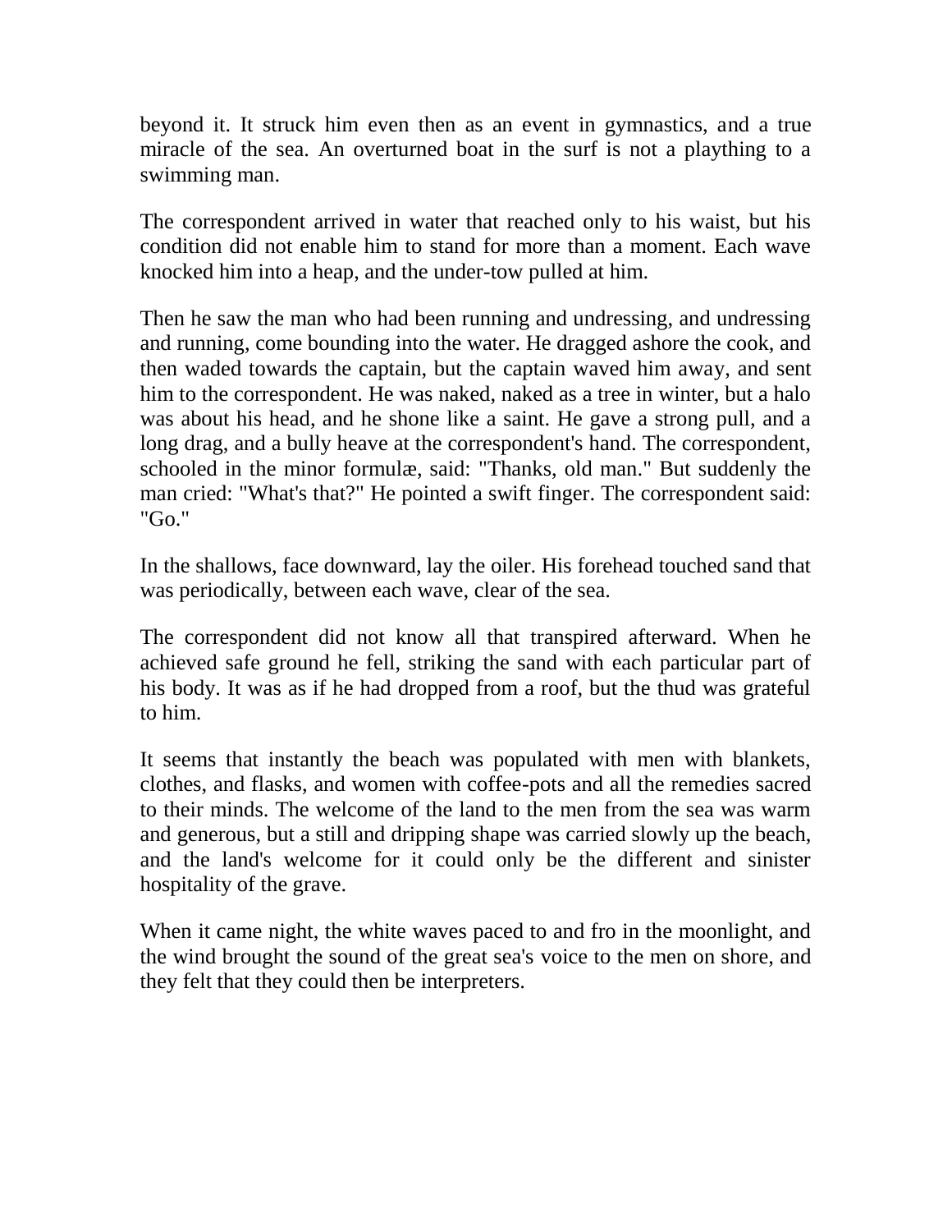beyond it. It struck him even then as an event in gymnastics, and a true miracle of the sea. An overturned boat in the surf is not a plaything to a swimming man.

The correspondent arrived in water that reached only to his waist, but his condition did not enable him to stand for more than a moment. Each wave knocked him into a heap, and the under-tow pulled at him.

Then he saw the man who had been running and undressing, and undressing and running, come bounding into the water. He dragged ashore the cook, and then waded towards the captain, but the captain waved him away, and sent him to the correspondent. He was naked, naked as a tree in winter, but a halo was about his head, and he shone like a saint. He gave a strong pull, and a long drag, and a bully heave at the correspondent's hand. The correspondent, schooled in the minor formulæ, said: "Thanks, old man." But suddenly the man cried: "What's that?" He pointed a swift finger. The correspondent said: "Go."

In the shallows, face downward, lay the oiler. His forehead touched sand that was periodically, between each wave, clear of the sea.

The correspondent did not know all that transpired afterward. When he achieved safe ground he fell, striking the sand with each particular part of his body. It was as if he had dropped from a roof, but the thud was grateful to him.

It seems that instantly the beach was populated with men with blankets, clothes, and flasks, and women with coffee-pots and all the remedies sacred to their minds. The welcome of the land to the men from the sea was warm and generous, but a still and dripping shape was carried slowly up the beach, and the land's welcome for it could only be the different and sinister hospitality of the grave.

When it came night, the white waves paced to and fro in the moonlight, and the wind brought the sound of the great sea's voice to the men on shore, and they felt that they could then be interpreters.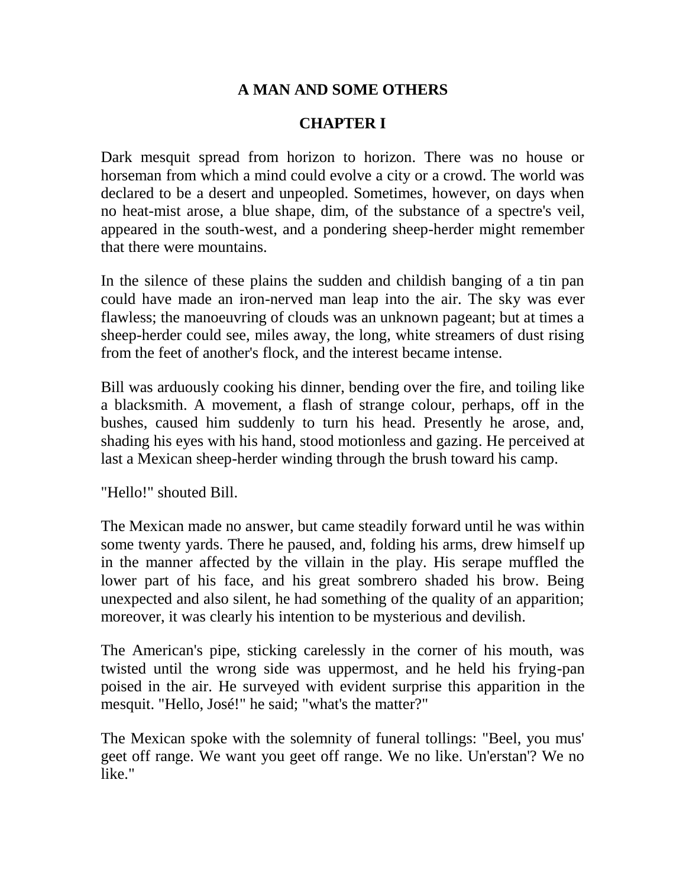# A MAN AND SOME OTHERS

## CHAPTER I

Dark mesquit spread from horizon to horizon. There was no house or horseman from which a mind could evolve a city or a crowd. The world was declared to be a desert and unpeopled. Sometimes, however, on days when no heat-mist arose, a blue shape, dim, of the substance of a spectre's veil, appeared in the south-west, and a pondering sheep-herder might remember that there were mountains.

In the silence of these plains the sudden and childish banging of a tin pan could have made an iron-nerved man leap into the air. The sky was ever flawless; the manoeuvring of clouds was an unknown pageant; but at times a sheep-herder could see, miles away, the long, white streamers of dust rising from the feet of another's flock, and the interest became intense.

Bill was arduously cooking his dinner, bending over the fire, and toiling like a blacksmith. A movement, a flash of strange colour, perhaps, off in the bushes, caused him suddenly to turn his head. Presently he arose, and, shading his eyes with his hand, stood motionless and gazing. He perceived at last a Mexican sheep-herder winding through the brush toward his camp.

"Hello!" shouted Bill.

The Mexican made no answer, but came steadily forward until he was within some twenty yards. There he paused, and, folding his arms, drew himself up in the manner affected by the villain in the play. His serape muffled the lower part of his face, and his great sombrero shaded his brow. Being unexpected and also silent, he had something of the quality of an apparition; moreover, it was clearly his intention to be mysterious and devilish.

The American's pipe, sticking carelessly in the corner of his mouth, was twisted until the wrong side was uppermost, and he held his frying-pan poised in the air. He surveyed with evident surprise this apparition in the mesquit. "Hello, José!" he said; "what's the matter?"

The Mexican spoke with the solemnity of funeral tollings: "Beel, you mus' geet off range. We want you geet off range. We no like. Un'erstan'? We no like."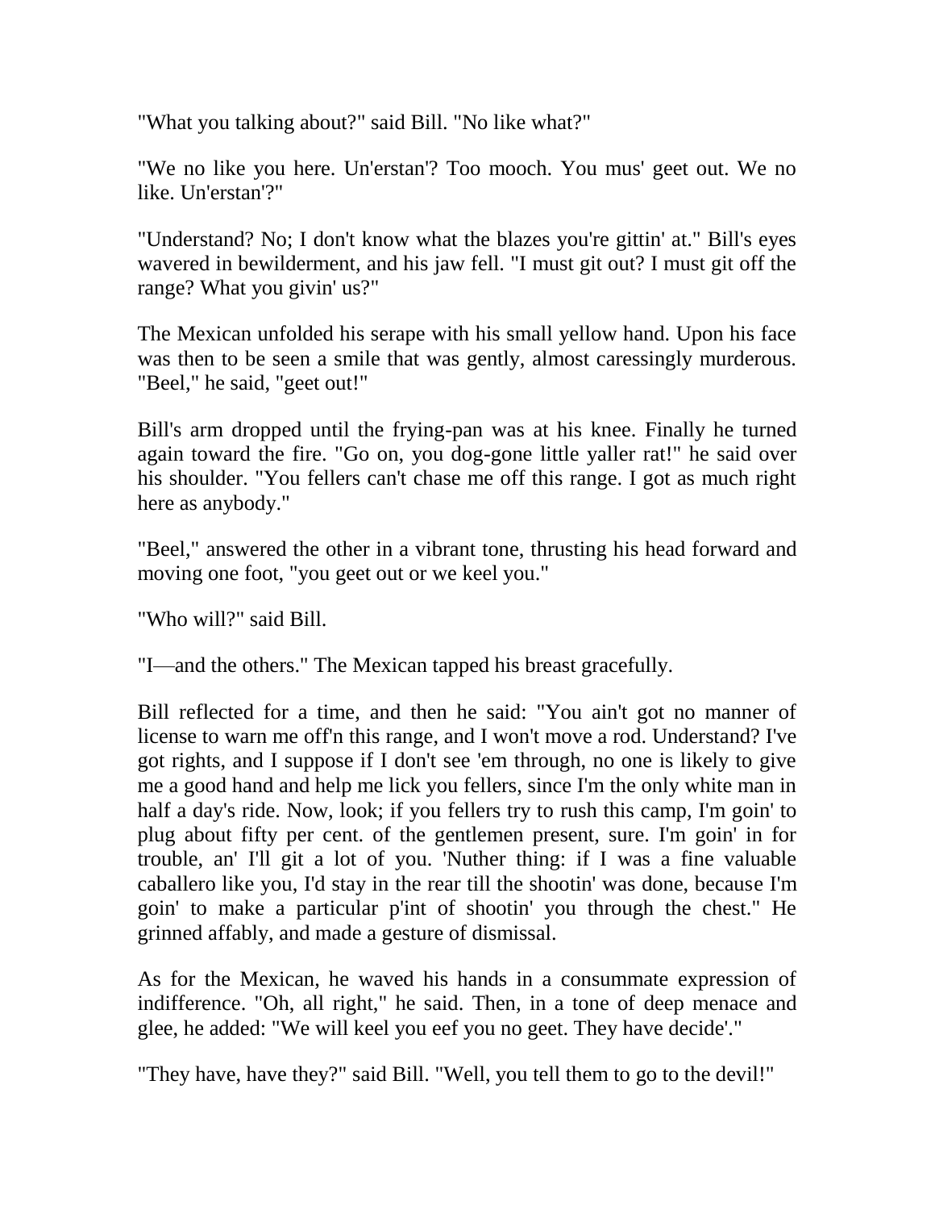"What you talking about?" said Bill. "No like what?"

"We no like you here. Un'erstan'? Too mooch. You mus' geet out. We no like. Un'erstan'?"

"Understand? No; I don't know what the blazes you're gittin' at." Bill's eyes wavered in bewilderment, and his jaw fell. "I must git out? I must git off the range? What you givin' us?"

The Mexican unfolded his serape with his small yellow hand. Upon his face was then to be seen a smile that was gently, almost caressingly murderous. "Beel," he said, "geet out!"

Bill's arm dropped until the frying-pan was at his knee. Finally he turned again toward the fire. "Go on, you dog-gone little yaller rat!" he said over his shoulder. "You fellers can't chase me off this range. I got as much right here as anybody."

"Beel," answered the other in a vibrant tone, thrusting his head forward and moving one foot, "you geet out or we keel you."

"Who will?" said Bill.

"I—and the others." The Mexican tapped his breast gracefully.

Bill reflected for a time, and then he said: "You ain't got no manner of license to warn me off'n this range, and I won't move a rod. Understand? I've got rights, and I suppose if I don't see 'em through, no one is likely to give me a good hand and help me lick you fellers, since I'm the only white man in half a day's ride. Now, look; if you fellers try to rush this camp, I'm goin' to plug about fifty per cent. of the gentlemen present, sure. I'm goin' in for trouble, an' I'll git a lot of you. 'Nuther thing: if I was a fine valuable caballero like you, I'd stay in the rear till the shootin' was done, because I'm goin' to make a particular p'int of shootin' you through the chest." He grinned affably, and made a gesture of dismissal.

As for the Mexican, he waved his hands in a consummate expression of indifference. "Oh, all right," he said. Then, in a tone of deep menace and glee, he added: "We will keel you eef you no geet. They have decide'."

"They have, have they?" said Bill. "Well, you tell them to go to the devil!"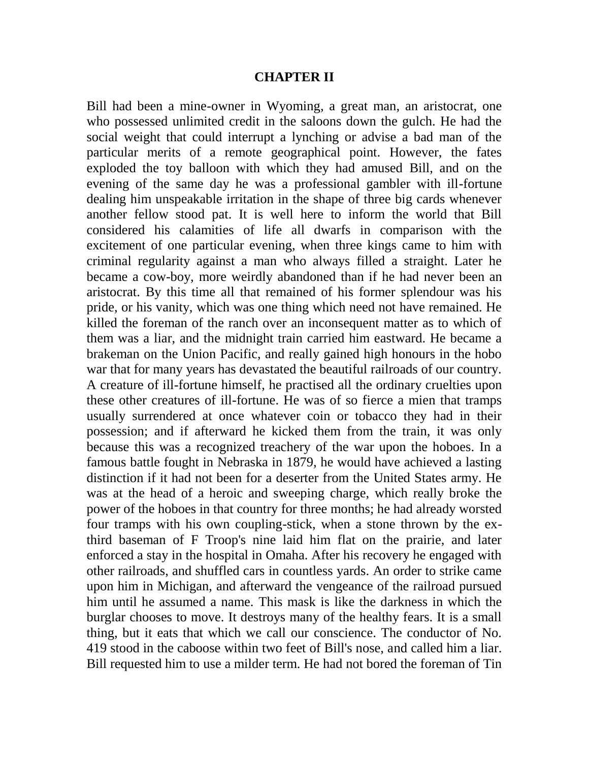## CHAPTER II

Bill had been a mine-owner in Wyoming, a great man, an aristocrat, one who possessed unlimited credit in the saloons down the gulch. He had the social weight that could interrupt a lynching or advise a bad man of the particular merits of a remote geographical point. However, the fates exploded the toy balloon with which they had amused Bill, and on the evening of the same day he was a professional gambler with ill-fortune dealing him unspeakable irritation in the shape of three big cards whenever another fellow stood pat. It is well here to inform the world that Bill considered his calamities of life all dwarfs in comparison with the excitement of one particular evening, when three kings came to him with criminal regularity against a man who always filled a straight. Later he became a cow-boy, more weirdly abandoned than if he had never been an aristocrat. By this time all that remained of his former splendour was his pride, or his vanity, which was one thing which need not have remained. He killed the foreman of the ranch over an inconsequent matter as to which of them was a liar, and the midnight train carried him eastward. He became a brakeman on the Union Pacific, and really gained high honours in the hobo war that for many years has devastated the beautiful railroads of our country. A creature of ill-fortune himself, he practised all the ordinary cruelties upon these other creatures of ill-fortune. He was of so fierce a mien that tramps usually surrendered at once whatever coin or tobacco they had in their possession; and if afterward he kicked them from the train, it was only because this was a recognized treachery of the war upon the hoboes. In a famous battle fought in Nebraska in 1879, he would have achieved a lasting distinction if it had not been for a deserter from the United States army. He was at the head of a heroic and sweeping charge, which really broke the power of the hoboes in that country for three months; he had already worsted four tramps with his own coupling-stick, when a stone thrown by the ex-third baseman of F Troop's nine laid him flat on the prairie, and later enforced a stay in the hospital in Omaha. After his recovery he engaged with other railroads, and shuffled cars in countless yards. An order to strike came upon him in Michigan, and afterward the vengeance of the railroad pursued him until he assumed a name. This mask is like the darkness in which the burglar chooses to move. It destroys many of the healthy fears. It is a small thing, but it eats that which we call our conscience. The conductor of No. 419 stood in the caboose within two feet of Bill's nose, and called him a liar. Bill requested him to use a milder term. He had not bored the foreman of Tin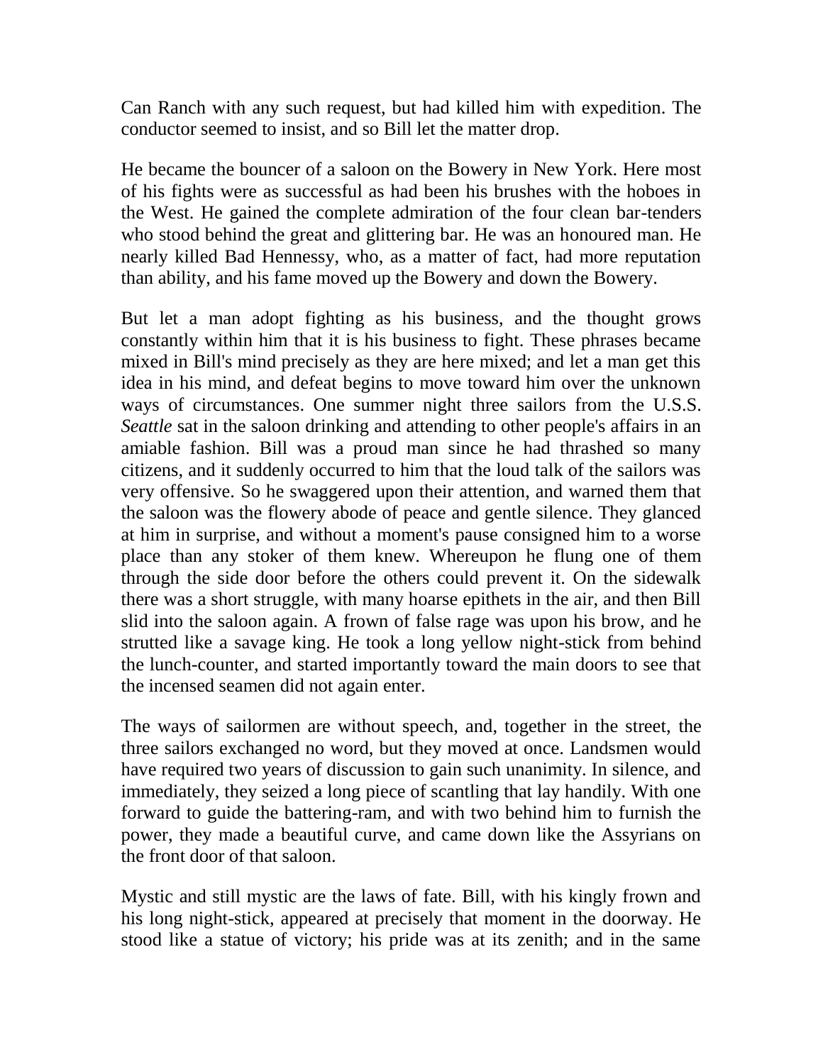Can Ranch with any such request, but had killed him with expedition. The conductor seemed to insist, and so Bill let the matter drop.

He became the bouncer of a saloon on the Bowery in New York. Here most of his fights were as successful as had been his brushes with the hoboes in the West. He gained the complete admiration of the four clean bar-tenders who stood behind the great and glittering bar. He was an honoured man. He nearly killed Bad Hennessy, who, as a matter of fact, had more reputation than ability, and his fame moved up the Bowery and down the Bowery.

But let a man adopt fighting as his business, and the thought grows constantly within him that it is his business to fight. These phrases became mixed in Bill's mind precisely as they are here mixed; and let a man get this idea in his mind, and defeat begins to move toward him over the unknown ways of circumstances. One summer night three sailors from the U.S.S. *Seattle* sat in the saloon drinking and attending to other people's affairs in an amiable fashion. Bill was a proud man since he had thrashed so many citizens, and it suddenly occurred to him that the loud talk of the sailors was very offensive. So he swaggered upon their attention, and warned them that the saloon was the flowery abode of peace and gentle silence. They glanced at him in surprise, and without a moment's pause consigned him to a worse place than any stoker of them knew. Whereupon he flung one of them through the side door before the others could prevent it. On the sidewalk there was a short struggle, with many hoarse epithets in the air, and then Bill slid into the saloon again. A frown of false rage was upon his brow, and he strutted like a savage king. He took a long yellow night-stick from behind the lunch-counter, and started importantly toward the main doors to see that the incensed seamen did not again enter.

The ways of sailormen are without speech, and, together in the street, the three sailors exchanged no word, but they moved at once. Landsmen would have required two years of discussion to gain such unanimity. In silence, and immediately, they seized a long piece of scantling that lay handily. With one forward to guide the battering-ram, and with two behind him to furnish the power, they made a beautiful curve, and came down like the Assyrians on the front door of that saloon.

Mystic and still mystic are the laws of fate. Bill, with his kingly frown and his long night-stick, appeared at precisely that moment in the doorway. He stood like a statue of victory; his pride was at its zenith; and in the same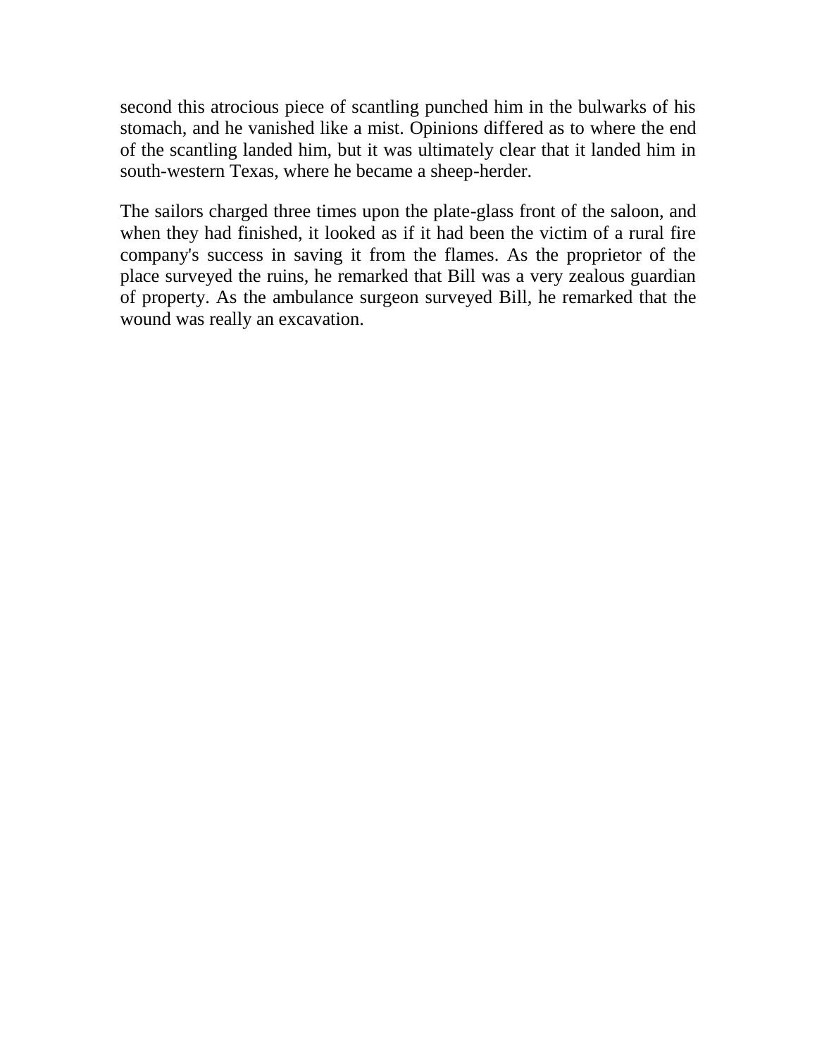second this atrocious piece of scantling punched him in the bulwarks of his stomach, and he vanished like a mist. Opinions differed as to where the end of the scantling landed him, but it was ultimately clear that it landed him in south-western Texas, where he became a sheep-herder.

The sailors charged three times upon the plate-glass front of the saloon, and when they had finished, it looked as if it had been the victim of a rural fire company's success in saving it from the flames. As the proprietor of the place surveyed the ruins, he remarked that Bill was a very zealous guardian of property. As the ambulance surgeon surveyed Bill, he remarked that the wound was really an excavation.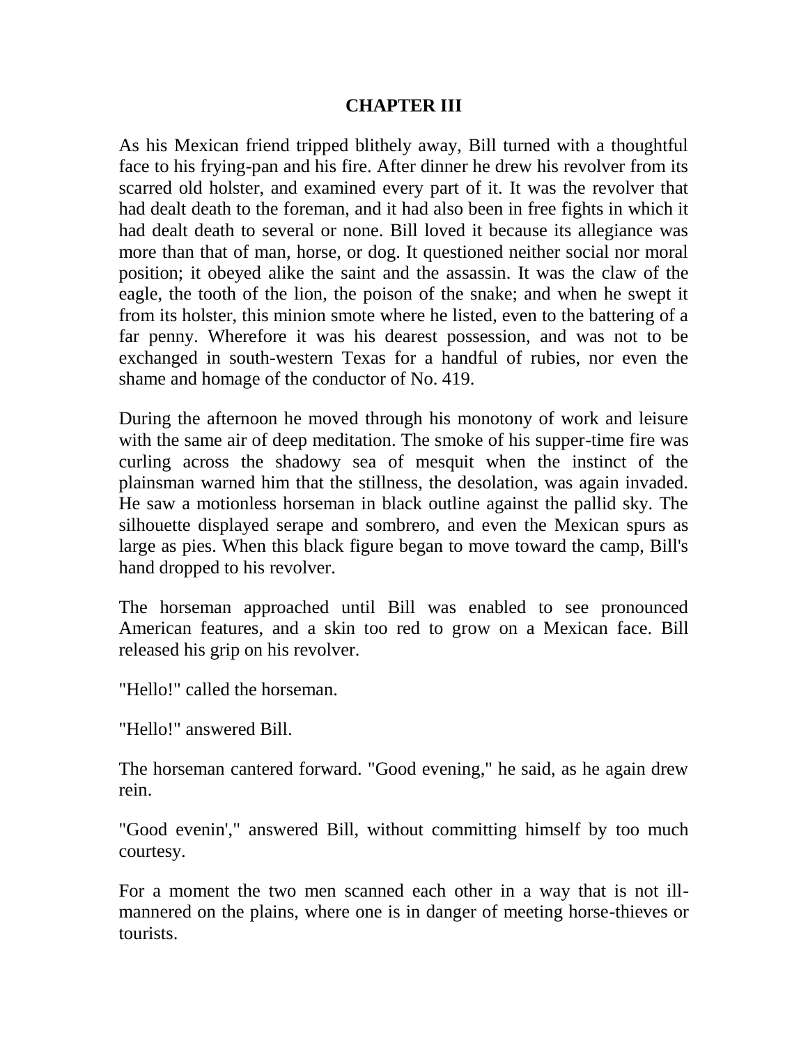## CHAPTER III

As his Mexican friend tripped blithely away, Bill turned with a thoughtful face to his frying-pan and his fire. After dinner he drew his revolver from its scarred old holster, and examined every part of it. It was the revolver that had dealt death to the foreman, and it had also been in free fights in which it had dealt death to several or none. Bill loved it because its allegiance was more than that of man, horse, or dog. It questioned neither social nor moral position; it obeyed alike the saint and the assassin. It was the claw of the eagle, the tooth of the lion, the poison of the snake; and when he swept it from its holster, this minion smote where he listed, even to the battering of a far penny. Wherefore it was his dearest possession, and was not to be exchanged in south-western Texas for a handful of rubies, nor even the shame and homage of the conductor of No. 419.

During the afternoon he moved through his monotony of work and leisure with the same air of deep meditation. The smoke of his supper-time fire was curling across the shadowy sea of mesquit when the instinct of the plainsman warned him that the stillness, the desolation, was again invaded. He saw a motionless horseman in black outline against the pallid sky. The silhouette displayed serape and sombrero, and even the Mexican spurs as large as pies. When this black figure began to move toward the camp, Bill's hand dropped to his revolver.

The horseman approached until Bill was enabled to see pronounced American features, and a skin too red to grow on a Mexican face. Bill released his grip on his revolver.

"Hello!" called the horseman.

"Hello!" answered Bill.

The horseman cantered forward. "Good evening," he said, as he again drew rein.

"Good evenin'," answered Bill, without committing himself by too much courtesy.

For a moment the two men scanned each other in a way that is not ill-mannered on the plains, where one is in danger of meeting horse-thieves or tourists.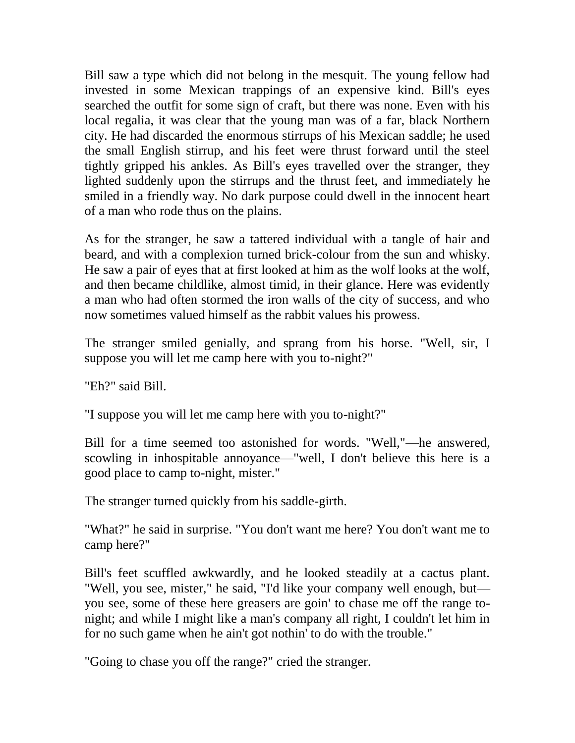Bill saw a type which did not belong in the mesquit. The young fellow had invested in some Mexican trappings of an expensive kind. Bill's eyes searched the outfit for some sign of craft, but there was none. Even with his local regalia, it was clear that the young man was of a far, black Northern city. He had discarded the enormous stirrups of his Mexican saddle; he used the small English stirrup, and his feet were thrust forward until the steel tightly gripped his ankles. As Bill's eyes travelled over the stranger, they lighted suddenly upon the stirrups and the thrust feet, and immediately he smiled in a friendly way. No dark purpose could dwell in the innocent heart of a man who rode thus on the plains.

As for the stranger, he saw a tattered individual with a tangle of hair and beard, and with a complexion turned brick-colour from the sun and whisky. He saw a pair of eyes that at first looked at him as the wolf looks at the wolf, and then became childlike, almost timid, in their glance. Here was evidently a man who had often stormed the iron walls of the city of success, and who now sometimes valued himself as the rabbit values his prowess.

The stranger smiled genially, and sprang from his horse. "Well, sir, I suppose you will let me camp here with you to-night?"

"Eh?" said Bill.

"I suppose you will let me camp here with you to-night?"

Bill for a time seemed too astonished for words. "Well,"—he answered, scowling in inhospitable annoyance—"well, I don't believe this here is a good place to camp to-night, mister."

The stranger turned quickly from his saddle-girth.

"What?" he said in surprise. "You don't want me here? You don't want me to camp here?"

Bill's feet scuffled awkwardly, and he looked steadily at a cactus plant. "Well, you see, mister," he said, "I'd like your company well enough, but—you see, some of these here greasers are goin' to chase me off the range to-night; and while I might like a man's company all right, I couldn't let him in for no such game when he ain't got nothin' to do with the trouble."

"Going to chase you off the range?" cried the stranger.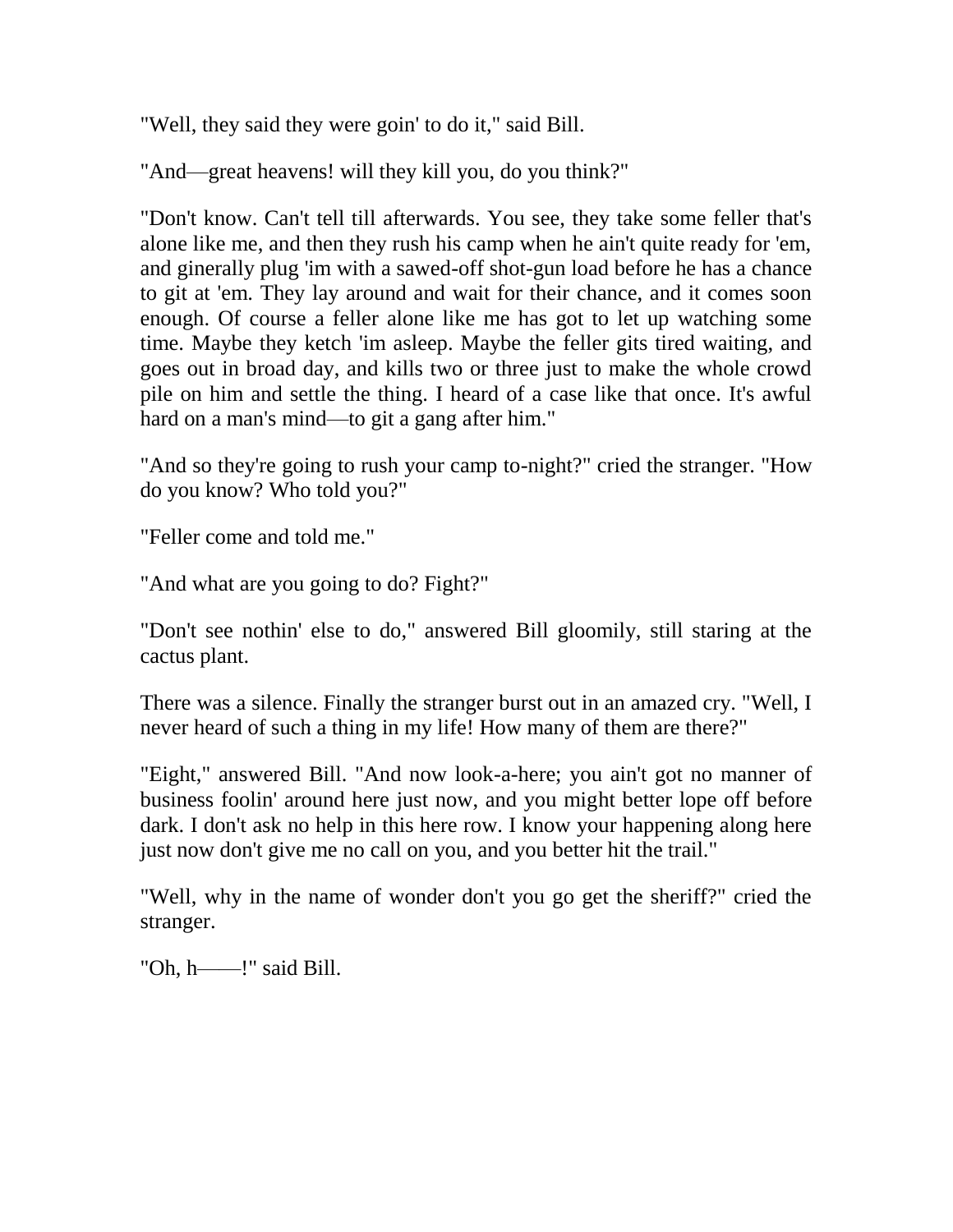"Well, they said they were goin' to do it," said Bill.

"And—great heavens! will they kill you, do you think?"

"Don't know. Can't tell till afterwards. You see, they take some feller that's alone like me, and then they rush his camp when he ain't quite ready for 'em, and ginerally plug 'im with a sawed-off shot-gun load before he has a chance to git at 'em. They lay around and wait for their chance, and it comes soon enough. Of course a feller alone like me has got to let up watching some time. Maybe they ketch 'im asleep. Maybe the feller gits tired waiting, and goes out in broad day, and kills two or three just to make the whole crowd pile on him and settle the thing. I heard of a case like that once. It's awful hard on a man's mind—to git a gang after him."

"And so they're going to rush your camp to-night?" cried the stranger. "How do you know? Who told you?"

"Feller come and told me."

"And what are you going to do? Fight?"

"Don't see nothin' else to do," answered Bill gloomily, still staring at the cactus plant.

There was a silence. Finally the stranger burst out in an amazed cry. "Well, I never heard of such a thing in my life! How many of them are there?"

"Eight," answered Bill. "And now look-a-here; you ain't got no manner of business foolin' around here just now, and you might better lope off before dark. I don't ask no help in this here row. I know your happening along here just now don't give me no call on you, and you better hit the trail."

"Well, why in the name of wonder don't you go get the sheriff?" cried the stranger.

"Oh, h——!" said Bill.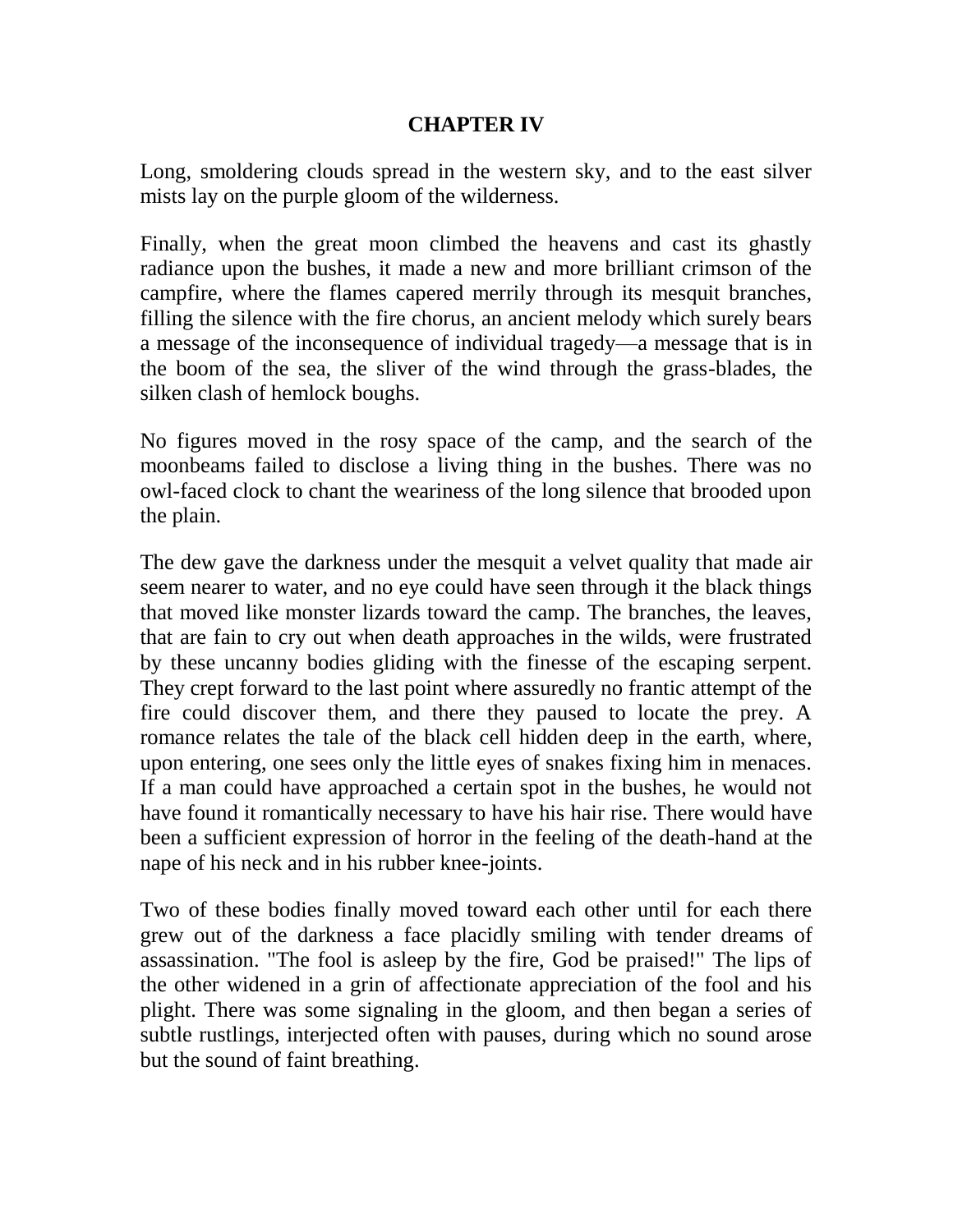## CHAPTER IV

Long, smoldering clouds spread in the western sky, and to the east silver mists lay on the purple gloom of the wilderness.

Finally, when the great moon climbed the heavens and cast its ghastly radiance upon the bushes, it made a new and more brilliant crimson of the campfire, where the flames capered merrily through its mesquit branches, filling the silence with the fire chorus, an ancient melody which surely bears a message of the inconsequence of individual tragedy—a message that is in the boom of the sea, the sliver of the wind through the grass-blades, the silken clash of hemlock boughs.

No figures moved in the rosy space of the camp, and the search of the moonbeams failed to disclose a living thing in the bushes. There was no owl-faced clock to chant the weariness of the long silence that brooded upon the plain.

The dew gave the darkness under the mesquit a velvet quality that made air seem nearer to water, and no eye could have seen through it the black things that moved like monster lizards toward the camp. The branches, the leaves, that are fain to cry out when death approaches in the wilds, were frustrated by these uncanny bodies gliding with the finesse of the escaping serpent. They crept forward to the last point where assuredly no frantic attempt of the fire could discover them, and there they paused to locate the prey. A romance relates the tale of the black cell hidden deep in the earth, where, upon entering, one sees only the little eyes of snakes fixing him in menaces. If a man could have approached a certain spot in the bushes, he would not have found it romantically necessary to have his hair rise. There would have been a sufficient expression of horror in the feeling of the death-hand at the nape of his neck and in his rubber knee-joints.

Two of these bodies finally moved toward each other until for each there grew out of the darkness a face placidly smiling with tender dreams of assassination. "The fool is asleep by the fire, God be praised!" The lips of the other widened in a grin of affectionate appreciation of the fool and his plight. There was some signaling in the gloom, and then began a series of subtle rustlings, interjected often with pauses, during which no sound arose but the sound of faint breathing.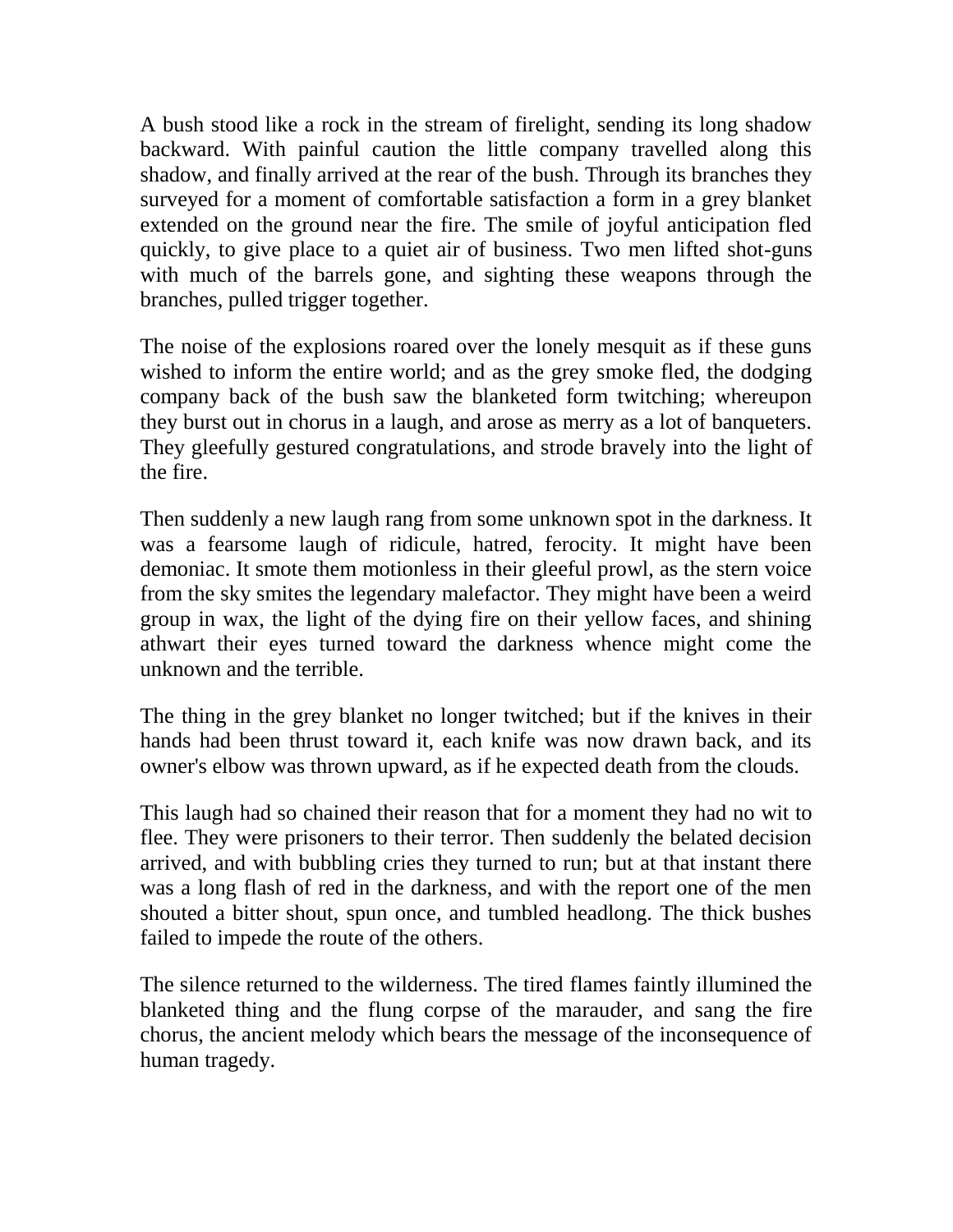A bush stood like a rock in the stream of firelight, sending its long shadow backward. With painful caution the little company travelled along this shadow, and finally arrived at the rear of the bush. Through its branches they surveyed for a moment of comfortable satisfaction a form in a grey blanket extended on the ground near the fire. The smile of joyful anticipation fled quickly, to give place to a quiet air of business. Two men lifted shot-guns with much of the barrels gone, and sighting these weapons through the branches, pulled trigger together.

The noise of the explosions roared over the lonely mesquit as if these guns wished to inform the entire world; and as the grey smoke fled, the dodging company back of the bush saw the blanketed form twitching; whereupon they burst out in chorus in a laugh, and arose as merry as a lot of banqueters. They gleefully gestured congratulations, and strode bravely into the light of the fire.

Then suddenly a new laugh rang from some unknown spot in the darkness. It was a fearsome laugh of ridicule, hatred, ferocity. It might have been demoniac. It smote them motionless in their gleeful prowl, as the stern voice from the sky smites the legendary malefactor. They might have been a weird group in wax, the light of the dying fire on their yellow faces, and shining athwart their eyes turned toward the darkness whence might come the unknown and the terrible.

The thing in the grey blanket no longer twitched; but if the knives in their hands had been thrust toward it, each knife was now drawn back, and its owner's elbow was thrown upward, as if he expected death from the clouds.

This laugh had so chained their reason that for a moment they had no wit to flee. They were prisoners to their terror. Then suddenly the belated decision arrived, and with bubbling cries they turned to run; but at that instant there was a long flash of red in the darkness, and with the report one of the men shouted a bitter shout, spun once, and tumbled headlong. The thick bushes failed to impede the route of the others.

The silence returned to the wilderness. The tired flames faintly illumined the blanketed thing and the flung corpse of the marauder, and sang the fire chorus, the ancient melody which bears the message of the inconsequence of human tragedy.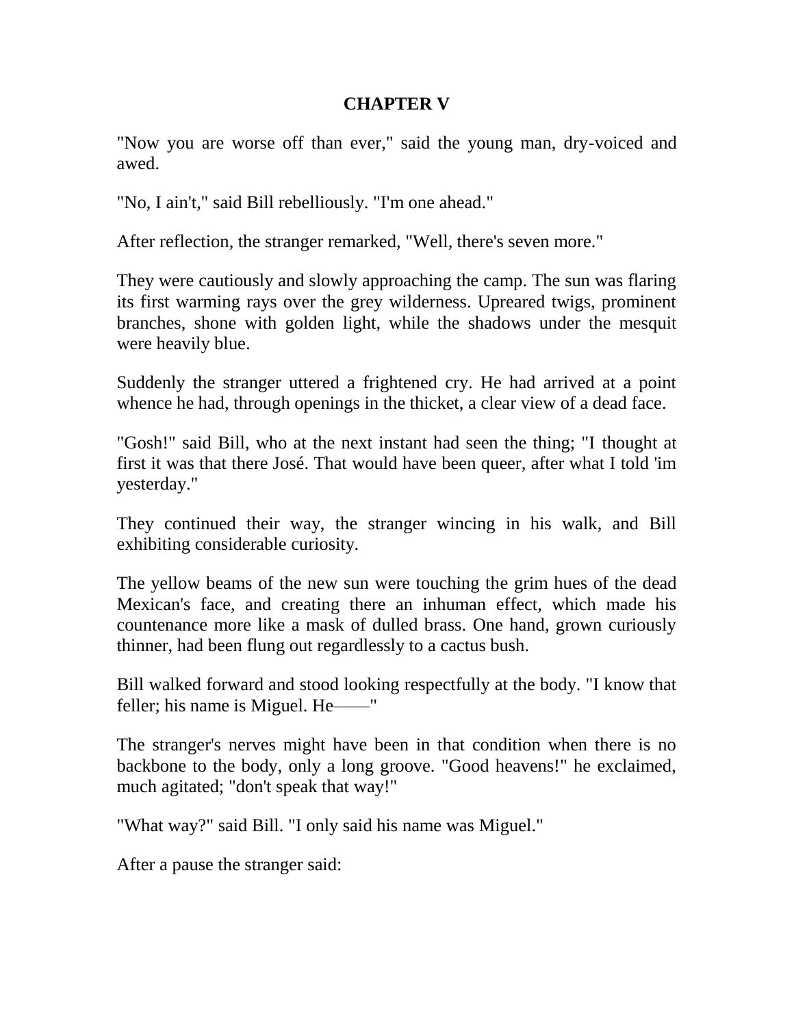# CHAPTER V

"Now you are worse off than ever," said the young man, dry-voiced and awed.

"No, I ain't," said Bill rebelliously. "I'm one ahead."

After reflection, the stranger remarked, "Well, there's seven more."

They were cautiously and slowly approaching the camp. The sun was flaring its first warming rays over the grey wilderness. Upreared twigs, prominent branches, shone with golden light, while the shadows under the mesquit were heavily blue.

Suddenly the stranger uttered a frightened cry. He had arrived at a point whence he had, through openings in the thicket, a clear view of a dead face.

"Gosh!" said Bill, who at the next instant had seen the thing; "I thought at first it was that there José. That would have been queer, after what I told 'im yesterday."

They continued their way, the stranger wincing in his walk, and Bill exhibiting considerable curiosity.

The yellow beams of the new sun were touching the grim hues of the dead Mexican's face, and creating there an inhuman effect, which made his countenance more like a mask of dulled brass. One hand, grown curiously thinner, had been flung out regardlessly to a cactus bush.

Bill walked forward and stood looking respectfully at the body. "I know that feller; his name is Miguel. He——"

The stranger's nerves might have been in that condition when there is no backbone to the body, only a long groove. "Good heavens!" he exclaimed, much agitated; "don't speak that way!"

"What way?" said Bill. "I only said his name was Miguel."

After a pause the stranger said: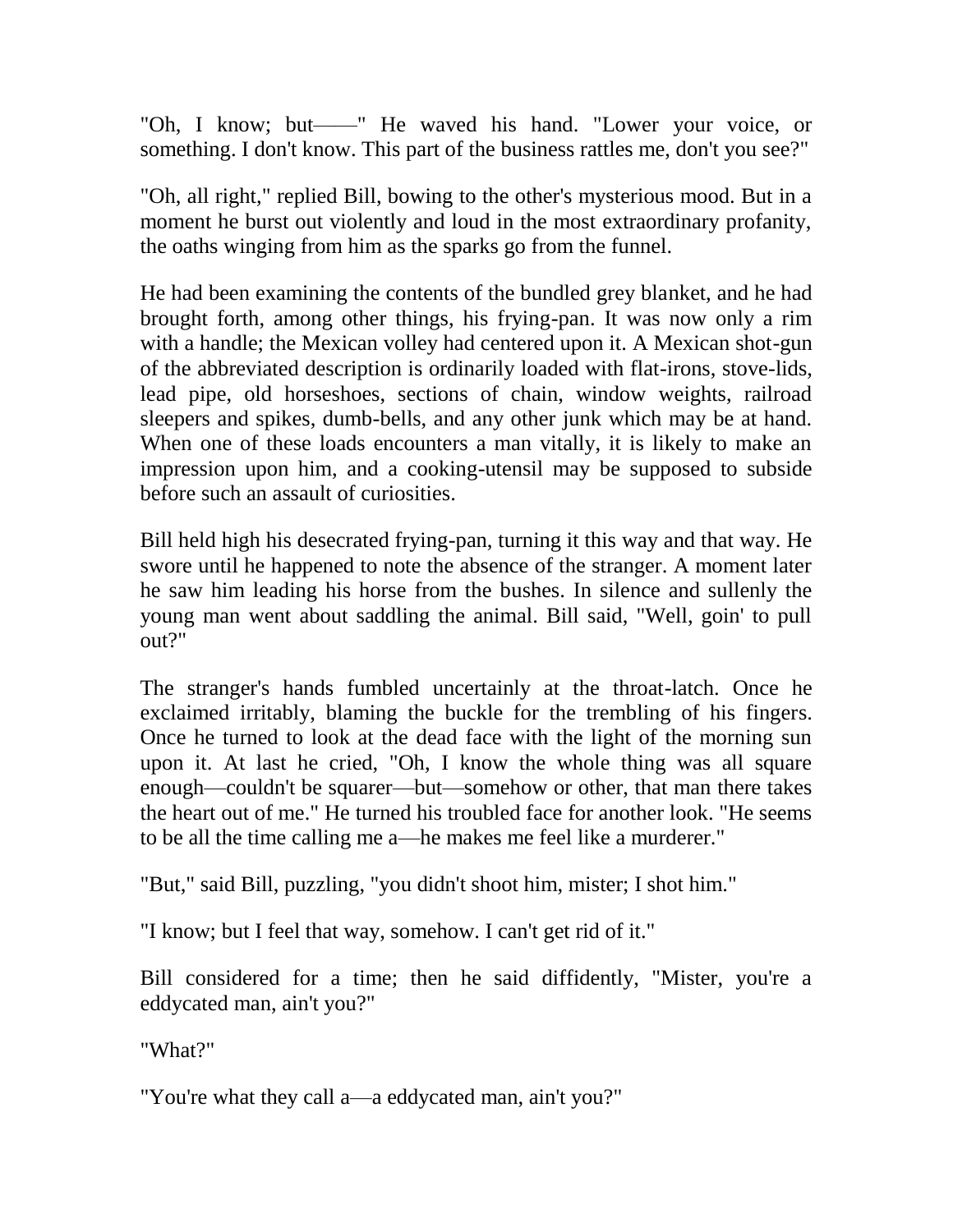"Oh, I know; but——" He waved his hand. "Lower your voice, or something. I don't know. This part of the business rattles me, don't you see?"

"Oh, all right," replied Bill, bowing to the other's mysterious mood. But in a moment he burst out violently and loud in the most extraordinary profanity, the oaths winging from him as the sparks go from the funnel.

He had been examining the contents of the bundled grey blanket, and he had brought forth, among other things, his frying-pan. It was now only a rim with a handle; the Mexican volley had centered upon it. A Mexican shot-gun of the abbreviated description is ordinarily loaded with flat-irons, stove-lids, lead pipe, old horseshoes, sections of chain, window weights, railroad sleepers and spikes, dumb-bells, and any other junk which may be at hand. When one of these loads encounters a man vitally, it is likely to make an impression upon him, and a cooking-utensil may be supposed to subside before such an assault of curiosities.

Bill held high his desecrated frying-pan, turning it this way and that way. He swore until he happened to note the absence of the stranger. A moment later he saw him leading his horse from the bushes. In silence and sullenly the young man went about saddling the animal. Bill said, "Well, goin' to pull out?"

The stranger's hands fumbled uncertainly at the throat-latch. Once he exclaimed irritably, blaming the buckle for the trembling of his fingers. Once he turned to look at the dead face with the light of the morning sun upon it. At last he cried, "Oh, I know the whole thing was all square enough—couldn't be squarer—but—somehow or other, that man there takes the heart out of me." He turned his troubled face for another look. "He seems to be all the time calling me a—he makes me feel like a murderer."

"But," said Bill, puzzling, "you didn't shoot him, mister; I shot him."

"I know; but I feel that way, somehow. I can't get rid of it."

Bill considered for a time; then he said diffidently, "Mister, you're a eddycated man, ain't you?"

"What?"

"You're what they call a—a eddycated man, ain't you?"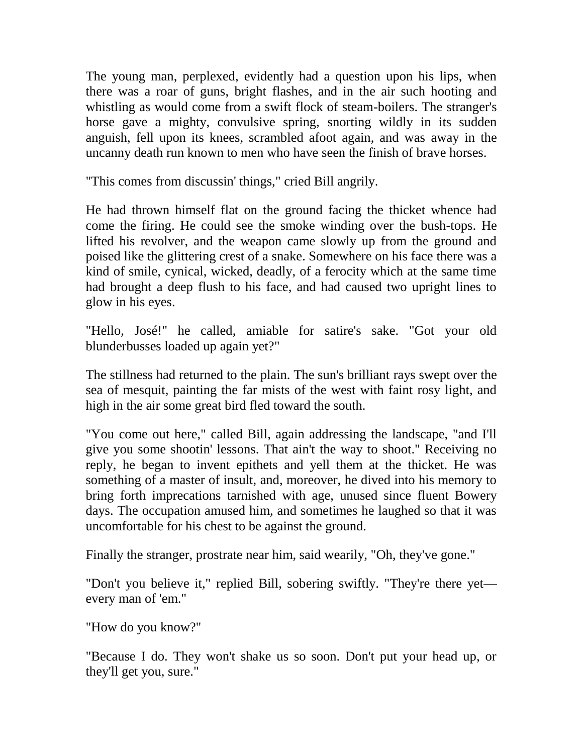The young man, perplexed, evidently had a question upon his lips, when there was a roar of guns, bright flashes, and in the air such hooting and whistling as would come from a swift flock of steam-boilers. The stranger's horse gave a mighty, convulsive spring, snorting wildly in its sudden anguish, fell upon its knees, scrambled afoot again, and was away in the uncanny death run known to men who have seen the finish of brave horses.

"This comes from discussin' things," cried Bill angrily.

He had thrown himself flat on the ground facing the thicket whence had come the firing. He could see the smoke winding over the bush-tops. He lifted his revolver, and the weapon came slowly up from the ground and poised like the glittering crest of a snake. Somewhere on his face there was a kind of smile, cynical, wicked, deadly, of a ferocity which at the same time had brought a deep flush to his face, and had caused two upright lines to glow in his eyes.

"Hello, José!" he called, amiable for satire's sake. "Got your old blunderbusses loaded up again yet?"

The stillness had returned to the plain. The sun's brilliant rays swept over the sea of mesquit, painting the far mists of the west with faint rosy light, and high in the air some great bird fled toward the south.

"You come out here," called Bill, again addressing the landscape, "and I'll give you some shootin' lessons. That ain't the way to shoot." Receiving no reply, he began to invent epithets and yell them at the thicket. He was something of a master of insult, and, moreover, he dived into his memory to bring forth imprecations tarnished with age, unused since fluent Bowery days. The occupation amused him, and sometimes he laughed so that it was uncomfortable for his chest to be against the ground.

Finally the stranger, prostrate near him, said wearily, "Oh, they've gone."

"Don't you believe it," replied Bill, sobering swiftly. "They're there yet—every man of 'em."

"How do you know?"

"Because I do. They won't shake us so soon. Don't put your head up, or they'll get you, sure."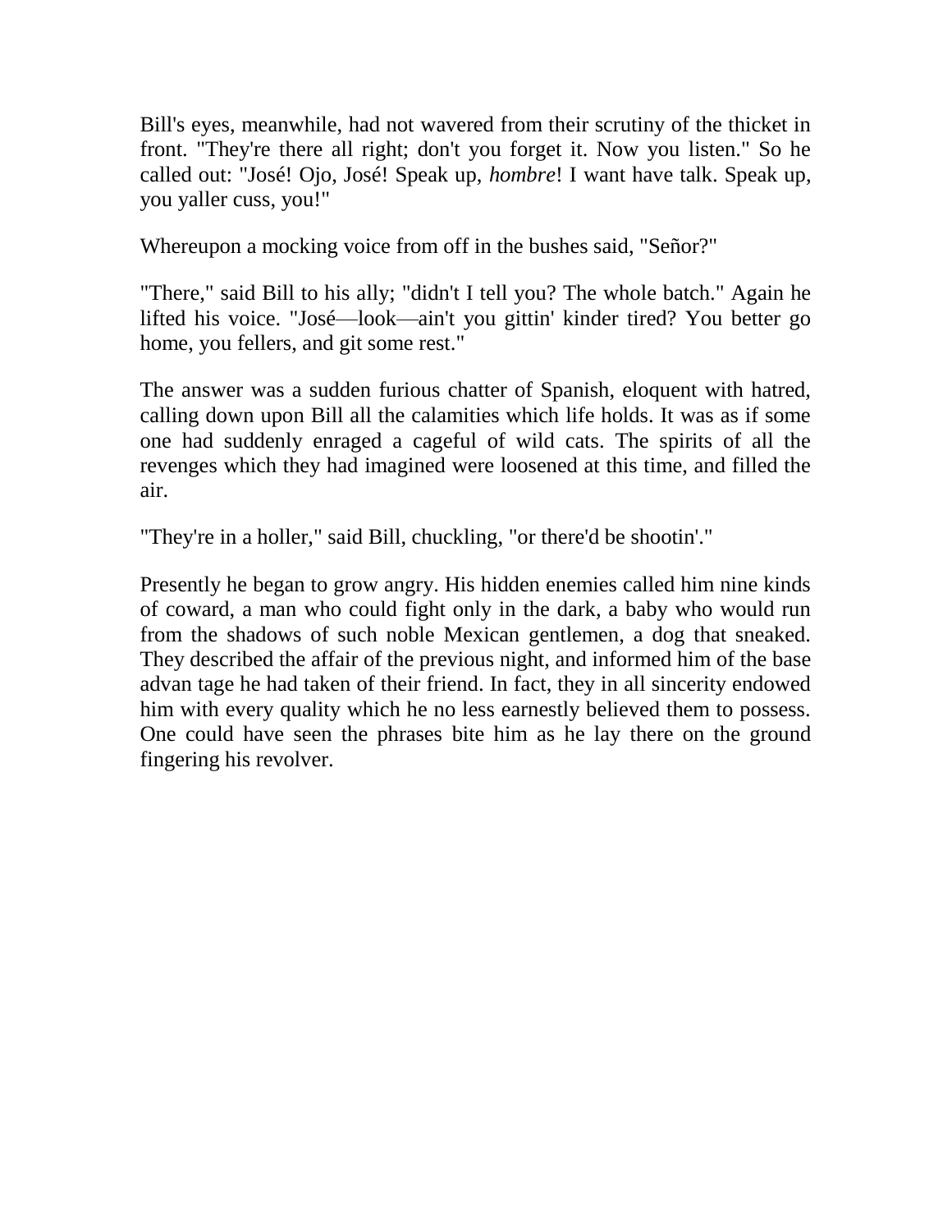Bill's eyes, meanwhile, had not wavered from their scrutiny of the thicket in front. "They're there all right; don't you forget it. Now you listen." So he called out: "José! Ojo, José! Speak up, *hombre*! I want have talk. Speak up, you yaller cuss, you!"

Whereupon a mocking voice from off in the bushes said, "Señor?"

"There," said Bill to his ally; "didn't I tell you? The whole batch." Again he lifted his voice. "José—look—ain't you gittin' kinder tired? You better go home, you fellers, and git some rest."

The answer was a sudden furious chatter of Spanish, eloquent with hatred, calling down upon Bill all the calamities which life holds. It was as if some one had suddenly enraged a cageful of wild cats. The spirits of all the revenges which they had imagined were loosened at this time, and filled the air.

"They're in a holler," said Bill, chuckling, "or there'd be shootin'."

Presently he began to grow angry. His hidden enemies called him nine kinds of coward, a man who could fight only in the dark, a baby who would run from the shadows of such noble Mexican gentlemen, a dog that sneaked. They described the affair of the previous night, and informed him of the base advan tage he had taken of their friend. In fact, they in all sincerity endowed him with every quality which he no less earnestly believed them to possess. One could have seen the phrases bite him as he lay there on the ground fingering his revolver.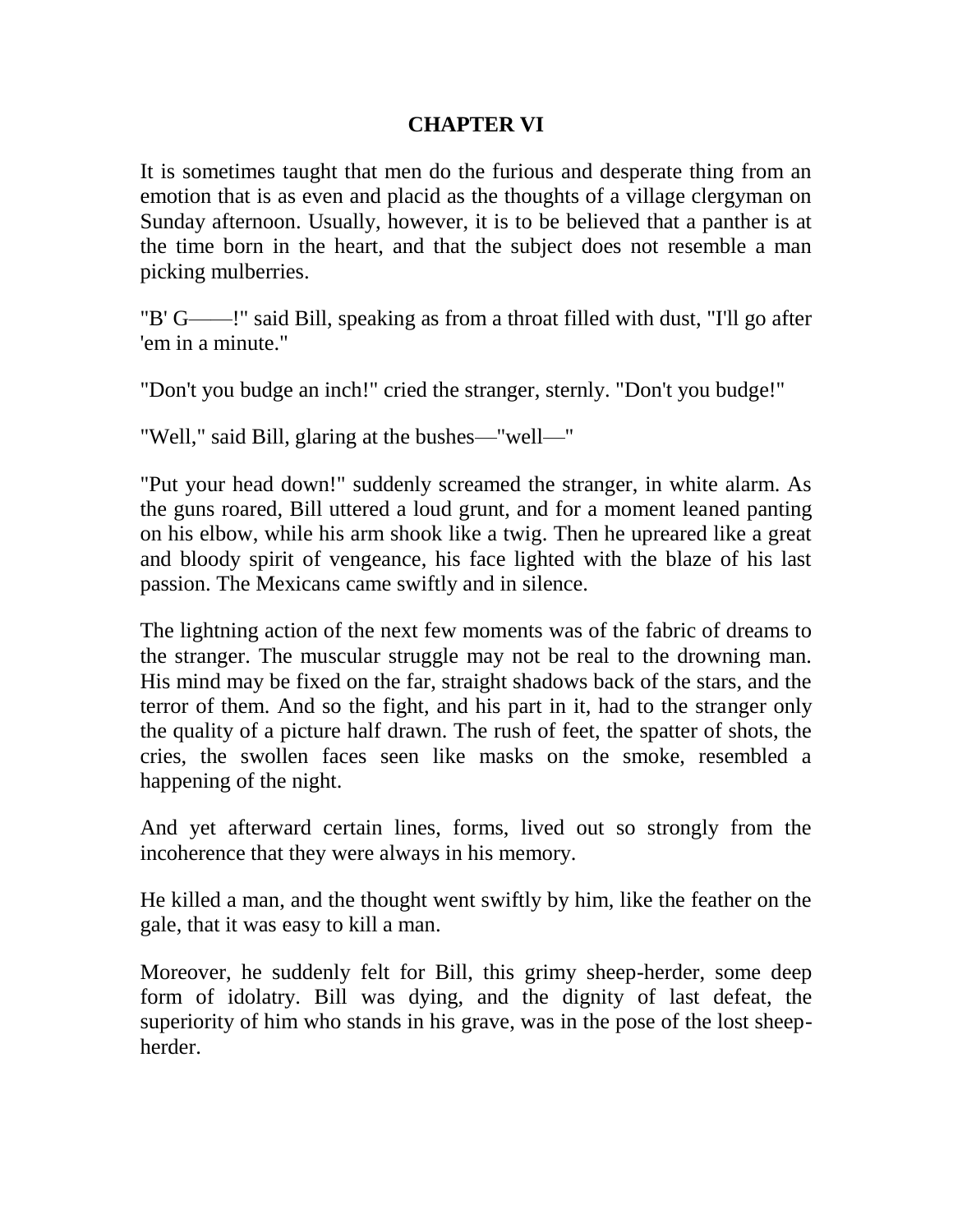## CHAPTER VI

It is sometimes taught that men do the furious and desperate thing from an emotion that is as even and placid as the thoughts of a village clergyman on Sunday afternoon. Usually, however, it is to be believed that a panther is at the time born in the heart, and that the subject does not resemble a man picking mulberries.

"B' G——!" said Bill, speaking as from a throat filled with dust, "I'll go after 'em in a minute."

"Don't you budge an inch!" cried the stranger, sternly. "Don't you budge!"

"Well," said Bill, glaring at the bushes—"well—"

"Put your head down!" suddenly screamed the stranger, in white alarm. As the guns roared, Bill uttered a loud grunt, and for a moment leaned panting on his elbow, while his arm shook like a twig. Then he upreared like a great and bloody spirit of vengeance, his face lighted with the blaze of his last passion. The Mexicans came swiftly and in silence.

The lightning action of the next few moments was of the fabric of dreams to the stranger. The muscular struggle may not be real to the drowning man. His mind may be fixed on the far, straight shadows back of the stars, and the terror of them. And so the fight, and his part in it, had to the stranger only the quality of a picture half drawn. The rush of feet, the spatter of shots, the cries, the swollen faces seen like masks on the smoke, resembled a happening of the night.

And yet afterward certain lines, forms, lived out so strongly from the incoherence that they were always in his memory.

He killed a man, and the thought went swiftly by him, like the feather on the gale, that it was easy to kill a man.

Moreover, he suddenly felt for Bill, this grimy sheep-herder, some deep form of idolatry. Bill was dying, and the dignity of last defeat, the superiority of him who stands in his grave, was in the pose of the lost sheep-herder.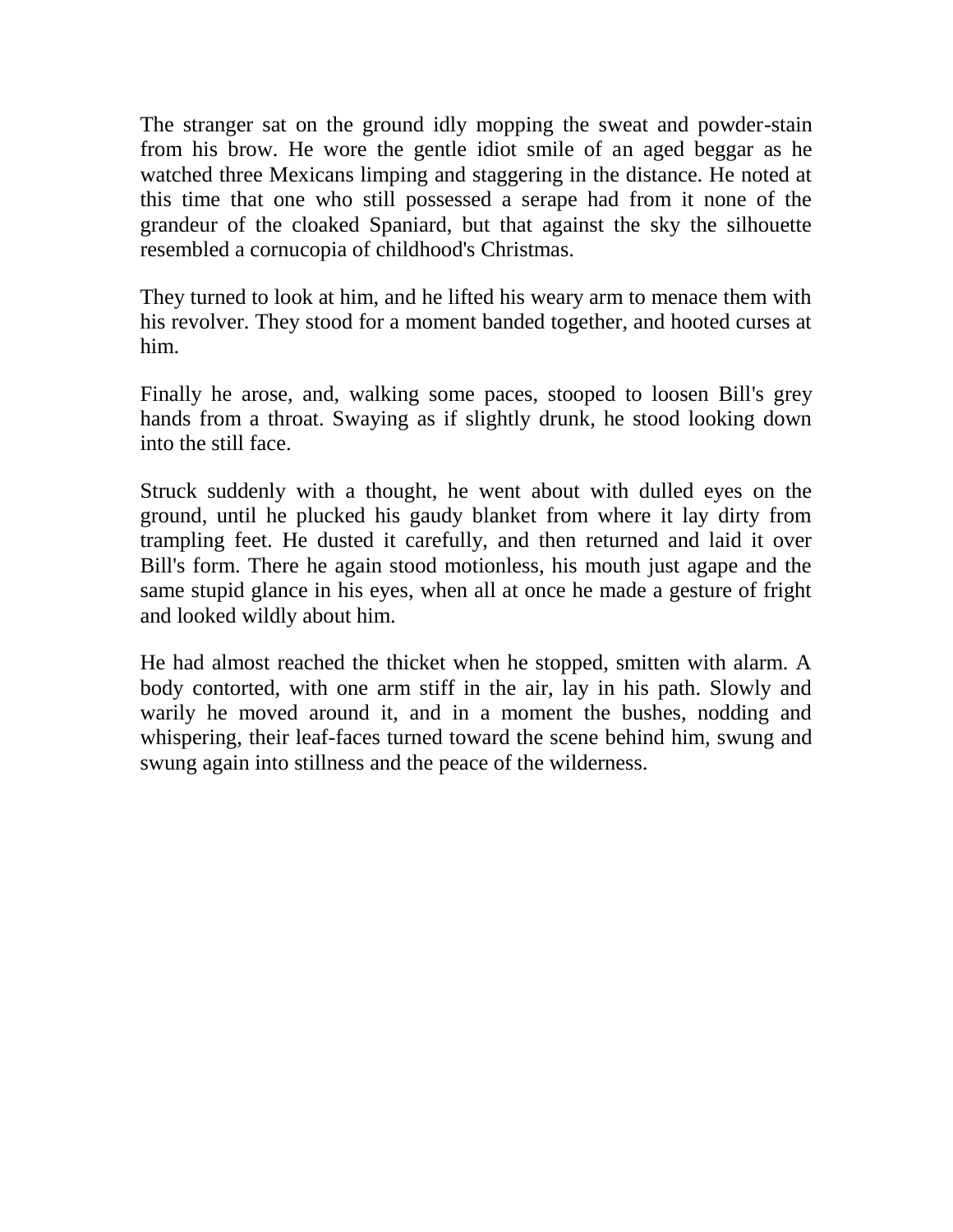The stranger sat on the ground idly mopping the sweat and powder-stain from his brow. He wore the gentle idiot smile of an aged beggar as he watched three Mexicans limping and staggering in the distance. He noted at this time that one who still possessed a serape had from it none of the grandeur of the cloaked Spaniard, but that against the sky the silhouette resembled a cornucopia of childhood's Christmas.

They turned to look at him, and he lifted his weary arm to menace them with his revolver. They stood for a moment banded together, and hooted curses at him.

Finally he arose, and, walking some paces, stooped to loosen Bill's grey hands from a throat. Swaying as if slightly drunk, he stood looking down into the still face.

Struck suddenly with a thought, he went about with dulled eyes on the ground, until he plucked his gaudy blanket from where it lay dirty from trampling feet. He dusted it carefully, and then returned and laid it over Bill's form. There he again stood motionless, his mouth just agape and the same stupid glance in his eyes, when all at once he made a gesture of fright and looked wildly about him.

He had almost reached the thicket when he stopped, smitten with alarm. A body contorted, with one arm stiff in the air, lay in his path. Slowly and warily he moved around it, and in a moment the bushes, nodding and whispering, their leaf-faces turned toward the scene behind him, swung and swung again into stillness and the peace of the wilderness.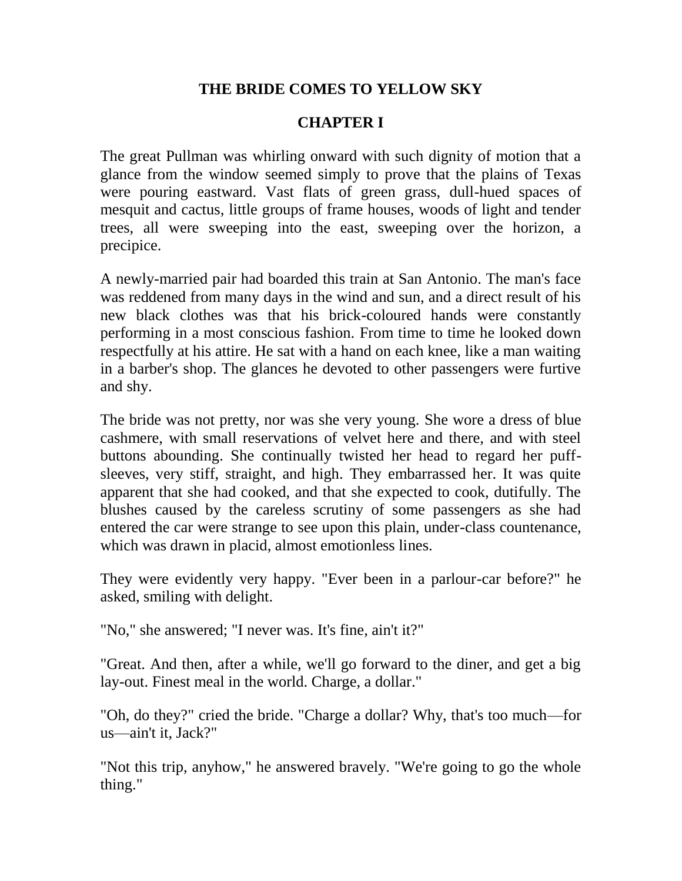# THE BRIDE COMES TO YELLOW SKY

## CHAPTER I

The great Pullman was whirling onward with such dignity of motion that a glance from the window seemed simply to prove that the plains of Texas were pouring eastward. Vast flats of green grass, dull-hued spaces of mesquit and cactus, little groups of frame houses, woods of light and tender trees, all were sweeping into the east, sweeping over the horizon, a precipice.

A newly-married pair had boarded this train at San Antonio. The man's face was reddened from many days in the wind and sun, and a direct result of his new black clothes was that his brick-coloured hands were constantly performing in a most conscious fashion. From time to time he looked down respectfully at his attire. He sat with a hand on each knee, like a man waiting in a barber's shop. The glances he devoted to other passengers were furtive and shy.

The bride was not pretty, nor was she very young. She wore a dress of blue cashmere, with small reservations of velvet here and there, and with steel buttons abounding. She continually twisted her head to regard her puff-sleeves, very stiff, straight, and high. They embarrassed her. It was quite apparent that she had cooked, and that she expected to cook, dutifully. The blushes caused by the careless scrutiny of some passengers as she had entered the car were strange to see upon this plain, under-class countenance, which was drawn in placid, almost emotionless lines.

They were evidently very happy. "Ever been in a parlour-car before?" he asked, smiling with delight.

"No," she answered; "I never was. It's fine, ain't it?"

"Great. And then, after a while, we'll go forward to the diner, and get a big lay-out. Finest meal in the world. Charge, a dollar."

"Oh, do they?" cried the bride. "Charge a dollar? Why, that's too much—for us—ain't it, Jack?"

"Not this trip, anyhow," he answered bravely. "We're going to go the whole thing."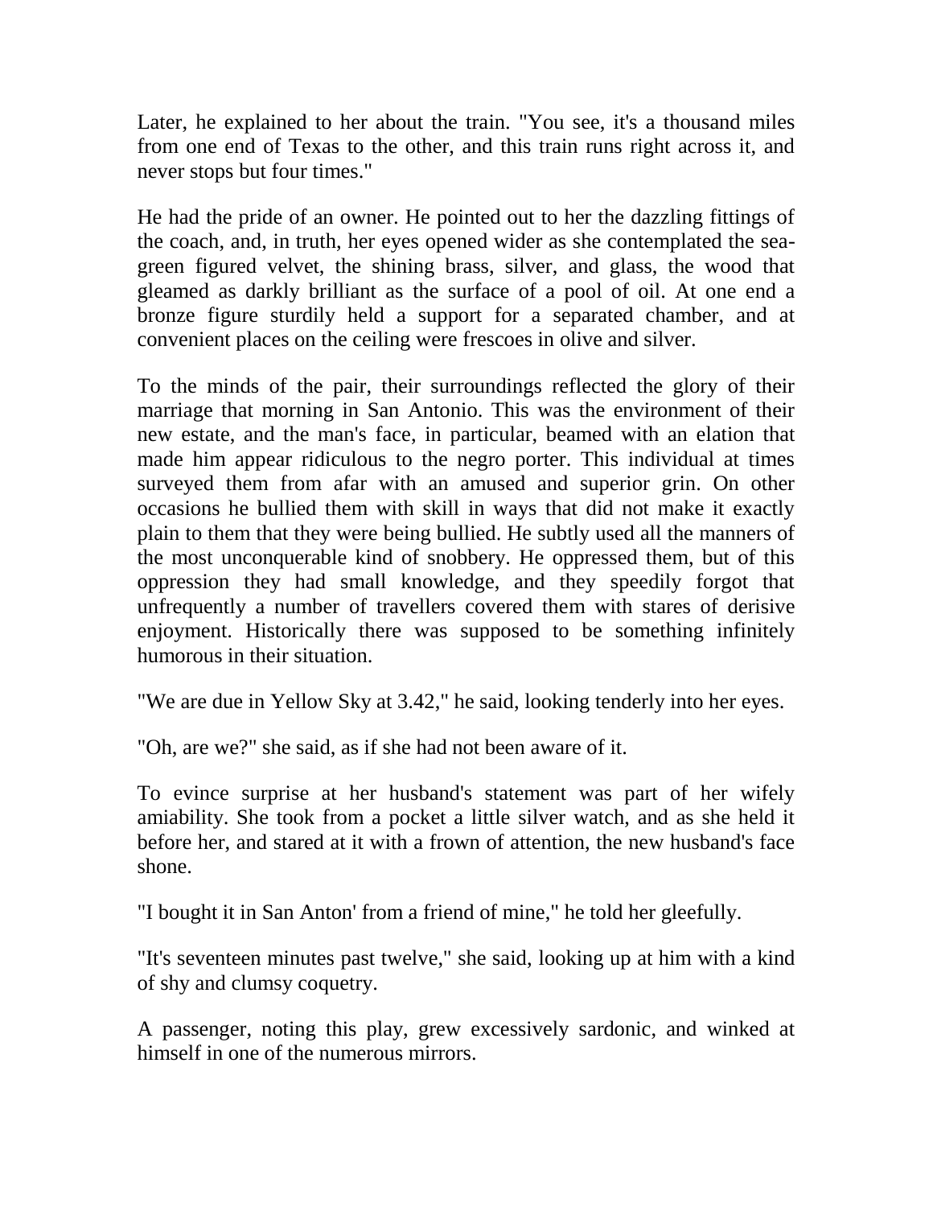Later, he explained to her about the train. "You see, it's a thousand miles from one end of Texas to the other, and this train runs right across it, and never stops but four times."

He had the pride of an owner. He pointed out to her the dazzling fittings of the coach, and, in truth, her eyes opened wider as she contemplated the sea-green figured velvet, the shining brass, silver, and glass, the wood that gleamed as darkly brilliant as the surface of a pool of oil. At one end a bronze figure sturdily held a support for a separated chamber, and at convenient places on the ceiling were frescoes in olive and silver.

To the minds of the pair, their surroundings reflected the glory of their marriage that morning in San Antonio. This was the environment of their new estate, and the man's face, in particular, beamed with an elation that made him appear ridiculous to the negro porter. This individual at times surveyed them from afar with an amused and superior grin. On other occasions he bullied them with skill in ways that did not make it exactly plain to them that they were being bullied. He subtly used all the manners of the most unconquerable kind of snobbery. He oppressed them, but of this oppression they had small knowledge, and they speedily forgot that unfrequently a number of travellers covered them with stares of derisive enjoyment. Historically there was supposed to be something infinitely humorous in their situation.

"We are due in Yellow Sky at 3.42," he said, looking tenderly into her eyes.

"Oh, are we?" she said, as if she had not been aware of it.

To evince surprise at her husband's statement was part of her wifely amiability. She took from a pocket a little silver watch, and as she held it before her, and stared at it with a frown of attention, the new husband's face shone.

"I bought it in San Anton' from a friend of mine," he told her gleefully.

"It's seventeen minutes past twelve," she said, looking up at him with a kind of shy and clumsy coquetry.

A passenger, noting this play, grew excessively sardonic, and winked at himself in one of the numerous mirrors.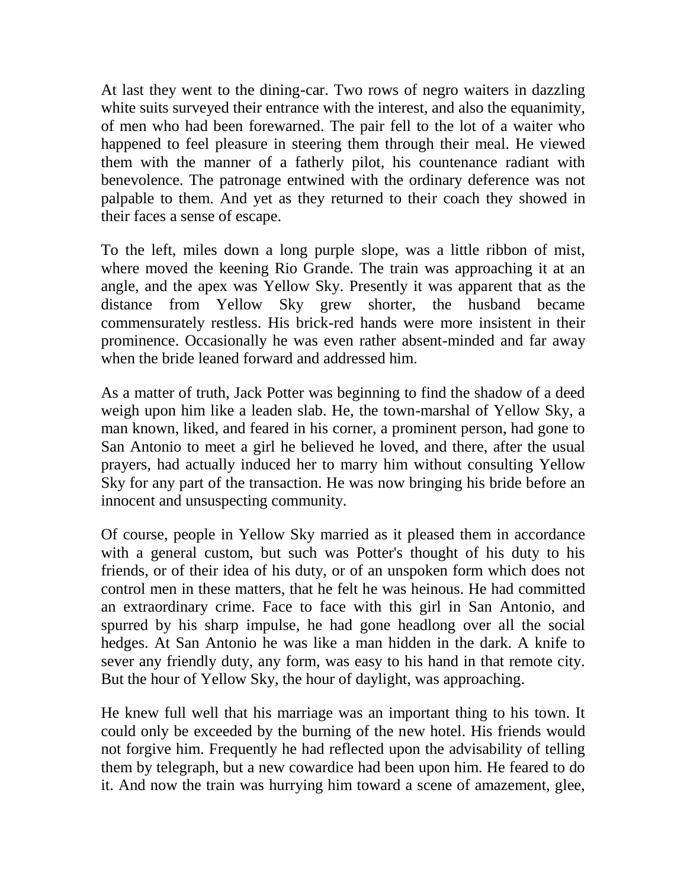At last they went to the dining-car. Two rows of negro waiters in dazzling white suits surveyed their entrance with the interest, and also the equanimity, of men who had been forewarned. The pair fell to the lot of a waiter who happened to feel pleasure in steering them through their meal. He viewed them with the manner of a fatherly pilot, his countenance radiant with benevolence. The patronage entwined with the ordinary deference was not palpable to them. And yet as they returned to their coach they showed in their faces a sense of escape.

To the left, miles down a long purple slope, was a little ribbon of mist, where moved the keening Rio Grande. The train was approaching it at an angle, and the apex was Yellow Sky. Presently it was apparent that as the distance from Yellow Sky grew shorter, the husband became commensurately restless. His brick-red hands were more insistent in their prominence. Occasionally he was even rather absent-minded and far away when the bride leaned forward and addressed him.

As a matter of truth, Jack Potter was beginning to find the shadow of a deed weigh upon him like a leaden slab. He, the town-marshal of Yellow Sky, a man known, liked, and feared in his corner, a prominent person, had gone to San Antonio to meet a girl he believed he loved, and there, after the usual prayers, had actually induced her to marry him without consulting Yellow Sky for any part of the transaction. He was now bringing his bride before an innocent and unsuspecting community.

Of course, people in Yellow Sky married as it pleased them in accordance with a general custom, but such was Potter's thought of his duty to his friends, or of their idea of his duty, or of an unspoken form which does not control men in these matters, that he felt he was heinous. He had committed an extraordinary crime. Face to face with this girl in San Antonio, and spurred by his sharp impulse, he had gone headlong over all the social hedges. At San Antonio he was like a man hidden in the dark. A knife to sever any friendly duty, any form, was easy to his hand in that remote city. But the hour of Yellow Sky, the hour of daylight, was approaching.

He knew full well that his marriage was an important thing to his town. It could only be exceeded by the burning of the new hotel. His friends would not forgive him. Frequently he had reflected upon the advisability of telling them by telegraph, but a new cowardice had been upon him. He feared to do it. And now the train was hurrying him toward a scene of amazement, glee,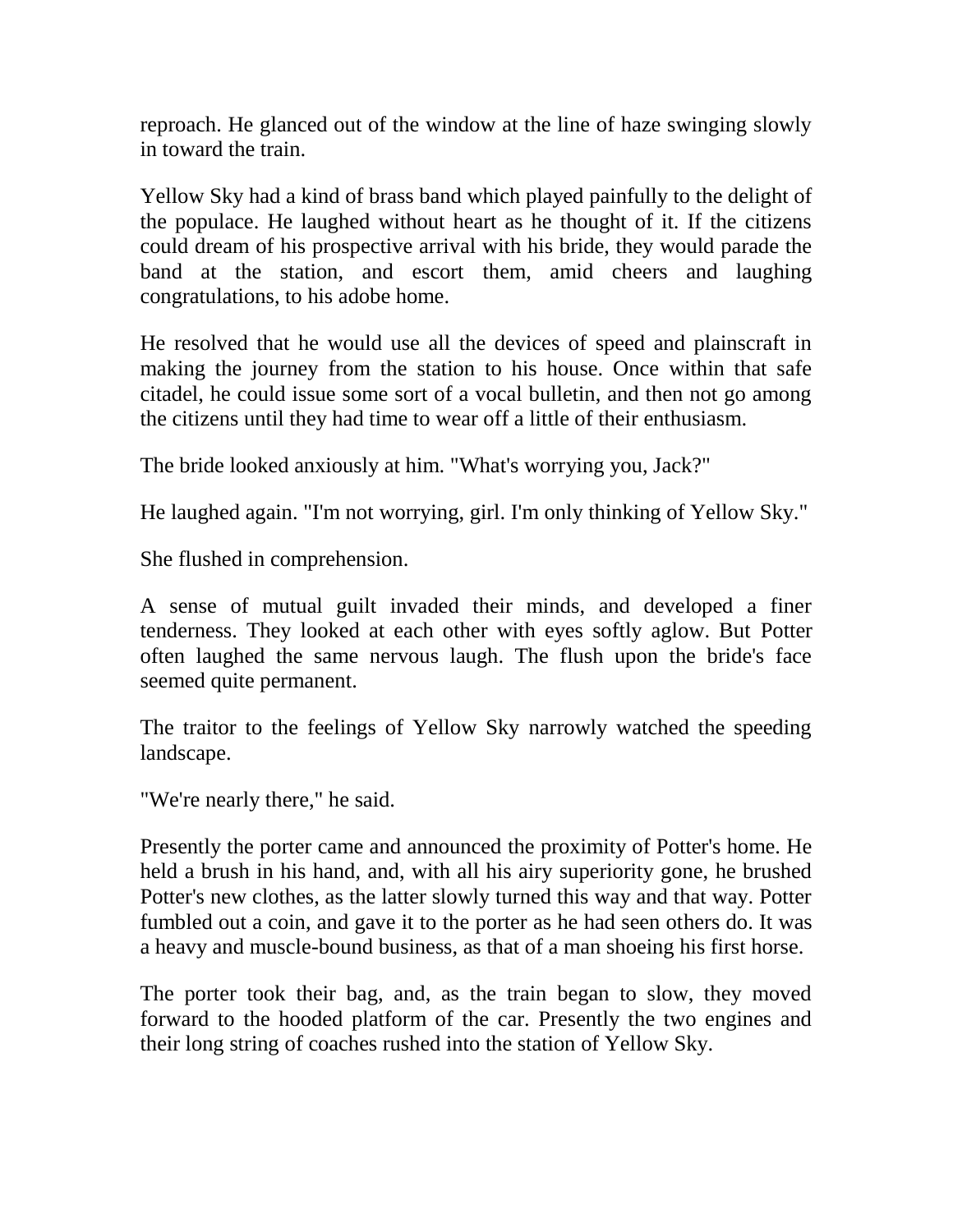reproach. He glanced out of the window at the line of haze swinging slowly in toward the train.

Yellow Sky had a kind of brass band which played painfully to the delight of the populace. He laughed without heart as he thought of it. If the citizens could dream of his prospective arrival with his bride, they would parade the band at the station, and escort them, amid cheers and laughing congratulations, to his adobe home.

He resolved that he would use all the devices of speed and plainscraft in making the journey from the station to his house. Once within that safe citadel, he could issue some sort of a vocal bulletin, and then not go among the citizens until they had time to wear off a little of their enthusiasm.

The bride looked anxiously at him. "What's worrying you, Jack?"

He laughed again. "I'm not worrying, girl. I'm only thinking of Yellow Sky."

She flushed in comprehension.

A sense of mutual guilt invaded their minds, and developed a finer tenderness. They looked at each other with eyes softly aglow. But Potter often laughed the same nervous laugh. The flush upon the bride's face seemed quite permanent.

The traitor to the feelings of Yellow Sky narrowly watched the speeding landscape.

"We're nearly there," he said.

Presently the porter came and announced the proximity of Potter's home. He held a brush in his hand, and, with all his airy superiority gone, he brushed Potter's new clothes, as the latter slowly turned this way and that way. Potter fumbled out a coin, and gave it to the porter as he had seen others do. It was a heavy and muscle-bound business, as that of a man shoeing his first horse.

The porter took their bag, and, as the train began to slow, they moved forward to the hooded platform of the car. Presently the two engines and their long string of coaches rushed into the station of Yellow Sky.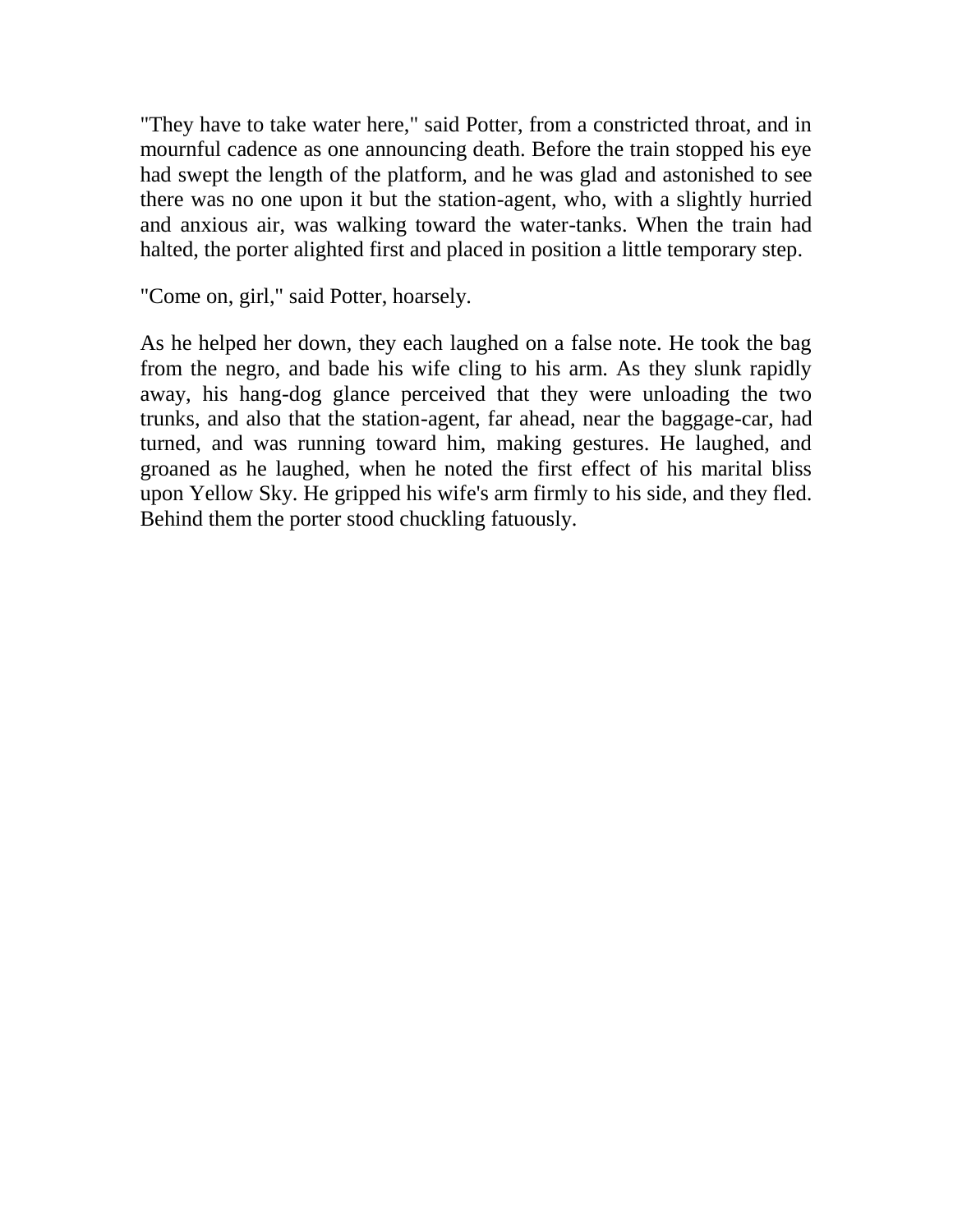"They have to take water here," said Potter, from a constricted throat, and in mournful cadence as one announcing death. Before the train stopped his eye had swept the length of the platform, and he was glad and astonished to see there was no one upon it but the station-agent, who, with a slightly hurried and anxious air, was walking toward the water-tanks. When the train had halted, the porter alighted first and placed in position a little temporary step.

"Come on, girl," said Potter, hoarsely.

As he helped her down, they each laughed on a false note. He took the bag from the negro, and bade his wife cling to his arm. As they slunk rapidly away, his hang-dog glance perceived that they were unloading the two trunks, and also that the station-agent, far ahead, near the baggage-car, had turned, and was running toward him, making gestures. He laughed, and groaned as he laughed, when he noted the first effect of his marital bliss upon Yellow Sky. He gripped his wife's arm firmly to his side, and they fled. Behind them the porter stood chuckling fatuously.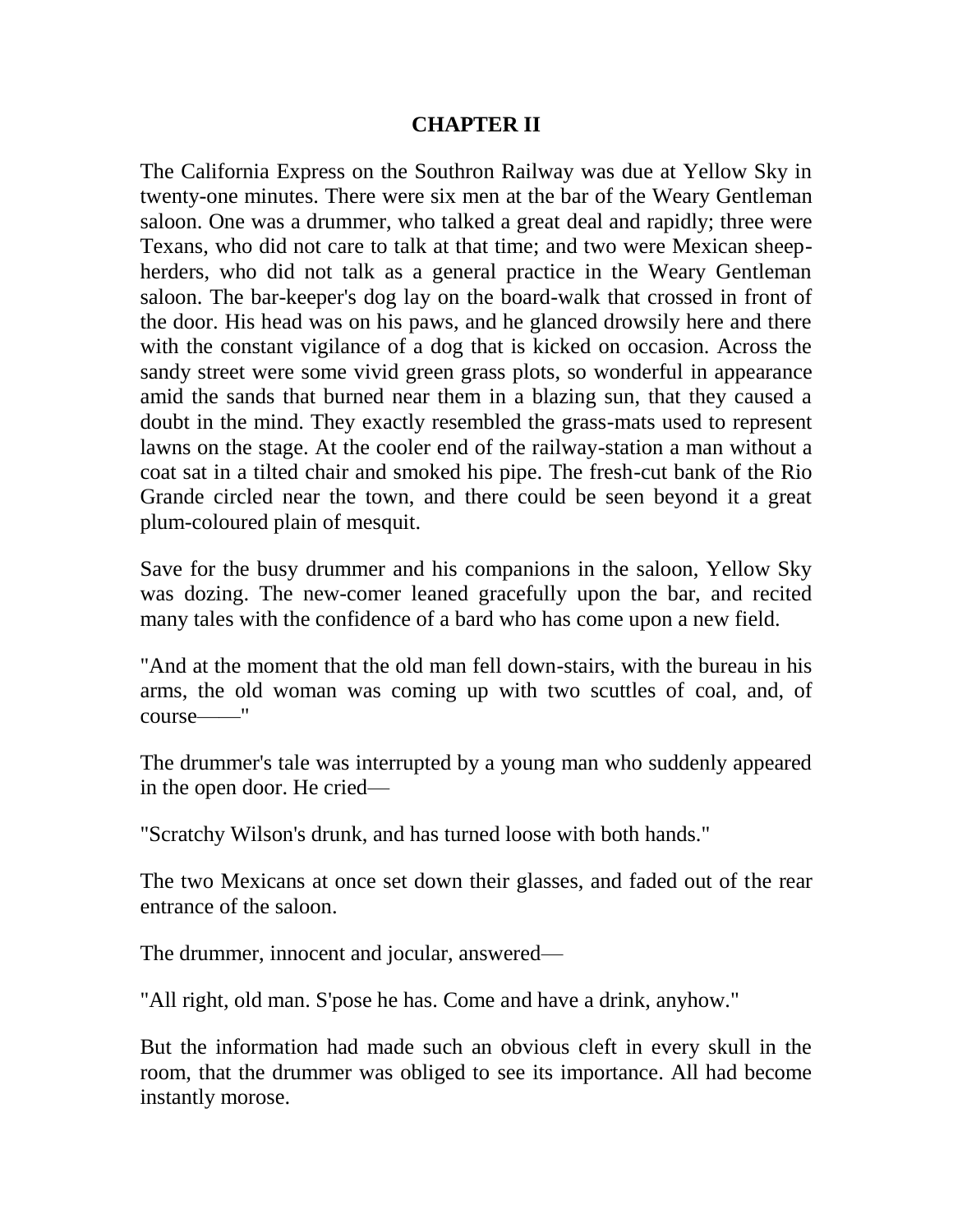## CHAPTER II

The California Express on the Southron Railway was due at Yellow Sky in twenty-one minutes. There were six men at the bar of the Weary Gentleman saloon. One was a drummer, who talked a great deal and rapidly; three were Texans, who did not care to talk at that time; and two were Mexican sheep-herders, who did not talk as a general practice in the Weary Gentleman saloon. The bar-keeper's dog lay on the board-walk that crossed in front of the door. His head was on his paws, and he glanced drowsily here and there with the constant vigilance of a dog that is kicked on occasion. Across the sandy street were some vivid green grass plots, so wonderful in appearance amid the sands that burned near them in a blazing sun, that they caused a doubt in the mind. They exactly resembled the grass-mats used to represent lawns on the stage. At the cooler end of the railway-station a man without a coat sat in a tilted chair and smoked his pipe. The fresh-cut bank of the Rio Grande circled near the town, and there could be seen beyond it a great plum-coloured plain of mesquit.

Save for the busy drummer and his companions in the saloon, Yellow Sky was dozing. The new-comer leaned gracefully upon the bar, and recited many tales with the confidence of a bard who has come upon a new field.

"And at the moment that the old man fell down-stairs, with the bureau in his arms, the old woman was coming up with two scuttles of coal, and, of course——"

The drummer's tale was interrupted by a young man who suddenly appeared in the open door. He cried—

"Scratchy Wilson's drunk, and has turned loose with both hands."

The two Mexicans at once set down their glasses, and faded out of the rear entrance of the saloon.

The drummer, innocent and jocular, answered—

"All right, old man. S'pose he has. Come and have a drink, anyhow."

But the information had made such an obvious cleft in every skull in the room, that the drummer was obliged to see its importance. All had become instantly morose.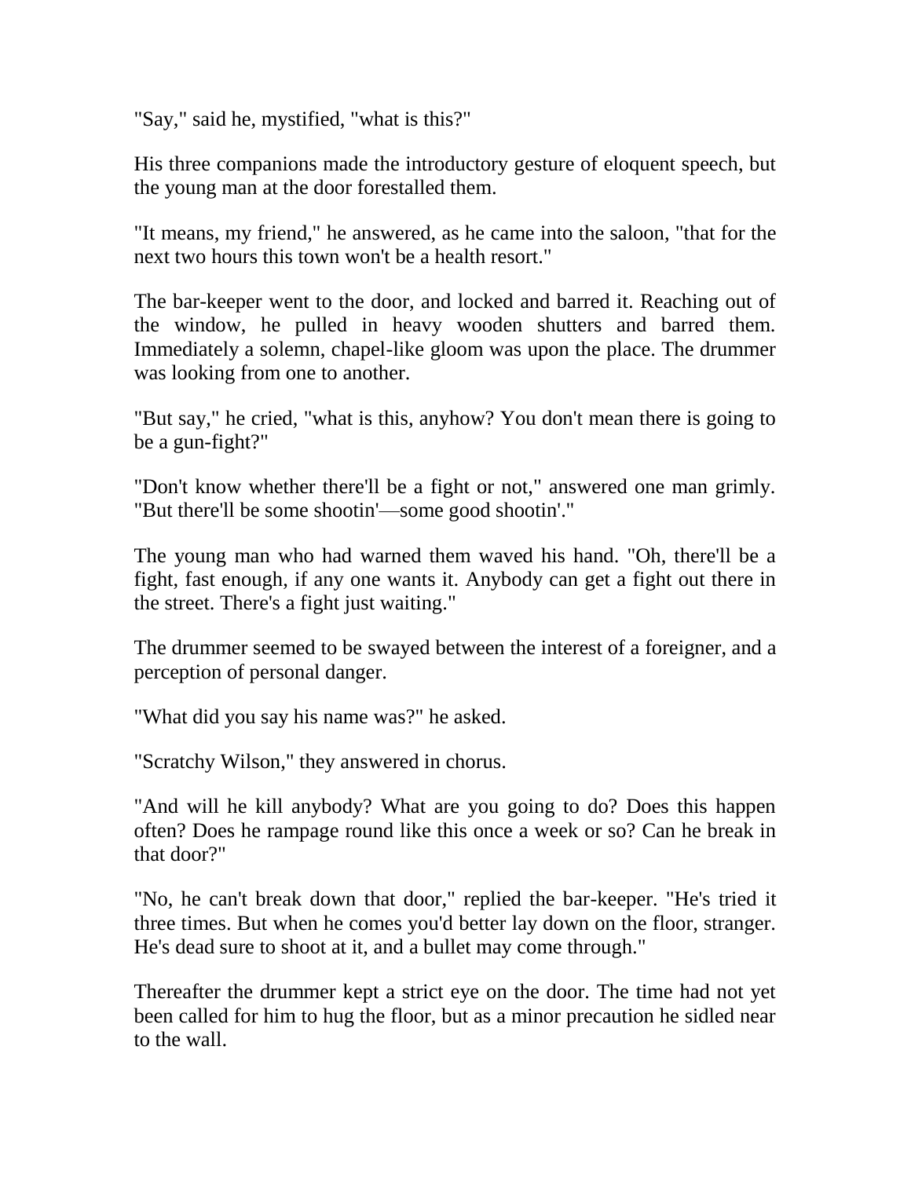"Say," said he, mystified, "what is this?"

His three companions made the introductory gesture of eloquent speech, but the young man at the door forestalled them.

"It means, my friend," he answered, as he came into the saloon, "that for the next two hours this town won't be a health resort."

The bar-keeper went to the door, and locked and barred it. Reaching out of the window, he pulled in heavy wooden shutters and barred them. Immediately a solemn, chapel-like gloom was upon the place. The drummer was looking from one to another.

"But say," he cried, "what is this, anyhow? You don't mean there is going to be a gun-fight?"

"Don't know whether there'll be a fight or not," answered one man grimly. "But there'll be some shootin'—some good shootin'."

The young man who had warned them waved his hand. "Oh, there'll be a fight, fast enough, if any one wants it. Anybody can get a fight out there in the street. There's a fight just waiting."

The drummer seemed to be swayed between the interest of a foreigner, and a perception of personal danger.

"What did you say his name was?" he asked.

"Scratchy Wilson," they answered in chorus.

"And will he kill anybody? What are you going to do? Does this happen often? Does he rampage round like this once a week or so? Can he break in that door?"

"No, he can't break down that door," replied the bar-keeper. "He's tried it three times. But when he comes you'd better lay down on the floor, stranger. He's dead sure to shoot at it, and a bullet may come through."

Thereafter the drummer kept a strict eye on the door. The time had not yet been called for him to hug the floor, but as a minor precaution he sidled near to the wall.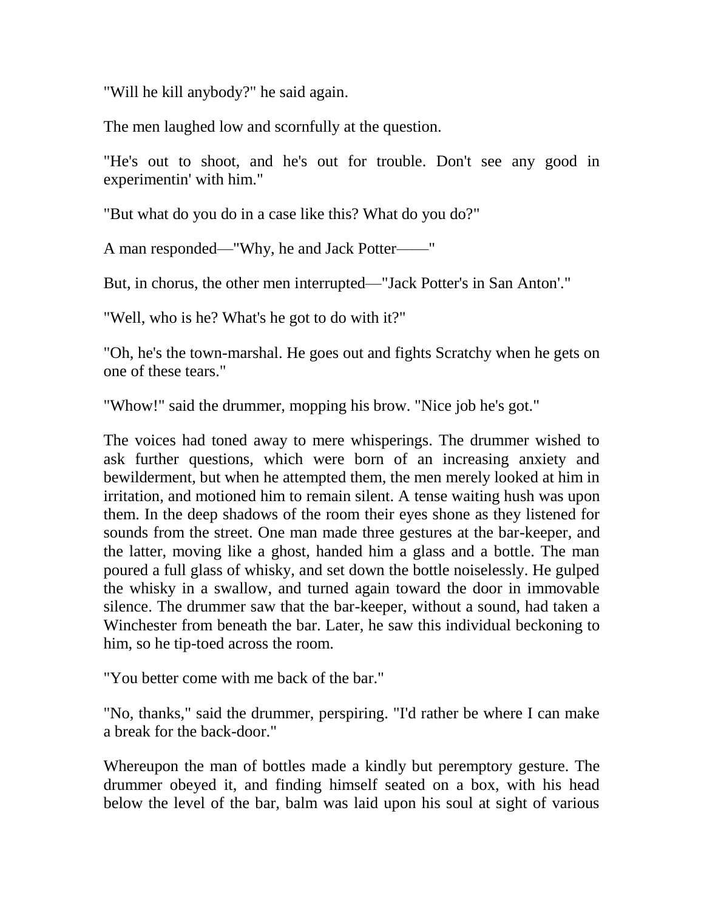"Will he kill anybody?" he said again.

The men laughed low and scornfully at the question.

"He's out to shoot, and he's out for trouble. Don't see any good in experimentin' with him."

"But what do you do in a case like this? What do you do?"

A man responded—"Why, he and Jack Potter——"

But, in chorus, the other men interrupted—"Jack Potter's in San Anton'."

"Well, who is he? What's he got to do with it?"

"Oh, he's the town-marshal. He goes out and fights Scratchy when he gets on one of these tears."

"Whow!" said the drummer, mopping his brow. "Nice job he's got."

The voices had toned away to mere whisperings. The drummer wished to ask further questions, which were born of an increasing anxiety and bewilderment, but when he attempted them, the men merely looked at him in irritation, and motioned him to remain silent. A tense waiting hush was upon them. In the deep shadows of the room their eyes shone as they listened for sounds from the street. One man made three gestures at the bar-keeper, and the latter, moving like a ghost, handed him a glass and a bottle. The man poured a full glass of whisky, and set down the bottle noiselessly. He gulped the whisky in a swallow, and turned again toward the door in immovable silence. The drummer saw that the bar-keeper, without a sound, had taken a Winchester from beneath the bar. Later, he saw this individual beckoning to him, so he tip-toed across the room.

"You better come with me back of the bar."

"No, thanks," said the drummer, perspiring. "I'd rather be where I can make a break for the back-door."

Whereupon the man of bottles made a kindly but peremptory gesture. The drummer obeyed it, and finding himself seated on a box, with his head below the level of the bar, balm was laid upon his soul at sight of various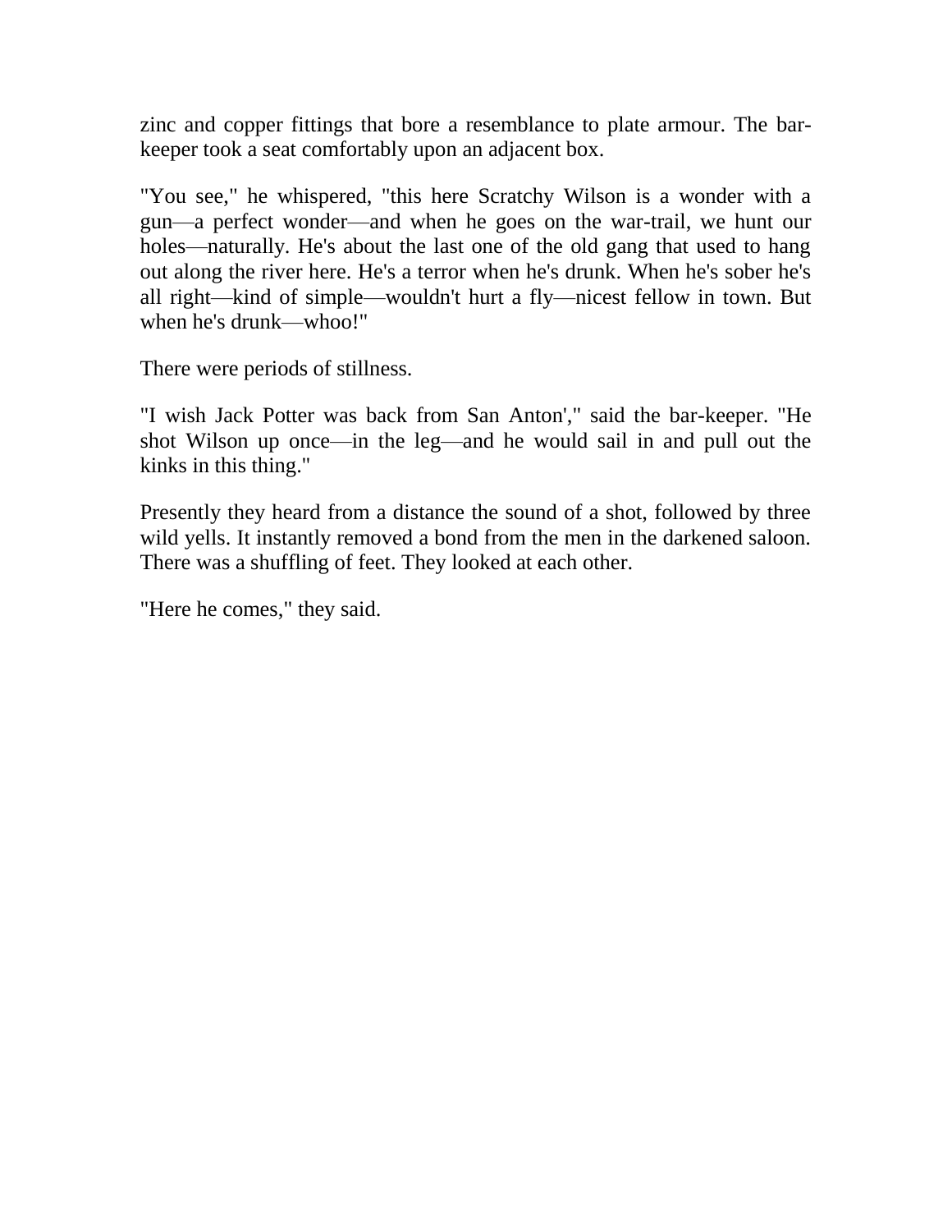zinc and copper fittings that bore a resemblance to plate armour. The bar-keeper took a seat comfortably upon an adjacent box.

"You see," he whispered, "this here Scratchy Wilson is a wonder with a gun—a perfect wonder—and when he goes on the war-trail, we hunt our holes—naturally. He's about the last one of the old gang that used to hang out along the river here. He's a terror when he's drunk. When he's sober he's all right—kind of simple—wouldn't hurt a fly—nicest fellow in town. But when he's drunk—whoo!"

There were periods of stillness.

"I wish Jack Potter was back from San Anton'," said the bar-keeper. "He shot Wilson up once—in the leg—and he would sail in and pull out the kinks in this thing."

Presently they heard from a distance the sound of a shot, followed by three wild yells. It instantly removed a bond from the men in the darkened saloon. There was a shuffling of feet. They looked at each other.

"Here he comes," they said.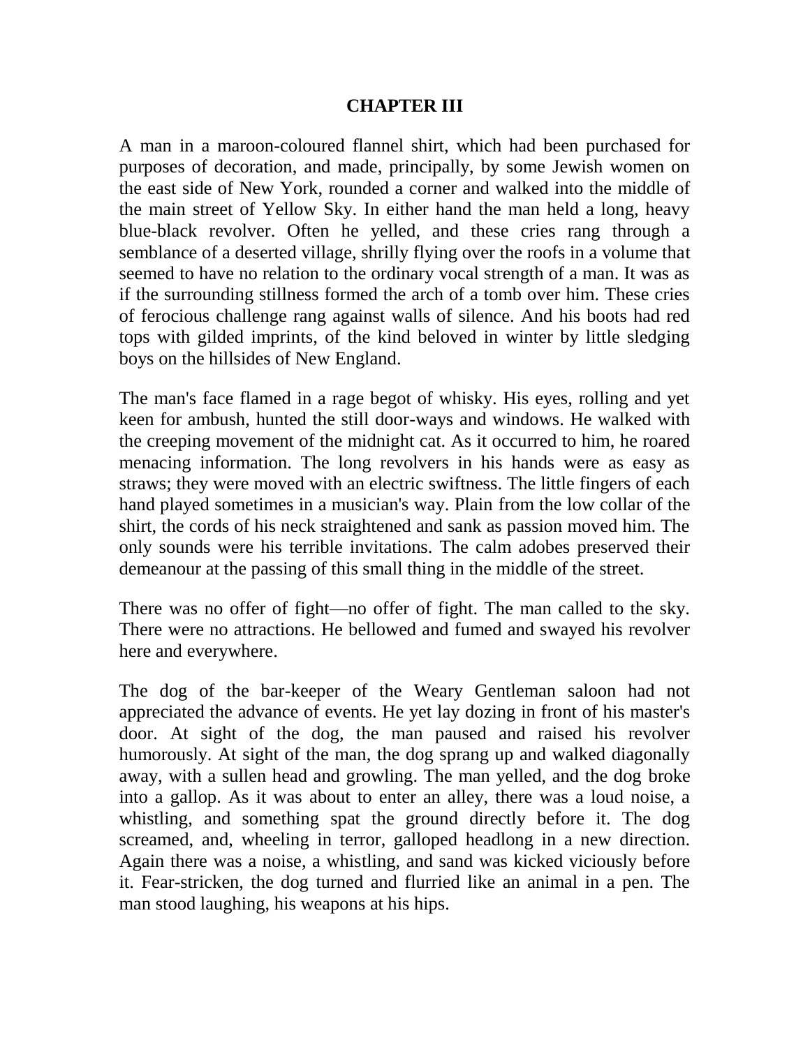## CHAPTER III

A man in a maroon-coloured flannel shirt, which had been purchased for purposes of decoration, and made, principally, by some Jewish women on the east side of New York, rounded a corner and walked into the middle of the main street of Yellow Sky. In either hand the man held a long, heavy blue-black revolver. Often he yelled, and these cries rang through a semblance of a deserted village, shrilly flying over the roofs in a volume that seemed to have no relation to the ordinary vocal strength of a man. It was as if the surrounding stillness formed the arch of a tomb over him. These cries of ferocious challenge rang against walls of silence. And his boots had red tops with gilded imprints, of the kind beloved in winter by little sledging boys on the hillsides of New England.

The man's face flamed in a rage begot of whisky. His eyes, rolling and yet keen for ambush, hunted the still door-ways and windows. He walked with the creeping movement of the midnight cat. As it occurred to him, he roared menacing information. The long revolvers in his hands were as easy as straws; they were moved with an electric swiftness. The little fingers of each hand played sometimes in a musician's way. Plain from the low collar of the shirt, the cords of his neck straightened and sank as passion moved him. The only sounds were his terrible invitations. The calm adobes preserved their demeanour at the passing of this small thing in the middle of the street.

There was no offer of fight—no offer of fight. The man called to the sky. There were no attractions. He bellowed and fumed and swayed his revolver here and everywhere.

The dog of the bar-keeper of the Weary Gentleman saloon had not appreciated the advance of events. He yet lay dozing in front of his master's door. At sight of the dog, the man paused and raised his revolver humorously. At sight of the man, the dog sprang up and walked diagonally away, with a sullen head and growling. The man yelled, and the dog broke into a gallop. As it was about to enter an alley, there was a loud noise, a whistling, and something spat the ground directly before it. The dog screamed, and, wheeling in terror, galloped headlong in a new direction. Again there was a noise, a whistling, and sand was kicked viciously before it. Fear-stricken, the dog turned and flurried like an animal in a pen. The man stood laughing, his weapons at his hips.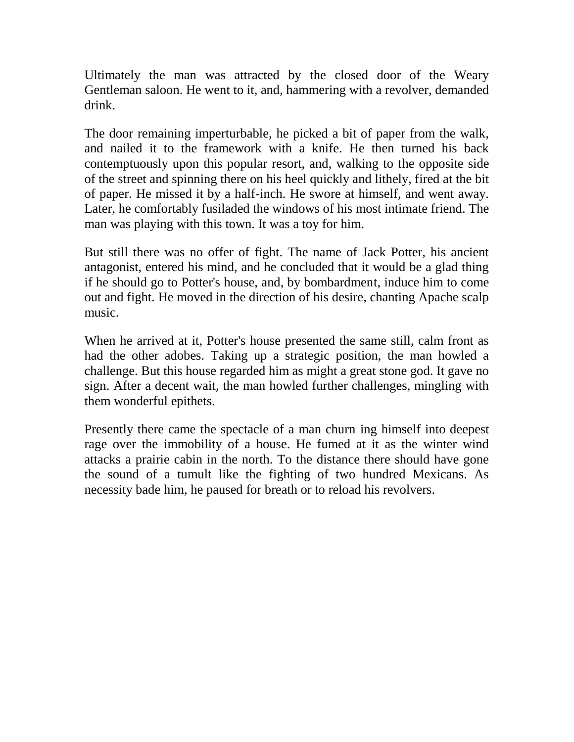Ultimately the man was attracted by the closed door of the Weary Gentleman saloon. He went to it, and, hammering with a revolver, demanded drink.

The door remaining imperturbable, he picked a bit of paper from the walk, and nailed it to the framework with a knife. He then turned his back contemptuously upon this popular resort, and, walking to the opposite side of the street and spinning there on his heel quickly and lithely, fired at the bit of paper. He missed it by a half-inch. He swore at himself, and went away. Later, he comfortably fusiladed the windows of his most intimate friend. The man was playing with this town. It was a toy for him.

But still there was no offer of fight. The name of Jack Potter, his ancient antagonist, entered his mind, and he concluded that it would be a glad thing if he should go to Potter's house, and, by bombardment, induce him to come out and fight. He moved in the direction of his desire, chanting Apache scalp music.

When he arrived at it, Potter's house presented the same still, calm front as had the other adobes. Taking up a strategic position, the man howled a challenge. But this house regarded him as might a great stone god. It gave no sign. After a decent wait, the man howled further challenges, mingling with them wonderful epithets.

Presently there came the spectacle of a man churn ing himself into deepest rage over the immobility of a house. He fumed at it as the winter wind attacks a prairie cabin in the north. To the distance there should have gone the sound of a tumult like the fighting of two hundred Mexicans. As necessity bade him, he paused for breath or to reload his revolvers.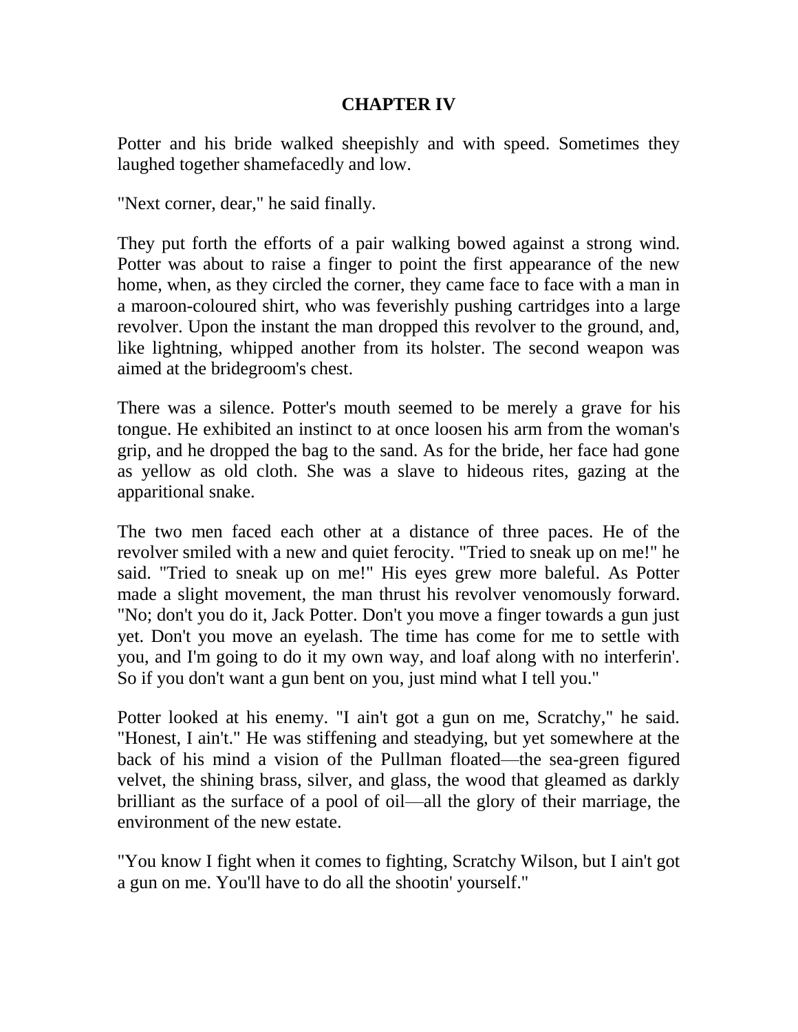## CHAPTER IV

Potter and his bride walked sheepishly and with speed. Sometimes they laughed together shamefacedly and low.

"Next corner, dear," he said finally.

They put forth the efforts of a pair walking bowed against a strong wind. Potter was about to raise a finger to point the first appearance of the new home, when, as they circled the corner, they came face to face with a man in a maroon-coloured shirt, who was feverishly pushing cartridges into a large revolver. Upon the instant the man dropped this revolver to the ground, and, like lightning, whipped another from its holster. The second weapon was aimed at the bridegroom's chest.

There was a silence. Potter's mouth seemed to be merely a grave for his tongue. He exhibited an instinct to at once loosen his arm from the woman's grip, and he dropped the bag to the sand. As for the bride, her face had gone as yellow as old cloth. She was a slave to hideous rites, gazing at the apparitional snake.

The two men faced each other at a distance of three paces. He of the revolver smiled with a new and quiet ferocity. "Tried to sneak up on me!" he said. "Tried to sneak up on me!" His eyes grew more baleful. As Potter made a slight movement, the man thrust his revolver venomously forward. "No; don't you do it, Jack Potter. Don't you move a finger towards a gun just yet. Don't you move an eyelash. The time has come for me to settle with you, and I'm going to do it my own way, and loaf along with no interferin'. So if you don't want a gun bent on you, just mind what I tell you."

Potter looked at his enemy. "I ain't got a gun on me, Scratchy," he said. "Honest, I ain't." He was stiffening and steadying, but yet somewhere at the back of his mind a vision of the Pullman floated—the sea-green figured velvet, the shining brass, silver, and glass, the wood that gleamed as darkly brilliant as the surface of a pool of oil—all the glory of their marriage, the environment of the new estate.

"You know I fight when it comes to fighting, Scratchy Wilson, but I ain't got a gun on me. You'll have to do all the shootin' yourself."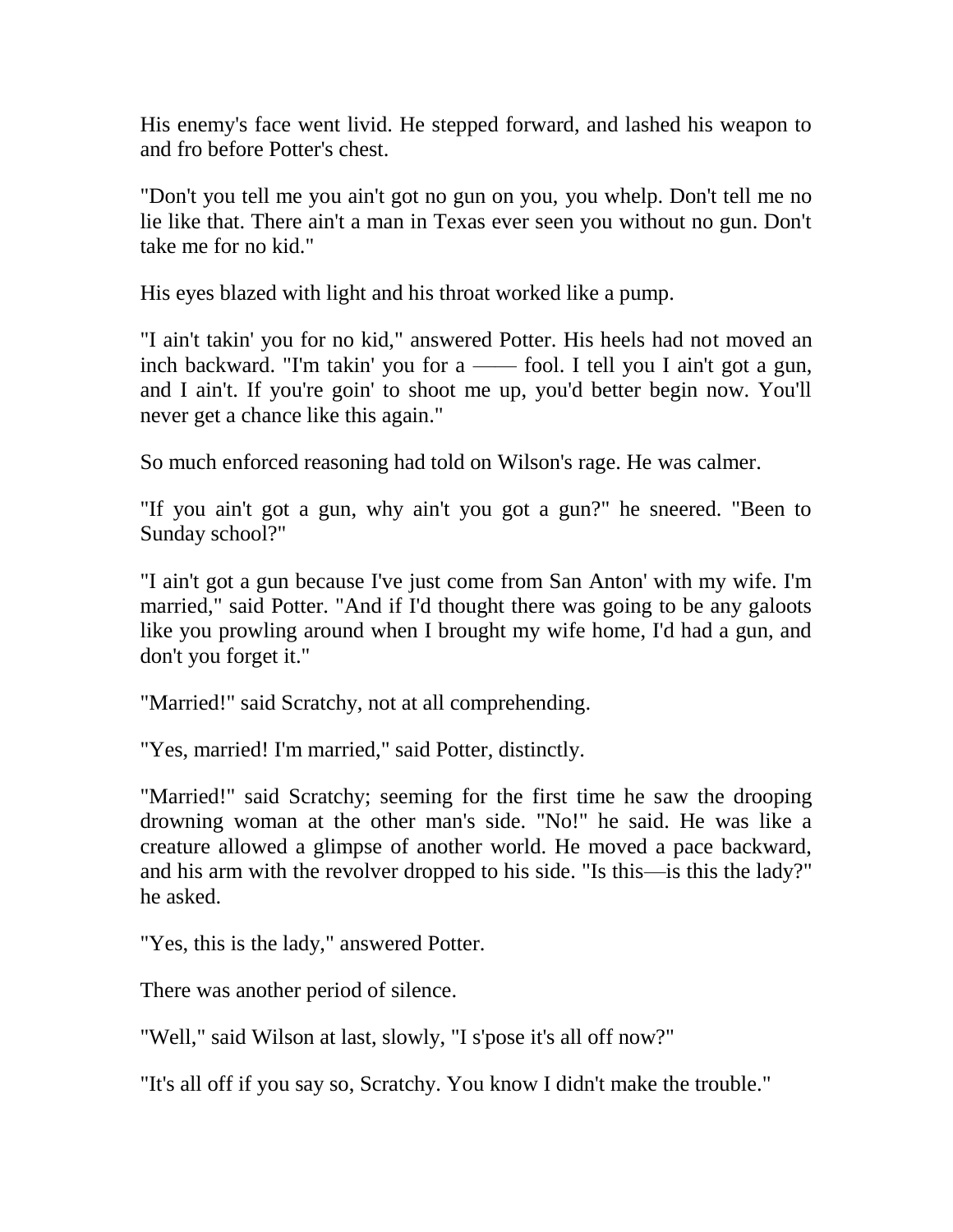His enemy's face went livid. He stepped forward, and lashed his weapon to and fro before Potter's chest.

"Don't you tell me you ain't got no gun on you, you whelp. Don't tell me no lie like that. There ain't a man in Texas ever seen you without no gun. Don't take me for no kid."

His eyes blazed with light and his throat worked like a pump.

"I ain't takin' you for no kid," answered Potter. His heels had not moved an inch backward. "I'm takin' you for a —— fool. I tell you I ain't got a gun, and I ain't. If you're goin' to shoot me up, you'd better begin now. You'll never get a chance like this again."

So much enforced reasoning had told on Wilson's rage. He was calmer.

"If you ain't got a gun, why ain't you got a gun?" he sneered. "Been to Sunday school?"

"I ain't got a gun because I've just come from San Anton' with my wife. I'm married," said Potter. "And if I'd thought there was going to be any galoots like you prowling around when I brought my wife home, I'd had a gun, and don't you forget it."

"Married!" said Scratchy, not at all comprehending.

"Yes, married! I'm married," said Potter, distinctly.

"Married!" said Scratchy; seeming for the first time he saw the drooping drowning woman at the other man's side. "No!" he said. He was like a creature allowed a glimpse of another world. He moved a pace backward, and his arm with the revolver dropped to his side. "Is this—is this the lady?" he asked.

"Yes, this is the lady," answered Potter.

There was another period of silence.

"Well," said Wilson at last, slowly, "I s'pose it's all off now?"

"It's all off if you say so, Scratchy. You know I didn't make the trouble."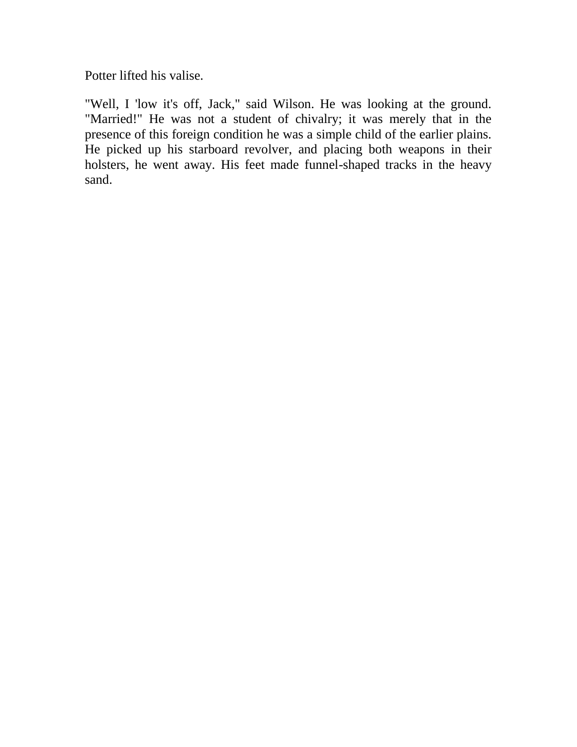Potter lifted his valise.

"Well, I 'low it's off, Jack," said Wilson. He was looking at the ground. "Married!" He was not a student of chivalry; it was merely that in the presence of this foreign condition he was a simple child of the earlier plains. He picked up his starboard revolver, and placing both weapons in their holsters, he went away. His feet made funnel-shaped tracks in the heavy sand.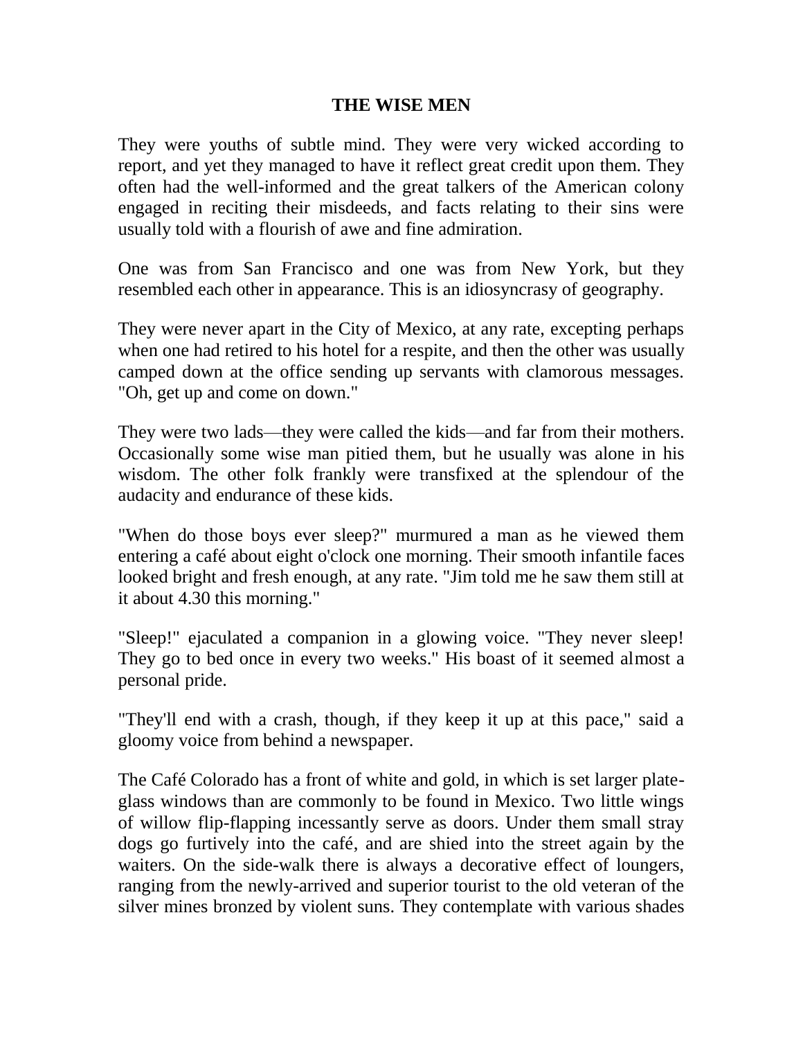# THE WISE MEN

They were youths of subtle mind. They were very wicked according to report, and yet they managed to have it reflect great credit upon them. They often had the well-informed and the great talkers of the American colony engaged in reciting their misdeeds, and facts relating to their sins were usually told with a flourish of awe and fine admiration.

One was from San Francisco and one was from New York, but they resembled each other in appearance. This is an idiosyncrasy of geography.

They were never apart in the City of Mexico, at any rate, excepting perhaps when one had retired to his hotel for a respite, and then the other was usually camped down at the office sending up servants with clamorous messages. "Oh, get up and come on down."

They were two lads—they were called the kids—and far from their mothers. Occasionally some wise man pitied them, but he usually was alone in his wisdom. The other folk frankly were transfixed at the splendour of the audacity and endurance of these kids.

"When do those boys ever sleep?" murmured a man as he viewed them entering a café about eight o'clock one morning. Their smooth infantile faces looked bright and fresh enough, at any rate. "Jim told me he saw them still at it about 4.30 this morning."

"Sleep!" ejaculated a companion in a glowing voice. "They never sleep! They go to bed once in every two weeks." His boast of it seemed almost a personal pride.

"They'll end with a crash, though, if they keep it up at this pace," said a gloomy voice from behind a newspaper.

The Café Colorado has a front of white and gold, in which is set larger plate-glass windows than are commonly to be found in Mexico. Two little wings of willow flip-flapping incessantly serve as doors. Under them small stray dogs go furtively into the café, and are shied into the street again by the waiters. On the side-walk there is always a decorative effect of loungers, ranging from the newly-arrived and superior tourist to the old veteran of the silver mines bronzed by violent suns. They contemplate with various shades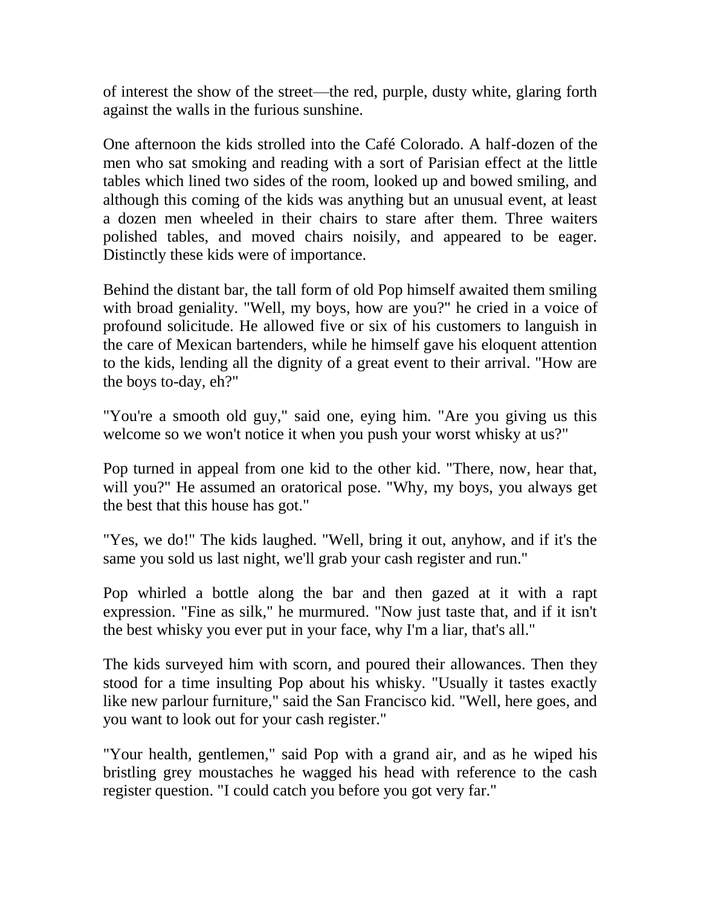of interest the show of the street—the red, purple, dusty white, glaring forth against the walls in the furious sunshine.

One afternoon the kids strolled into the Café Colorado. A half-dozen of the men who sat smoking and reading with a sort of Parisian effect at the little tables which lined two sides of the room, looked up and bowed smiling, and although this coming of the kids was anything but an unusual event, at least a dozen men wheeled in their chairs to stare after them. Three waiters polished tables, and moved chairs noisily, and appeared to be eager. Distinctly these kids were of importance.

Behind the distant bar, the tall form of old Pop himself awaited them smiling with broad geniality. "Well, my boys, how are you?" he cried in a voice of profound solicitude. He allowed five or six of his customers to languish in the care of Mexican bartenders, while he himself gave his eloquent attention to the kids, lending all the dignity of a great event to their arrival. "How are the boys to-day, eh?"

"You're a smooth old guy," said one, eying him. "Are you giving us this welcome so we won't notice it when you push your worst whisky at us?"

Pop turned in appeal from one kid to the other kid. "There, now, hear that, will you?" He assumed an oratorical pose. "Why, my boys, you always get the best that this house has got."

"Yes, we do!" The kids laughed. "Well, bring it out, anyhow, and if it's the same you sold us last night, we'll grab your cash register and run."

Pop whirled a bottle along the bar and then gazed at it with a rapt expression. "Fine as silk," he murmured. "Now just taste that, and if it isn't the best whisky you ever put in your face, why I'm a liar, that's all."

The kids surveyed him with scorn, and poured their allowances. Then they stood for a time insulting Pop about his whisky. "Usually it tastes exactly like new parlour furniture," said the San Francisco kid. "Well, here goes, and you want to look out for your cash register."

"Your health, gentlemen," said Pop with a grand air, and as he wiped his bristling grey moustaches he wagged his head with reference to the cash register question. "I could catch you before you got very far."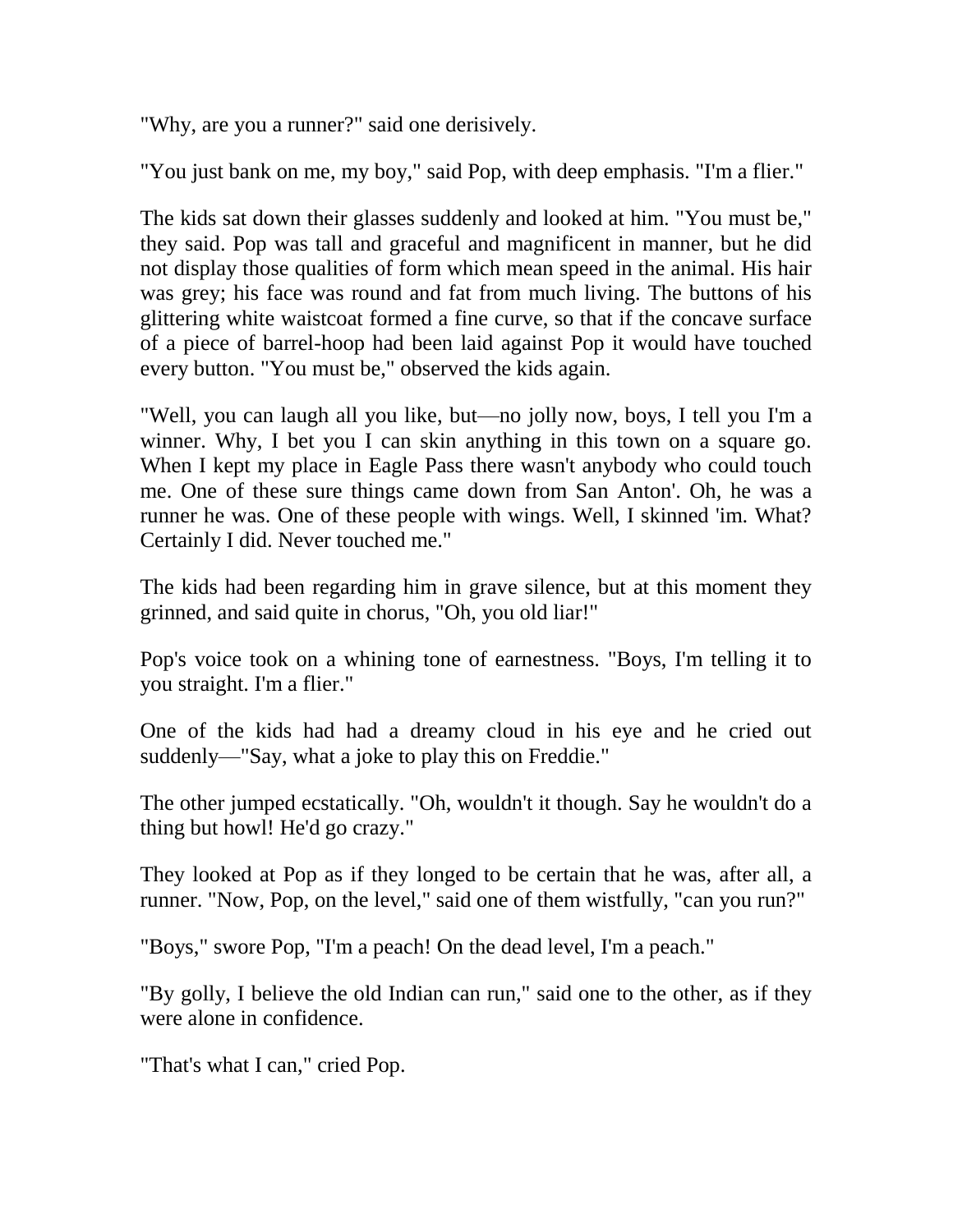"Why, are you a runner?" said one derisively.

"You just bank on me, my boy," said Pop, with deep emphasis. "I'm a flier."

The kids sat down their glasses suddenly and looked at him. "You must be," they said. Pop was tall and graceful and magnificent in manner, but he did not display those qualities of form which mean speed in the animal. His hair was grey; his face was round and fat from much living. The buttons of his glittering white waistcoat formed a fine curve, so that if the concave surface of a piece of barrel-hoop had been laid against Pop it would have touched every button. "You must be," observed the kids again.

"Well, you can laugh all you like, but—no jolly now, boys, I tell you I'm a winner. Why, I bet you I can skin anything in this town on a square go. When I kept my place in Eagle Pass there wasn't anybody who could touch me. One of these sure things came down from San Anton'. Oh, he was a runner he was. One of these people with wings. Well, I skinned 'im. What? Certainly I did. Never touched me."

The kids had been regarding him in grave silence, but at this moment they grinned, and said quite in chorus, "Oh, you old liar!"

Pop's voice took on a whining tone of earnestness. "Boys, I'm telling it to you straight. I'm a flier."

One of the kids had had a dreamy cloud in his eye and he cried out suddenly—"Say, what a joke to play this on Freddie."

The other jumped ecstatically. "Oh, wouldn't it though. Say he wouldn't do a thing but howl! He'd go crazy."

They looked at Pop as if they longed to be certain that he was, after all, a runner. "Now, Pop, on the level," said one of them wistfully, "can you run?"

"Boys," swore Pop, "I'm a peach! On the dead level, I'm a peach."

"By golly, I believe the old Indian can run," said one to the other, as if they were alone in confidence.

"That's what I can," cried Pop.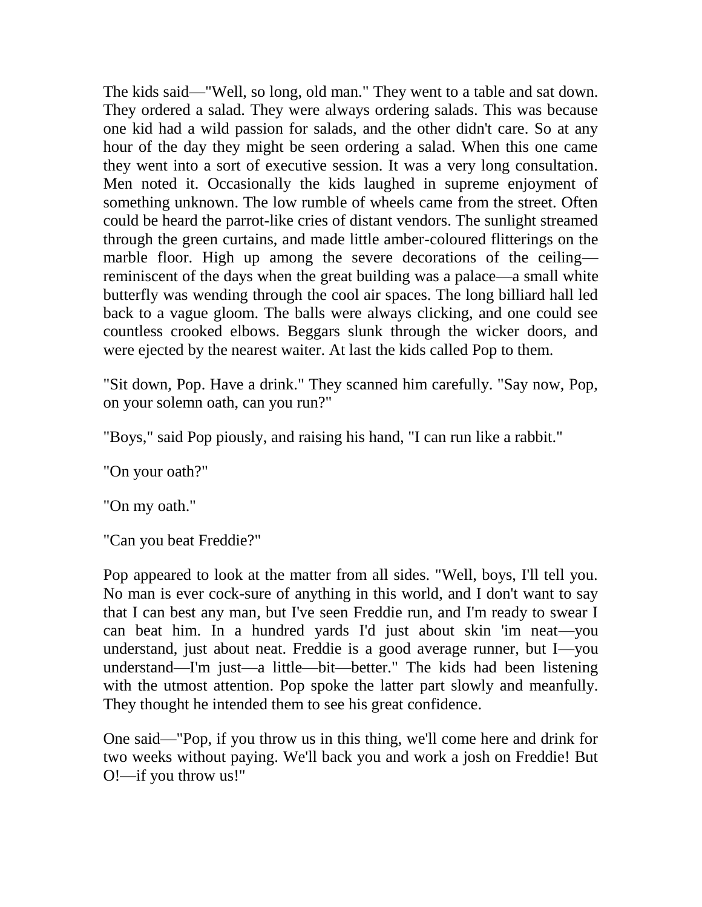The kids said—"Well, so long, old man." They went to a table and sat down. They ordered a salad. They were always ordering salads. This was because one kid had a wild passion for salads, and the other didn't care. So at any hour of the day they might be seen ordering a salad. When this one came they went into a sort of executive session. It was a very long consultation. Men noted it. Occasionally the kids laughed in supreme enjoyment of something unknown. The low rumble of wheels came from the street. Often could be heard the parrot-like cries of distant vendors. The sunlight streamed through the green curtains, and made little amber-coloured flitterings on the marble floor. High up among the severe decorations of the ceiling—reminiscent of the days when the great building was a palace—a small white butterfly was wending through the cool air spaces. The long billiard hall led back to a vague gloom. The balls were always clicking, and one could see countless crooked elbows. Beggars slunk through the wicker doors, and were ejected by the nearest waiter. At last the kids called Pop to them.

"Sit down, Pop. Have a drink." They scanned him carefully. "Say now, Pop, on your solemn oath, can you run?"

"Boys," said Pop piously, and raising his hand, "I can run like a rabbit."

"On your oath?"

"On my oath."

"Can you beat Freddie?"

Pop appeared to look at the matter from all sides. "Well, boys, I'll tell you. No man is ever cock-sure of anything in this world, and I don't want to say that I can best any man, but I've seen Freddie run, and I'm ready to swear I can beat him. In a hundred yards I'd just about skin 'im neat—you understand, just about neat. Freddie is a good average runner, but I—you understand—I'm just—a little—bit—better." The kids had been listening with the utmost attention. Pop spoke the latter part slowly and meanfully. They thought he intended them to see his great confidence.

One said—"Pop, if you throw us in this thing, we'll come here and drink for two weeks without paying. We'll back you and work a josh on Freddie! But O!—if you throw us!"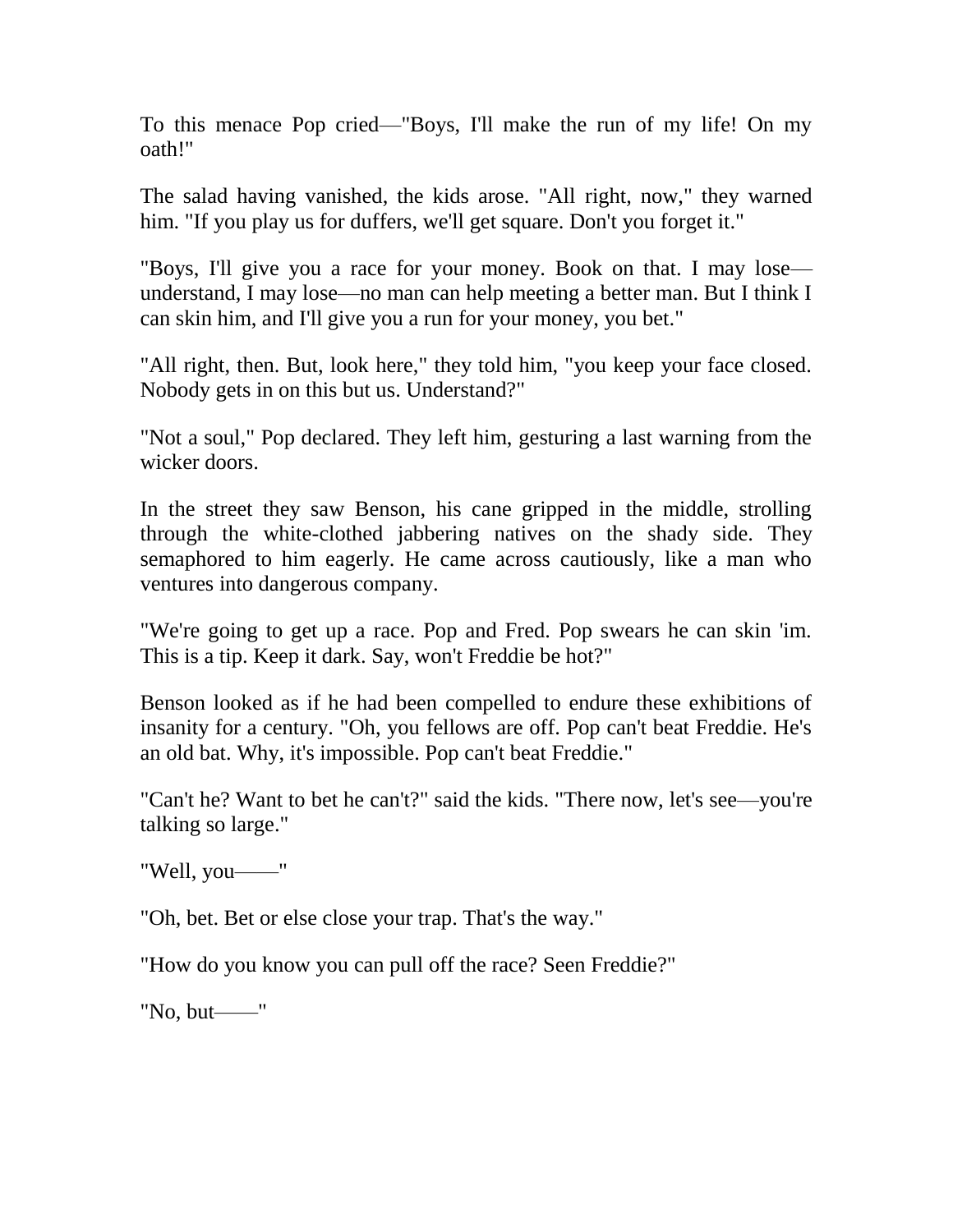To this menace Pop cried—"Boys, I'll make the run of my life! On my oath!"

The salad having vanished, the kids arose. "All right, now," they warned him. "If you play us for duffers, we'll get square. Don't you forget it."

"Boys, I'll give you a race for your money. Book on that. I may lose—understand, I may lose—no man can help meeting a better man. But I think I can skin him, and I'll give you a run for your money, you bet."

"All right, then. But, look here," they told him, "you keep your face closed. Nobody gets in on this but us. Understand?"

"Not a soul," Pop declared. They left him, gesturing a last warning from the wicker doors.

In the street they saw Benson, his cane gripped in the middle, strolling through the white-clothed jabbering natives on the shady side. They semaphored to him eagerly. He came across cautiously, like a man who ventures into dangerous company.

"We're going to get up a race. Pop and Fred. Pop swears he can skin 'im. This is a tip. Keep it dark. Say, won't Freddie be hot?"

Benson looked as if he had been compelled to endure these exhibitions of insanity for a century. "Oh, you fellows are off. Pop can't beat Freddie. He's an old bat. Why, it's impossible. Pop can't beat Freddie."

"Can't he? Want to bet he can't?" said the kids. "There now, let's see—you're talking so large."

"Well, you——"

"Oh, bet. Bet or else close your trap. That's the way."

"How do you know you can pull off the race? Seen Freddie?"

"No, but——"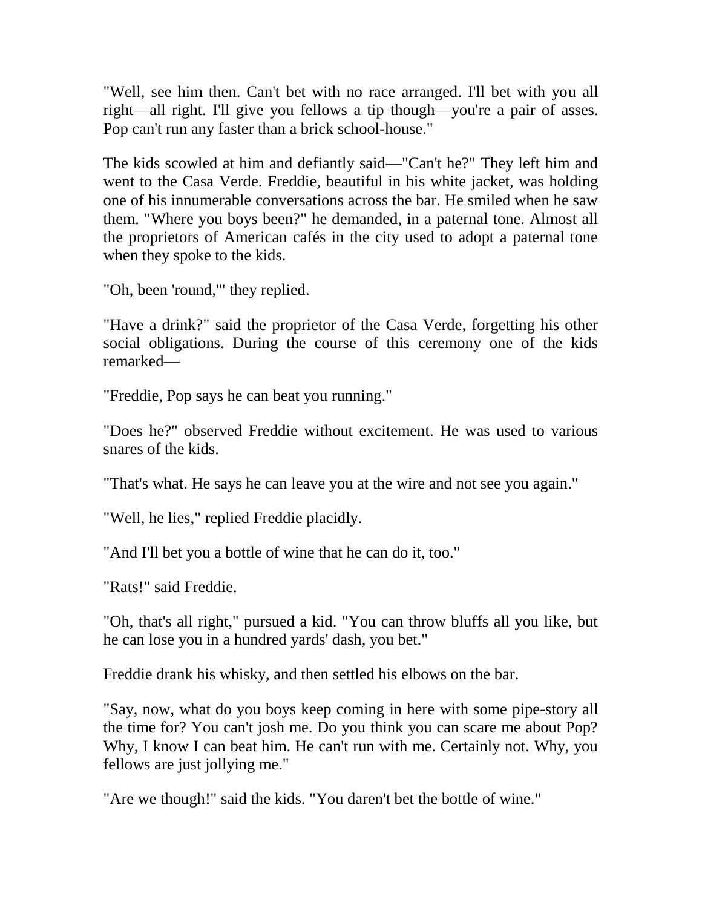"Well, see him then. Can't bet with no race arranged. I'll bet with you all right—all right. I'll give you fellows a tip though—you're a pair of asses. Pop can't run any faster than a brick school-house."

The kids scowled at him and defiantly said—"Can't he?" They left him and went to the Casa Verde. Freddie, beautiful in his white jacket, was holding one of his innumerable conversations across the bar. He smiled when he saw them. "Where you boys been?" he demanded, in a paternal tone. Almost all the proprietors of American cafés in the city used to adopt a paternal tone when they spoke to the kids.

"Oh, been 'round,'" they replied.

"Have a drink?" said the proprietor of the Casa Verde, forgetting his other social obligations. During the course of this ceremony one of the kids remarked—

"Freddie, Pop says he can beat you running."

"Does he?" observed Freddie without excitement. He was used to various snares of the kids.

"That's what. He says he can leave you at the wire and not see you again."

"Well, he lies," replied Freddie placidly.

"And I'll bet you a bottle of wine that he can do it, too."

"Rats!" said Freddie.

"Oh, that's all right," pursued a kid. "You can throw bluffs all you like, but he can lose you in a hundred yards' dash, you bet."

Freddie drank his whisky, and then settled his elbows on the bar.

"Say, now, what do you boys keep coming in here with some pipe-story all the time for? You can't josh me. Do you think you can scare me about Pop? Why, I know I can beat him. He can't run with me. Certainly not. Why, you fellows are just jollying me."

"Are we though!" said the kids. "You daren't bet the bottle of wine."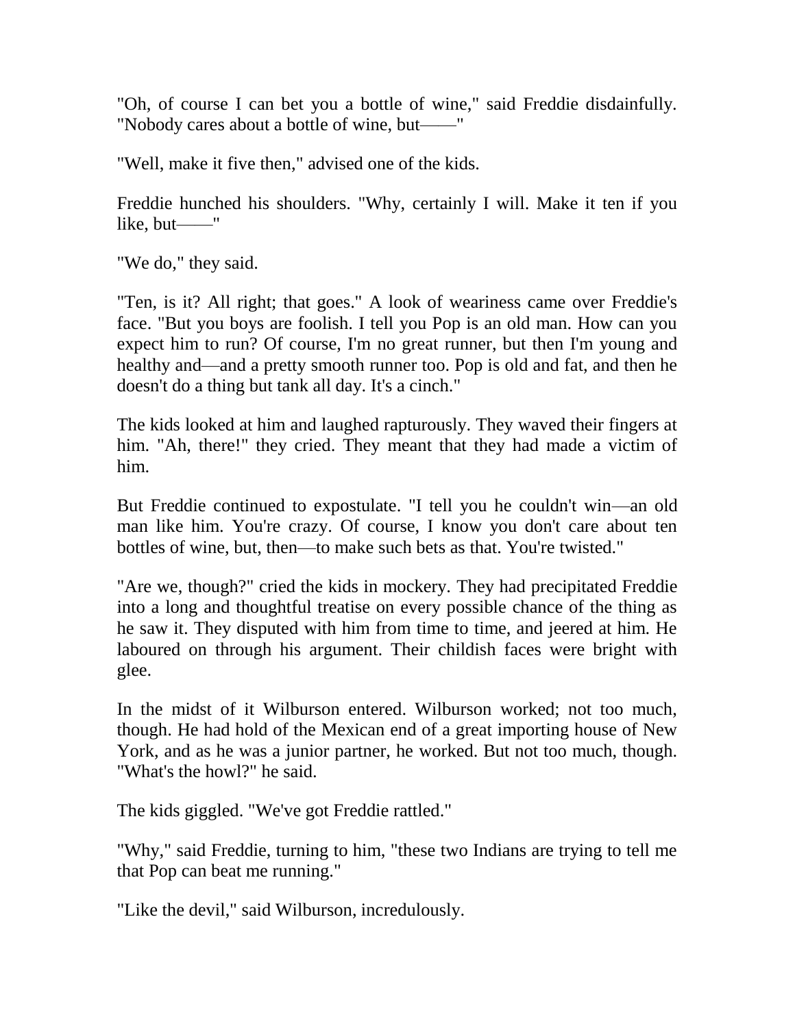"Oh, of course I can bet you a bottle of wine," said Freddie disdainfully. "Nobody cares about a bottle of wine, but——"

"Well, make it five then," advised one of the kids.

Freddie hunched his shoulders. "Why, certainly I will. Make it ten if you like, but——"

"We do," they said.

"Ten, is it? All right; that goes." A look of weariness came over Freddie's face. "But you boys are foolish. I tell you Pop is an old man. How can you expect him to run? Of course, I'm no great runner, but then I'm young and healthy and—and a pretty smooth runner too. Pop is old and fat, and then he doesn't do a thing but tank all day. It's a cinch."

The kids looked at him and laughed rapturously. They waved their fingers at him. "Ah, there!" they cried. They meant that they had made a victim of him.

But Freddie continued to expostulate. "I tell you he couldn't win—an old man like him. You're crazy. Of course, I know you don't care about ten bottles of wine, but, then—to make such bets as that. You're twisted."

"Are we, though?" cried the kids in mockery. They had precipitated Freddie into a long and thoughtful treatise on every possible chance of the thing as he saw it. They disputed with him from time to time, and jeered at him. He laboured on through his argument. Their childish faces were bright with glee.

In the midst of it Wilburson entered. Wilburson worked; not too much, though. He had hold of the Mexican end of a great importing house of New York, and as he was a junior partner, he worked. But not too much, though. "What's the howl?" he said.

The kids giggled. "We've got Freddie rattled."

"Why," said Freddie, turning to him, "these two Indians are trying to tell me that Pop can beat me running."

"Like the devil," said Wilburson, incredulously.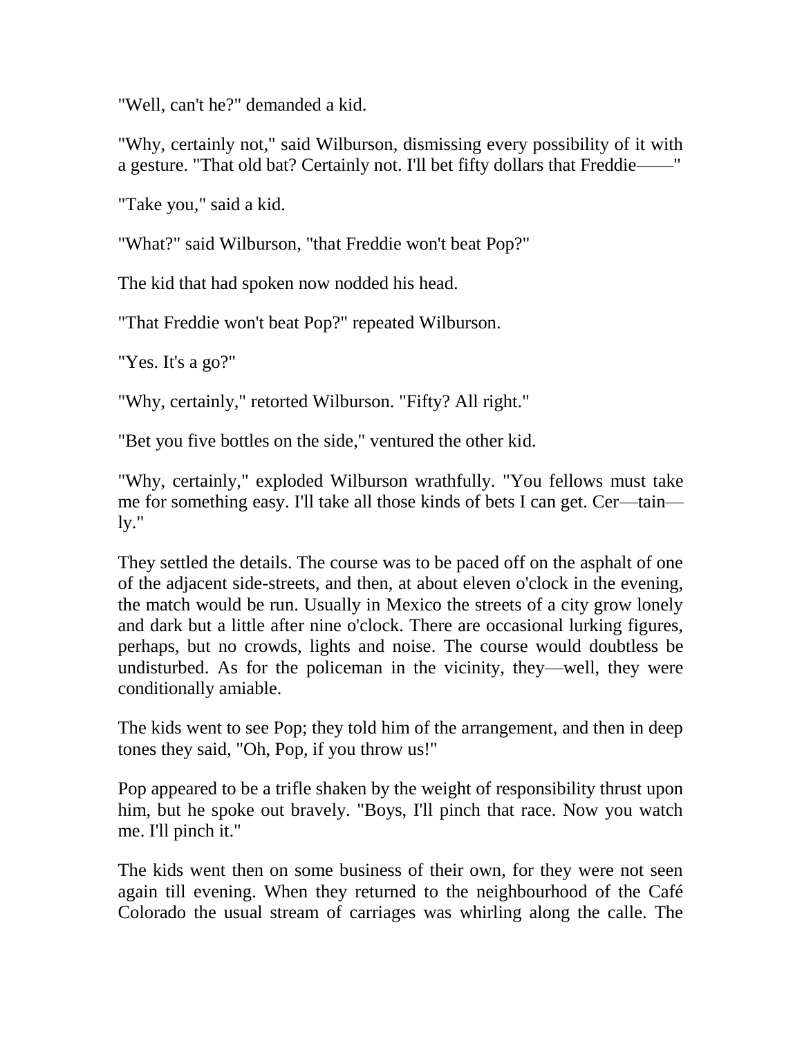"Well, can't he?" demanded a kid.

"Why, certainly not," said Wilburson, dismissing every possibility of it with a gesture. "That old bat? Certainly not. I'll bet fifty dollars that Freddie——"

"Take you," said a kid.

"What?" said Wilburson, "that Freddie won't beat Pop?"

The kid that had spoken now nodded his head.

"That Freddie won't beat Pop?" repeated Wilburson.

"Yes. It's a go?"

"Why, certainly," retorted Wilburson. "Fifty? All right."

"Bet you five bottles on the side," ventured the other kid.

"Why, certainly," exploded Wilburson wrathfully. "You fellows must take me for something easy. I'll take all those kinds of bets I can get. Cer—tain—ly."

They settled the details. The course was to be paced off on the asphalt of one of the adjacent side-streets, and then, at about eleven o'clock in the evening, the match would be run. Usually in Mexico the streets of a city grow lonely and dark but a little after nine o'clock. There are occasional lurking figures, perhaps, but no crowds, lights and noise. The course would doubtless be undisturbed. As for the policeman in the vicinity, they—well, they were conditionally amiable.

The kids went to see Pop; they told him of the arrangement, and then in deep tones they said, "Oh, Pop, if you throw us!"

Pop appeared to be a trifle shaken by the weight of responsibility thrust upon him, but he spoke out bravely. "Boys, I'll pinch that race. Now you watch me. I'll pinch it."

The kids went then on some business of their own, for they were not seen again till evening. When they returned to the neighbourhood of the Café Colorado the usual stream of carriages was whirling along the calle. The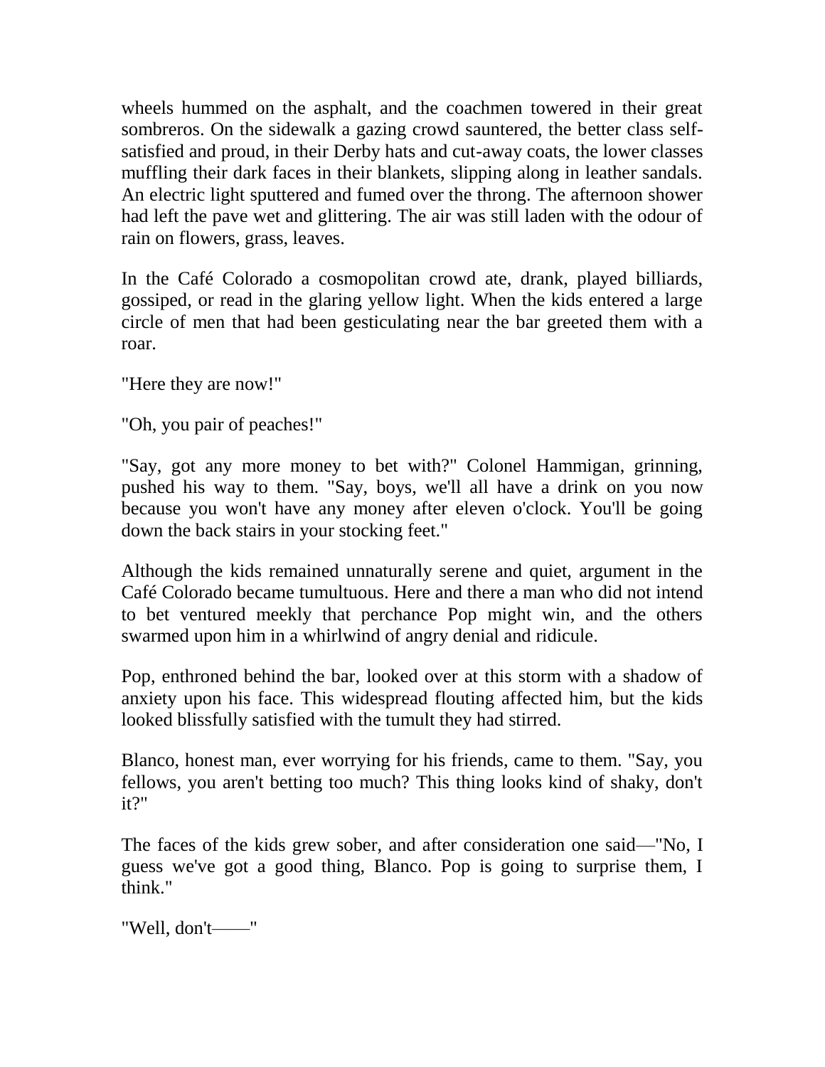wheels hummed on the asphalt, and the coachmen towered in their great sombreros. On the sidewalk a gazing crowd sauntered, the better class self-satisfied and proud, in their Derby hats and cut-away coats, the lower classes muffling their dark faces in their blankets, slipping along in leather sandals. An electric light sputtered and fumed over the throng. The afternoon shower had left the pave wet and glittering. The air was still laden with the odour of rain on flowers, grass, leaves.

In the Café Colorado a cosmopolitan crowd ate, drank, played billiards, gossiped, or read in the glaring yellow light. When the kids entered a large circle of men that had been gesticulating near the bar greeted them with a roar.

"Here they are now!"

"Oh, you pair of peaches!"

"Say, got any more money to bet with?" Colonel Hammigan, grinning, pushed his way to them. "Say, boys, we'll all have a drink on you now because you won't have any money after eleven o'clock. You'll be going down the back stairs in your stocking feet."

Although the kids remained unnaturally serene and quiet, argument in the Café Colorado became tumultuous. Here and there a man who did not intend to bet ventured meekly that perchance Pop might win, and the others swarmed upon him in a whirlwind of angry denial and ridicule.

Pop, enthroned behind the bar, looked over at this storm with a shadow of anxiety upon his face. This widespread flouting affected him, but the kids looked blissfully satisfied with the tumult they had stirred.

Blanco, honest man, ever worrying for his friends, came to them. "Say, you fellows, you aren't betting too much? This thing looks kind of shaky, don't it?"

The faces of the kids grew sober, and after consideration one said—"No, I guess we've got a good thing, Blanco. Pop is going to surprise them, I think."

"Well, don't——"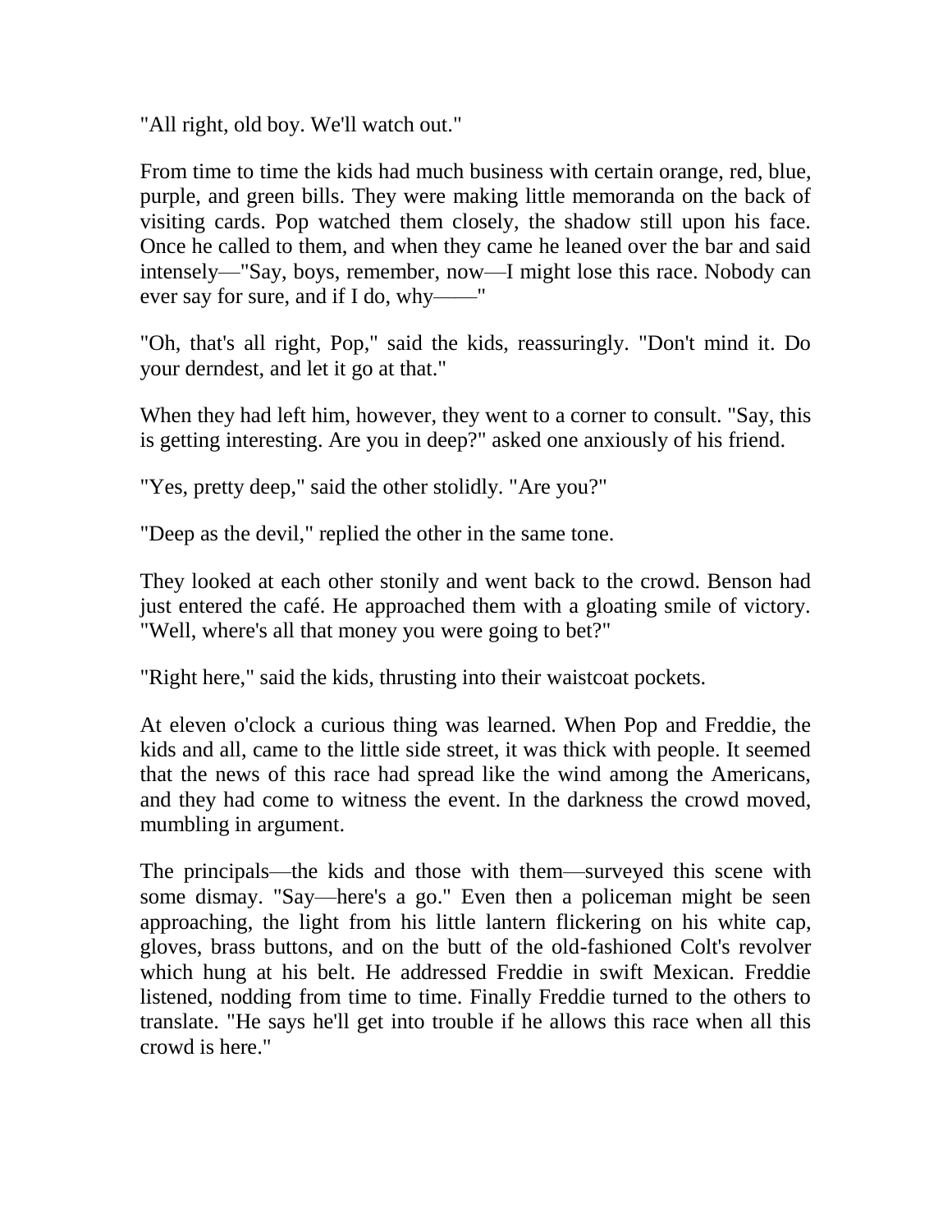"All right, old boy. We'll watch out."

From time to time the kids had much business with certain orange, red, blue, purple, and green bills. They were making little memoranda on the back of visiting cards. Pop watched them closely, the shadow still upon his face. Once he called to them, and when they came he leaned over the bar and said intensely—"Say, boys, remember, now—I might lose this race. Nobody can ever say for sure, and if I do, why——"

"Oh, that's all right, Pop," said the kids, reassuringly. "Don't mind it. Do your derndest, and let it go at that."

When they had left him, however, they went to a corner to consult. "Say, this is getting interesting. Are you in deep?" asked one anxiously of his friend.

"Yes, pretty deep," said the other stolidly. "Are you?"

"Deep as the devil," replied the other in the same tone.

They looked at each other stonily and went back to the crowd. Benson had just entered the café. He approached them with a gloating smile of victory. "Well, where's all that money you were going to bet?"

"Right here," said the kids, thrusting into their waistcoat pockets.

At eleven o'clock a curious thing was learned. When Pop and Freddie, the kids and all, came to the little side street, it was thick with people. It seemed that the news of this race had spread like the wind among the Americans, and they had come to witness the event. In the darkness the crowd moved, mumbling in argument.

The principals—the kids and those with them—surveyed this scene with some dismay. "Say—here's a go." Even then a policeman might be seen approaching, the light from his little lantern flickering on his white cap, gloves, brass buttons, and on the butt of the old-fashioned Colt's revolver which hung at his belt. He addressed Freddie in swift Mexican. Freddie listened, nodding from time to time. Finally Freddie turned to the others to translate. "He says he'll get into trouble if he allows this race when all this crowd is here."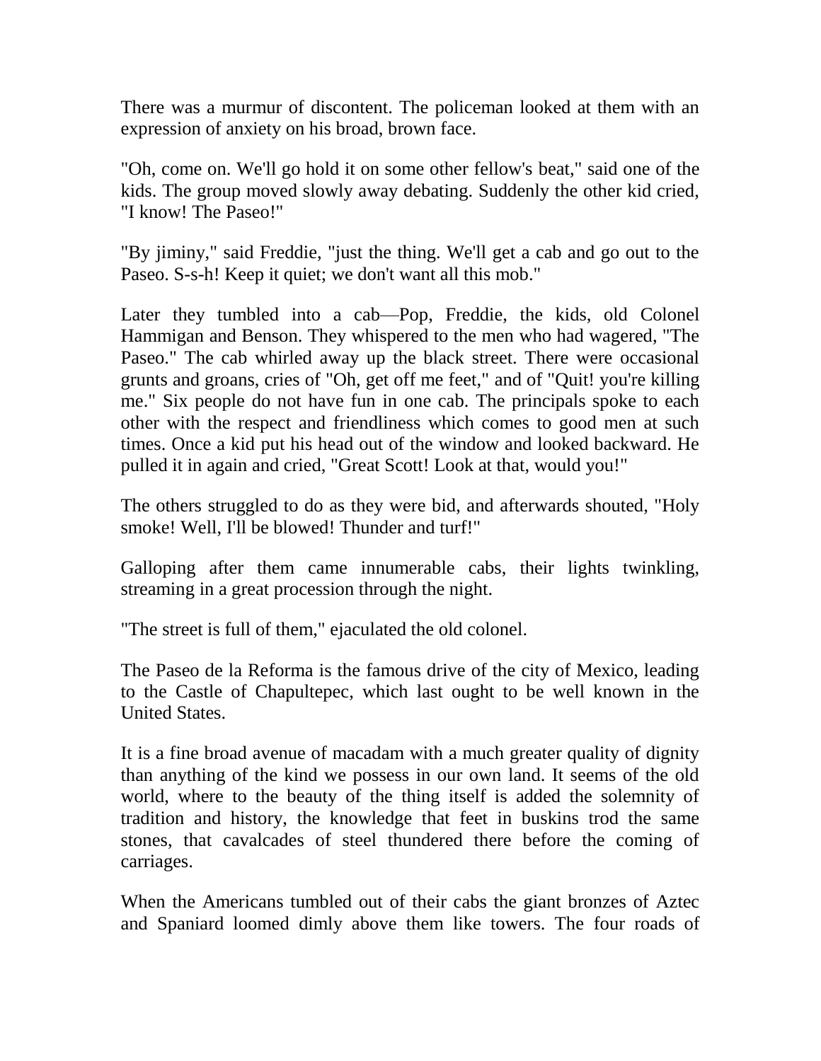There was a murmur of discontent. The policeman looked at them with an expression of anxiety on his broad, brown face.

"Oh, come on. We'll go hold it on some other fellow's beat," said one of the kids. The group moved slowly away debating. Suddenly the other kid cried, "I know! The Paseo!"

"By jiminy," said Freddie, "just the thing. We'll get a cab and go out to the Paseo. S-s-h! Keep it quiet; we don't want all this mob."

Later they tumbled into a cab—Pop, Freddie, the kids, old Colonel Hammigan and Benson. They whispered to the men who had wagered, "The Paseo." The cab whirled away up the black street. There were occasional grunts and groans, cries of "Oh, get off me feet," and of "Quit! you're killing me." Six people do not have fun in one cab. The principals spoke to each other with the respect and friendliness which comes to good men at such times. Once a kid put his head out of the window and looked backward. He pulled it in again and cried, "Great Scott! Look at that, would you!"

The others struggled to do as they were bid, and afterwards shouted, "Holy smoke! Well, I'll be blowed! Thunder and turf!"

Galloping after them came innumerable cabs, their lights twinkling, streaming in a great procession through the night.

"The street is full of them," ejaculated the old colonel.

The Paseo de la Reforma is the famous drive of the city of Mexico, leading to the Castle of Chapultepec, which last ought to be well known in the United States.

It is a fine broad avenue of macadam with a much greater quality of dignity than anything of the kind we possess in our own land. It seems of the old world, where to the beauty of the thing itself is added the solemnity of tradition and history, the knowledge that feet in buskins trod the same stones, that cavalcades of steel thundered there before the coming of carriages.

When the Americans tumbled out of their cabs the giant bronzes of Aztec and Spaniard loomed dimly above them like towers. The four roads of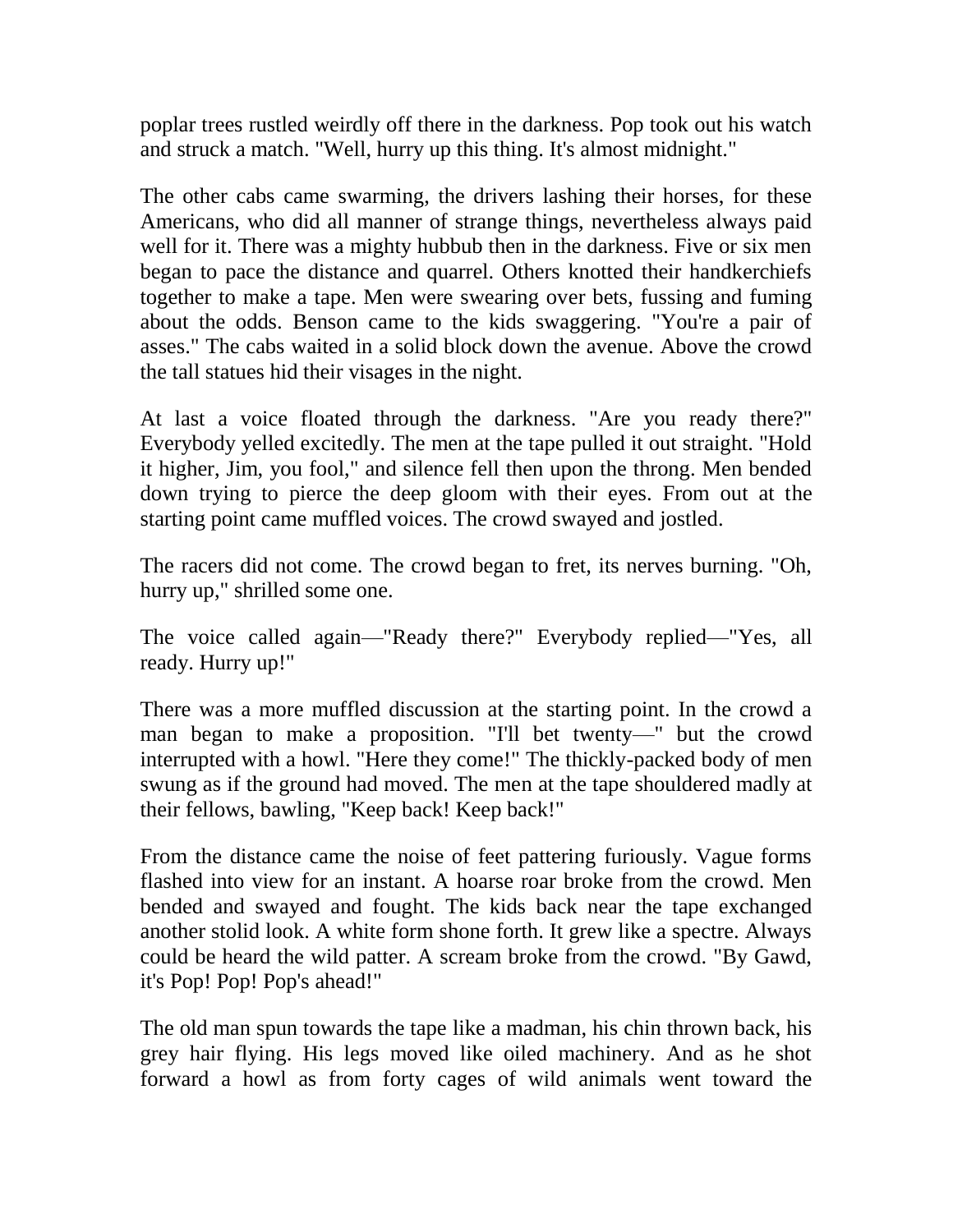poplar trees rustled weirdly off there in the darkness. Pop took out his watch and struck a match. "Well, hurry up this thing. It's almost midnight."

The other cabs came swarming, the drivers lashing their horses, for these Americans, who did all manner of strange things, nevertheless always paid well for it. There was a mighty hubbub then in the darkness. Five or six men began to pace the distance and quarrel. Others knotted their handkerchiefs together to make a tape. Men were swearing over bets, fussing and fuming about the odds. Benson came to the kids swaggering. "You're a pair of asses." The cabs waited in a solid block down the avenue. Above the crowd the tall statues hid their visages in the night.

At last a voice floated through the darkness. "Are you ready there?" Everybody yelled excitedly. The men at the tape pulled it out straight. "Hold it higher, Jim, you fool," and silence fell then upon the throng. Men bended down trying to pierce the deep gloom with their eyes. From out at the starting point came muffled voices. The crowd swayed and jostled.

The racers did not come. The crowd began to fret, its nerves burning. "Oh, hurry up," shrilled some one.

The voice called again—"Ready there?" Everybody replied—"Yes, all ready. Hurry up!"

There was a more muffled discussion at the starting point. In the crowd a man began to make a proposition. "I'll bet twenty—" but the crowd interrupted with a howl. "Here they come!" The thickly-packed body of men swung as if the ground had moved. The men at the tape shouldered madly at their fellows, bawling, "Keep back! Keep back!"

From the distance came the noise of feet pattering furiously. Vague forms flashed into view for an instant. A hoarse roar broke from the crowd. Men bended and swayed and fought. The kids back near the tape exchanged another stolid look. A white form shone forth. It grew like a spectre. Always could be heard the wild patter. A scream broke from the crowd. "By Gawd, it's Pop! Pop! Pop's ahead!"

The old man spun towards the tape like a madman, his chin thrown back, his grey hair flying. His legs moved like oiled machinery. And as he shot forward a howl as from forty cages of wild animals went toward the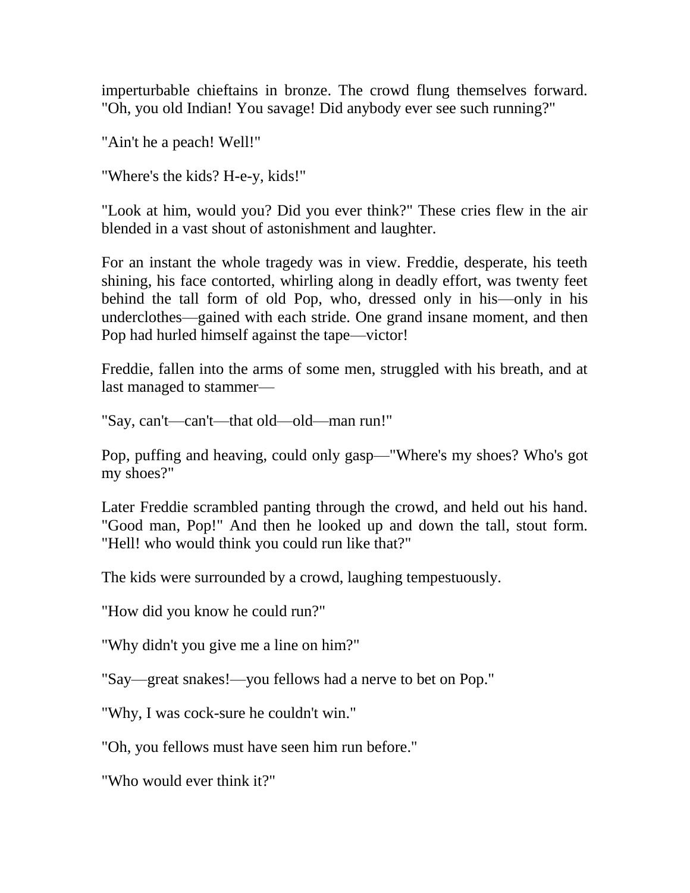imperturbable chieftains in bronze. The crowd flung themselves forward. "Oh, you old Indian! You savage! Did anybody ever see such running?"

"Ain't he a peach! Well!"

"Where's the kids? H-e-y, kids!"

"Look at him, would you? Did you ever think?" These cries flew in the air blended in a vast shout of astonishment and laughter.

For an instant the whole tragedy was in view. Freddie, desperate, his teeth shining, his face contorted, whirling along in deadly effort, was twenty feet behind the tall form of old Pop, who, dressed only in his—only in his underclothes—gained with each stride. One grand insane moment, and then Pop had hurled himself against the tape—victor!

Freddie, fallen into the arms of some men, struggled with his breath, and at last managed to stammer—

"Say, can't—can't—that old—old—man run!"

Pop, puffing and heaving, could only gasp—"Where's my shoes? Who's got my shoes?"

Later Freddie scrambled panting through the crowd, and held out his hand. "Good man, Pop!" And then he looked up and down the tall, stout form. "Hell! who would think you could run like that?"

The kids were surrounded by a crowd, laughing tempestuously.

"How did you know he could run?"

"Why didn't you give me a line on him?"

"Say—great snakes!—you fellows had a nerve to bet on Pop."

"Why, I was cock-sure he couldn't win."

"Oh, you fellows must have seen him run before."

"Who would ever think it?"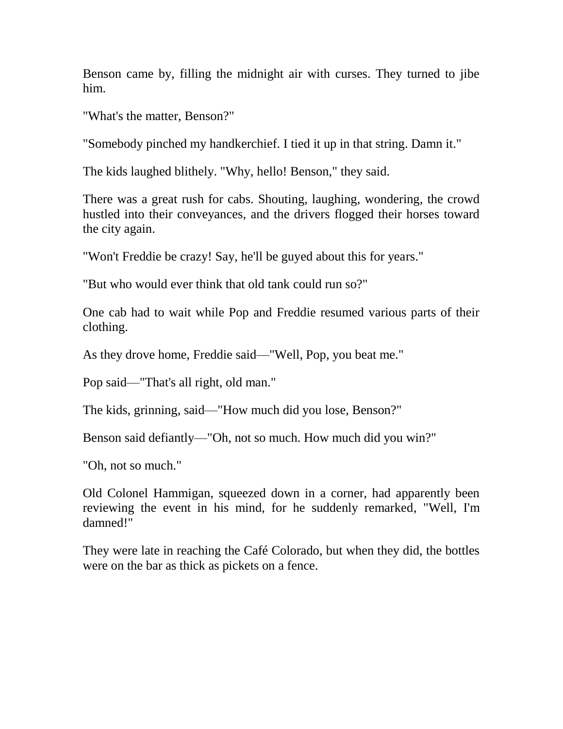Benson came by, filling the midnight air with curses. They turned to jibe him.

"What's the matter, Benson?"

"Somebody pinched my handkerchief. I tied it up in that string. Damn it."

The kids laughed blithely. "Why, hello! Benson," they said.

There was a great rush for cabs. Shouting, laughing, wondering, the crowd hustled into their conveyances, and the drivers flogged their horses toward the city again.

"Won't Freddie be crazy! Say, he'll be guyed about this for years."

"But who would ever think that old tank could run so?"

One cab had to wait while Pop and Freddie resumed various parts of their clothing.

As they drove home, Freddie said—"Well, Pop, you beat me."

Pop said—"That's all right, old man."

The kids, grinning, said—"How much did you lose, Benson?"

Benson said defiantly—"Oh, not so much. How much did you win?"

"Oh, not so much."

Old Colonel Hammigan, squeezed down in a corner, had apparently been reviewing the event in his mind, for he suddenly remarked, "Well, I'm damned!"

They were late in reaching the Café Colorado, but when they did, the bottles were on the bar as thick as pickets on a fence.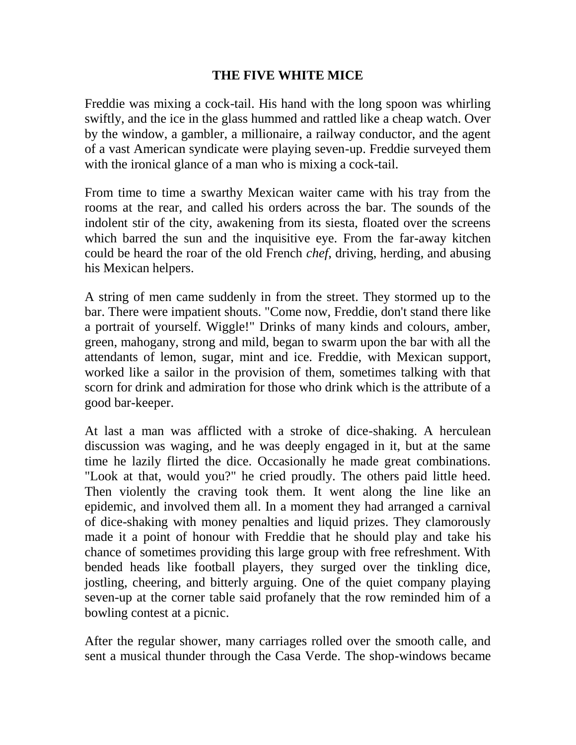# THE FIVE WHITE MICE

Freddie was mixing a cock-tail. His hand with the long spoon was whirling swiftly, and the ice in the glass hummed and rattled like a cheap watch. Over by the window, a gambler, a millionaire, a railway conductor, and the agent of a vast American syndicate were playing seven-up. Freddie surveyed them with the ironical glance of a man who is mixing a cock-tail.

From time to time a swarthy Mexican waiter came with his tray from the rooms at the rear, and called his orders across the bar. The sounds of the indolent stir of the city, awakening from its siesta, floated over the screens which barred the sun and the inquisitive eye. From the far-away kitchen could be heard the roar of the old French *chef*, driving, herding, and abusing his Mexican helpers.

A string of men came suddenly in from the street. They stormed up to the bar. There were impatient shouts. "Come now, Freddie, don't stand there like a portrait of yourself. Wiggle!" Drinks of many kinds and colours, amber, green, mahogany, strong and mild, began to swarm upon the bar with all the attendants of lemon, sugar, mint and ice. Freddie, with Mexican support, worked like a sailor in the provision of them, sometimes talking with that scorn for drink and admiration for those who drink which is the attribute of a good bar-keeper.

At last a man was afflicted with a stroke of dice-shaking. A herculean discussion was waging, and he was deeply engaged in it, but at the same time he lazily flirted the dice. Occasionally he made great combinations. "Look at that, would you?" he cried proudly. The others paid little heed. Then violently the craving took them. It went along the line like an epidemic, and involved them all. In a moment they had arranged a carnival of dice-shaking with money penalties and liquid prizes. They clamorously made it a point of honour with Freddie that he should play and take his chance of sometimes providing this large group with free refreshment. With bended heads like football players, they surged over the tinkling dice, jostling, cheering, and bitterly arguing. One of the quiet company playing seven-up at the corner table said profanely that the row reminded him of a bowling contest at a picnic.

After the regular shower, many carriages rolled over the smooth calle, and sent a musical thunder through the Casa Verde. The shop-windows became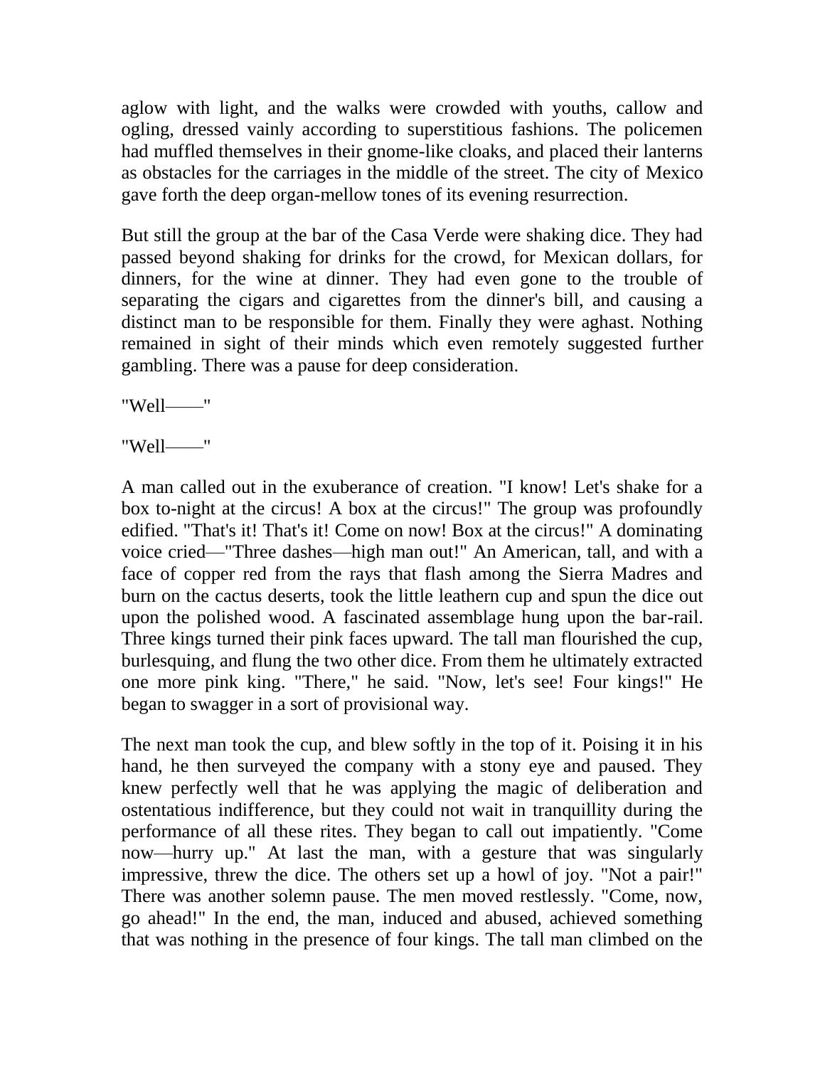aglow with light, and the walks were crowded with youths, callow and ogling, dressed vainly according to superstitious fashions. The policemen had muffled themselves in their gnome-like cloaks, and placed their lanterns as obstacles for the carriages in the middle of the street. The city of Mexico gave forth the deep organ-mellow tones of its evening resurrection.

But still the group at the bar of the Casa Verde were shaking dice. They had passed beyond shaking for drinks for the crowd, for Mexican dollars, for dinners, for the wine at dinner. They had even gone to the trouble of separating the cigars and cigarettes from the dinner's bill, and causing a distinct man to be responsible for them. Finally they were aghast. Nothing remained in sight of their minds which even remotely suggested further gambling. There was a pause for deep consideration.

"Well——"

"Well——"

A man called out in the exuberance of creation. "I know! Let's shake for a box to-night at the circus! A box at the circus!" The group was profoundly edified. "That's it! That's it! Come on now! Box at the circus!" A dominating voice cried—"Three dashes—high man out!" An American, tall, and with a face of copper red from the rays that flash among the Sierra Madres and burn on the cactus deserts, took the little leathern cup and spun the dice out upon the polished wood. A fascinated assemblage hung upon the bar-rail. Three kings turned their pink faces upward. The tall man flourished the cup, burlesquing, and flung the two other dice. From them he ultimately extracted one more pink king. "There," he said. "Now, let's see! Four kings!" He began to swagger in a sort of provisional way.

The next man took the cup, and blew softly in the top of it. Poising it in his hand, he then surveyed the company with a stony eye and paused. They knew perfectly well that he was applying the magic of deliberation and ostentatious indifference, but they could not wait in tranquillity during the performance of all these rites. They began to call out impatiently. "Come now—hurry up." At last the man, with a gesture that was singularly impressive, threw the dice. The others set up a howl of joy. "Not a pair!" There was another solemn pause. The men moved restlessly. "Come, now, go ahead!" In the end, the man, induced and abused, achieved something that was nothing in the presence of four kings. The tall man climbed on the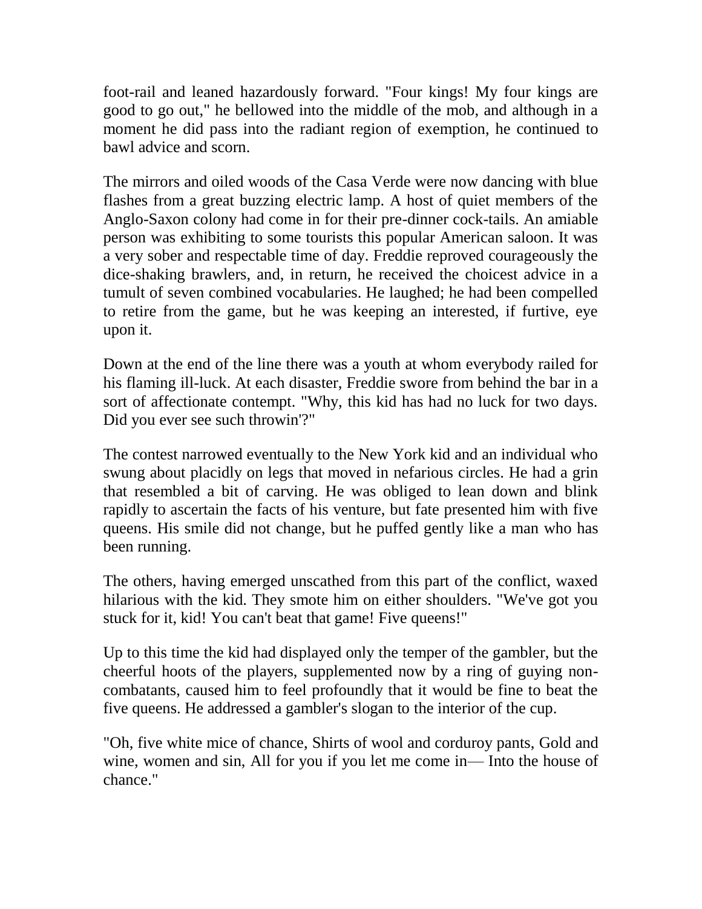foot-rail and leaned hazardously forward. "Four kings! My four kings are good to go out," he bellowed into the middle of the mob, and although in a moment he did pass into the radiant region of exemption, he continued to bawl advice and scorn.

The mirrors and oiled woods of the Casa Verde were now dancing with blue flashes from a great buzzing electric lamp. A host of quiet members of the Anglo-Saxon colony had come in for their pre-dinner cock-tails. An amiable person was exhibiting to some tourists this popular American saloon. It was a very sober and respectable time of day. Freddie reproved courageously the dice-shaking brawlers, and, in return, he received the choicest advice in a tumult of seven combined vocabularies. He laughed; he had been compelled to retire from the game, but he was keeping an interested, if furtive, eye upon it.

Down at the end of the line there was a youth at whom everybody railed for his flaming ill-luck. At each disaster, Freddie swore from behind the bar in a sort of affectionate contempt. "Why, this kid has had no luck for two days. Did you ever see such throwin'?"

The contest narrowed eventually to the New York kid and an individual who swung about placidly on legs that moved in nefarious circles. He had a grin that resembled a bit of carving. He was obliged to lean down and blink rapidly to ascertain the facts of his venture, but fate presented him with five queens. His smile did not change, but he puffed gently like a man who has been running.

The others, having emerged unscathed from this part of the conflict, waxed hilarious with the kid. They smote him on either shoulders. "We've got you stuck for it, kid! You can't beat that game! Five queens!"

Up to this time the kid had displayed only the temper of the gambler, but the cheerful hoots of the players, supplemented now by a ring of guying non-combatants, caused him to feel profoundly that it would be fine to beat the five queens. He addressed a gambler's slogan to the interior of the cup.

"Oh, five white mice of chance, Shirts of wool and corduroy pants, Gold and wine, women and sin, All for you if you let me come in— Into the house of chance."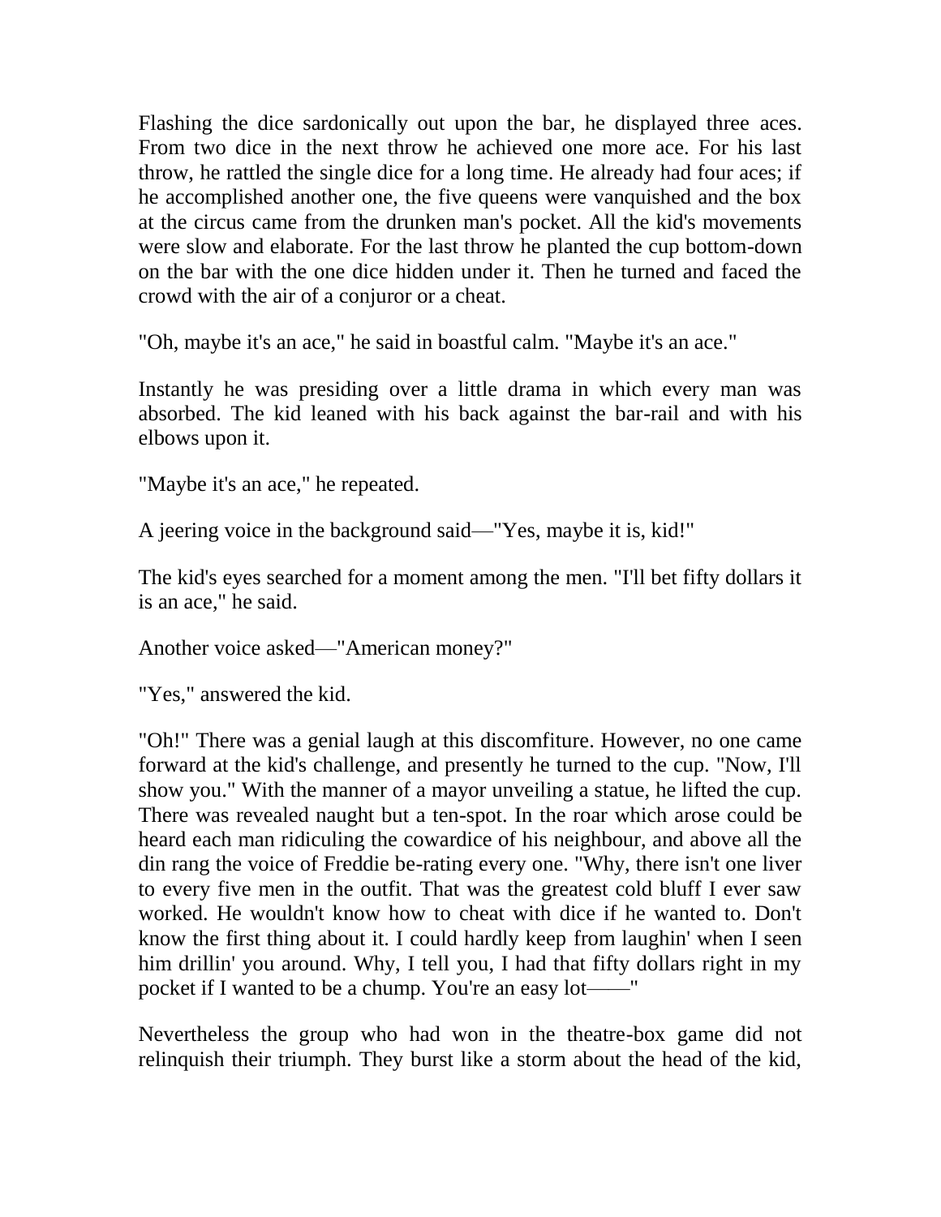Flashing the dice sardonically out upon the bar, he displayed three aces. From two dice in the next throw he achieved one more ace. For his last throw, he rattled the single dice for a long time. He already had four aces; if he accomplished another one, the five queens were vanquished and the box at the circus came from the drunken man's pocket. All the kid's movements were slow and elaborate. For the last throw he planted the cup bottom-down on the bar with the one dice hidden under it. Then he turned and faced the crowd with the air of a conjuror or a cheat.

"Oh, maybe it's an ace," he said in boastful calm. "Maybe it's an ace."

Instantly he was presiding over a little drama in which every man was absorbed. The kid leaned with his back against the bar-rail and with his elbows upon it.

"Maybe it's an ace," he repeated.

A jeering voice in the background said—"Yes, maybe it is, kid!"

The kid's eyes searched for a moment among the men. "I'll bet fifty dollars it is an ace," he said.

Another voice asked—"American money?"

"Yes," answered the kid.

"Oh!" There was a genial laugh at this discomfiture. However, no one came forward at the kid's challenge, and presently he turned to the cup. "Now, I'll show you." With the manner of a mayor unveiling a statue, he lifted the cup. There was revealed naught but a ten-spot. In the roar which arose could be heard each man ridiculing the cowardice of his neighbour, and above all the din rang the voice of Freddie be-rating every one. "Why, there isn't one liver to every five men in the outfit. That was the greatest cold bluff I ever saw worked. He wouldn't know how to cheat with dice if he wanted to. Don't know the first thing about it. I could hardly keep from laughin' when I seen him drillin' you around. Why, I tell you, I had that fifty dollars right in my pocket if I wanted to be a chump. You're an easy lot——"

Nevertheless the group who had won in the theatre-box game did not relinquish their triumph. They burst like a storm about the head of the kid,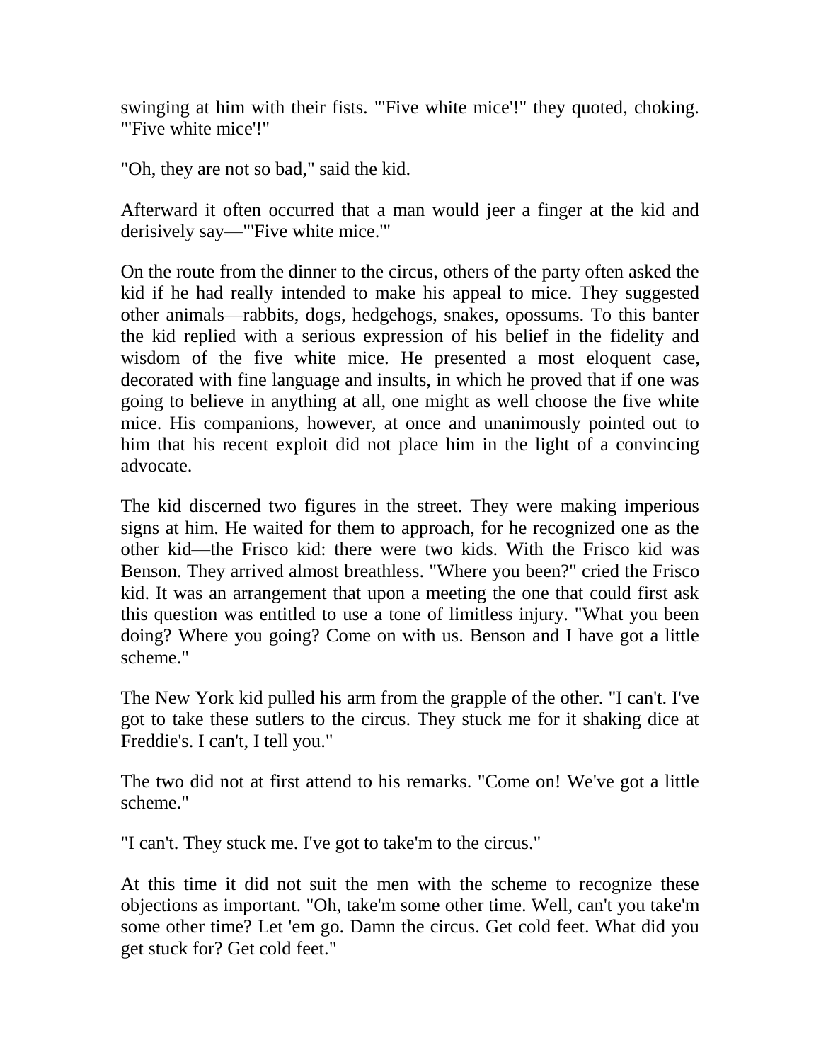swinging at him with their fists. "'Five white mice'!" they quoted, choking. "'Five white mice'!"

"Oh, they are not so bad," said the kid.

Afterward it often occurred that a man would jeer a finger at the kid and derisively say—"'Five white mice.'"

On the route from the dinner to the circus, others of the party often asked the kid if he had really intended to make his appeal to mice. They suggested other animals—rabbits, dogs, hedgehogs, snakes, opossums. To this banter the kid replied with a serious expression of his belief in the fidelity and wisdom of the five white mice. He presented a most eloquent case, decorated with fine language and insults, in which he proved that if one was going to believe in anything at all, one might as well choose the five white mice. His companions, however, at once and unanimously pointed out to him that his recent exploit did not place him in the light of a convincing advocate.

The kid discerned two figures in the street. They were making imperious signs at him. He waited for them to approach, for he recognized one as the other kid—the Frisco kid: there were two kids. With the Frisco kid was Benson. They arrived almost breathless. "Where you been?" cried the Frisco kid. It was an arrangement that upon a meeting the one that could first ask this question was entitled to use a tone of limitless injury. "What you been doing? Where you going? Come on with us. Benson and I have got a little scheme."

The New York kid pulled his arm from the grapple of the other. "I can't. I've got to take these sutlers to the circus. They stuck me for it shaking dice at Freddie's. I can't, I tell you."

The two did not at first attend to his remarks. "Come on! We've got a little scheme."

"I can't. They stuck me. I've got to take'm to the circus."

At this time it did not suit the men with the scheme to recognize these objections as important. "Oh, take'm some other time. Well, can't you take'm some other time? Let 'em go. Damn the circus. Get cold feet. What did you get stuck for? Get cold feet."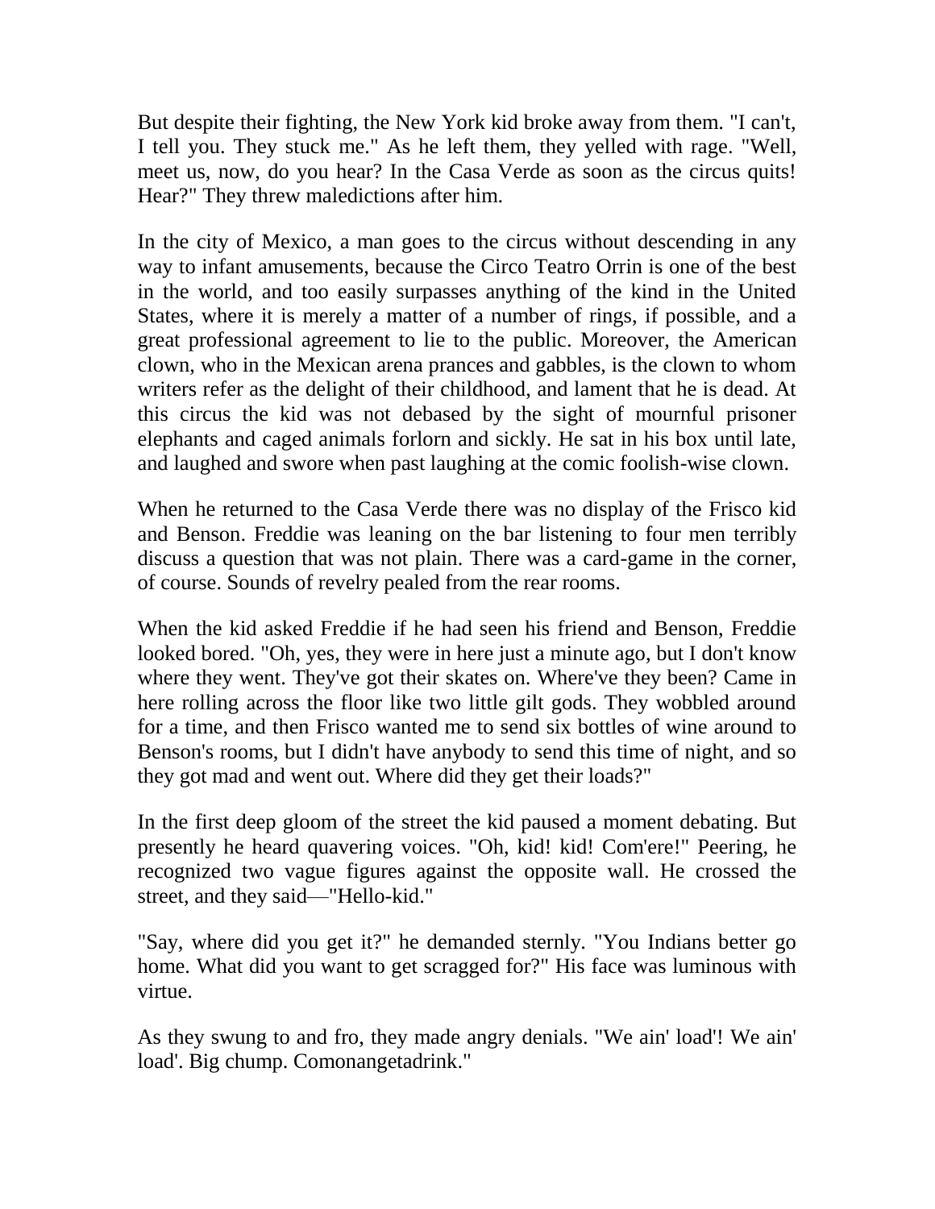But despite their fighting, the New York kid broke away from them. "I can't, I tell you. They stuck me." As he left them, they yelled with rage. "Well, meet us, now, do you hear? In the Casa Verde as soon as the circus quits! Hear?" They threw maledictions after him.

In the city of Mexico, a man goes to the circus without descending in any way to infant amusements, because the Circo Teatro Orrin is one of the best in the world, and too easily surpasses anything of the kind in the United States, where it is merely a matter of a number of rings, if possible, and a great professional agreement to lie to the public. Moreover, the American clown, who in the Mexican arena prances and gabbles, is the clown to whom writers refer as the delight of their childhood, and lament that he is dead. At this circus the kid was not debased by the sight of mournful prisoner elephants and caged animals forlorn and sickly. He sat in his box until late, and laughed and swore when past laughing at the comic foolish-wise clown.

When he returned to the Casa Verde there was no display of the Frisco kid and Benson. Freddie was leaning on the bar listening to four men terribly discuss a question that was not plain. There was a card-game in the corner, of course. Sounds of revelry pealed from the rear rooms.

When the kid asked Freddie if he had seen his friend and Benson, Freddie looked bored. "Oh, yes, they were in here just a minute ago, but I don't know where they went. They've got their skates on. Where've they been? Came in here rolling across the floor like two little gilt gods. They wobbled around for a time, and then Frisco wanted me to send six bottles of wine around to Benson's rooms, but I didn't have anybody to send this time of night, and so they got mad and went out. Where did they get their loads?"

In the first deep gloom of the street the kid paused a moment debating. But presently he heard quavering voices. "Oh, kid! kid! Com'ere!" Peering, he recognized two vague figures against the opposite wall. He crossed the street, and they said—"Hello-kid."

"Say, where did you get it?" he demanded sternly. "You Indians better go home. What did you want to get scragged for?" His face was luminous with virtue.

As they swung to and fro, they made angry denials. "We ain' load'! We ain' load'. Big chump. Comonangetadrink."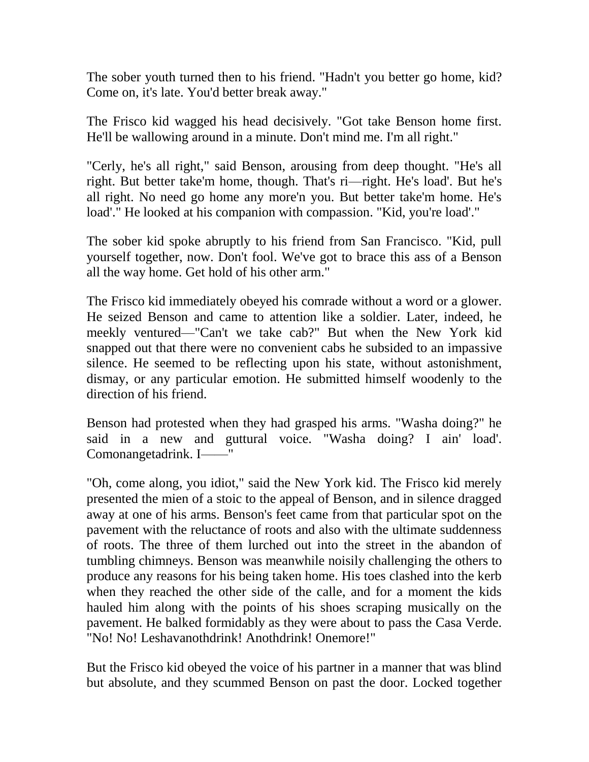The sober youth turned then to his friend. "Hadn't you better go home, kid? Come on, it's late. You'd better break away."

The Frisco kid wagged his head decisively. "Got take Benson home first. He'll be wallowing around in a minute. Don't mind me. I'm all right."

"Cerly, he's all right," said Benson, arousing from deep thought. "He's all right. But better take'm home, though. That's ri—right. He's load'. But he's all right. No need go home any more'n you. But better take'm home. He's load'." He looked at his companion with compassion. "Kid, you're load'."

The sober kid spoke abruptly to his friend from San Francisco. "Kid, pull yourself together, now. Don't fool. We've got to brace this ass of a Benson all the way home. Get hold of his other arm."

The Frisco kid immediately obeyed his comrade without a word or a glower. He seized Benson and came to attention like a soldier. Later, indeed, he meekly ventured—"Can't we take cab?" But when the New York kid snapped out that there were no convenient cabs he subsided to an impassive silence. He seemed to be reflecting upon his state, without astonishment, dismay, or any particular emotion. He submitted himself woodenly to the direction of his friend.

Benson had protested when they had grasped his arms. "Washa doing?" he said in a new and guttural voice. "Washa doing? I ain' load'. Comonangetadrink. I——"

"Oh, come along, you idiot," said the New York kid. The Frisco kid merely presented the mien of a stoic to the appeal of Benson, and in silence dragged away at one of his arms. Benson's feet came from that particular spot on the pavement with the reluctance of roots and also with the ultimate suddenness of roots. The three of them lurched out into the street in the abandon of tumbling chimneys. Benson was meanwhile noisily challenging the others to produce any reasons for his being taken home. His toes clashed into the kerb when they reached the other side of the calle, and for a moment the kids hauled him along with the points of his shoes scraping musically on the pavement. He balked formidably as they were about to pass the Casa Verde. "No! No! Leshavanothdrink! Anothdrink! Onemore!"

But the Frisco kid obeyed the voice of his partner in a manner that was blind but absolute, and they scummed Benson on past the door. Locked together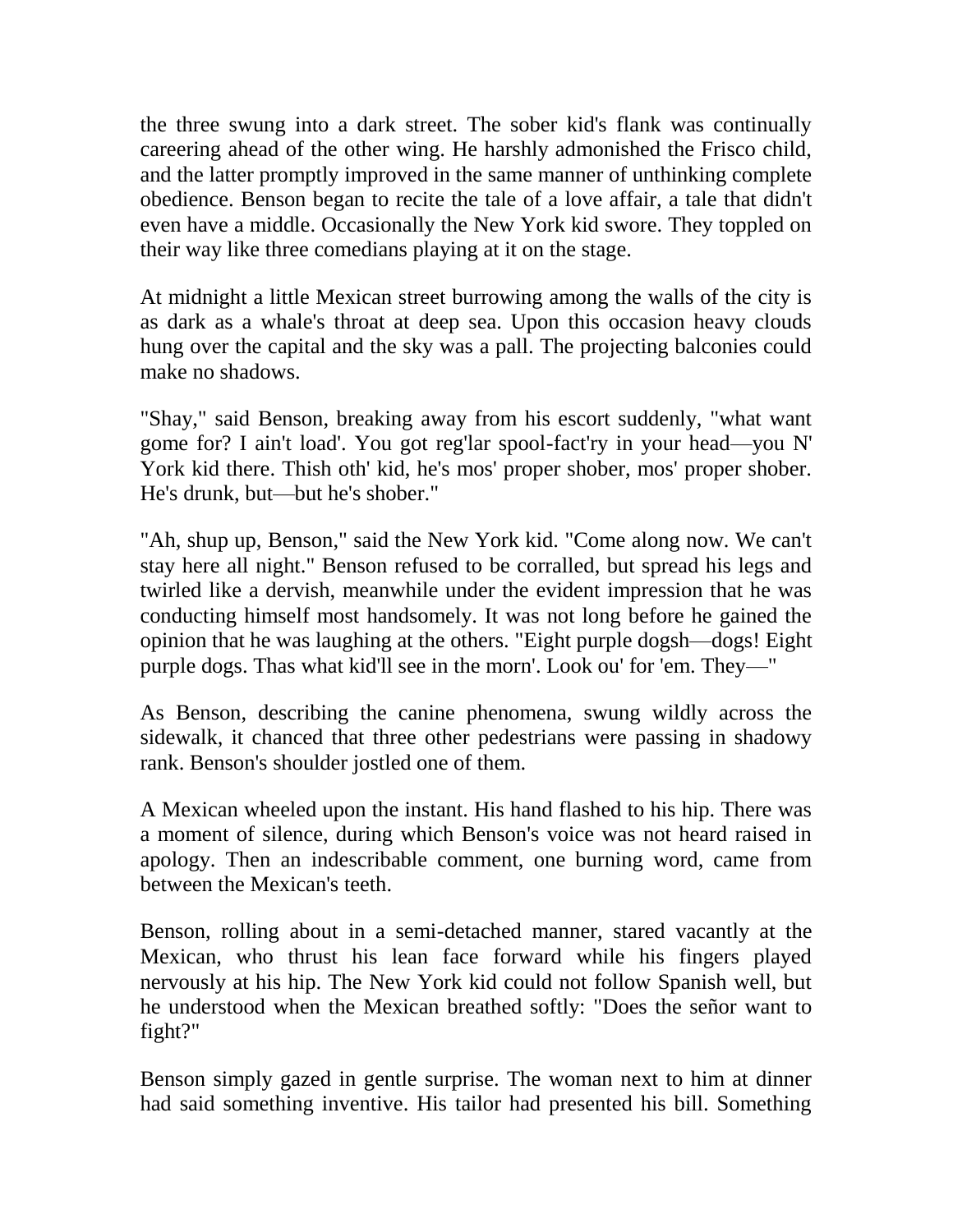the three swung into a dark street. The sober kid's flank was continually careering ahead of the other wing. He harshly admonished the Frisco child, and the latter promptly improved in the same manner of unthinking complete obedience. Benson began to recite the tale of a love affair, a tale that didn't even have a middle. Occasionally the New York kid swore. They toppled on their way like three comedians playing at it on the stage.

At midnight a little Mexican street burrowing among the walls of the city is as dark as a whale's throat at deep sea. Upon this occasion heavy clouds hung over the capital and the sky was a pall. The projecting balconies could make no shadows.

"Shay," said Benson, breaking away from his escort suddenly, "what want gome for? I ain't load'. You got reg'lar spool-fact'ry in your head—you N' York kid there. Thish oth' kid, he's mos' proper shober, mos' proper shober. He's drunk, but—but he's shober."

"Ah, shup up, Benson," said the New York kid. "Come along now. We can't stay here all night." Benson refused to be corralled, but spread his legs and twirled like a dervish, meanwhile under the evident impression that he was conducting himself most handsomely. It was not long before he gained the opinion that he was laughing at the others. "Eight purple dogsh—dogs! Eight purple dogs. Thas what kid'll see in the morn'. Look ou' for 'em. They—"

As Benson, describing the canine phenomena, swung wildly across the sidewalk, it chanced that three other pedestrians were passing in shadowy rank. Benson's shoulder jostled one of them.

A Mexican wheeled upon the instant. His hand flashed to his hip. There was a moment of silence, during which Benson's voice was not heard raised in apology. Then an indescribable comment, one burning word, came from between the Mexican's teeth.

Benson, rolling about in a semi-detached manner, stared vacantly at the Mexican, who thrust his lean face forward while his fingers played nervously at his hip. The New York kid could not follow Spanish well, but he understood when the Mexican breathed softly: "Does the señor want to fight?"

Benson simply gazed in gentle surprise. The woman next to him at dinner had said something inventive. His tailor had presented his bill. Something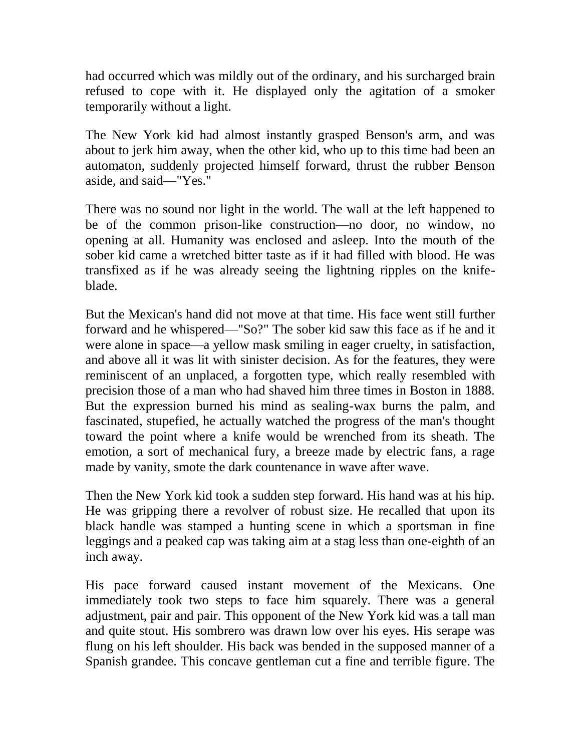had occurred which was mildly out of the ordinary, and his surcharged brain refused to cope with it. He displayed only the agitation of a smoker temporarily without a light.

The New York kid had almost instantly grasped Benson's arm, and was about to jerk him away, when the other kid, who up to this time had been an automaton, suddenly projected himself forward, thrust the rubber Benson aside, and said—"Yes."

There was no sound nor light in the world. The wall at the left happened to be of the common prison-like construction—no door, no window, no opening at all. Humanity was enclosed and asleep. Into the mouth of the sober kid came a wretched bitter taste as if it had filled with blood. He was transfixed as if he was already seeing the lightning ripples on the knife-blade.

But the Mexican's hand did not move at that time. His face went still further forward and he whispered—"So?" The sober kid saw this face as if he and it were alone in space—a yellow mask smiling in eager cruelty, in satisfaction, and above all it was lit with sinister decision. As for the features, they were reminiscent of an unplaced, a forgotten type, which really resembled with precision those of a man who had shaved him three times in Boston in 1888. But the expression burned his mind as sealing-wax burns the palm, and fascinated, stupefied, he actually watched the progress of the man's thought toward the point where a knife would be wrenched from its sheath. The emotion, a sort of mechanical fury, a breeze made by electric fans, a rage made by vanity, smote the dark countenance in wave after wave.

Then the New York kid took a sudden step forward. His hand was at his hip. He was gripping there a revolver of robust size. He recalled that upon its black handle was stamped a hunting scene in which a sportsman in fine leggings and a peaked cap was taking aim at a stag less than one-eighth of an inch away.

His pace forward caused instant movement of the Mexicans. One immediately took two steps to face him squarely. There was a general adjustment, pair and pair. This opponent of the New York kid was a tall man and quite stout. His sombrero was drawn low over his eyes. His serape was flung on his left shoulder. His back was bended in the supposed manner of a Spanish grandee. This concave gentleman cut a fine and terrible figure. The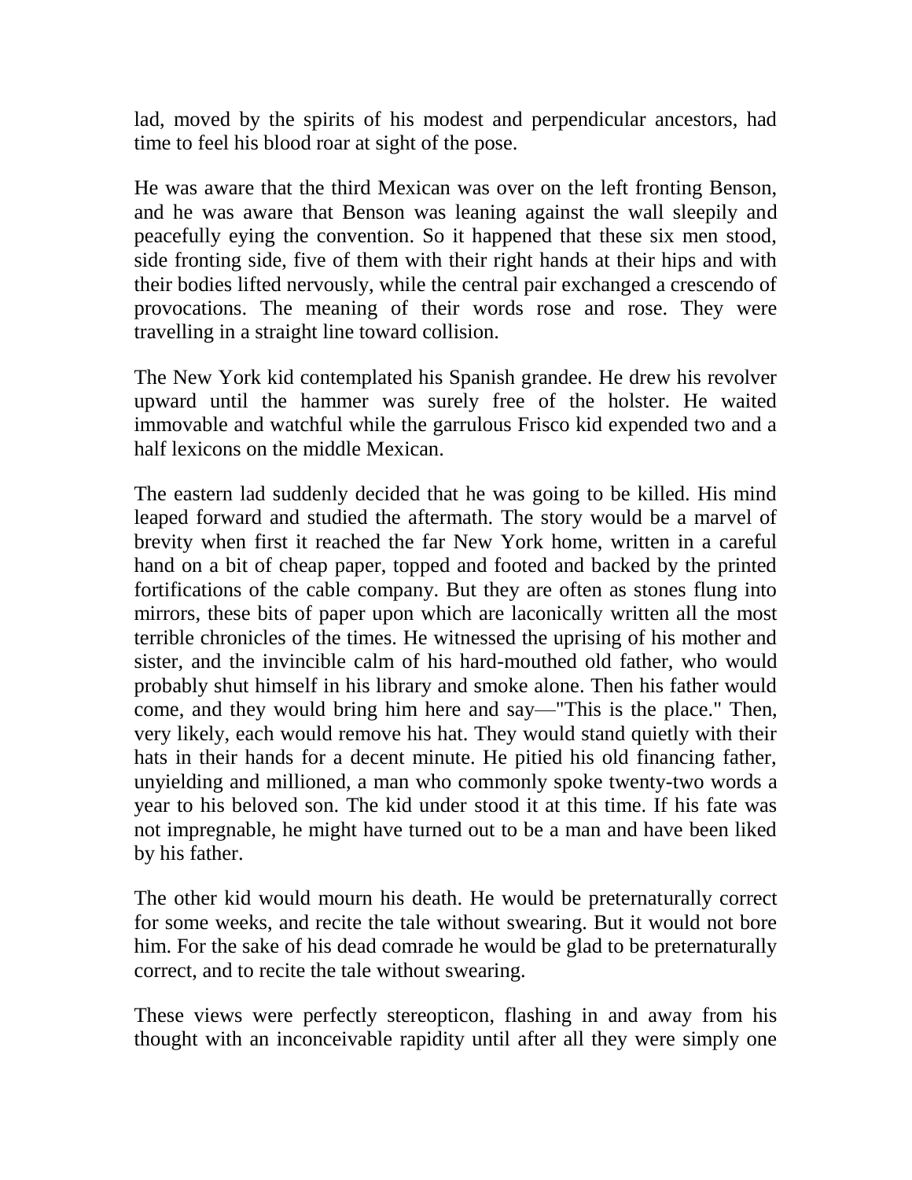lad, moved by the spirits of his modest and perpendicular ancestors, had time to feel his blood roar at sight of the pose.

He was aware that the third Mexican was over on the left fronting Benson, and he was aware that Benson was leaning against the wall sleepily and peacefully eying the convention. So it happened that these six men stood, side fronting side, five of them with their right hands at their hips and with their bodies lifted nervously, while the central pair exchanged a crescendo of provocations. The meaning of their words rose and rose. They were travelling in a straight line toward collision.

The New York kid contemplated his Spanish grandee. He drew his revolver upward until the hammer was surely free of the holster. He waited immovable and watchful while the garrulous Frisco kid expended two and a half lexicons on the middle Mexican.

The eastern lad suddenly decided that he was going to be killed. His mind leaped forward and studied the aftermath. The story would be a marvel of brevity when first it reached the far New York home, written in a careful hand on a bit of cheap paper, topped and footed and backed by the printed fortifications of the cable company. But they are often as stones flung into mirrors, these bits of paper upon which are laconically written all the most terrible chronicles of the times. He witnessed the uprising of his mother and sister, and the invincible calm of his hard-mouthed old father, who would probably shut himself in his library and smoke alone. Then his father would come, and they would bring him here and say—"This is the place." Then, very likely, each would remove his hat. They would stand quietly with their hats in their hands for a decent minute. He pitied his old financing father, unyielding and millioned, a man who commonly spoke twenty-two words a year to his beloved son. The kid under stood it at this time. If his fate was not impregnable, he might have turned out to be a man and have been liked by his father.

The other kid would mourn his death. He would be preternaturally correct for some weeks, and recite the tale without swearing. But it would not bore him. For the sake of his dead comrade he would be glad to be preternaturally correct, and to recite the tale without swearing.

These views were perfectly stereopticon, flashing in and away from his thought with an inconceivable rapidity until after all they were simply one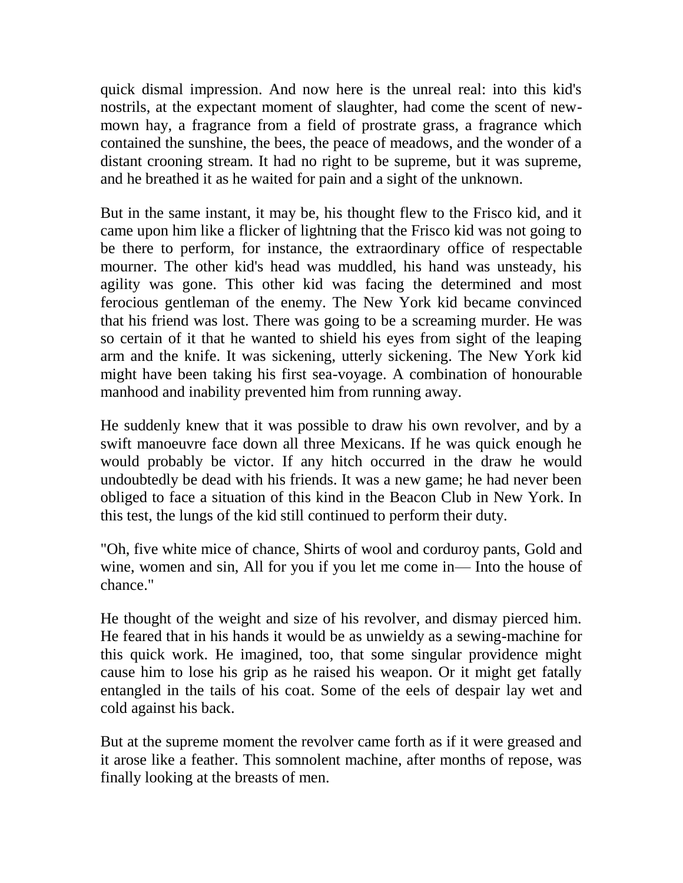quick dismal impression. And now here is the unreal real: into this kid's nostrils, at the expectant moment of slaughter, had come the scent of new-mown hay, a fragrance from a field of prostrate grass, a fragrance which contained the sunshine, the bees, the peace of meadows, and the wonder of a distant crooning stream. It had no right to be supreme, but it was supreme, and he breathed it as he waited for pain and a sight of the unknown.

But in the same instant, it may be, his thought flew to the Frisco kid, and it came upon him like a flicker of lightning that the Frisco kid was not going to be there to perform, for instance, the extraordinary office of respectable mourner. The other kid's head was muddled, his hand was unsteady, his agility was gone. This other kid was facing the determined and most ferocious gentleman of the enemy. The New York kid became convinced that his friend was lost. There was going to be a screaming murder. He was so certain of it that he wanted to shield his eyes from sight of the leaping arm and the knife. It was sickening, utterly sickening. The New York kid might have been taking his first sea-voyage. A combination of honourable manhood and inability prevented him from running away.

He suddenly knew that it was possible to draw his own revolver, and by a swift manoeuvre face down all three Mexicans. If he was quick enough he would probably be victor. If any hitch occurred in the draw he would undoubtedly be dead with his friends. It was a new game; he had never been obliged to face a situation of this kind in the Beacon Club in New York. In this test, the lungs of the kid still continued to perform their duty.

"Oh, five white mice of chance, Shirts of wool and corduroy pants, Gold and wine, women and sin, All for you if you let me come in— Into the house of chance."

He thought of the weight and size of his revolver, and dismay pierced him. He feared that in his hands it would be as unwieldy as a sewing-machine for this quick work. He imagined, too, that some singular providence might cause him to lose his grip as he raised his weapon. Or it might get fatally entangled in the tails of his coat. Some of the eels of despair lay wet and cold against his back.

But at the supreme moment the revolver came forth as if it were greased and it arose like a feather. This somnolent machine, after months of repose, was finally looking at the breasts of men.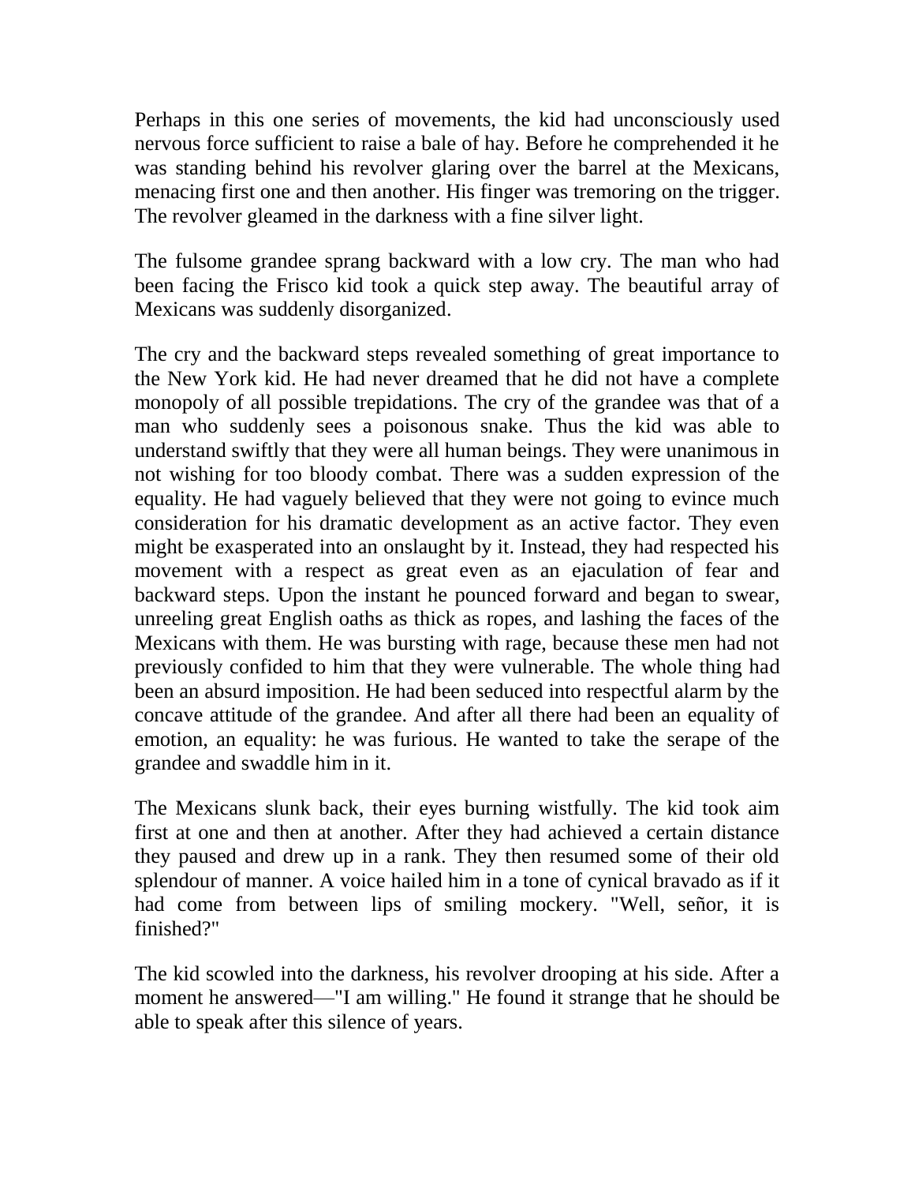Perhaps in this one series of movements, the kid had unconsciously used nervous force sufficient to raise a bale of hay. Before he comprehended it he was standing behind his revolver glaring over the barrel at the Mexicans, menacing first one and then another. His finger was tremoring on the trigger. The revolver gleamed in the darkness with a fine silver light.

The fulsome grandee sprang backward with a low cry. The man who had been facing the Frisco kid took a quick step away. The beautiful array of Mexicans was suddenly disorganized.

The cry and the backward steps revealed something of great importance to the New York kid. He had never dreamed that he did not have a complete monopoly of all possible trepidations. The cry of the grandee was that of a man who suddenly sees a poisonous snake. Thus the kid was able to understand swiftly that they were all human beings. They were unanimous in not wishing for too bloody combat. There was a sudden expression of the equality. He had vaguely believed that they were not going to evince much consideration for his dramatic development as an active factor. They even might be exasperated into an onslaught by it. Instead, they had respected his movement with a respect as great even as an ejaculation of fear and backward steps. Upon the instant he pounced forward and began to swear, unreeling great English oaths as thick as ropes, and lashing the faces of the Mexicans with them. He was bursting with rage, because these men had not previously confided to him that they were vulnerable. The whole thing had been an absurd imposition. He had been seduced into respectful alarm by the concave attitude of the grandee. And after all there had been an equality of emotion, an equality: he was furious. He wanted to take the serape of the grandee and swaddle him in it.

The Mexicans slunk back, their eyes burning wistfully. The kid took aim first at one and then at another. After they had achieved a certain distance they paused and drew up in a rank. They then resumed some of their old splendour of manner. A voice hailed him in a tone of cynical bravado as if it had come from between lips of smiling mockery. "Well, señor, it is finished?"

The kid scowled into the darkness, his revolver drooping at his side. After a moment he answered—"I am willing." He found it strange that he should be able to speak after this silence of years.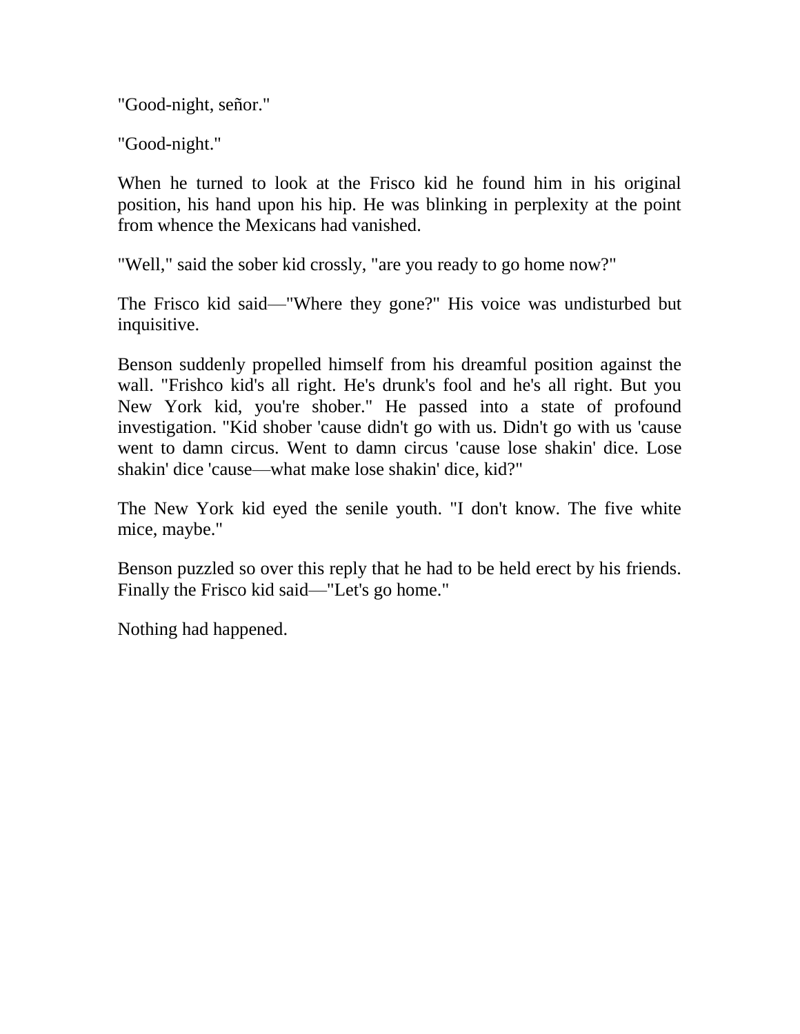"Good-night, señor."

"Good-night."

When he turned to look at the Frisco kid he found him in his original position, his hand upon his hip. He was blinking in perplexity at the point from whence the Mexicans had vanished.

"Well," said the sober kid crossly, "are you ready to go home now?"

The Frisco kid said—"Where they gone?" His voice was undisturbed but inquisitive.

Benson suddenly propelled himself from his dreamful position against the wall. "Frishco kid's all right. He's drunk's fool and he's all right. But you New York kid, you're shober." He passed into a state of profound investigation. "Kid shober 'cause didn't go with us. Didn't go with us 'cause went to damn circus. Went to damn circus 'cause lose shakin' dice. Lose shakin' dice 'cause—what make lose shakin' dice, kid?"

The New York kid eyed the senile youth. "I don't know. The five white mice, maybe."

Benson puzzled so over this reply that he had to be held erect by his friends. Finally the Frisco kid said—"Let's go home."

Nothing had happened.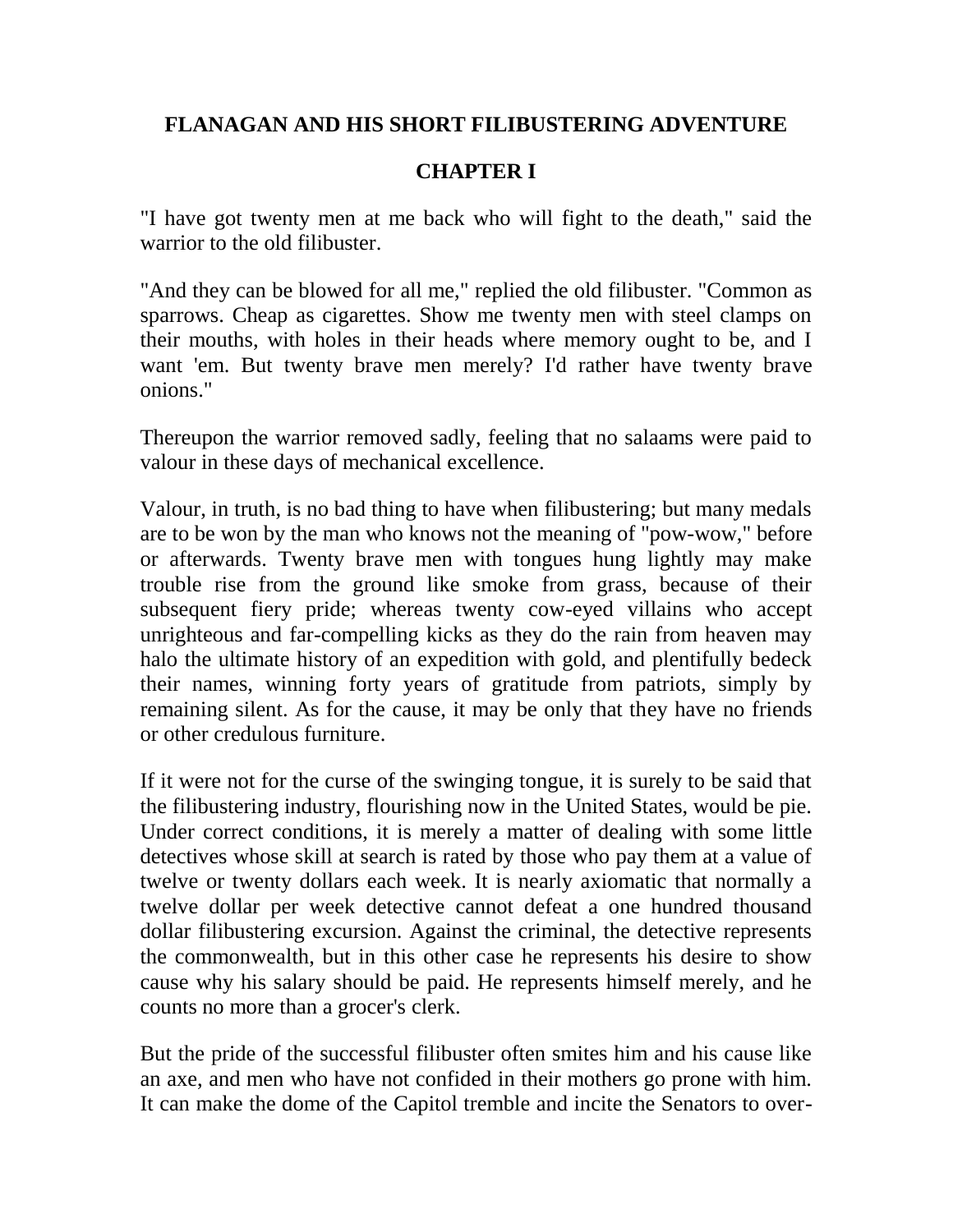# FLANAGAN AND HIS SHORT FILIBUSTERING ADVENTURE

## CHAPTER I

"I have got twenty men at me back who will fight to the death," said the warrior to the old filibuster.

"And they can be blowed for all me," replied the old filibuster. "Common as sparrows. Cheap as cigarettes. Show me twenty men with steel clamps on their mouths, with holes in their heads where memory ought to be, and I want 'em. But twenty brave men merely? I'd rather have twenty brave onions."

Thereupon the warrior removed sadly, feeling that no salaams were paid to valour in these days of mechanical excellence.

Valour, in truth, is no bad thing to have when filibustering; but many medals are to be won by the man who knows not the meaning of "pow-wow," before or afterwards. Twenty brave men with tongues hung lightly may make trouble rise from the ground like smoke from grass, because of their subsequent fiery pride; whereas twenty cow-eyed villains who accept unrighteous and far-compelling kicks as they do the rain from heaven may halo the ultimate history of an expedition with gold, and plentifully bedeck their names, winning forty years of gratitude from patriots, simply by remaining silent. As for the cause, it may be only that they have no friends or other credulous furniture.

If it were not for the curse of the swinging tongue, it is surely to be said that the filibustering industry, flourishing now in the United States, would be pie. Under correct conditions, it is merely a matter of dealing with some little detectives whose skill at search is rated by those who pay them at a value of twelve or twenty dollars each week. It is nearly axiomatic that normally a twelve dollar per week detective cannot defeat a one hundred thousand dollar filibustering excursion. Against the criminal, the detective represents the commonwealth, but in this other case he represents his desire to show cause why his salary should be paid. He represents himself merely, and he counts no more than a grocer's clerk.

But the pride of the successful filibuster often smites him and his cause like an axe, and men who have not confided in their mothers go prone with him. It can make the dome of the Capitol tremble and incite the Senators to over-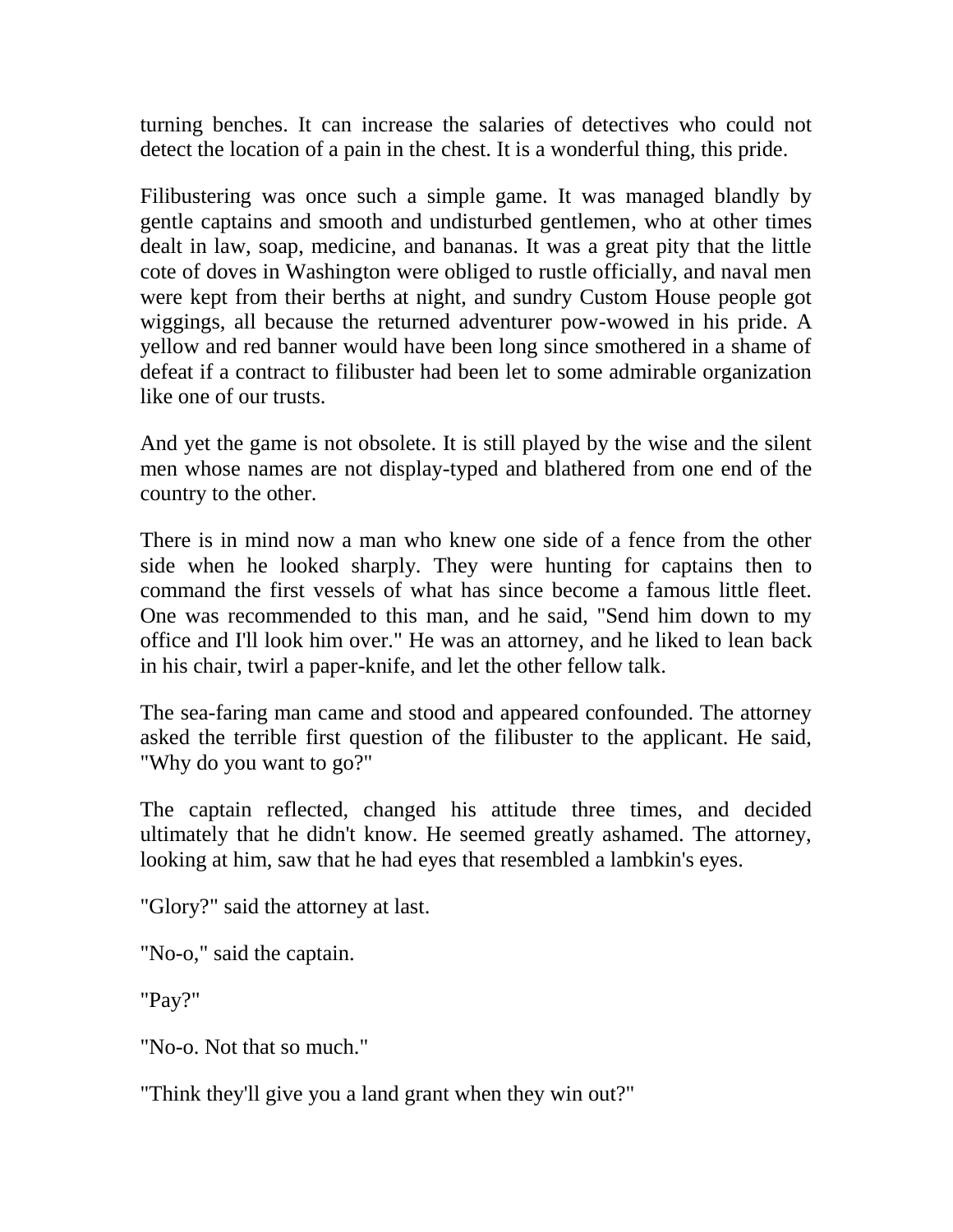turning benches. It can increase the salaries of detectives who could not detect the location of a pain in the chest. It is a wonderful thing, this pride.

Filibustering was once such a simple game. It was managed blandly by gentle captains and smooth and undisturbed gentlemen, who at other times dealt in law, soap, medicine, and bananas. It was a great pity that the little cote of doves in Washington were obliged to rustle officially, and naval men were kept from their berths at night, and sundry Custom House people got wiggings, all because the returned adventurer pow-wowed in his pride. A yellow and red banner would have been long since smothered in a shame of defeat if a contract to filibuster had been let to some admirable organization like one of our trusts.

And yet the game is not obsolete. It is still played by the wise and the silent men whose names are not display-typed and blathered from one end of the country to the other.

There is in mind now a man who knew one side of a fence from the other side when he looked sharply. They were hunting for captains then to command the first vessels of what has since become a famous little fleet. One was recommended to this man, and he said, "Send him down to my office and I'll look him over." He was an attorney, and he liked to lean back in his chair, twirl a paper-knife, and let the other fellow talk.

The sea-faring man came and stood and appeared confounded. The attorney asked the terrible first question of the filibuster to the applicant. He said, "Why do you want to go?"

The captain reflected, changed his attitude three times, and decided ultimately that he didn't know. He seemed greatly ashamed. The attorney, looking at him, saw that he had eyes that resembled a lambkin's eyes.

"Glory?" said the attorney at last.

"No-o," said the captain.

"Pay?"

"No-o. Not that so much."

"Think they'll give you a land grant when they win out?"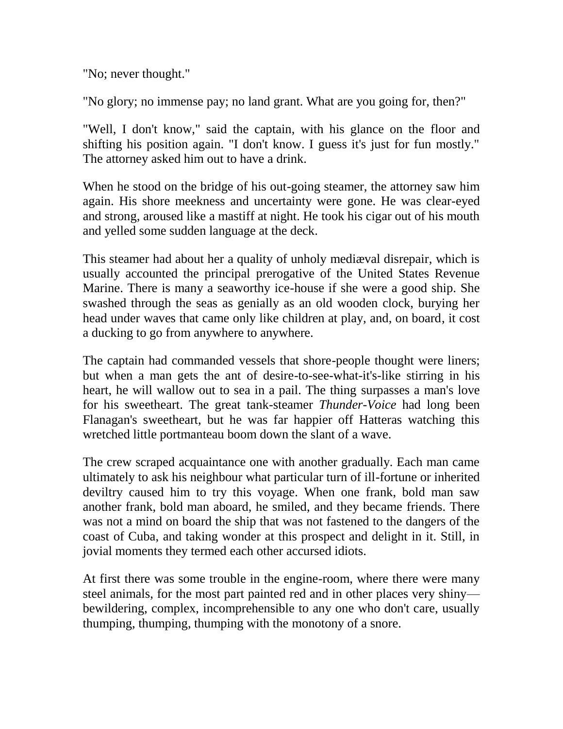"No; never thought."

"No glory; no immense pay; no land grant. What are you going for, then?"

"Well, I don't know," said the captain, with his glance on the floor and shifting his position again. "I don't know. I guess it's just for fun mostly." The attorney asked him out to have a drink.

When he stood on the bridge of his out-going steamer, the attorney saw him again. His shore meekness and uncertainty were gone. He was clear-eyed and strong, aroused like a mastiff at night. He took his cigar out of his mouth and yelled some sudden language at the deck.

This steamer had about her a quality of unholy mediæval disrepair, which is usually accounted the principal prerogative of the United States Revenue Marine. There is many a seaworthy ice-house if she were a good ship. She swashed through the seas as genially as an old wooden clock, burying her head under waves that came only like children at play, and, on board, it cost a ducking to go from anywhere to anywhere.

The captain had commanded vessels that shore-people thought were liners; but when a man gets the ant of desire-to-see-what-it's-like stirring in his heart, he will wallow out to sea in a pail. The thing surpasses a man's love for his sweetheart. The great tank-steamer *Thunder-Voice* had long been Flanagan's sweetheart, but he was far happier off Hatteras watching this wretched little portmanteau boom down the slant of a wave.

The crew scraped acquaintance one with another gradually. Each man came ultimately to ask his neighbour what particular turn of ill-fortune or inherited deviltry caused him to try this voyage. When one frank, bold man saw another frank, bold man aboard, he smiled, and they became friends. There was not a mind on board the ship that was not fastened to the dangers of the coast of Cuba, and taking wonder at this prospect and delight in it. Still, in jovial moments they termed each other accursed idiots.

At first there was some trouble in the engine-room, where there were many steel animals, for the most part painted red and in other places very shiny—bewildering, complex, incomprehensible to any one who don't care, usually thumping, thumping, thumping with the monotony of a snore.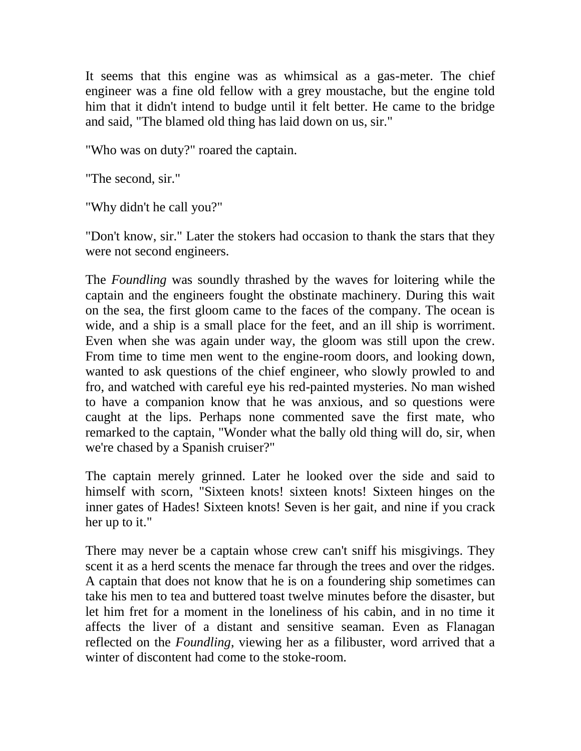It seems that this engine was as whimsical as a gas-meter. The chief engineer was a fine old fellow with a grey moustache, but the engine told him that it didn't intend to budge until it felt better. He came to the bridge and said, "The blamed old thing has laid down on us, sir."

"Who was on duty?" roared the captain.

"The second, sir."

"Why didn't he call you?"

"Don't know, sir." Later the stokers had occasion to thank the stars that they were not second engineers.

The *Foundling* was soundly thrashed by the waves for loitering while the captain and the engineers fought the obstinate machinery. During this wait on the sea, the first gloom came to the faces of the company. The ocean is wide, and a ship is a small place for the feet, and an ill ship is worriment. Even when she was again under way, the gloom was still upon the crew. From time to time men went to the engine-room doors, and looking down, wanted to ask questions of the chief engineer, who slowly prowled to and fro, and watched with careful eye his red-painted mysteries. No man wished to have a companion know that he was anxious, and so questions were caught at the lips. Perhaps none commented save the first mate, who remarked to the captain, "Wonder what the bally old thing will do, sir, when we're chased by a Spanish cruiser?"

The captain merely grinned. Later he looked over the side and said to himself with scorn, "Sixteen knots! sixteen knots! Sixteen hinges on the inner gates of Hades! Sixteen knots! Seven is her gait, and nine if you crack her up to it."

There may never be a captain whose crew can't sniff his misgivings. They scent it as a herd scents the menace far through the trees and over the ridges. A captain that does not know that he is on a foundering ship sometimes can take his men to tea and buttered toast twelve minutes before the disaster, but let him fret for a moment in the loneliness of his cabin, and in no time it affects the liver of a distant and sensitive seaman. Even as Flanagan reflected on the *Foundling*, viewing her as a filibuster, word arrived that a winter of discontent had come to the stoke-room.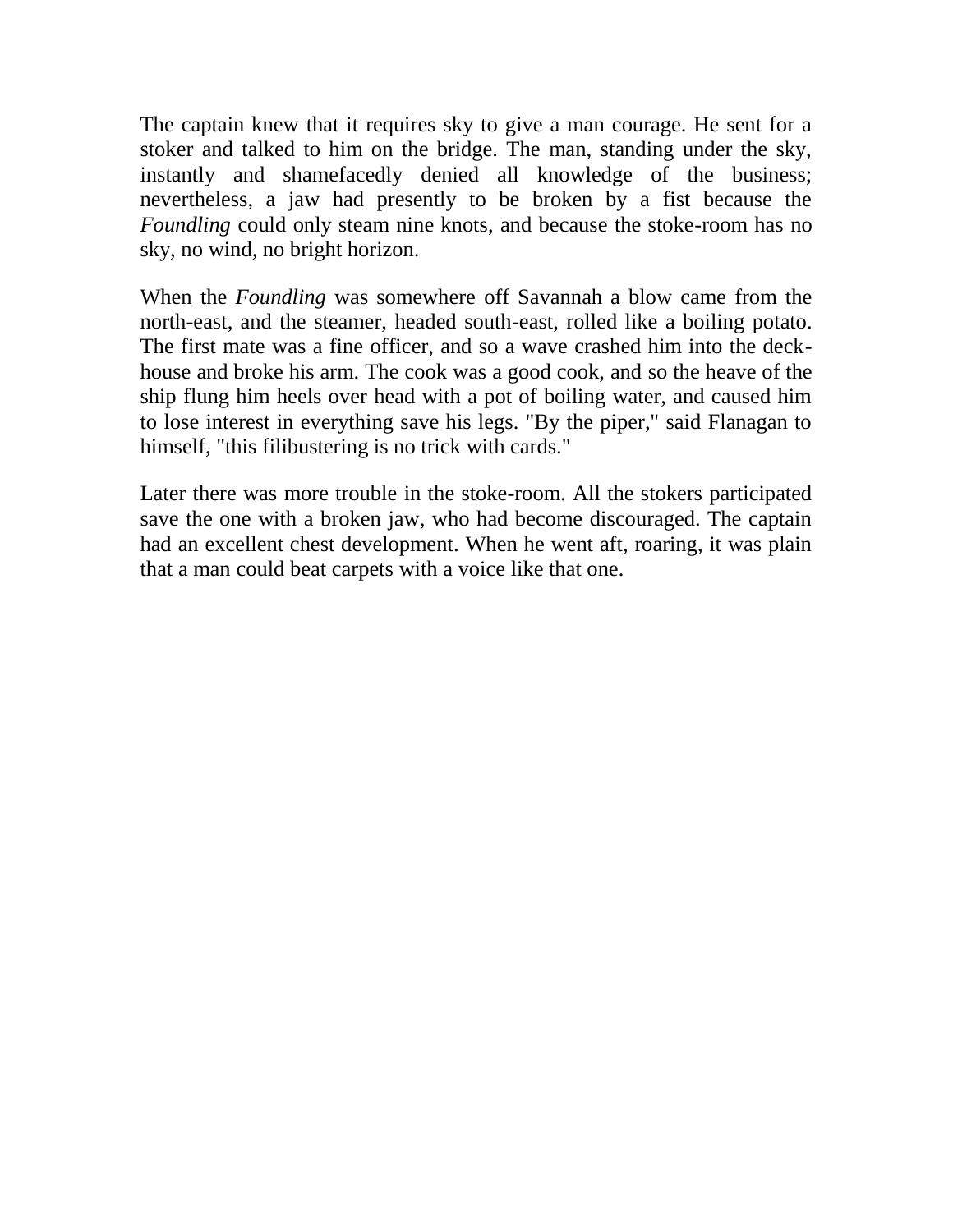The captain knew that it requires sky to give a man courage. He sent for a stoker and talked to him on the bridge. The man, standing under the sky, instantly and shamefacedly denied all knowledge of the business; nevertheless, a jaw had presently to be broken by a fist because the *Foundling* could only steam nine knots, and because the stoke-room has no sky, no wind, no bright horizon.

When the *Foundling* was somewhere off Savannah a blow came from the north-east, and the steamer, headed south-east, rolled like a boiling potato. The first mate was a fine officer, and so a wave crashed him into the deck-house and broke his arm. The cook was a good cook, and so the heave of the ship flung him heels over head with a pot of boiling water, and caused him to lose interest in everything save his legs. "By the piper," said Flanagan to himself, "this filibustering is no trick with cards."

Later there was more trouble in the stoke-room. All the stokers participated save the one with a broken jaw, who had become discouraged. The captain had an excellent chest development. When he went aft, roaring, it was plain that a man could beat carpets with a voice like that one.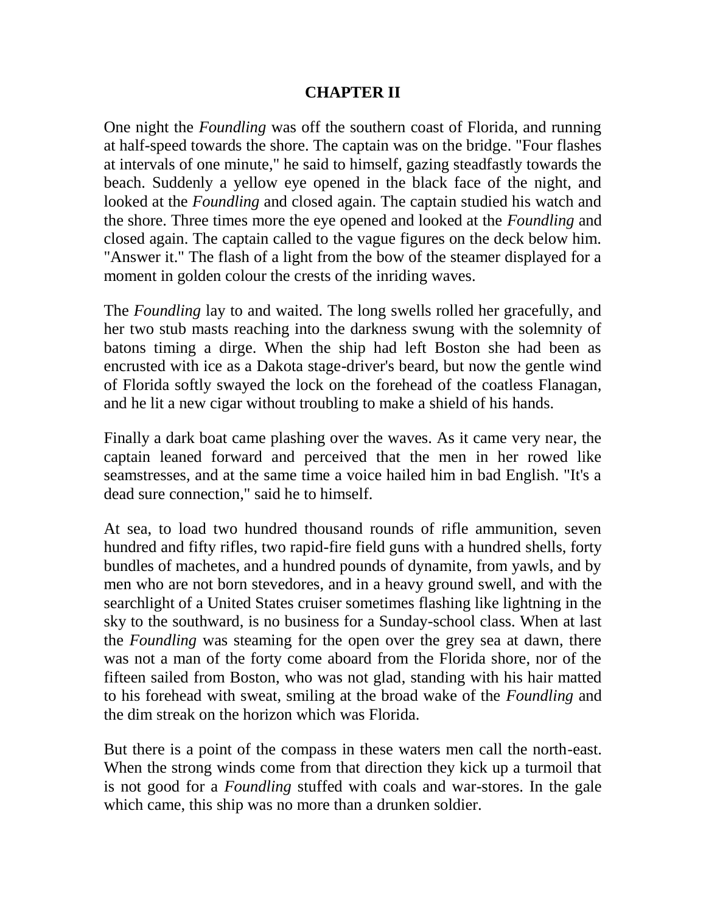## CHAPTER II

One night the *Foundling* was off the southern coast of Florida, and running at half-speed towards the shore. The captain was on the bridge. "Four flashes at intervals of one minute," he said to himself, gazing steadfastly towards the beach. Suddenly a yellow eye opened in the black face of the night, and looked at the *Foundling* and closed again. The captain studied his watch and the shore. Three times more the eye opened and looked at the *Foundling* and closed again. The captain called to the vague figures on the deck below him. "Answer it." The flash of a light from the bow of the steamer displayed for a moment in golden colour the crests of the inriding waves.

The *Foundling* lay to and waited. The long swells rolled her gracefully, and her two stub masts reaching into the darkness swung with the solemnity of batons timing a dirge. When the ship had left Boston she had been as encrusted with ice as a Dakota stage-driver's beard, but now the gentle wind of Florida softly swayed the lock on the forehead of the coatless Flanagan, and he lit a new cigar without troubling to make a shield of his hands.

Finally a dark boat came plashing over the waves. As it came very near, the captain leaned forward and perceived that the men in her rowed like seamstresses, and at the same time a voice hailed him in bad English. "It's a dead sure connection," said he to himself.

At sea, to load two hundred thousand rounds of rifle ammunition, seven hundred and fifty rifles, two rapid-fire field guns with a hundred shells, forty bundles of machetes, and a hundred pounds of dynamite, from yawls, and by men who are not born stevedores, and in a heavy ground swell, and with the searchlight of a United States cruiser sometimes flashing like lightning in the sky to the southward, is no business for a Sunday-school class. When at last the *Foundling* was steaming for the open over the grey sea at dawn, there was not a man of the forty come aboard from the Florida shore, nor of the fifteen sailed from Boston, who was not glad, standing with his hair matted to his forehead with sweat, smiling at the broad wake of the *Foundling* and the dim streak on the horizon which was Florida.

But there is a point of the compass in these waters men call the north-east. When the strong winds come from that direction they kick up a turmoil that is not good for a *Foundling* stuffed with coals and war-stores. In the gale which came, this ship was no more than a drunken soldier.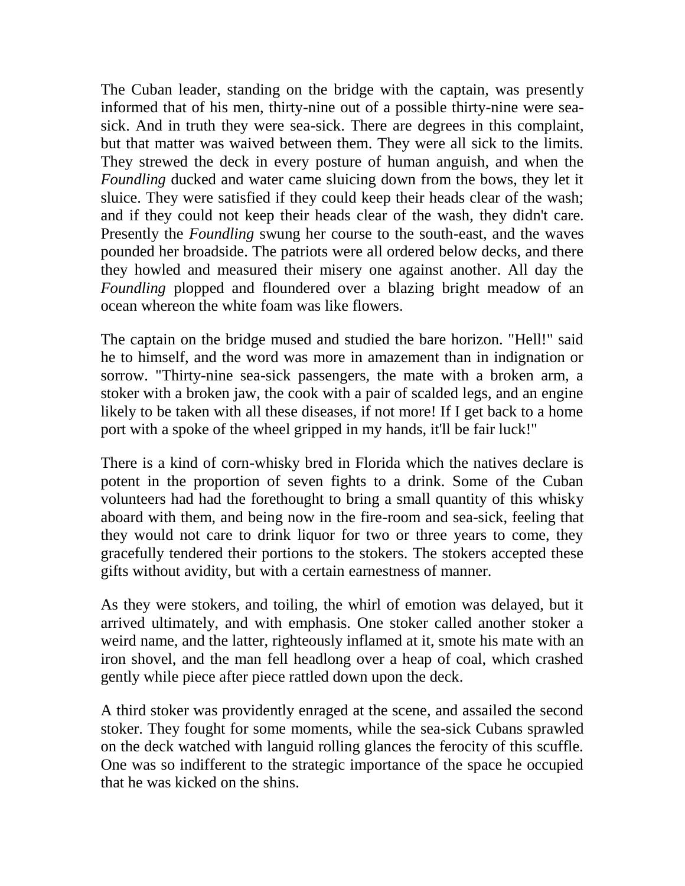The Cuban leader, standing on the bridge with the captain, was presently informed that of his men, thirty-nine out of a possible thirty-nine were sea-sick. And in truth they were sea-sick. There are degrees in this complaint, but that matter was waived between them. They were all sick to the limits. They strewed the deck in every posture of human anguish, and when the *Foundling* ducked and water came sluicing down from the bows, they let it sluice. They were satisfied if they could keep their heads clear of the wash; and if they could not keep their heads clear of the wash, they didn't care. Presently the *Foundling* swung her course to the south-east, and the waves pounded her broadside. The patriots were all ordered below decks, and there they howled and measured their misery one against another. All day the *Foundling* plopped and floundered over a blazing bright meadow of an ocean whereon the white foam was like flowers.

The captain on the bridge mused and studied the bare horizon. "Hell!" said he to himself, and the word was more in amazement than in indignation or sorrow. "Thirty-nine sea-sick passengers, the mate with a broken arm, a stoker with a broken jaw, the cook with a pair of scalded legs, and an engine likely to be taken with all these diseases, if not more! If I get back to a home port with a spoke of the wheel gripped in my hands, it'll be fair luck!"

There is a kind of corn-whisky bred in Florida which the natives declare is potent in the proportion of seven fights to a drink. Some of the Cuban volunteers had had the forethought to bring a small quantity of this whisky aboard with them, and being now in the fire-room and sea-sick, feeling that they would not care to drink liquor for two or three years to come, they gracefully tendered their portions to the stokers. The stokers accepted these gifts without avidity, but with a certain earnestness of manner.

As they were stokers, and toiling, the whirl of emotion was delayed, but it arrived ultimately, and with emphasis. One stoker called another stoker a weird name, and the latter, righteously inflamed at it, smote his mate with an iron shovel, and the man fell headlong over a heap of coal, which crashed gently while piece after piece rattled down upon the deck.

A third stoker was providently enraged at the scene, and assailed the second stoker. They fought for some moments, while the sea-sick Cubans sprawled on the deck watched with languid rolling glances the ferocity of this scuffle. One was so indifferent to the strategic importance of the space he occupied that he was kicked on the shins.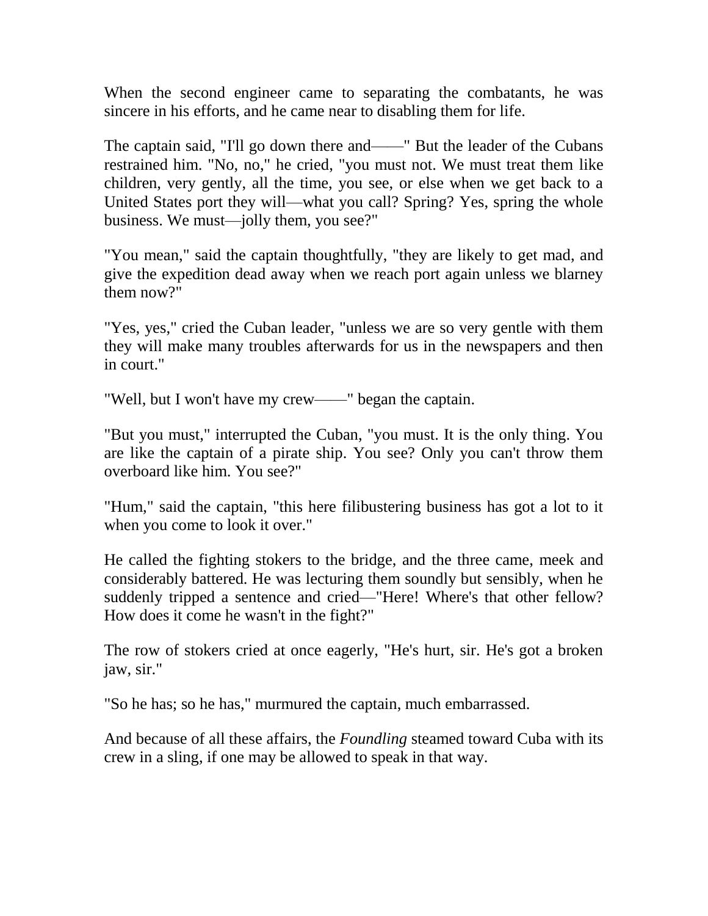When the second engineer came to separating the combatants, he was sincere in his efforts, and he came near to disabling them for life.

The captain said, "I'll go down there and——" But the leader of the Cubans restrained him. "No, no," he cried, "you must not. We must treat them like children, very gently, all the time, you see, or else when we get back to a United States port they will—what you call? Spring? Yes, spring the whole business. We must—jolly them, you see?"

"You mean," said the captain thoughtfully, "they are likely to get mad, and give the expedition dead away when we reach port again unless we blarney them now?"

"Yes, yes," cried the Cuban leader, "unless we are so very gentle with them they will make many troubles afterwards for us in the newspapers and then in court."

"Well, but I won't have my crew——" began the captain.

"But you must," interrupted the Cuban, "you must. It is the only thing. You are like the captain of a pirate ship. You see? Only you can't throw them overboard like him. You see?"

"Hum," said the captain, "this here filibustering business has got a lot to it when you come to look it over."

He called the fighting stokers to the bridge, and the three came, meek and considerably battered. He was lecturing them soundly but sensibly, when he suddenly tripped a sentence and cried—"Here! Where's that other fellow? How does it come he wasn't in the fight?"

The row of stokers cried at once eagerly, "He's hurt, sir. He's got a broken jaw, sir."

"So he has; so he has," murmured the captain, much embarrassed.

And because of all these affairs, the *Foundling* steamed toward Cuba with its crew in a sling, if one may be allowed to speak in that way.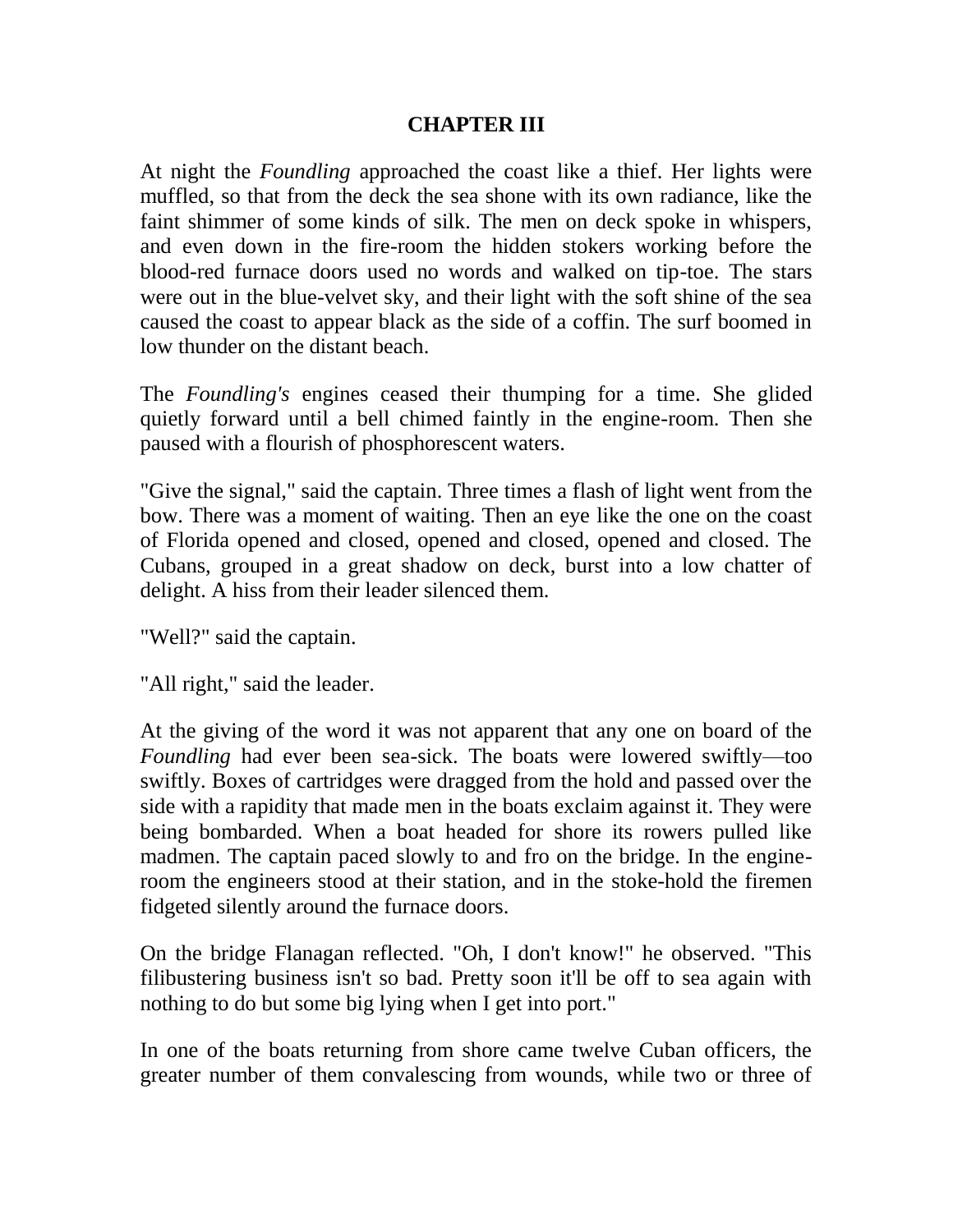## CHAPTER III

At night the *Foundling* approached the coast like a thief. Her lights were muffled, so that from the deck the sea shone with its own radiance, like the faint shimmer of some kinds of silk. The men on deck spoke in whispers, and even down in the fire-room the hidden stokers working before the blood-red furnace doors used no words and walked on tip-toe. The stars were out in the blue-velvet sky, and their light with the soft shine of the sea caused the coast to appear black as the side of a coffin. The surf boomed in low thunder on the distant beach.

The *Foundling's* engines ceased their thumping for a time. She glided quietly forward until a bell chimed faintly in the engine-room. Then she paused with a flourish of phosphorescent waters.

"Give the signal," said the captain. Three times a flash of light went from the bow. There was a moment of waiting. Then an eye like the one on the coast of Florida opened and closed, opened and closed, opened and closed. The Cubans, grouped in a great shadow on deck, burst into a low chatter of delight. A hiss from their leader silenced them.

"Well?" said the captain.

"All right," said the leader.

At the giving of the word it was not apparent that any one on board of the *Foundling* had ever been sea-sick. The boats were lowered swiftly—too swiftly. Boxes of cartridges were dragged from the hold and passed over the side with a rapidity that made men in the boats exclaim against it. They were being bombarded. When a boat headed for shore its rowers pulled like madmen. The captain paced slowly to and fro on the bridge. In the engine-room the engineers stood at their station, and in the stoke-hold the firemen fidgeted silently around the furnace doors.

On the bridge Flanagan reflected. "Oh, I don't know!" he observed. "This filibustering business isn't so bad. Pretty soon it'll be off to sea again with nothing to do but some big lying when I get into port."

In one of the boats returning from shore came twelve Cuban officers, the greater number of them convalescing from wounds, while two or three of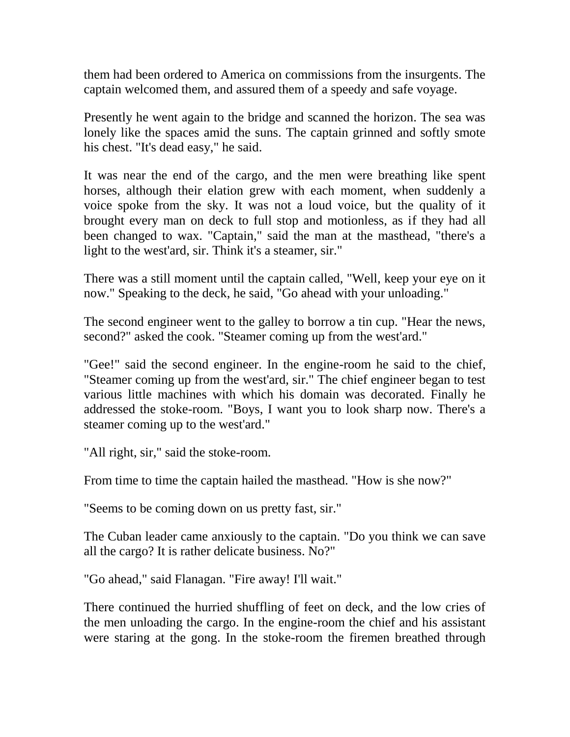them had been ordered to America on commissions from the insurgents. The captain welcomed them, and assured them of a speedy and safe voyage.

Presently he went again to the bridge and scanned the horizon. The sea was lonely like the spaces amid the suns. The captain grinned and softly smote his chest. "It's dead easy," he said.

It was near the end of the cargo, and the men were breathing like spent horses, although their elation grew with each moment, when suddenly a voice spoke from the sky. It was not a loud voice, but the quality of it brought every man on deck to full stop and motionless, as if they had all been changed to wax. "Captain," said the man at the masthead, "there's a light to the west'ard, sir. Think it's a steamer, sir."

There was a still moment until the captain called, "Well, keep your eye on it now." Speaking to the deck, he said, "Go ahead with your unloading."

The second engineer went to the galley to borrow a tin cup. "Hear the news, second?" asked the cook. "Steamer coming up from the west'ard."

"Gee!" said the second engineer. In the engine-room he said to the chief, "Steamer coming up from the west'ard, sir." The chief engineer began to test various little machines with which his domain was decorated. Finally he addressed the stoke-room. "Boys, I want you to look sharp now. There's a steamer coming up to the west'ard."

"All right, sir," said the stoke-room.

From time to time the captain hailed the masthead. "How is she now?"

"Seems to be coming down on us pretty fast, sir."

The Cuban leader came anxiously to the captain. "Do you think we can save all the cargo? It is rather delicate business. No?"

"Go ahead," said Flanagan. "Fire away! I'll wait."

There continued the hurried shuffling of feet on deck, and the low cries of the men unloading the cargo. In the engine-room the chief and his assistant were staring at the gong. In the stoke-room the firemen breathed through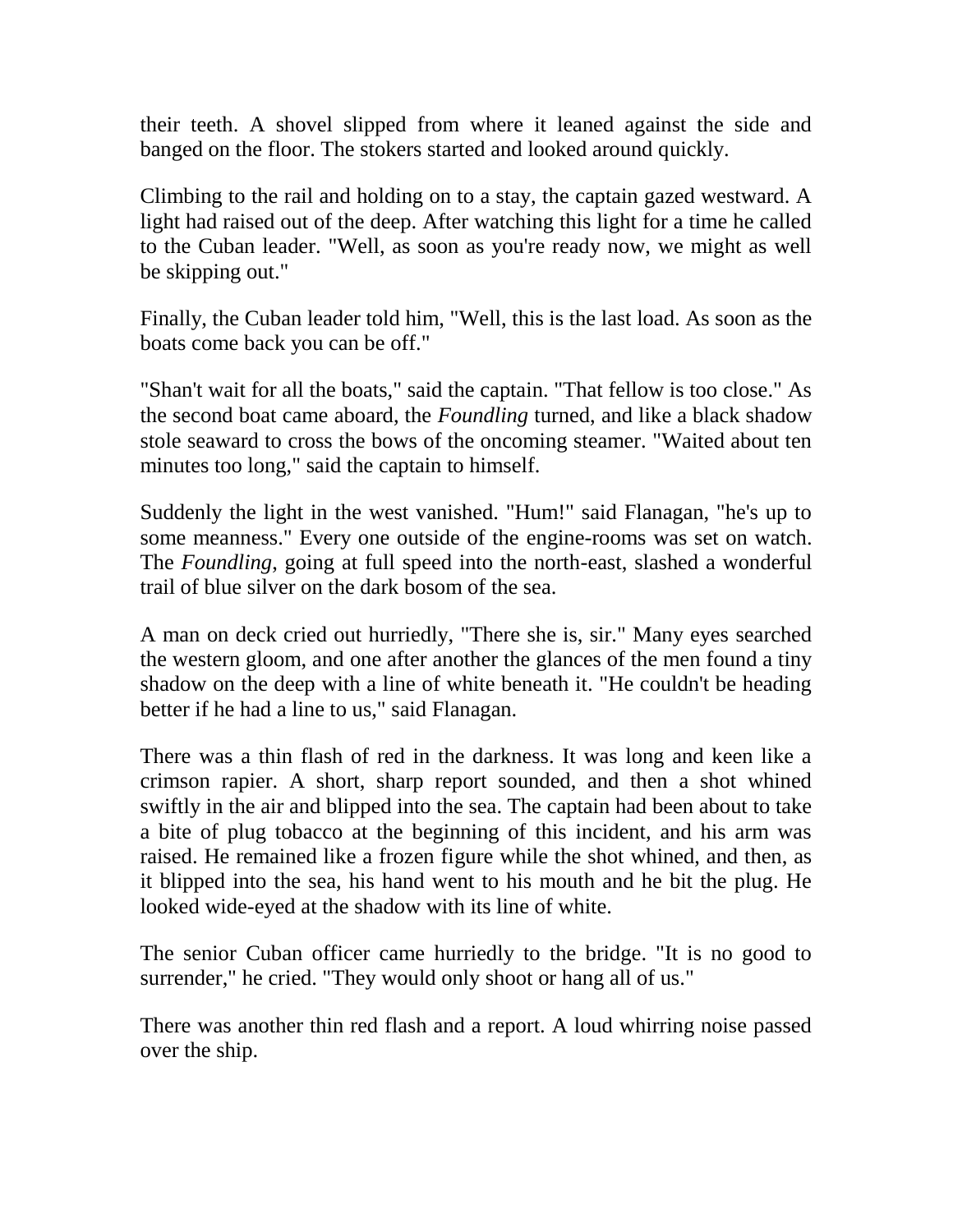their teeth. A shovel slipped from where it leaned against the side and banged on the floor. The stokers started and looked around quickly.

Climbing to the rail and holding on to a stay, the captain gazed westward. A light had raised out of the deep. After watching this light for a time he called to the Cuban leader. "Well, as soon as you're ready now, we might as well be skipping out."

Finally, the Cuban leader told him, "Well, this is the last load. As soon as the boats come back you can be off."

"Shan't wait for all the boats," said the captain. "That fellow is too close." As the second boat came aboard, the *Foundling* turned, and like a black shadow stole seaward to cross the bows of the oncoming steamer. "Waited about ten minutes too long," said the captain to himself.

Suddenly the light in the west vanished. "Hum!" said Flanagan, "he's up to some meanness." Every one outside of the engine-rooms was set on watch. The *Foundling*, going at full speed into the north-east, slashed a wonderful trail of blue silver on the dark bosom of the sea.

A man on deck cried out hurriedly, "There she is, sir." Many eyes searched the western gloom, and one after another the glances of the men found a tiny shadow on the deep with a line of white beneath it. "He couldn't be heading better if he had a line to us," said Flanagan.

There was a thin flash of red in the darkness. It was long and keen like a crimson rapier. A short, sharp report sounded, and then a shot whined swiftly in the air and blipped into the sea. The captain had been about to take a bite of plug tobacco at the beginning of this incident, and his arm was raised. He remained like a frozen figure while the shot whined, and then, as it blipped into the sea, his hand went to his mouth and he bit the plug. He looked wide-eyed at the shadow with its line of white.

The senior Cuban officer came hurriedly to the bridge. "It is no good to surrender," he cried. "They would only shoot or hang all of us."

There was another thin red flash and a report. A loud whirring noise passed over the ship.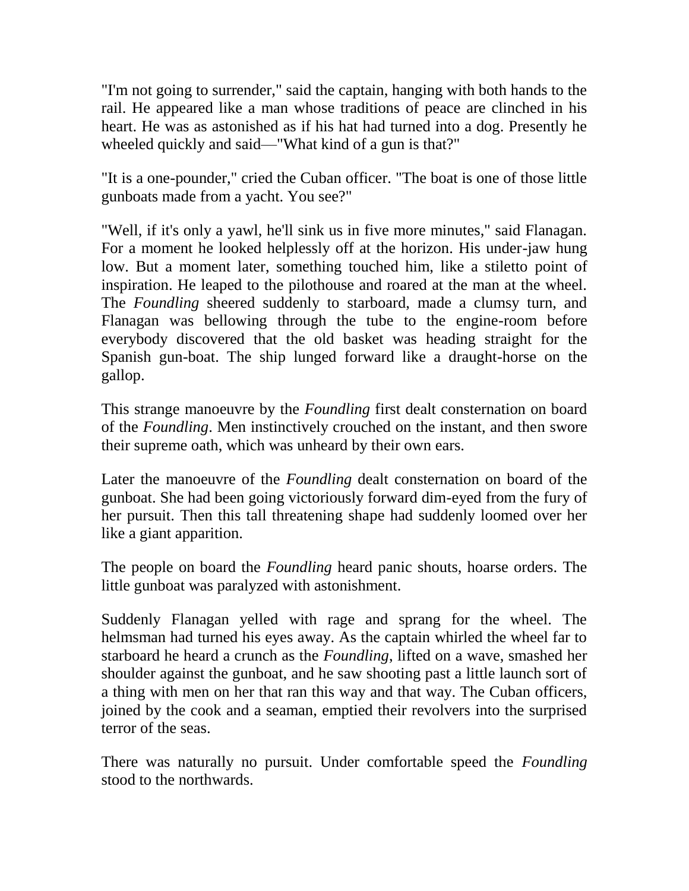"I'm not going to surrender," said the captain, hanging with both hands to the rail. He appeared like a man whose traditions of peace are clinched in his heart. He was as astonished as if his hat had turned into a dog. Presently he wheeled quickly and said—"What kind of a gun is that?"

"It is a one-pounder," cried the Cuban officer. "The boat is one of those little gunboats made from a yacht. You see?"

"Well, if it's only a yawl, he'll sink us in five more minutes," said Flanagan. For a moment he looked helplessly off at the horizon. His under-jaw hung low. But a moment later, something touched him, like a stiletto point of inspiration. He leaped to the pilothouse and roared at the man at the wheel. The *Foundling* sheered suddenly to starboard, made a clumsy turn, and Flanagan was bellowing through the tube to the engine-room before everybody discovered that the old basket was heading straight for the Spanish gun-boat. The ship lunged forward like a draught-horse on the gallop.

This strange manoeuvre by the *Foundling* first dealt consternation on board of the *Foundling*. Men instinctively crouched on the instant, and then swore their supreme oath, which was unheard by their own ears.

Later the manoeuvre of the *Foundling* dealt consternation on board of the gunboat. She had been going victoriously forward dim-eyed from the fury of her pursuit. Then this tall threatening shape had suddenly loomed over her like a giant apparition.

The people on board the *Foundling* heard panic shouts, hoarse orders. The little gunboat was paralyzed with astonishment.

Suddenly Flanagan yelled with rage and sprang for the wheel. The helmsman had turned his eyes away. As the captain whirled the wheel far to starboard he heard a crunch as the *Foundling*, lifted on a wave, smashed her shoulder against the gunboat, and he saw shooting past a little launch sort of a thing with men on her that ran this way and that way. The Cuban officers, joined by the cook and a seaman, emptied their revolvers into the surprised terror of the seas.

There was naturally no pursuit. Under comfortable speed the *Foundling* stood to the northwards.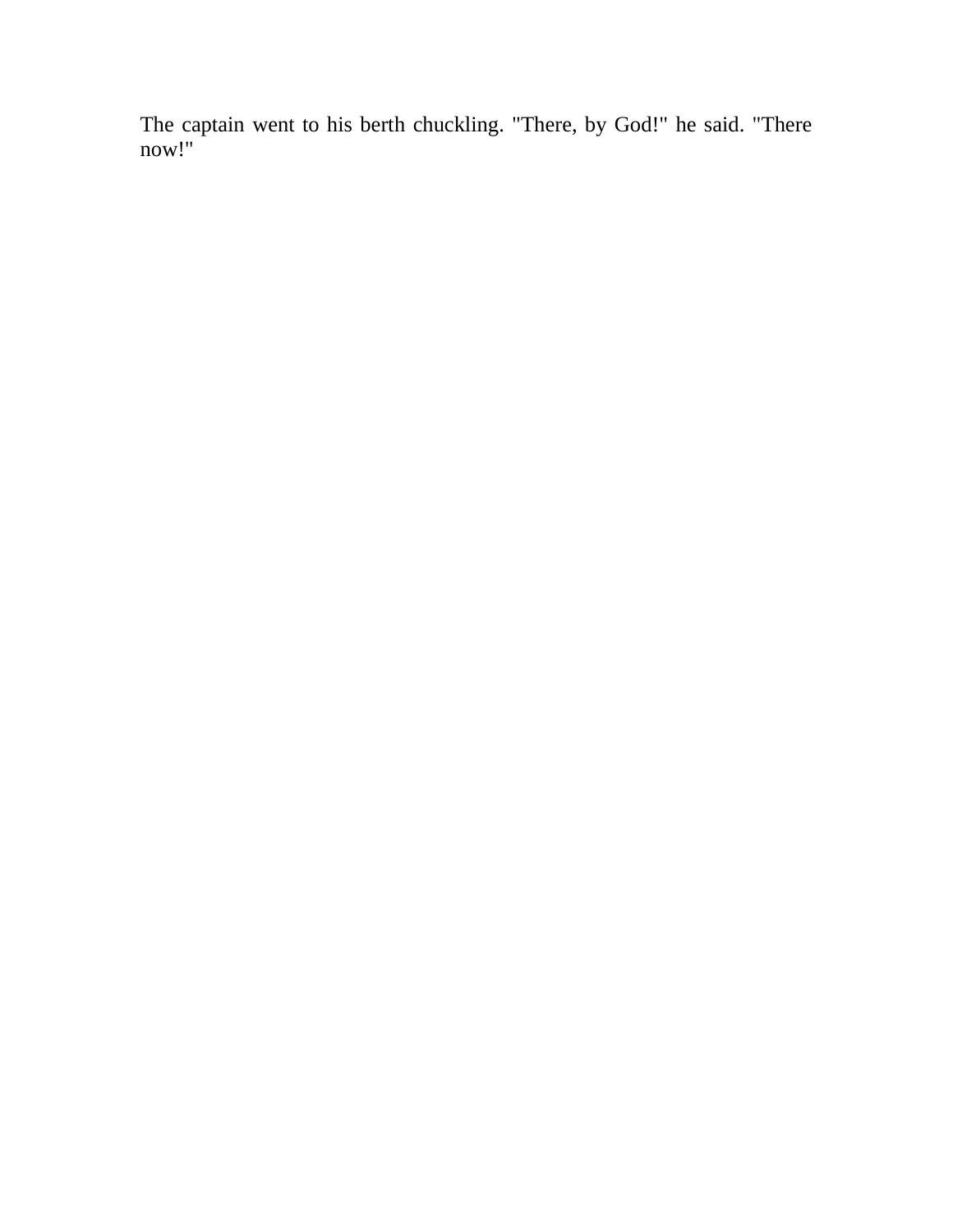The captain went to his berth chuckling. "There, by God!" he said. "There now!"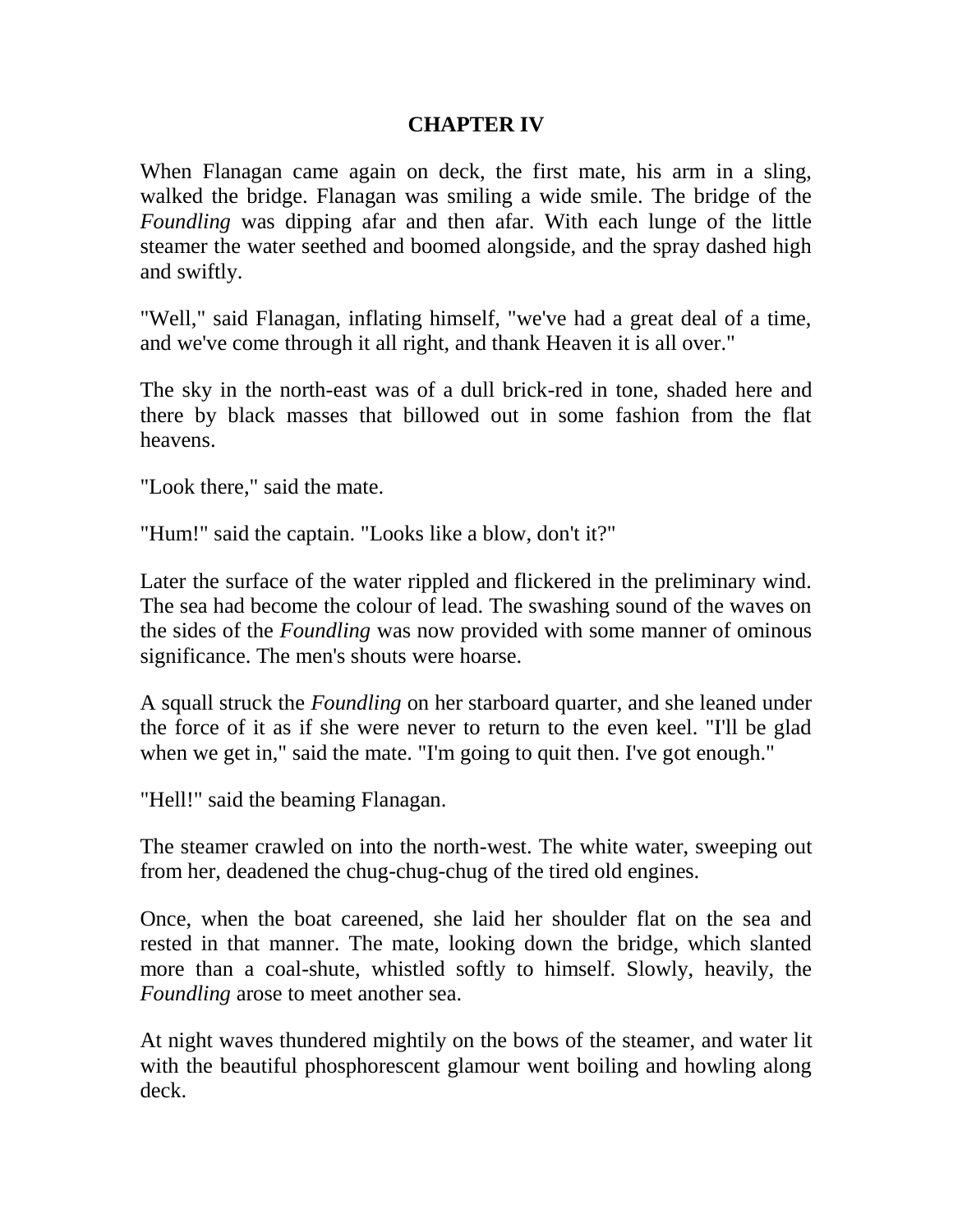## CHAPTER IV

When Flanagan came again on deck, the first mate, his arm in a sling, walked the bridge. Flanagan was smiling a wide smile. The bridge of the *Foundling* was dipping afar and then afar. With each lunge of the little steamer the water seethed and boomed alongside, and the spray dashed high and swiftly.

"Well," said Flanagan, inflating himself, "we've had a great deal of a time, and we've come through it all right, and thank Heaven it is all over."

The sky in the north-east was of a dull brick-red in tone, shaded here and there by black masses that billowed out in some fashion from the flat heavens.

"Look there," said the mate.

"Hum!" said the captain. "Looks like a blow, don't it?"

Later the surface of the water rippled and flickered in the preliminary wind. The sea had become the colour of lead. The swashing sound of the waves on the sides of the *Foundling* was now provided with some manner of ominous significance. The men's shouts were hoarse.

A squall struck the *Foundling* on her starboard quarter, and she leaned under the force of it as if she were never to return to the even keel. "I'll be glad when we get in," said the mate. "I'm going to quit then. I've got enough."

"Hell!" said the beaming Flanagan.

The steamer crawled on into the north-west. The white water, sweeping out from her, deadened the chug-chug-chug of the tired old engines.

Once, when the boat careened, she laid her shoulder flat on the sea and rested in that manner. The mate, looking down the bridge, which slanted more than a coal-shute, whistled softly to himself. Slowly, heavily, the *Foundling* arose to meet another sea.

At night waves thundered mightily on the bows of the steamer, and water lit with the beautiful phosphorescent glamour went boiling and howling along deck.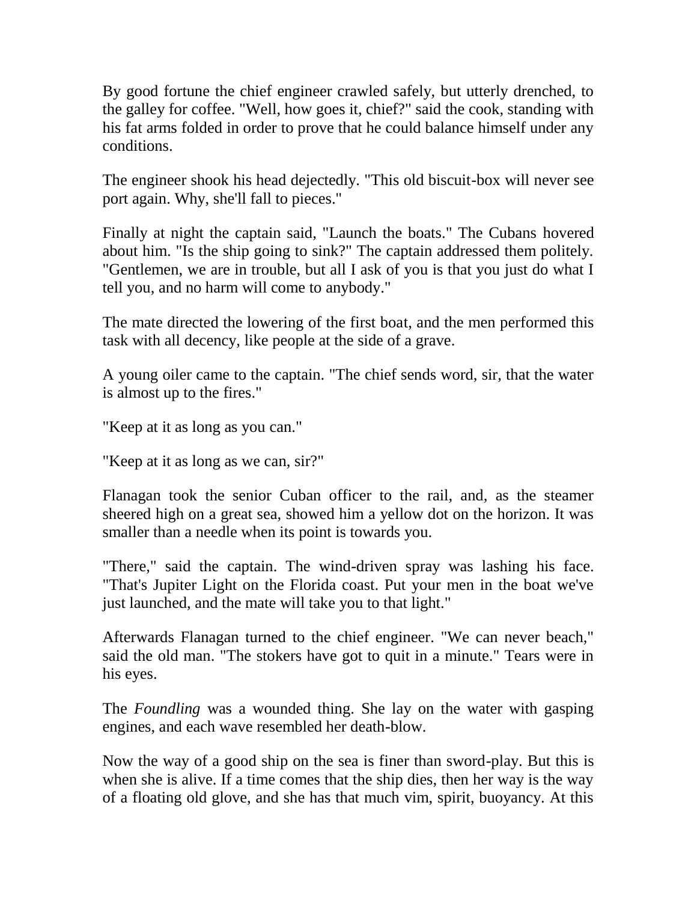By good fortune the chief engineer crawled safely, but utterly drenched, to the galley for coffee. "Well, how goes it, chief?" said the cook, standing with his fat arms folded in order to prove that he could balance himself under any conditions.

The engineer shook his head dejectedly. "This old biscuit-box will never see port again. Why, she'll fall to pieces."

Finally at night the captain said, "Launch the boats." The Cubans hovered about him. "Is the ship going to sink?" The captain addressed them politely. "Gentlemen, we are in trouble, but all I ask of you is that you just do what I tell you, and no harm will come to anybody."

The mate directed the lowering of the first boat, and the men performed this task with all decency, like people at the side of a grave.

A young oiler came to the captain. "The chief sends word, sir, that the water is almost up to the fires."

"Keep at it as long as you can."

"Keep at it as long as we can, sir?"

Flanagan took the senior Cuban officer to the rail, and, as the steamer sheered high on a great sea, showed him a yellow dot on the horizon. It was smaller than a needle when its point is towards you.

"There," said the captain. The wind-driven spray was lashing his face. "That's Jupiter Light on the Florida coast. Put your men in the boat we've just launched, and the mate will take you to that light."

Afterwards Flanagan turned to the chief engineer. "We can never beach," said the old man. "The stokers have got to quit in a minute." Tears were in his eyes.

The *Foundling* was a wounded thing. She lay on the water with gasping engines, and each wave resembled her death-blow.

Now the way of a good ship on the sea is finer than sword-play. But this is when she is alive. If a time comes that the ship dies, then her way is the way of a floating old glove, and she has that much vim, spirit, buoyancy. At this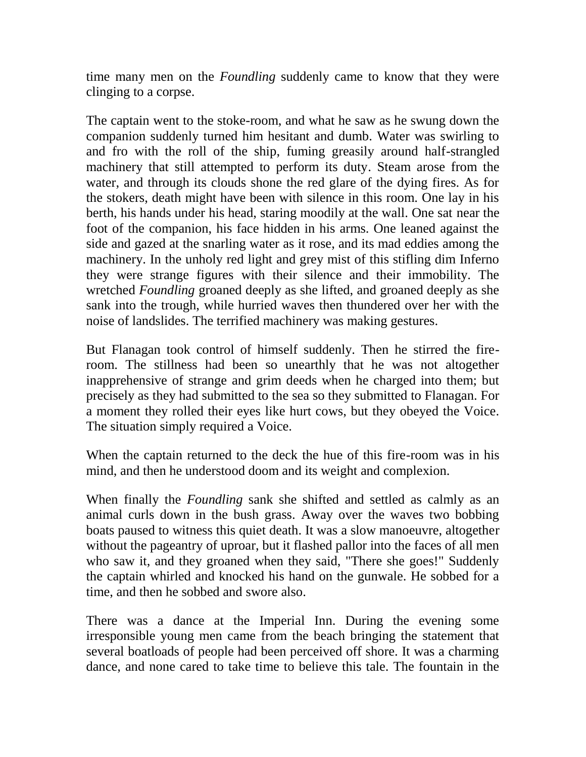time many men on the *Foundling* suddenly came to know that they were clinging to a corpse.

The captain went to the stoke-room, and what he saw as he swung down the companion suddenly turned him hesitant and dumb. Water was swirling to and fro with the roll of the ship, fuming greasily around half-strangled machinery that still attempted to perform its duty. Steam arose from the water, and through its clouds shone the red glare of the dying fires. As for the stokers, death might have been with silence in this room. One lay in his berth, his hands under his head, staring moodily at the wall. One sat near the foot of the companion, his face hidden in his arms. One leaned against the side and gazed at the snarling water as it rose, and its mad eddies among the machinery. In the unholy red light and grey mist of this stifling dim Inferno they were strange figures with their silence and their immobility. The wretched *Foundling* groaned deeply as she lifted, and groaned deeply as she sank into the trough, while hurried waves then thundered over her with the noise of landslides. The terrified machinery was making gestures.

But Flanagan took control of himself suddenly. Then he stirred the fire-room. The stillness had been so unearthly that he was not altogether inapprehensive of strange and grim deeds when he charged into them; but precisely as they had submitted to the sea so they submitted to Flanagan. For a moment they rolled their eyes like hurt cows, but they obeyed the Voice. The situation simply required a Voice.

When the captain returned to the deck the hue of this fire-room was in his mind, and then he understood doom and its weight and complexion.

When finally the *Foundling* sank she shifted and settled as calmly as an animal curls down in the bush grass. Away over the waves two bobbing boats paused to witness this quiet death. It was a slow manoeuvre, altogether without the pageantry of uproar, but it flashed pallor into the faces of all men who saw it, and they groaned when they said, "There she goes!" Suddenly the captain whirled and knocked his hand on the gunwale. He sobbed for a time, and then he sobbed and swore also.

There was a dance at the Imperial Inn. During the evening some irresponsible young men came from the beach bringing the statement that several boatloads of people had been perceived off shore. It was a charming dance, and none cared to take time to believe this tale. The fountain in the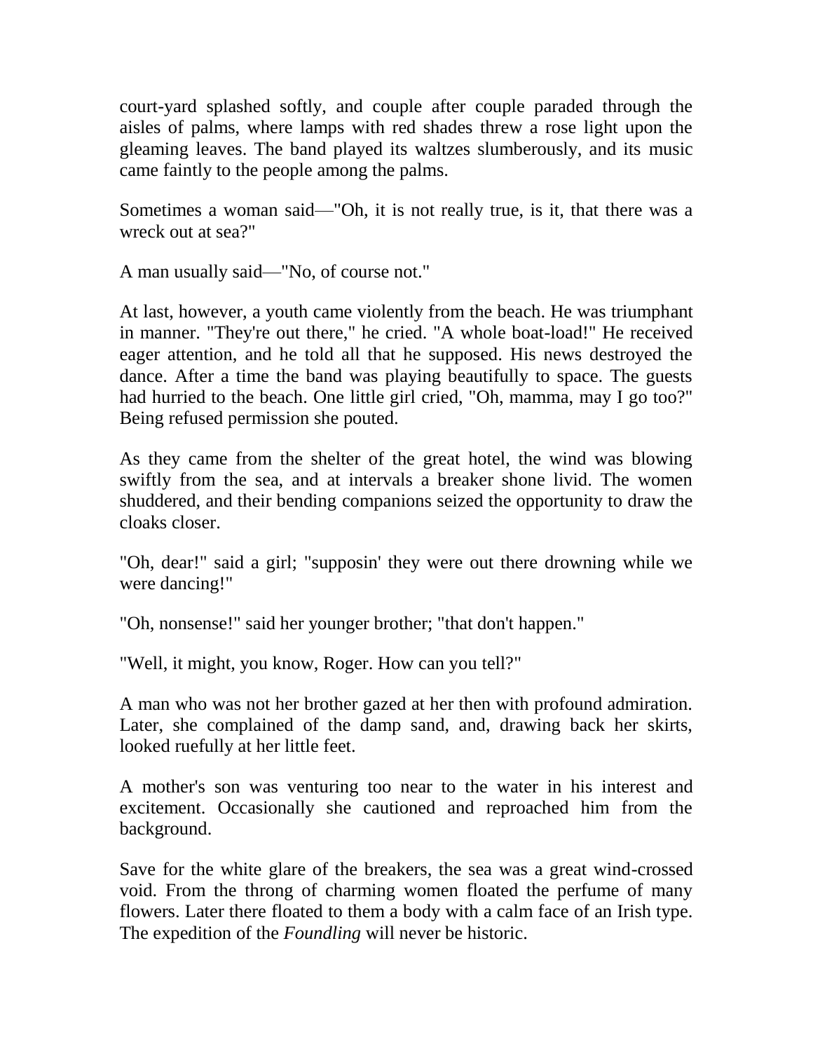court-yard splashed softly, and couple after couple paraded through the aisles of palms, where lamps with red shades threw a rose light upon the gleaming leaves. The band played its waltzes slumberously, and its music came faintly to the people among the palms.

Sometimes a woman said—"Oh, it is not really true, is it, that there was a wreck out at sea?"

A man usually said—"No, of course not."

At last, however, a youth came violently from the beach. He was triumphant in manner. "They're out there," he cried. "A whole boat-load!" He received eager attention, and he told all that he supposed. His news destroyed the dance. After a time the band was playing beautifully to space. The guests had hurried to the beach. One little girl cried, "Oh, mamma, may I go too?" Being refused permission she pouted.

As they came from the shelter of the great hotel, the wind was blowing swiftly from the sea, and at intervals a breaker shone livid. The women shuddered, and their bending companions seized the opportunity to draw the cloaks closer.

"Oh, dear!" said a girl; "supposin' they were out there drowning while we were dancing!"

"Oh, nonsense!" said her younger brother; "that don't happen."

"Well, it might, you know, Roger. How can you tell?"

A man who was not her brother gazed at her then with profound admiration. Later, she complained of the damp sand, and, drawing back her skirts, looked ruefully at her little feet.

A mother's son was venturing too near to the water in his interest and excitement. Occasionally she cautioned and reproached him from the background.

Save for the white glare of the breakers, the sea was a great wind-crossed void. From the throng of charming women floated the perfume of many flowers. Later there floated to them a body with a calm face of an Irish type. The expedition of the *Foundling* will never be historic.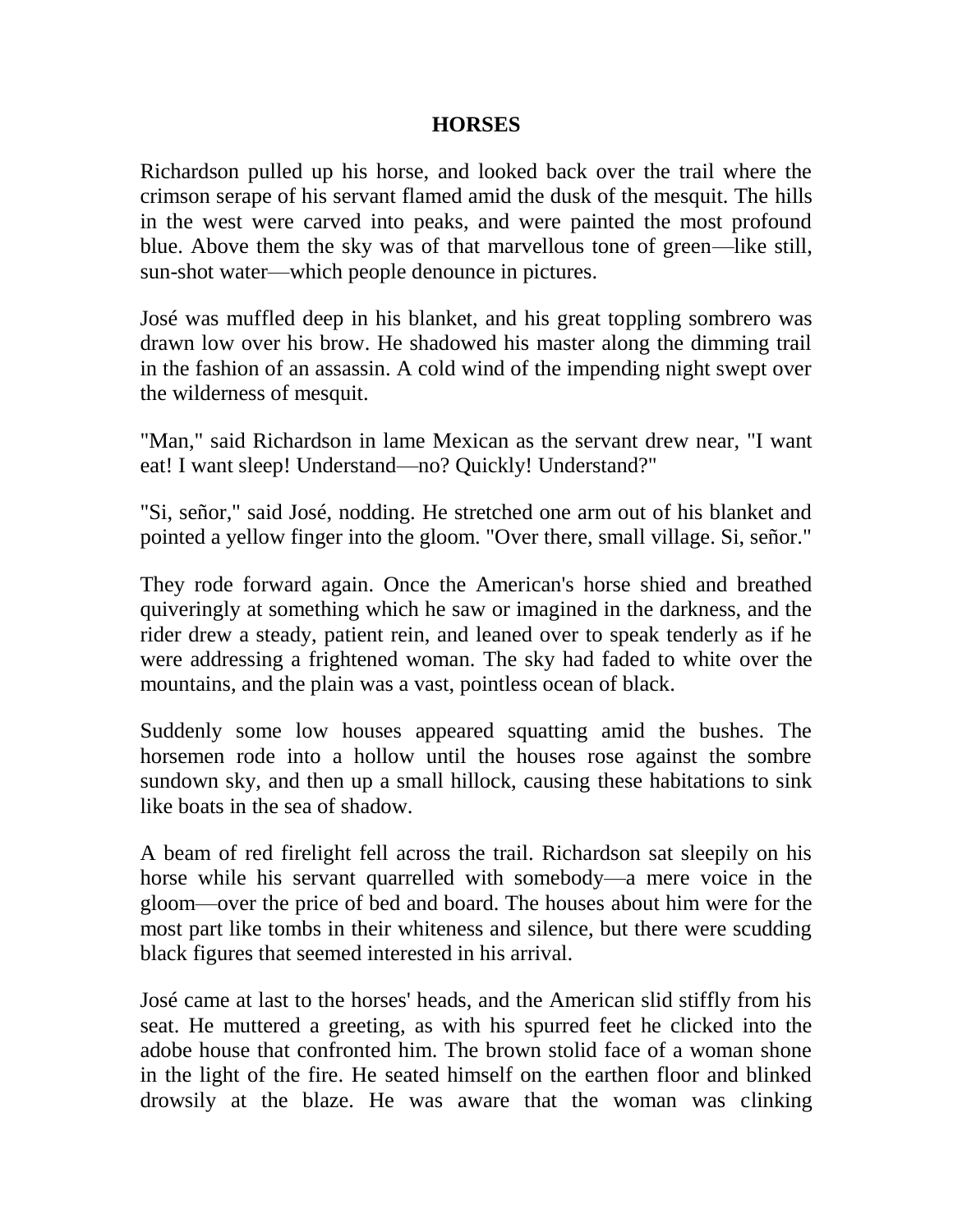# HORSES

Richardson pulled up his horse, and looked back over the trail where the crimson serape of his servant flamed amid the dusk of the mesquit. The hills in the west were carved into peaks, and were painted the most profound blue. Above them the sky was of that marvellous tone of green—like still, sun-shot water—which people denounce in pictures.

José was muffled deep in his blanket, and his great toppling sombrero was drawn low over his brow. He shadowed his master along the dimming trail in the fashion of an assassin. A cold wind of the impending night swept over the wilderness of mesquit.

"Man," said Richardson in lame Mexican as the servant drew near, "I want eat! I want sleep! Understand—no? Quickly! Understand?"

"Si, señor," said José, nodding. He stretched one arm out of his blanket and pointed a yellow finger into the gloom. "Over there, small village. Si, señor."

They rode forward again. Once the American's horse shied and breathed quiveringly at something which he saw or imagined in the darkness, and the rider drew a steady, patient rein, and leaned over to speak tenderly as if he were addressing a frightened woman. The sky had faded to white over the mountains, and the plain was a vast, pointless ocean of black.

Suddenly some low houses appeared squatting amid the bushes. The horsemen rode into a hollow until the houses rose against the sombre sundown sky, and then up a small hillock, causing these habitations to sink like boats in the sea of shadow.

A beam of red firelight fell across the trail. Richardson sat sleepily on his horse while his servant quarrelled with somebody—a mere voice in the gloom—over the price of bed and board. The houses about him were for the most part like tombs in their whiteness and silence, but there were scudding black figures that seemed interested in his arrival.

José came at last to the horses' heads, and the American slid stiffly from his seat. He muttered a greeting, as with his spurred feet he clicked into the adobe house that confronted him. The brown stolid face of a woman shone in the light of the fire. He seated himself on the earthen floor and blinked drowsily at the blaze. He was aware that the woman was clinking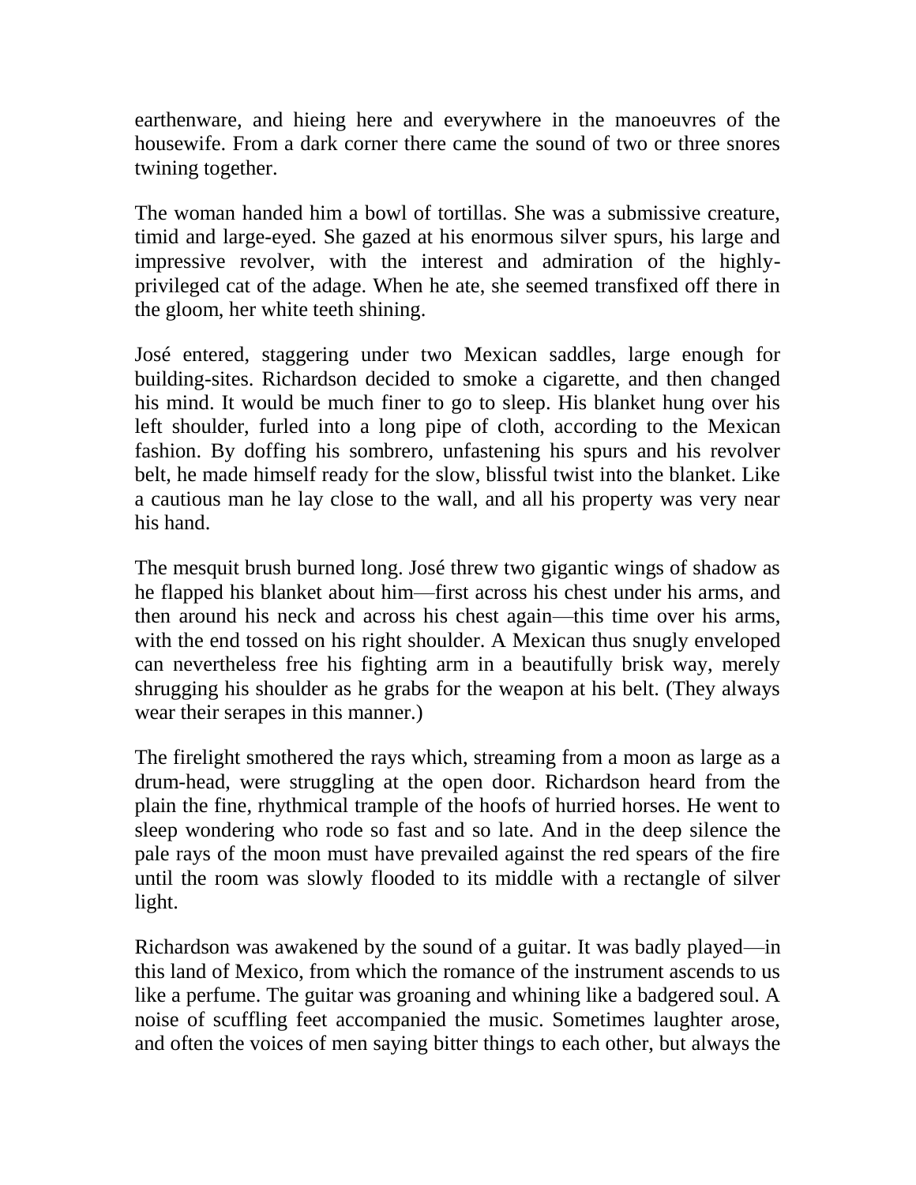earthenware, and hieing here and everywhere in the manoeuvres of the housewife. From a dark corner there came the sound of two or three snores twining together.

The woman handed him a bowl of tortillas. She was a submissive creature, timid and large-eyed. She gazed at his enormous silver spurs, his large and impressive revolver, with the interest and admiration of the highly-privileged cat of the adage. When he ate, she seemed transfixed off there in the gloom, her white teeth shining.

José entered, staggering under two Mexican saddles, large enough for building-sites. Richardson decided to smoke a cigarette, and then changed his mind. It would be much finer to go to sleep. His blanket hung over his left shoulder, furled into a long pipe of cloth, according to the Mexican fashion. By doffing his sombrero, unfastening his spurs and his revolver belt, he made himself ready for the slow, blissful twist into the blanket. Like a cautious man he lay close to the wall, and all his property was very near his hand.

The mesquit brush burned long. José threw two gigantic wings of shadow as he flapped his blanket about him—first across his chest under his arms, and then around his neck and across his chest again—this time over his arms, with the end tossed on his right shoulder. A Mexican thus snugly enveloped can nevertheless free his fighting arm in a beautifully brisk way, merely shrugging his shoulder as he grabs for the weapon at his belt. (They always wear their serapes in this manner.)

The firelight smothered the rays which, streaming from a moon as large as a drum-head, were struggling at the open door. Richardson heard from the plain the fine, rhythmical trample of the hoofs of hurried horses. He went to sleep wondering who rode so fast and so late. And in the deep silence the pale rays of the moon must have prevailed against the red spears of the fire until the room was slowly flooded to its middle with a rectangle of silver light.

Richardson was awakened by the sound of a guitar. It was badly played—in this land of Mexico, from which the romance of the instrument ascends to us like a perfume. The guitar was groaning and whining like a badgered soul. A noise of scuffling feet accompanied the music. Sometimes laughter arose, and often the voices of men saying bitter things to each other, but always the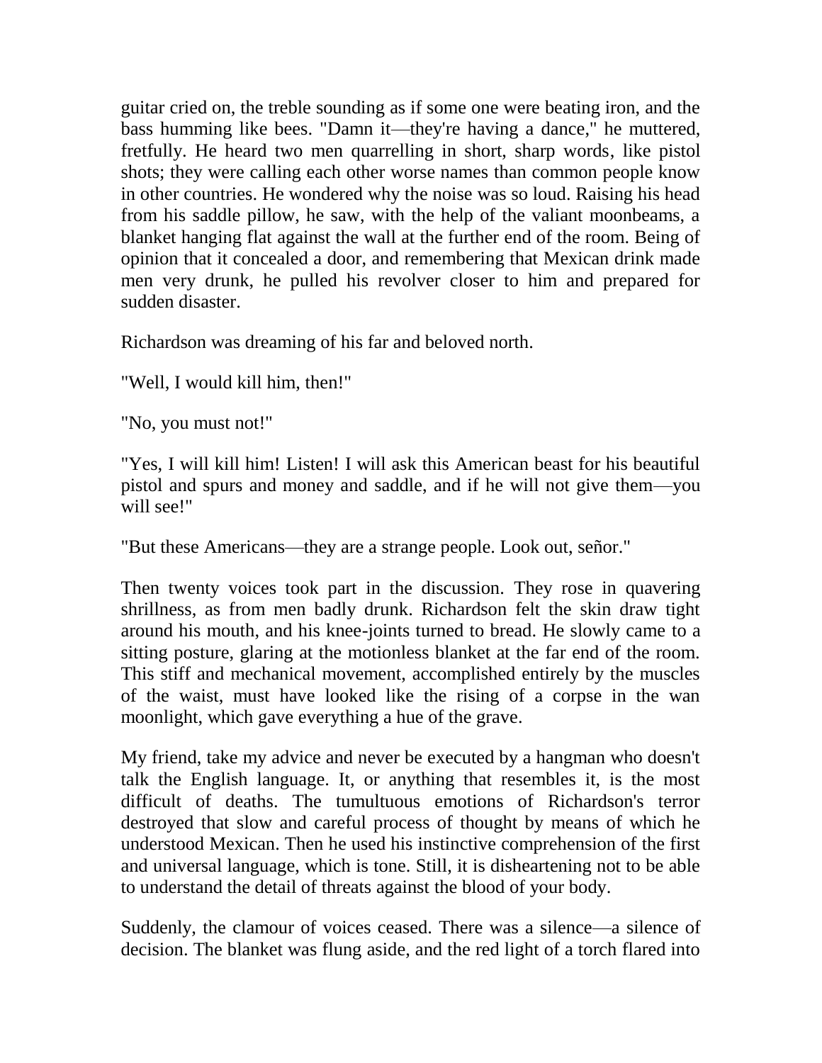guitar cried on, the treble sounding as if some one were beating iron, and the bass humming like bees. "Damn it—they're having a dance," he muttered, fretfully. He heard two men quarrelling in short, sharp words, like pistol shots; they were calling each other worse names than common people know in other countries. He wondered why the noise was so loud. Raising his head from his saddle pillow, he saw, with the help of the valiant moonbeams, a blanket hanging flat against the wall at the further end of the room. Being of opinion that it concealed a door, and remembering that Mexican drink made men very drunk, he pulled his revolver closer to him and prepared for sudden disaster.

Richardson was dreaming of his far and beloved north.

"Well, I would kill him, then!"

"No, you must not!"

"Yes, I will kill him! Listen! I will ask this American beast for his beautiful pistol and spurs and money and saddle, and if he will not give them—you will see!"

"But these Americans—they are a strange people. Look out, señor."

Then twenty voices took part in the discussion. They rose in quavering shrillness, as from men badly drunk. Richardson felt the skin draw tight around his mouth, and his knee-joints turned to bread. He slowly came to a sitting posture, glaring at the motionless blanket at the far end of the room. This stiff and mechanical movement, accomplished entirely by the muscles of the waist, must have looked like the rising of a corpse in the wan moonlight, which gave everything a hue of the grave.

My friend, take my advice and never be executed by a hangman who doesn't talk the English language. It, or anything that resembles it, is the most difficult of deaths. The tumultuous emotions of Richardson's terror destroyed that slow and careful process of thought by means of which he understood Mexican. Then he used his instinctive comprehension of the first and universal language, which is tone. Still, it is disheartening not to be able to understand the detail of threats against the blood of your body.

Suddenly, the clamour of voices ceased. There was a silence—a silence of decision. The blanket was flung aside, and the red light of a torch flared into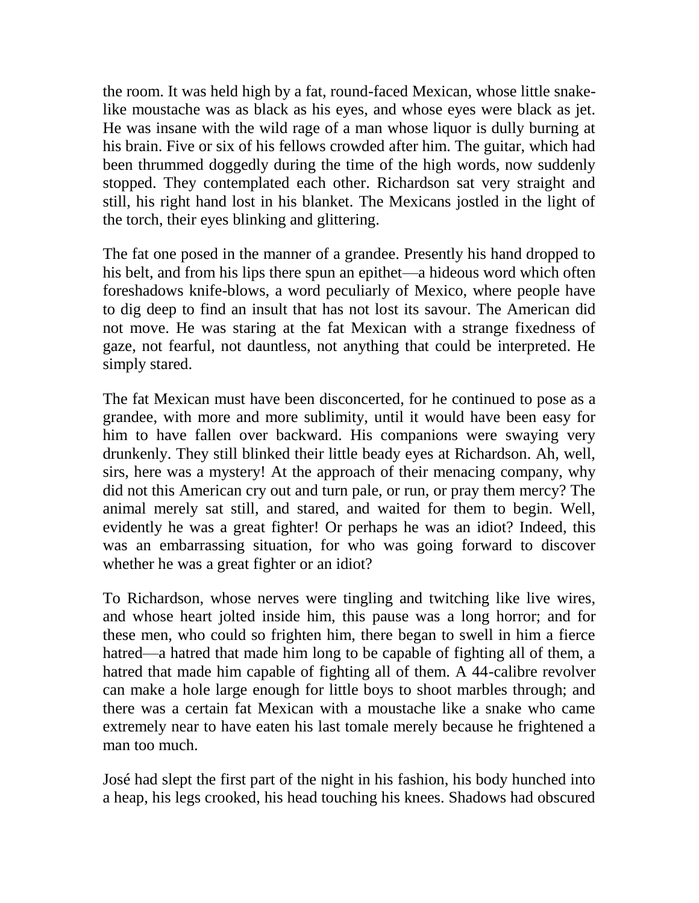the room. It was held high by a fat, round-faced Mexican, whose little snake-like moustache was as black as his eyes, and whose eyes were black as jet. He was insane with the wild rage of a man whose liquor is dully burning at his brain. Five or six of his fellows crowded after him. The guitar, which had been thrummed doggedly during the time of the high words, now suddenly stopped. They contemplated each other. Richardson sat very straight and still, his right hand lost in his blanket. The Mexicans jostled in the light of the torch, their eyes blinking and glittering.

The fat one posed in the manner of a grandee. Presently his hand dropped to his belt, and from his lips there spun an epithet—a hideous word which often foreshadows knife-blows, a word peculiarly of Mexico, where people have to dig deep to find an insult that has not lost its savour. The American did not move. He was staring at the fat Mexican with a strange fixedness of gaze, not fearful, not dauntless, not anything that could be interpreted. He simply stared.

The fat Mexican must have been disconcerted, for he continued to pose as a grandee, with more and more sublimity, until it would have been easy for him to have fallen over backward. His companions were swaying very drunkenly. They still blinked their little beady eyes at Richardson. Ah, well, sirs, here was a mystery! At the approach of their menacing company, why did not this American cry out and turn pale, or run, or pray them mercy? The animal merely sat still, and stared, and waited for them to begin. Well, evidently he was a great fighter! Or perhaps he was an idiot? Indeed, this was an embarrassing situation, for who was going forward to discover whether he was a great fighter or an idiot?

To Richardson, whose nerves were tingling and twitching like live wires, and whose heart jolted inside him, this pause was a long horror; and for these men, who could so frighten him, there began to swell in him a fierce hatred—a hatred that made him long to be capable of fighting all of them, a hatred that made him capable of fighting all of them. A 44-calibre revolver can make a hole large enough for little boys to shoot marbles through; and there was a certain fat Mexican with a moustache like a snake who came extremely near to have eaten his last tomale merely because he frightened a man too much.

José had slept the first part of the night in his fashion, his body hunched into a heap, his legs crooked, his head touching his knees. Shadows had obscured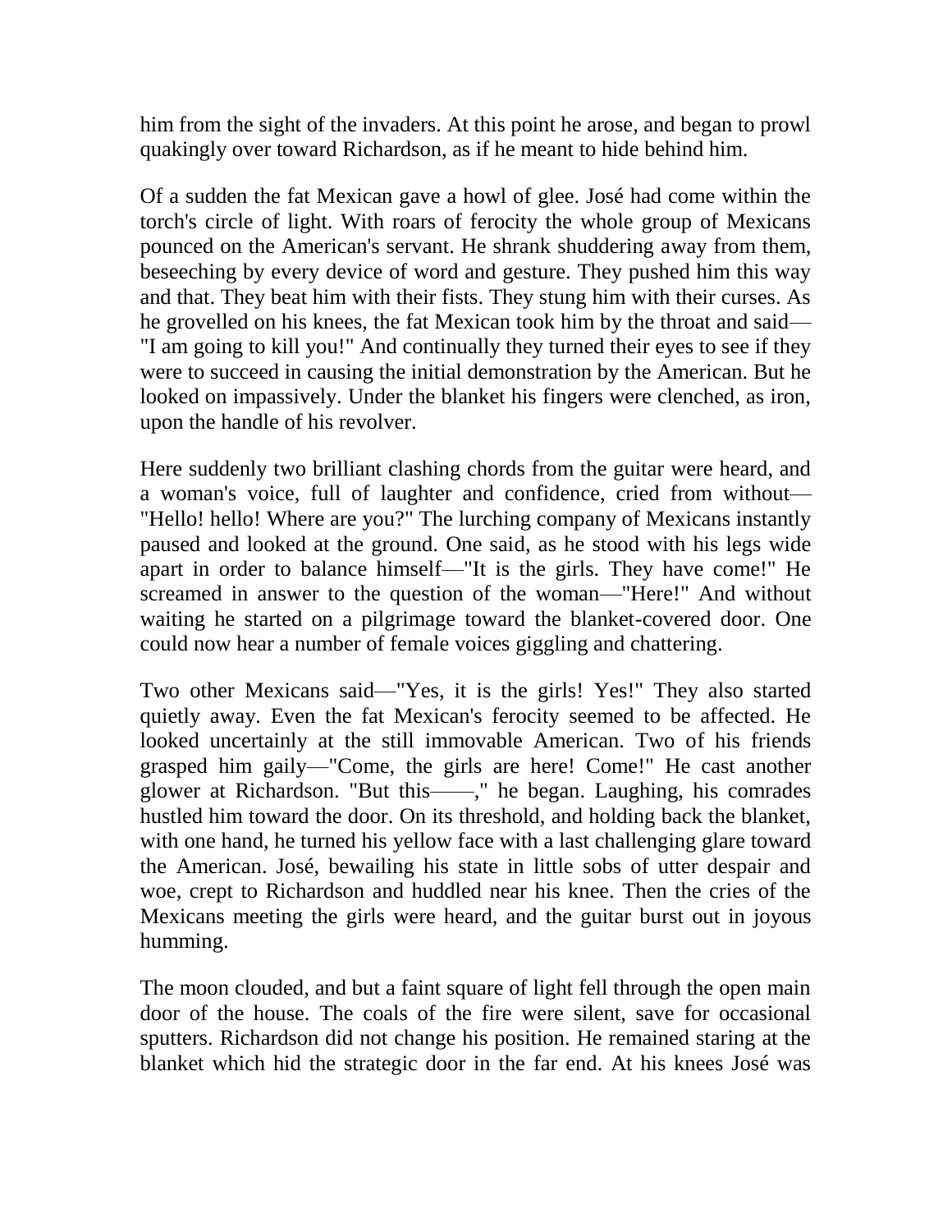him from the sight of the invaders. At this point he arose, and began to prowl quakingly over toward Richardson, as if he meant to hide behind him.

Of a sudden the fat Mexican gave a howl of glee. José had come within the torch's circle of light. With roars of ferocity the whole group of Mexicans pounced on the American's servant. He shrank shuddering away from them, beseeching by every device of word and gesture. They pushed him this way and that. They beat him with their fists. They stung him with their curses. As he grovelled on his knees, the fat Mexican took him by the throat and said—"I am going to kill you!" And continually they turned their eyes to see if they were to succeed in causing the initial demonstration by the American. But he looked on impassively. Under the blanket his fingers were clenched, as iron, upon the handle of his revolver.

Here suddenly two brilliant clashing chords from the guitar were heard, and a woman's voice, full of laughter and confidence, cried from without—"Hello! hello! Where are you?" The lurching company of Mexicans instantly paused and looked at the ground. One said, as he stood with his legs wide apart in order to balance himself—"It is the girls. They have come!" He screamed in answer to the question of the woman—"Here!" And without waiting he started on a pilgrimage toward the blanket-covered door. One could now hear a number of female voices giggling and chattering.

Two other Mexicans said—"Yes, it is the girls! Yes!" They also started quietly away. Even the fat Mexican's ferocity seemed to be affected. He looked uncertainly at the still immovable American. Two of his friends grasped him gaily—"Come, the girls are here! Come!" He cast another glower at Richardson. "But this——," he began. Laughing, his comrades hustled him toward the door. On its threshold, and holding back the blanket, with one hand, he turned his yellow face with a last challenging glare toward the American. José, bewailing his state in little sobs of utter despair and woe, crept to Richardson and huddled near his knee. Then the cries of the Mexicans meeting the girls were heard, and the guitar burst out in joyous humming.

The moon clouded, and but a faint square of light fell through the open main door of the house. The coals of the fire were silent, save for occasional sputters. Richardson did not change his position. He remained staring at the blanket which hid the strategic door in the far end. At his knees José was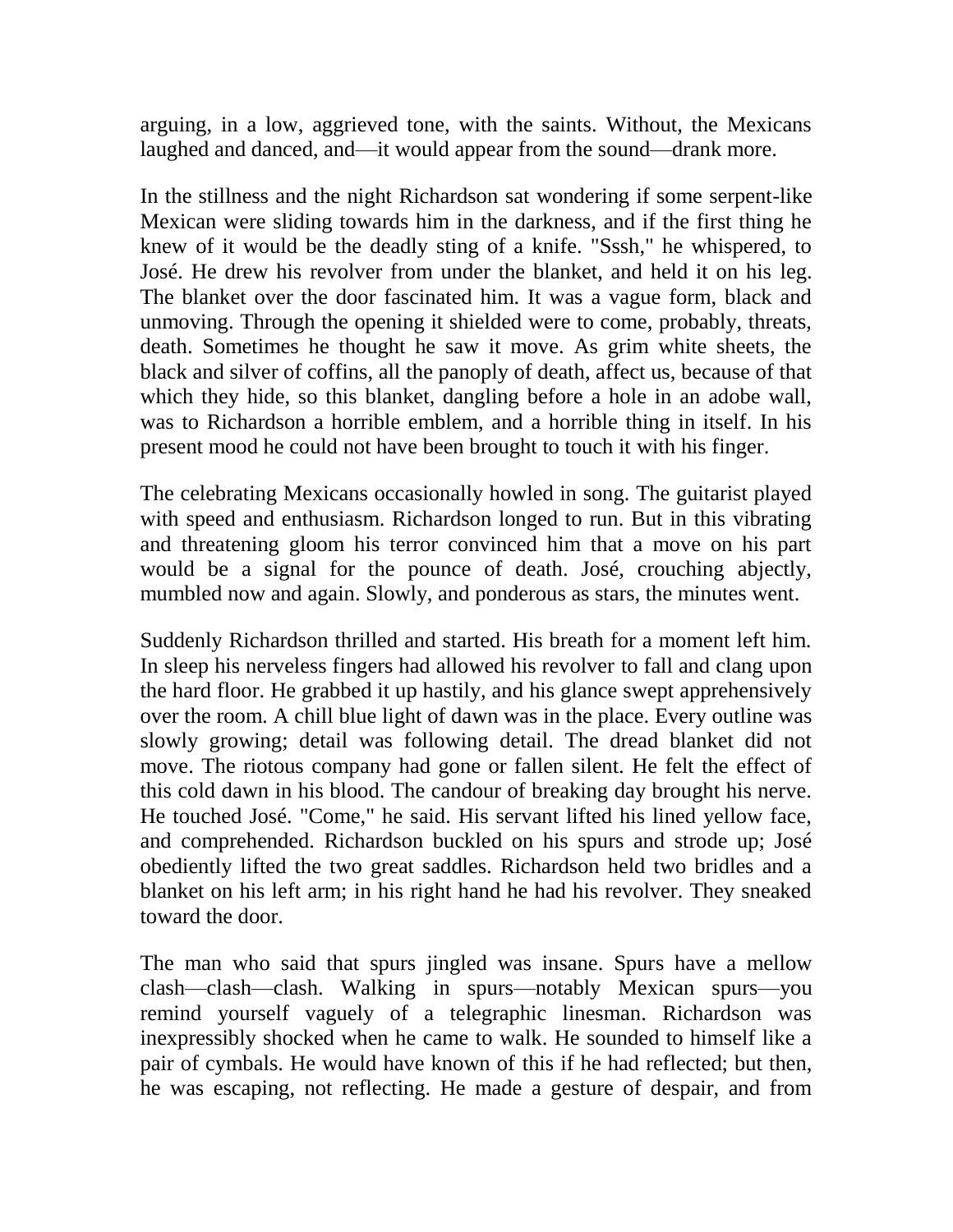arguing, in a low, aggrieved tone, with the saints. Without, the Mexicans laughed and danced, and—it would appear from the sound—drank more.

In the stillness and the night Richardson sat wondering if some serpent-like Mexican were sliding towards him in the darkness, and if the first thing he knew of it would be the deadly sting of a knife. "Sssh," he whispered, to José. He drew his revolver from under the blanket, and held it on his leg. The blanket over the door fascinated him. It was a vague form, black and unmoving. Through the opening it shielded were to come, probably, threats, death. Sometimes he thought he saw it move. As grim white sheets, the black and silver of coffins, all the panoply of death, affect us, because of that which they hide, so this blanket, dangling before a hole in an adobe wall, was to Richardson a horrible emblem, and a horrible thing in itself. In his present mood he could not have been brought to touch it with his finger.

The celebrating Mexicans occasionally howled in song. The guitarist played with speed and enthusiasm. Richardson longed to run. But in this vibrating and threatening gloom his terror convinced him that a move on his part would be a signal for the pounce of death. José, crouching abjectly, mumbled now and again. Slowly, and ponderous as stars, the minutes went.

Suddenly Richardson thrilled and started. His breath for a moment left him. In sleep his nerveless fingers had allowed his revolver to fall and clang upon the hard floor. He grabbed it up hastily, and his glance swept apprehensively over the room. A chill blue light of dawn was in the place. Every outline was slowly growing; detail was following detail. The dread blanket did not move. The riotous company had gone or fallen silent. He felt the effect of this cold dawn in his blood. The candour of breaking day brought his nerve. He touched José. "Come," he said. His servant lifted his lined yellow face, and comprehended. Richardson buckled on his spurs and strode up; José obediently lifted the two great saddles. Richardson held two bridles and a blanket on his left arm; in his right hand he had his revolver. They sneaked toward the door.

The man who said that spurs jingled was insane. Spurs have a mellow clash—clash—clash. Walking in spurs—notably Mexican spurs—you remind yourself vaguely of a telegraphic linesman. Richardson was inexpressibly shocked when he came to walk. He sounded to himself like a pair of cymbals. He would have known of this if he had reflected; but then, he was escaping, not reflecting. He made a gesture of despair, and from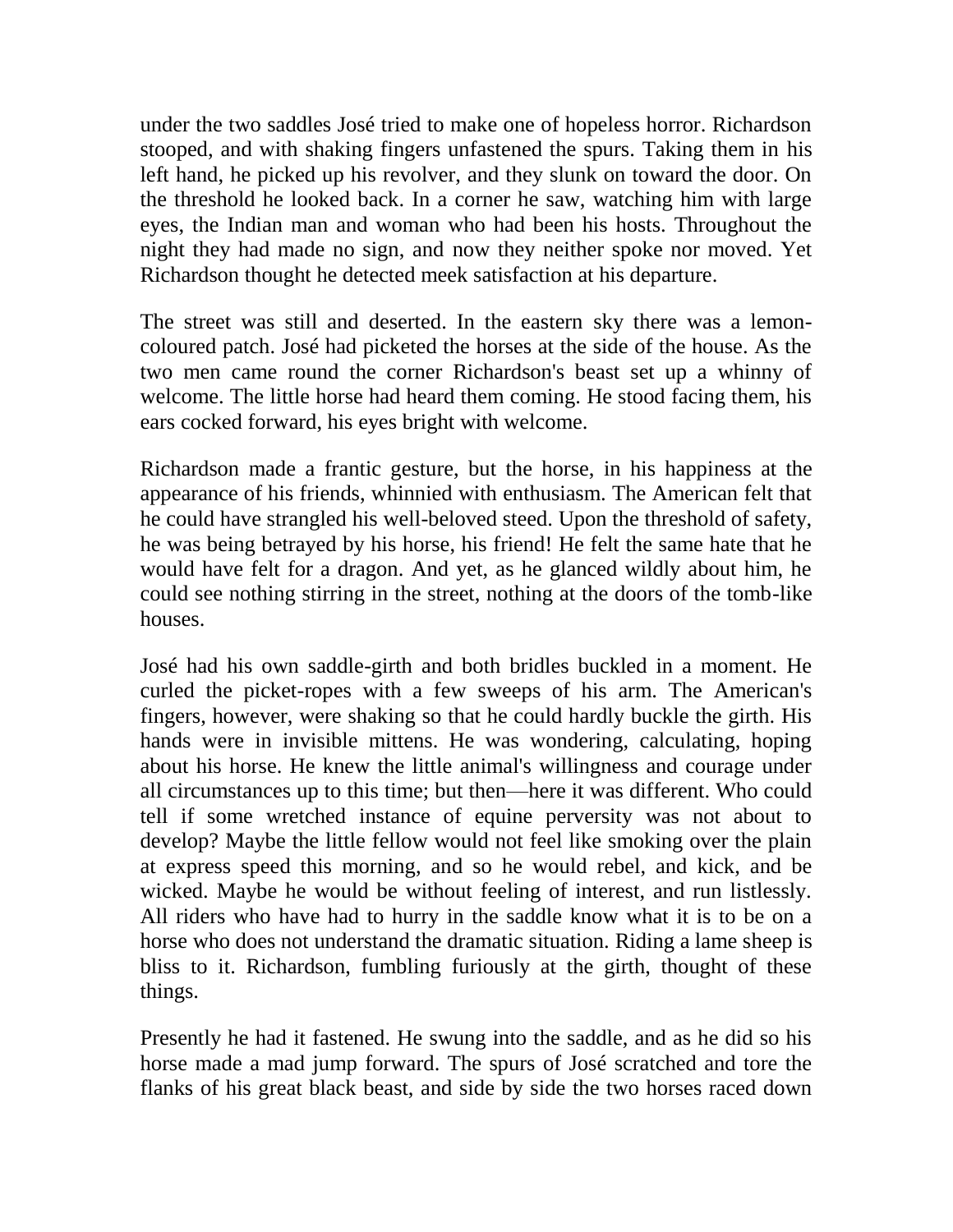under the two saddles José tried to make one of hopeless horror. Richardson stooped, and with shaking fingers unfastened the spurs. Taking them in his left hand, he picked up his revolver, and they slunk on toward the door. On the threshold he looked back. In a corner he saw, watching him with large eyes, the Indian man and woman who had been his hosts. Throughout the night they had made no sign, and now they neither spoke nor moved. Yet Richardson thought he detected meek satisfaction at his departure.

The street was still and deserted. In the eastern sky there was a lemon-coloured patch. José had picketed the horses at the side of the house. As the two men came round the corner Richardson's beast set up a whinny of welcome. The little horse had heard them coming. He stood facing them, his ears cocked forward, his eyes bright with welcome.

Richardson made a frantic gesture, but the horse, in his happiness at the appearance of his friends, whinnied with enthusiasm. The American felt that he could have strangled his well-beloved steed. Upon the threshold of safety, he was being betrayed by his horse, his friend! He felt the same hate that he would have felt for a dragon. And yet, as he glanced wildly about him, he could see nothing stirring in the street, nothing at the doors of the tomb-like houses.

José had his own saddle-girth and both bridles buckled in a moment. He curled the picket-ropes with a few sweeps of his arm. The American's fingers, however, were shaking so that he could hardly buckle the girth. His hands were in invisible mittens. He was wondering, calculating, hoping about his horse. He knew the little animal's willingness and courage under all circumstances up to this time; but then—here it was different. Who could tell if some wretched instance of equine perversity was not about to develop? Maybe the little fellow would not feel like smoking over the plain at express speed this morning, and so he would rebel, and kick, and be wicked. Maybe he would be without feeling of interest, and run listlessly. All riders who have had to hurry in the saddle know what it is to be on a horse who does not understand the dramatic situation. Riding a lame sheep is bliss to it. Richardson, fumbling furiously at the girth, thought of these things.

Presently he had it fastened. He swung into the saddle, and as he did so his horse made a mad jump forward. The spurs of José scratched and tore the flanks of his great black beast, and side by side the two horses raced down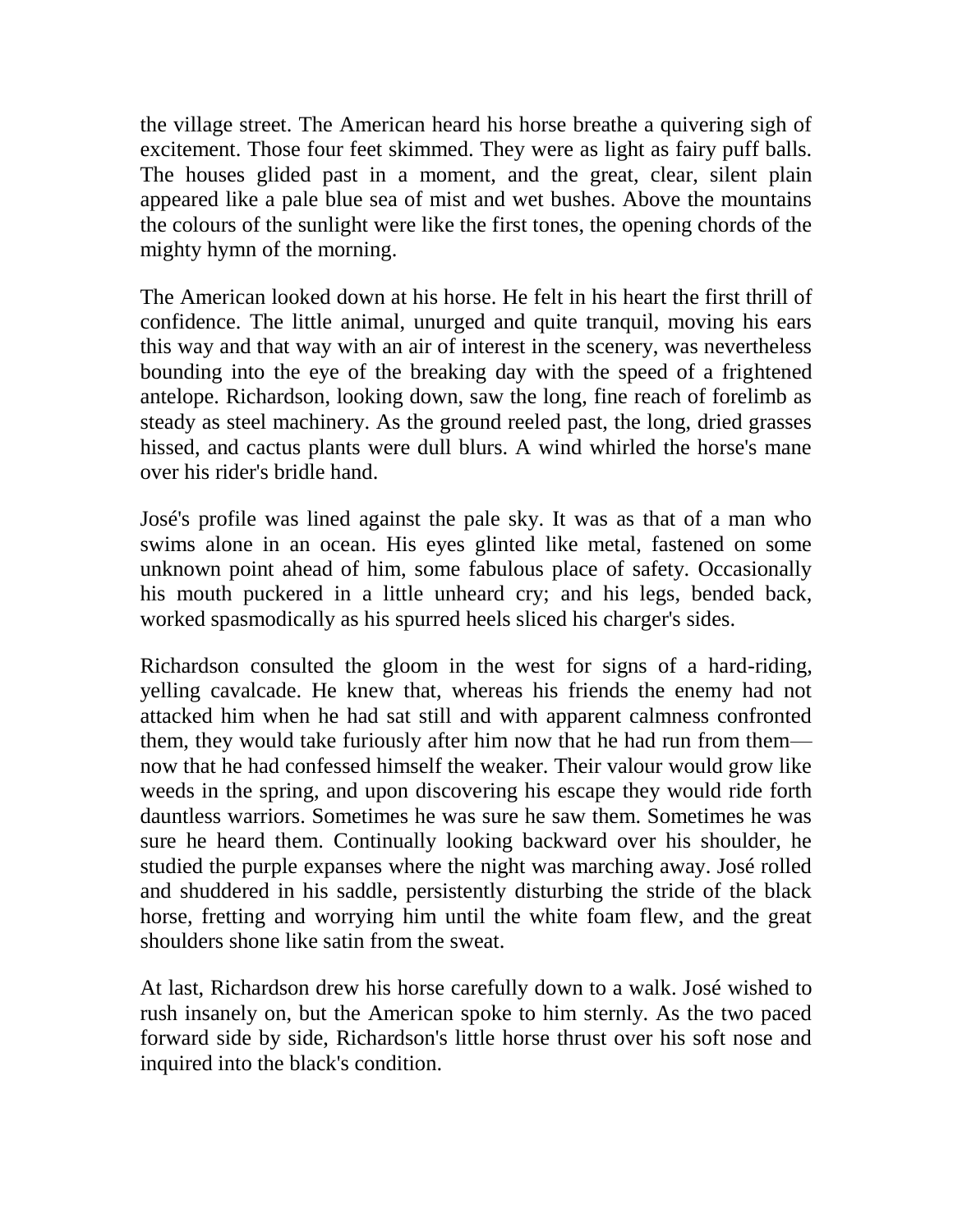the village street. The American heard his horse breathe a quivering sigh of excitement. Those four feet skimmed. They were as light as fairy puff balls. The houses glided past in a moment, and the great, clear, silent plain appeared like a pale blue sea of mist and wet bushes. Above the mountains the colours of the sunlight were like the first tones, the opening chords of the mighty hymn of the morning.

The American looked down at his horse. He felt in his heart the first thrill of confidence. The little animal, unurged and quite tranquil, moving his ears this way and that way with an air of interest in the scenery, was nevertheless bounding into the eye of the breaking day with the speed of a frightened antelope. Richardson, looking down, saw the long, fine reach of forelimb as steady as steel machinery. As the ground reeled past, the long, dried grasses hissed, and cactus plants were dull blurs. A wind whirled the horse's mane over his rider's bridle hand.

José's profile was lined against the pale sky. It was as that of a man who swims alone in an ocean. His eyes glinted like metal, fastened on some unknown point ahead of him, some fabulous place of safety. Occasionally his mouth puckered in a little unheard cry; and his legs, bended back, worked spasmodically as his spurred heels sliced his charger's sides.

Richardson consulted the gloom in the west for signs of a hard-riding, yelling cavalcade. He knew that, whereas his friends the enemy had not attacked him when he had sat still and with apparent calmness confronted them, they would take furiously after him now that he had run from them—now that he had confessed himself the weaker. Their valour would grow like weeds in the spring, and upon discovering his escape they would ride forth dauntless warriors. Sometimes he was sure he saw them. Sometimes he was sure he heard them. Continually looking backward over his shoulder, he studied the purple expanses where the night was marching away. José rolled and shuddered in his saddle, persistently disturbing the stride of the black horse, fretting and worrying him until the white foam flew, and the great shoulders shone like satin from the sweat.

At last, Richardson drew his horse carefully down to a walk. José wished to rush insanely on, but the American spoke to him sternly. As the two paced forward side by side, Richardson's little horse thrust over his soft nose and inquired into the black's condition.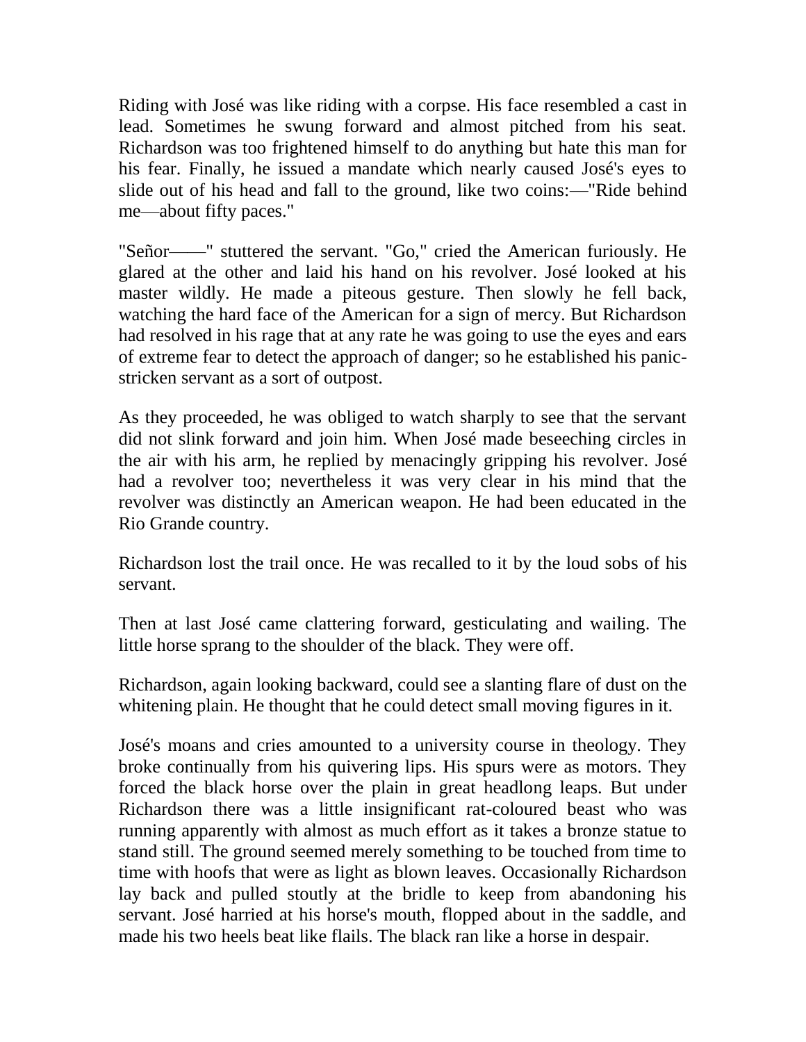Riding with José was like riding with a corpse. His face resembled a cast in lead. Sometimes he swung forward and almost pitched from his seat. Richardson was too frightened himself to do anything but hate this man for his fear. Finally, he issued a mandate which nearly caused José's eyes to slide out of his head and fall to the ground, like two coins:—"Ride behind me—about fifty paces."

"Señor——" stuttered the servant. "Go," cried the American furiously. He glared at the other and laid his hand on his revolver. José looked at his master wildly. He made a piteous gesture. Then slowly he fell back, watching the hard face of the American for a sign of mercy. But Richardson had resolved in his rage that at any rate he was going to use the eyes and ears of extreme fear to detect the approach of danger; so he established his panic-stricken servant as a sort of outpost.

As they proceeded, he was obliged to watch sharply to see that the servant did not slink forward and join him. When José made beseeching circles in the air with his arm, he replied by menacingly gripping his revolver. José had a revolver too; nevertheless it was very clear in his mind that the revolver was distinctly an American weapon. He had been educated in the Rio Grande country.

Richardson lost the trail once. He was recalled to it by the loud sobs of his servant.

Then at last José came clattering forward, gesticulating and wailing. The little horse sprang to the shoulder of the black. They were off.

Richardson, again looking backward, could see a slanting flare of dust on the whitening plain. He thought that he could detect small moving figures in it.

José's moans and cries amounted to a university course in theology. They broke continually from his quivering lips. His spurs were as motors. They forced the black horse over the plain in great headlong leaps. But under Richardson there was a little insignificant rat-coloured beast who was running apparently with almost as much effort as it takes a bronze statue to stand still. The ground seemed merely something to be touched from time to time with hoofs that were as light as blown leaves. Occasionally Richardson lay back and pulled stoutly at the bridle to keep from abandoning his servant. José harried at his horse's mouth, flopped about in the saddle, and made his two heels beat like flails. The black ran like a horse in despair.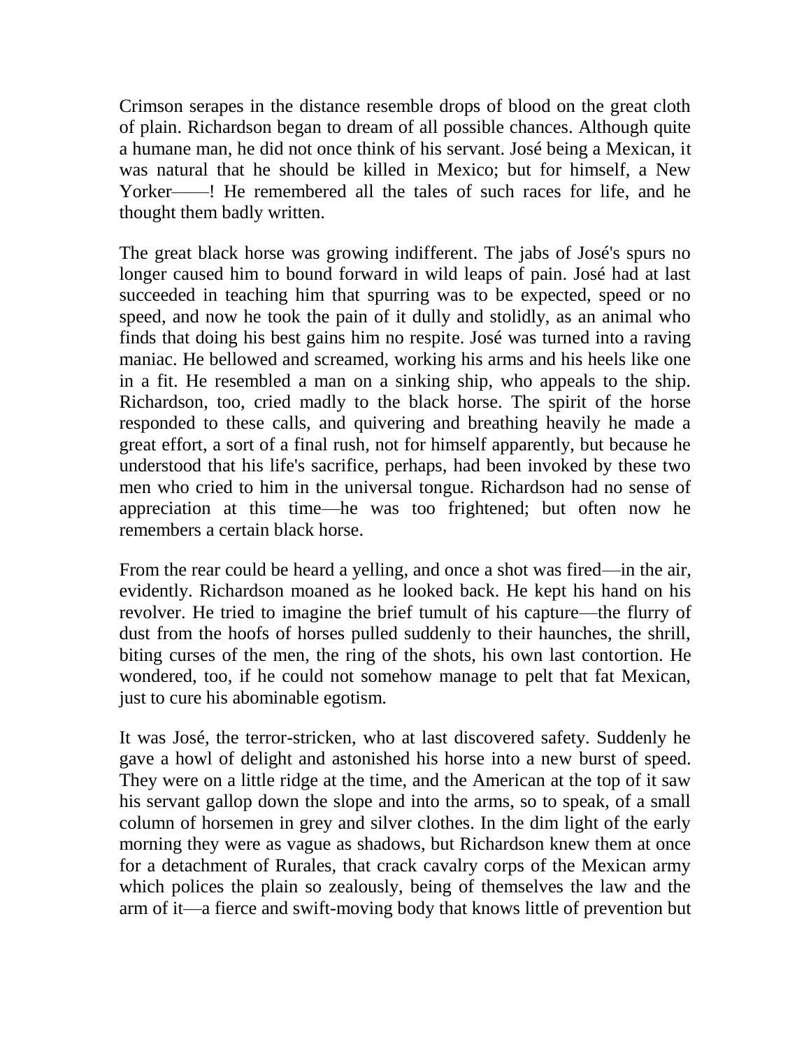Crimson serapes in the distance resemble drops of blood on the great cloth of plain. Richardson began to dream of all possible chances. Although quite a humane man, he did not once think of his servant. José being a Mexican, it was natural that he should be killed in Mexico; but for himself, a New Yorker——! He remembered all the tales of such races for life, and he thought them badly written.

The great black horse was growing indifferent. The jabs of José's spurs no longer caused him to bound forward in wild leaps of pain. José had at last succeeded in teaching him that spurring was to be expected, speed or no speed, and now he took the pain of it dully and stolidly, as an animal who finds that doing his best gains him no respite. José was turned into a raving maniac. He bellowed and screamed, working his arms and his heels like one in a fit. He resembled a man on a sinking ship, who appeals to the ship. Richardson, too, cried madly to the black horse. The spirit of the horse responded to these calls, and quivering and breathing heavily he made a great effort, a sort of a final rush, not for himself apparently, but because he understood that his life's sacrifice, perhaps, had been invoked by these two men who cried to him in the universal tongue. Richardson had no sense of appreciation at this time—he was too frightened; but often now he remembers a certain black horse.

From the rear could be heard a yelling, and once a shot was fired—in the air, evidently. Richardson moaned as he looked back. He kept his hand on his revolver. He tried to imagine the brief tumult of his capture—the flurry of dust from the hoofs of horses pulled suddenly to their haunches, the shrill, biting curses of the men, the ring of the shots, his own last contortion. He wondered, too, if he could not somehow manage to pelt that fat Mexican, just to cure his abominable egotism.

It was José, the terror-stricken, who at last discovered safety. Suddenly he gave a howl of delight and astonished his horse into a new burst of speed. They were on a little ridge at the time, and the American at the top of it saw his servant gallop down the slope and into the arms, so to speak, of a small column of horsemen in grey and silver clothes. In the dim light of the early morning they were as vague as shadows, but Richardson knew them at once for a detachment of Rurales, that crack cavalry corps of the Mexican army which polices the plain so zealously, being of themselves the law and the arm of it—a fierce and swift-moving body that knows little of prevention but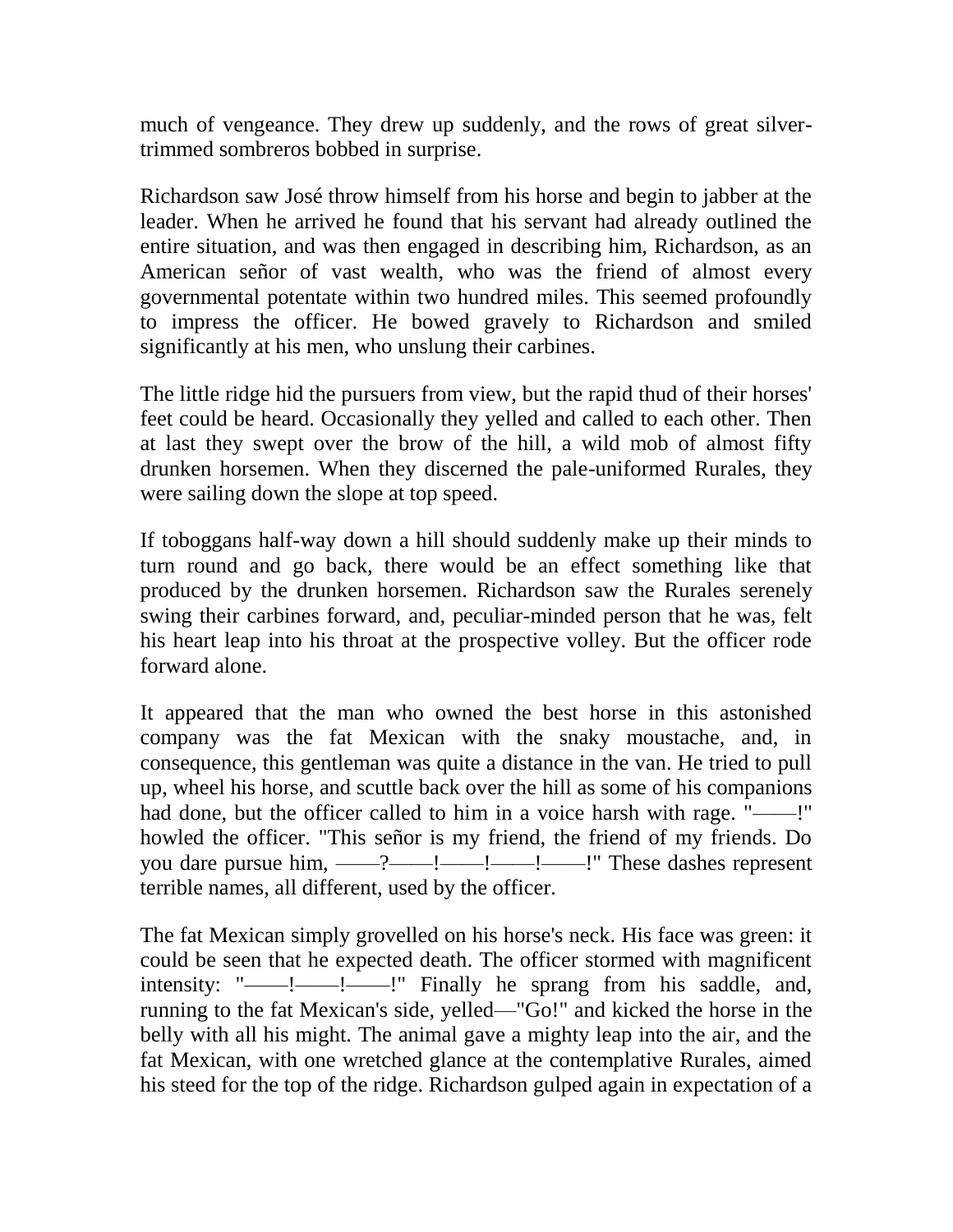much of vengeance. They drew up suddenly, and the rows of great silver-trimmed sombreros bobbed in surprise.

Richardson saw José throw himself from his horse and begin to jabber at the leader. When he arrived he found that his servant had already outlined the entire situation, and was then engaged in describing him, Richardson, as an American señor of vast wealth, who was the friend of almost every governmental potentate within two hundred miles. This seemed profoundly to impress the officer. He bowed gravely to Richardson and smiled significantly at his men, who unslung their carbines.

The little ridge hid the pursuers from view, but the rapid thud of their horses' feet could be heard. Occasionally they yelled and called to each other. Then at last they swept over the brow of the hill, a wild mob of almost fifty drunken horsemen. When they discerned the pale-uniformed Rurales, they were sailing down the slope at top speed.

If toboggans half-way down a hill should suddenly make up their minds to turn round and go back, there would be an effect something like that produced by the drunken horsemen. Richardson saw the Rurales serenely swing their carbines forward, and, peculiar-minded person that he was, felt his heart leap into his throat at the prospective volley. But the officer rode forward alone.

It appeared that the man who owned the best horse in this astonished company was the fat Mexican with the snaky moustache, and, in consequence, this gentleman was quite a distance in the van. He tried to pull up, wheel his horse, and scuttle back over the hill as some of his companions had done, but the officer called to him in a voice harsh with rage. "——!" howled the officer. "This señor is my friend, the friend of my friends. Do you dare pursue him, ——?——!——!——!——!" These dashes represent terrible names, all different, used by the officer.

The fat Mexican simply grovelled on his horse's neck. His face was green: it could be seen that he expected death. The officer stormed with magnificent intensity: "——!——!——!" Finally he sprang from his saddle, and, running to the fat Mexican's side, yelled—"Go!" and kicked the horse in the belly with all his might. The animal gave a mighty leap into the air, and the fat Mexican, with one wretched glance at the contemplative Rurales, aimed his steed for the top of the ridge. Richardson gulped again in expectation of a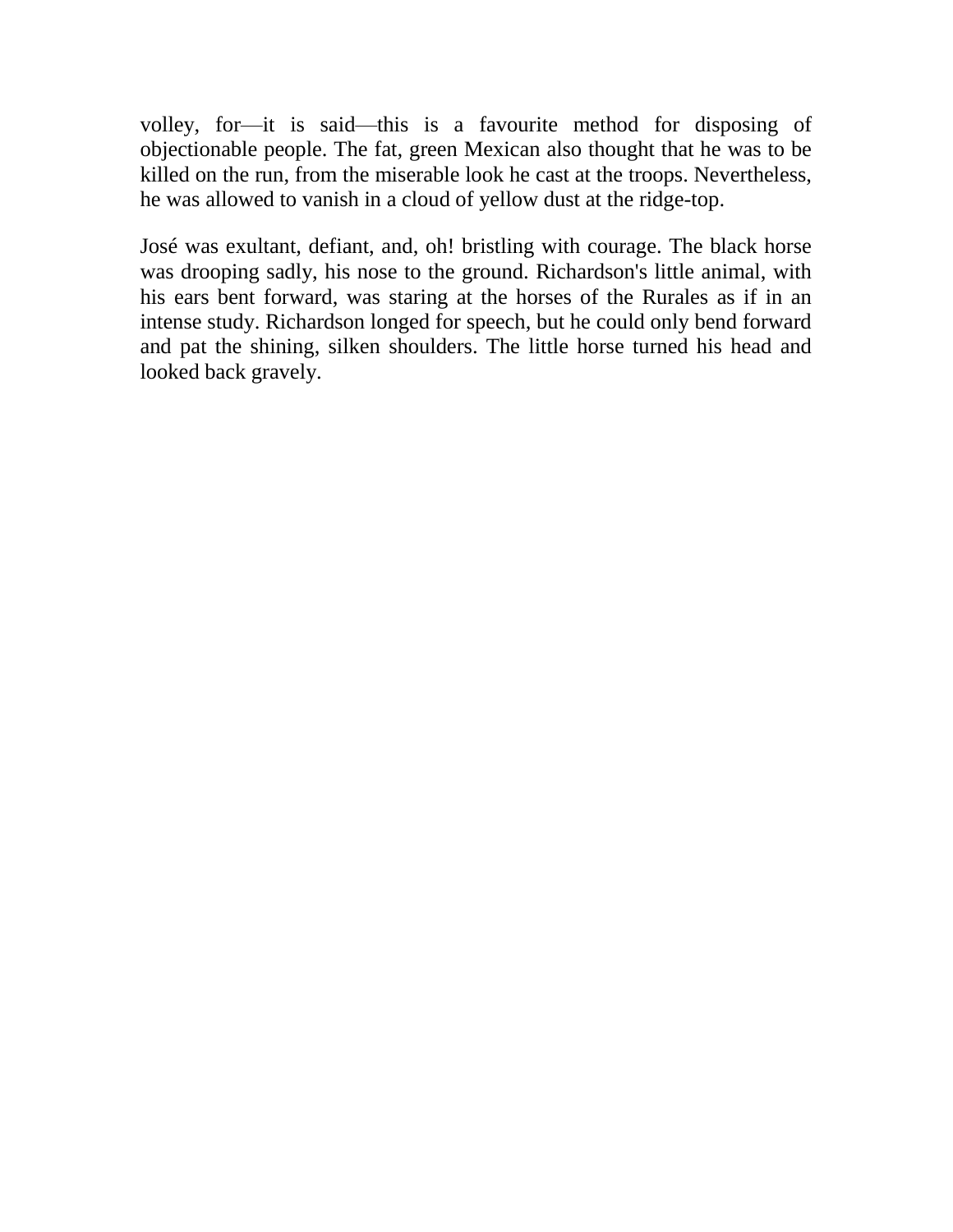volley, for—it is said—this is a favourite method for disposing of objectionable people. The fat, green Mexican also thought that he was to be killed on the run, from the miserable look he cast at the troops. Nevertheless, he was allowed to vanish in a cloud of yellow dust at the ridge-top.

José was exultant, defiant, and, oh! bristling with courage. The black horse was drooping sadly, his nose to the ground. Richardson's little animal, with his ears bent forward, was staring at the horses of the Rurales as if in an intense study. Richardson longed for speech, but he could only bend forward and pat the shining, silken shoulders. The little horse turned his head and looked back gravely.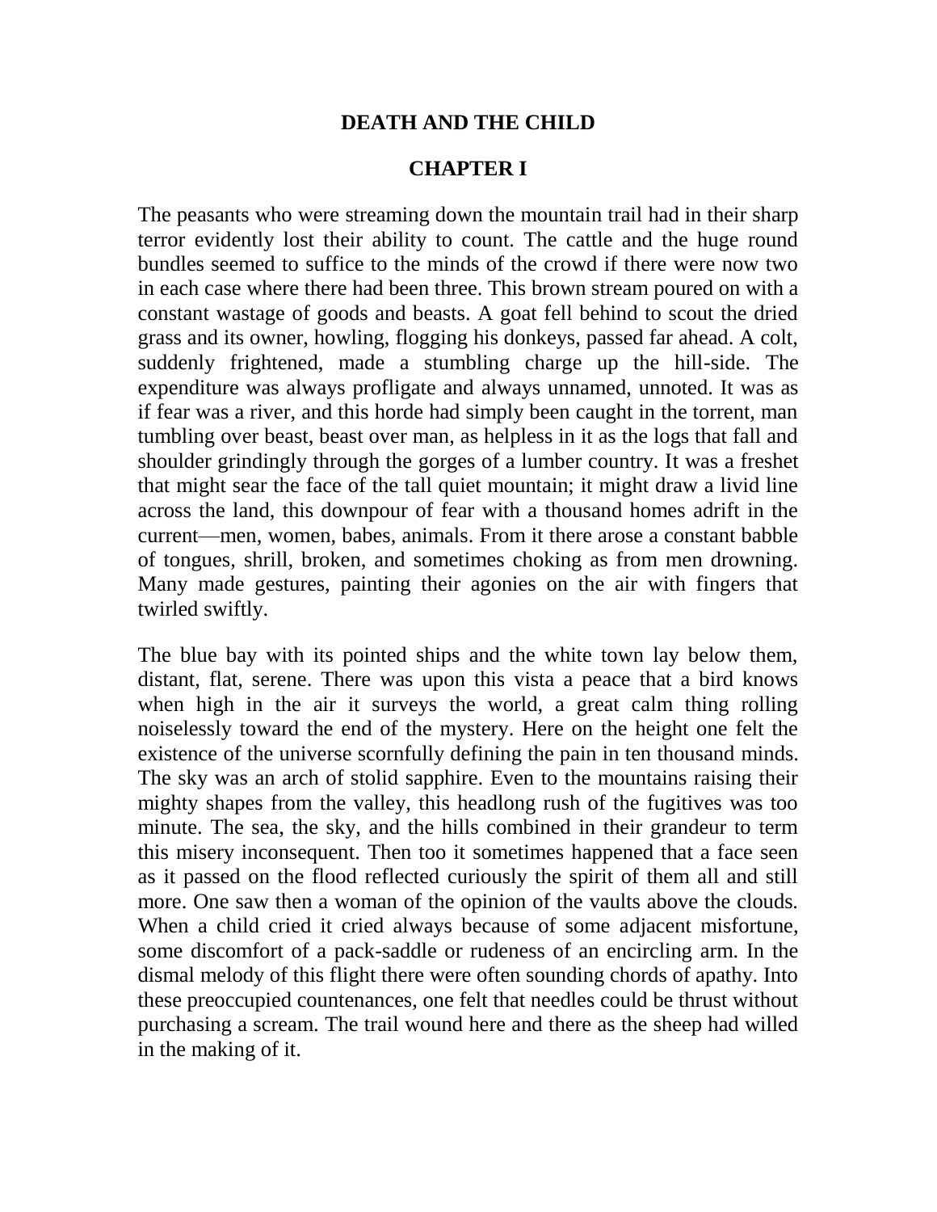# DEATH AND THE CHILD

## CHAPTER I

The peasants who were streaming down the mountain trail had in their sharp terror evidently lost their ability to count. The cattle and the huge round bundles seemed to suffice to the minds of the crowd if there were now two in each case where there had been three. This brown stream poured on with a constant wastage of goods and beasts. A goat fell behind to scout the dried grass and its owner, howling, flogging his donkeys, passed far ahead. A colt, suddenly frightened, made a stumbling charge up the hill-side. The expenditure was always profligate and always unnamed, unnoted. It was as if fear was a river, and this horde had simply been caught in the torrent, man tumbling over beast, beast over man, as helpless in it as the logs that fall and shoulder grindingly through the gorges of a lumber country. It was a freshet that might sear the face of the tall quiet mountain; it might draw a livid line across the land, this downpour of fear with a thousand homes adrift in the current—men, women, babes, animals. From it there arose a constant babble of tongues, shrill, broken, and sometimes choking as from men drowning. Many made gestures, painting their agonies on the air with fingers that twirled swiftly.

The blue bay with its pointed ships and the white town lay below them, distant, flat, serene. There was upon this vista a peace that a bird knows when high in the air it surveys the world, a great calm thing rolling noiselessly toward the end of the mystery. Here on the height one felt the existence of the universe scornfully defining the pain in ten thousand minds. The sky was an arch of stolid sapphire. Even to the mountains raising their mighty shapes from the valley, this headlong rush of the fugitives was too minute. The sea, the sky, and the hills combined in their grandeur to term this misery inconsequent. Then too it sometimes happened that a face seen as it passed on the flood reflected curiously the spirit of them all and still more. One saw then a woman of the opinion of the vaults above the clouds. When a child cried it cried always because of some adjacent misfortune, some discomfort of a pack-saddle or rudeness of an encircling arm. In the dismal melody of this flight there were often sounding chords of apathy. Into these preoccupied countenances, one felt that needles could be thrust without purchasing a scream. The trail wound here and there as the sheep had willed in the making of it.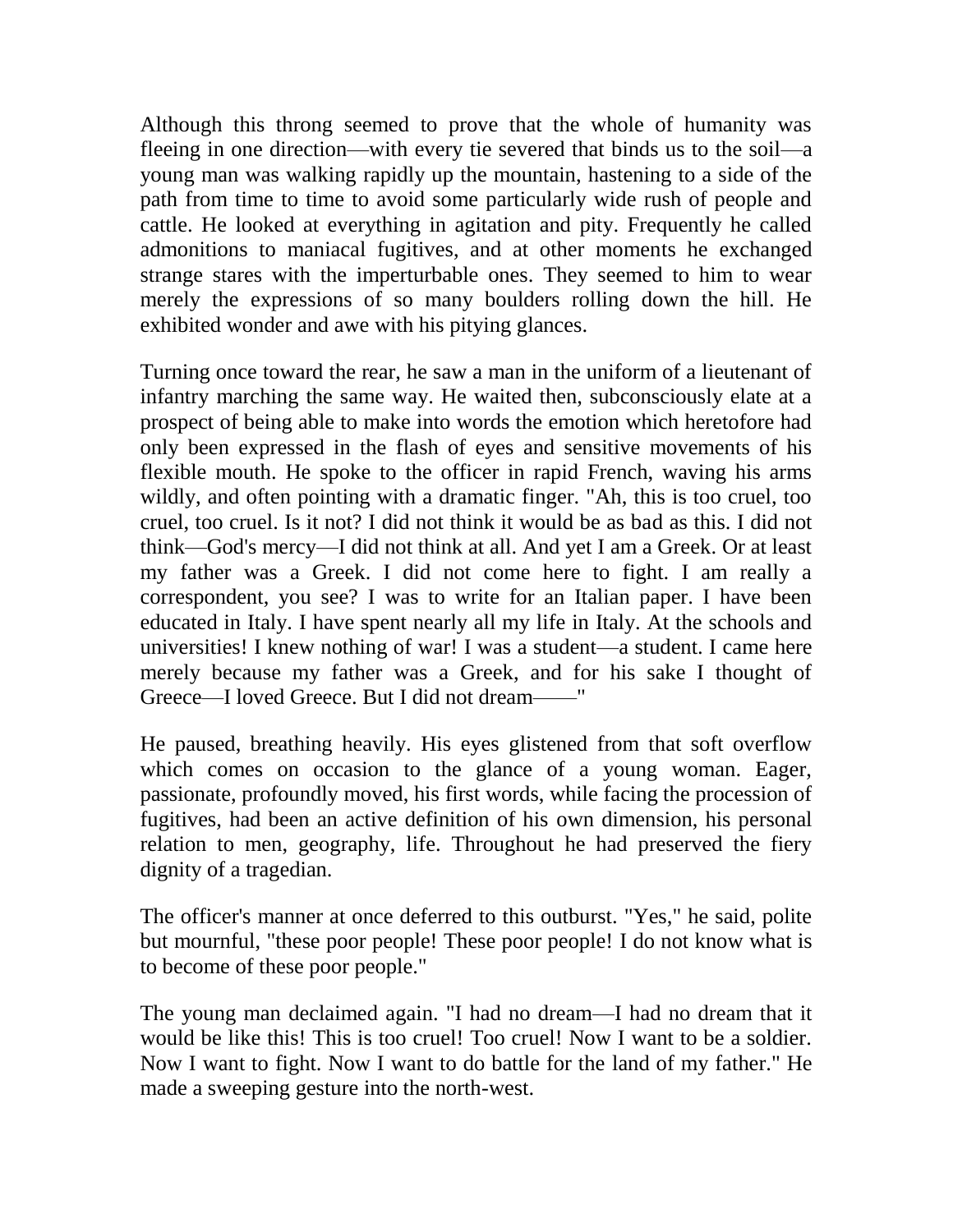Although this throng seemed to prove that the whole of humanity was fleeing in one direction—with every tie severed that binds us to the soil—a young man was walking rapidly up the mountain, hastening to a side of the path from time to time to avoid some particularly wide rush of people and cattle. He looked at everything in agitation and pity. Frequently he called admonitions to maniacal fugitives, and at other moments he exchanged strange stares with the imperturbable ones. They seemed to him to wear merely the expressions of so many boulders rolling down the hill. He exhibited wonder and awe with his pitying glances.

Turning once toward the rear, he saw a man in the uniform of a lieutenant of infantry marching the same way. He waited then, subconsciously elate at a prospect of being able to make into words the emotion which heretofore had only been expressed in the flash of eyes and sensitive movements of his flexible mouth. He spoke to the officer in rapid French, waving his arms wildly, and often pointing with a dramatic finger. "Ah, this is too cruel, too cruel, too cruel. Is it not? I did not think it would be as bad as this. I did not think—God's mercy—I did not think at all. And yet I am a Greek. Or at least my father was a Greek. I did not come here to fight. I am really a correspondent, you see? I was to write for an Italian paper. I have been educated in Italy. I have spent nearly all my life in Italy. At the schools and universities! I knew nothing of war! I was a student—a student. I came here merely because my father was a Greek, and for his sake I thought of Greece—I loved Greece. But I did not dream——"

He paused, breathing heavily. His eyes glistened from that soft overflow which comes on occasion to the glance of a young woman. Eager, passionate, profoundly moved, his first words, while facing the procession of fugitives, had been an active definition of his own dimension, his personal relation to men, geography, life. Throughout he had preserved the fiery dignity of a tragedian.

The officer's manner at once deferred to this outburst. "Yes," he said, polite but mournful, "these poor people! These poor people! I do not know what is to become of these poor people."

The young man declaimed again. "I had no dream—I had no dream that it would be like this! This is too cruel! Too cruel! Now I want to be a soldier. Now I want to fight. Now I want to do battle for the land of my father." He made a sweeping gesture into the north-west.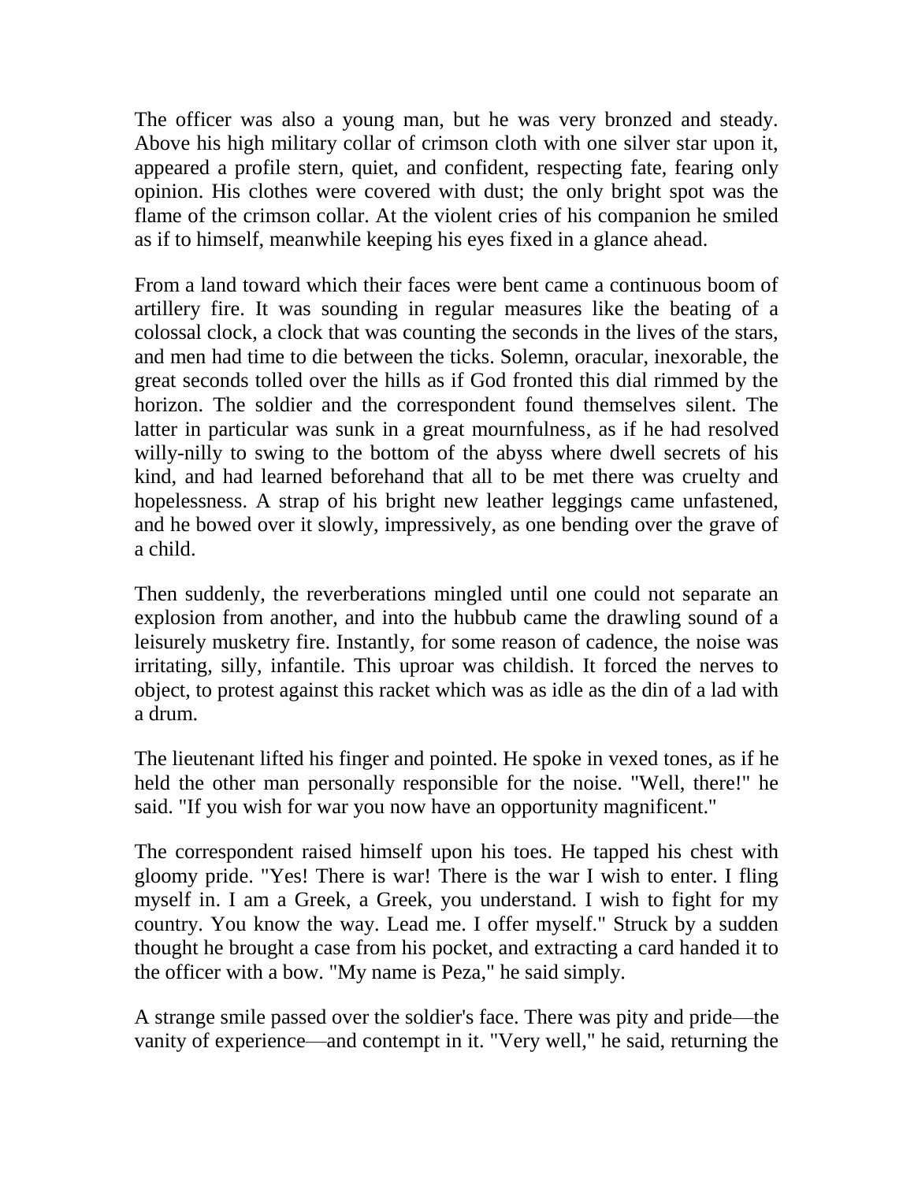The officer was also a young man, but he was very bronzed and steady. Above his high military collar of crimson cloth with one silver star upon it, appeared a profile stern, quiet, and confident, respecting fate, fearing only opinion. His clothes were covered with dust; the only bright spot was the flame of the crimson collar. At the violent cries of his companion he smiled as if to himself, meanwhile keeping his eyes fixed in a glance ahead.

From a land toward which their faces were bent came a continuous boom of artillery fire. It was sounding in regular measures like the beating of a colossal clock, a clock that was counting the seconds in the lives of the stars, and men had time to die between the ticks. Solemn, oracular, inexorable, the great seconds tolled over the hills as if God fronted this dial rimmed by the horizon. The soldier and the correspondent found themselves silent. The latter in particular was sunk in a great mournfulness, as if he had resolved willy-nilly to swing to the bottom of the abyss where dwell secrets of his kind, and had learned beforehand that all to be met there was cruelty and hopelessness. A strap of his bright new leather leggings came unfastened, and he bowed over it slowly, impressively, as one bending over the grave of a child.

Then suddenly, the reverberations mingled until one could not separate an explosion from another, and into the hubbub came the drawling sound of a leisurely musketry fire. Instantly, for some reason of cadence, the noise was irritating, silly, infantile. This uproar was childish. It forced the nerves to object, to protest against this racket which was as idle as the din of a lad with a drum.

The lieutenant lifted his finger and pointed. He spoke in vexed tones, as if he held the other man personally responsible for the noise. "Well, there!" he said. "If you wish for war you now have an opportunity magnificent."

The correspondent raised himself upon his toes. He tapped his chest with gloomy pride. "Yes! There is war! There is the war I wish to enter. I fling myself in. I am a Greek, a Greek, you understand. I wish to fight for my country. You know the way. Lead me. I offer myself." Struck by a sudden thought he brought a case from his pocket, and extracting a card handed it to the officer with a bow. "My name is Peza," he said simply.

A strange smile passed over the soldier's face. There was pity and pride—the vanity of experience—and contempt in it. "Very well," he said, returning the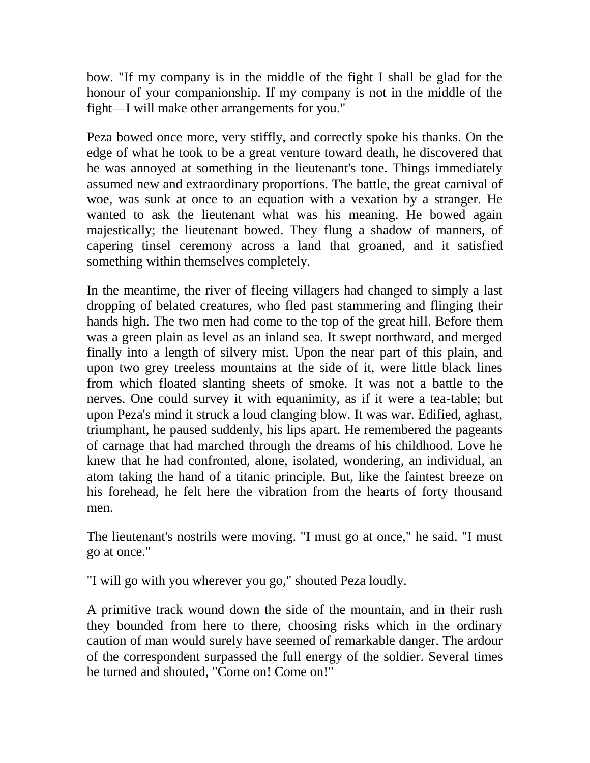bow. "If my company is in the middle of the fight I shall be glad for the honour of your companionship. If my company is not in the middle of the fight—I will make other arrangements for you."

Peza bowed once more, very stiffly, and correctly spoke his thanks. On the edge of what he took to be a great venture toward death, he discovered that he was annoyed at something in the lieutenant's tone. Things immediately assumed new and extraordinary proportions. The battle, the great carnival of woe, was sunk at once to an equation with a vexation by a stranger. He wanted to ask the lieutenant what was his meaning. He bowed again majestically; the lieutenant bowed. They flung a shadow of manners, of capering tinsel ceremony across a land that groaned, and it satisfied something within themselves completely.

In the meantime, the river of fleeing villagers had changed to simply a last dropping of belated creatures, who fled past stammering and flinging their hands high. The two men had come to the top of the great hill. Before them was a green plain as level as an inland sea. It swept northward, and merged finally into a length of silvery mist. Upon the near part of this plain, and upon two grey treeless mountains at the side of it, were little black lines from which floated slanting sheets of smoke. It was not a battle to the nerves. One could survey it with equanimity, as if it were a tea-table; but upon Peza's mind it struck a loud clanging blow. It was war. Edified, aghast, triumphant, he paused suddenly, his lips apart. He remembered the pageants of carnage that had marched through the dreams of his childhood. Love he knew that he had confronted, alone, isolated, wondering, an individual, an atom taking the hand of a titanic principle. But, like the faintest breeze on his forehead, he felt here the vibration from the hearts of forty thousand men.

The lieutenant's nostrils were moving. "I must go at once," he said. "I must go at once."

"I will go with you wherever you go," shouted Peza loudly.

A primitive track wound down the side of the mountain, and in their rush they bounded from here to there, choosing risks which in the ordinary caution of man would surely have seemed of remarkable danger. The ardour of the correspondent surpassed the full energy of the soldier. Several times he turned and shouted, "Come on! Come on!"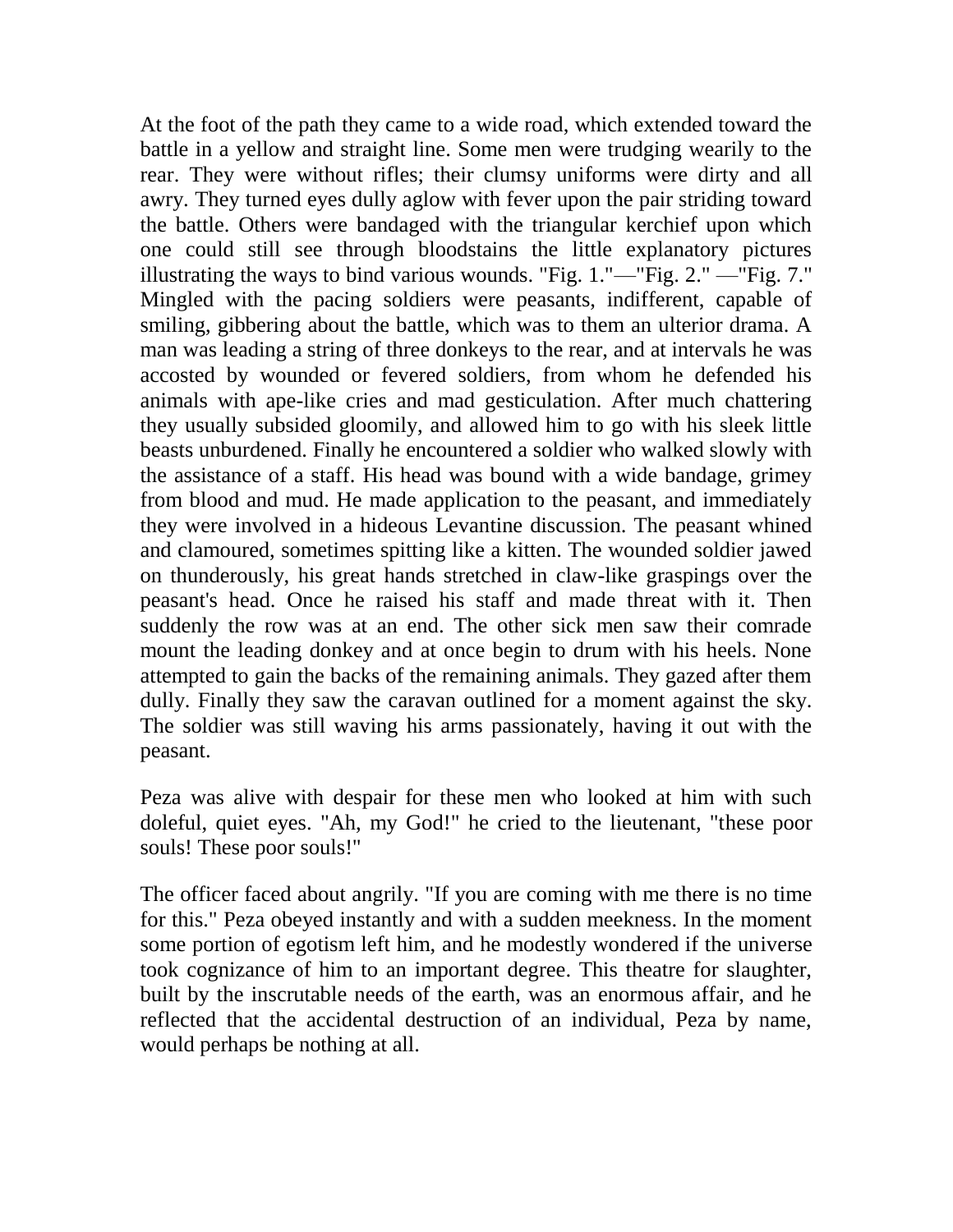At the foot of the path they came to a wide road, which extended toward the battle in a yellow and straight line. Some men were trudging wearily to the rear. They were without rifles; their clumsy uniforms were dirty and all awry. They turned eyes dully aglow with fever upon the pair striding toward the battle. Others were bandaged with the triangular kerchief upon which one could still see through bloodstains the little explanatory pictures illustrating the ways to bind various wounds. "Fig. 1."—"Fig. 2." —"Fig. 7." Mingled with the pacing soldiers were peasants, indifferent, capable of smiling, gibbering about the battle, which was to them an ulterior drama. A man was leading a string of three donkeys to the rear, and at intervals he was accosted by wounded or fevered soldiers, from whom he defended his animals with ape-like cries and mad gesticulation. After much chattering they usually subsided gloomily, and allowed him to go with his sleek little beasts unburdened. Finally he encountered a soldier who walked slowly with the assistance of a staff. His head was bound with a wide bandage, grimey from blood and mud. He made application to the peasant, and immediately they were involved in a hideous Levantine discussion. The peasant whined and clamoured, sometimes spitting like a kitten. The wounded soldier jawed on thunderously, his great hands stretched in claw-like graspings over the peasant's head. Once he raised his staff and made threat with it. Then suddenly the row was at an end. The other sick men saw their comrade mount the leading donkey and at once begin to drum with his heels. None attempted to gain the backs of the remaining animals. They gazed after them dully. Finally they saw the caravan outlined for a moment against the sky. The soldier was still waving his arms passionately, having it out with the peasant.

Peza was alive with despair for these men who looked at him with such doleful, quiet eyes. "Ah, my God!" he cried to the lieutenant, "these poor souls! These poor souls!"

The officer faced about angrily. "If you are coming with me there is no time for this." Peza obeyed instantly and with a sudden meekness. In the moment some portion of egotism left him, and he modestly wondered if the universe took cognizance of him to an important degree. This theatre for slaughter, built by the inscrutable needs of the earth, was an enormous affair, and he reflected that the accidental destruction of an individual, Peza by name, would perhaps be nothing at all.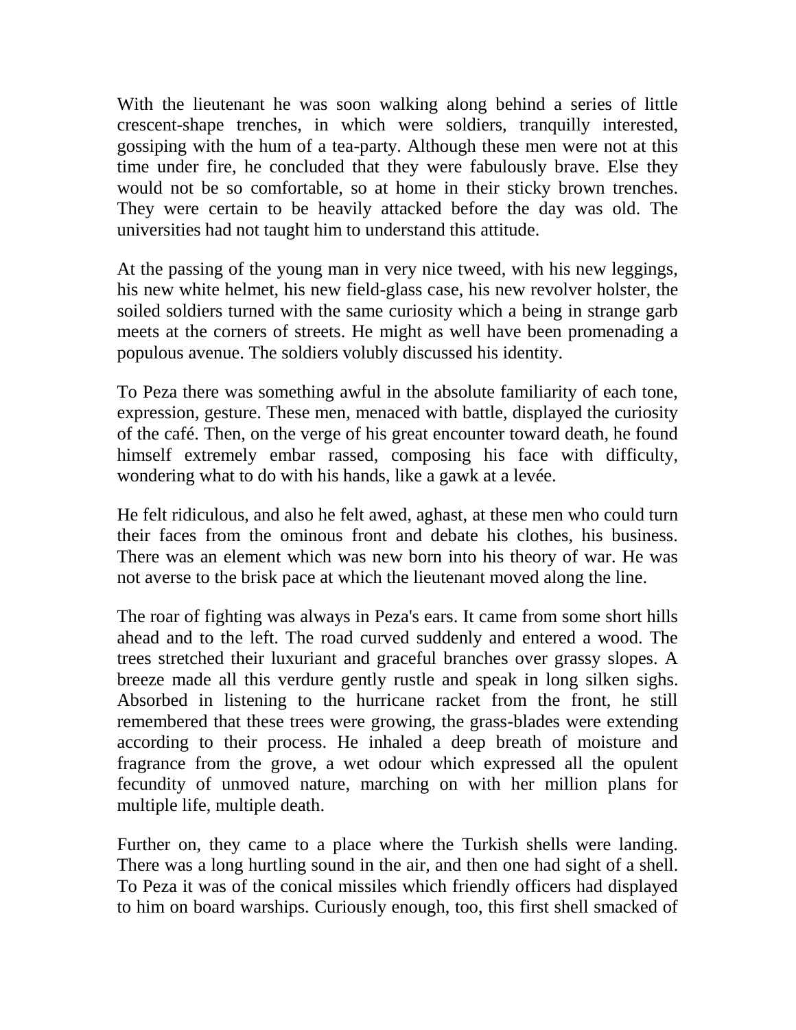With the lieutenant he was soon walking along behind a series of little crescent-shape trenches, in which were soldiers, tranquilly interested, gossiping with the hum of a tea-party. Although these men were not at this time under fire, he concluded that they were fabulously brave. Else they would not be so comfortable, so at home in their sticky brown trenches. They were certain to be heavily attacked before the day was old. The universities had not taught him to understand this attitude.

At the passing of the young man in very nice tweed, with his new leggings, his new white helmet, his new field-glass case, his new revolver holster, the soiled soldiers turned with the same curiosity which a being in strange garb meets at the corners of streets. He might as well have been promenading a populous avenue. The soldiers volubly discussed his identity.

To Peza there was something awful in the absolute familiarity of each tone, expression, gesture. These men, menaced with battle, displayed the curiosity of the café. Then, on the verge of his great encounter toward death, he found himself extremely embar rassed, composing his face with difficulty, wondering what to do with his hands, like a gawk at a levée.

He felt ridiculous, and also he felt awed, aghast, at these men who could turn their faces from the ominous front and debate his clothes, his business. There was an element which was new born into his theory of war. He was not averse to the brisk pace at which the lieutenant moved along the line.

The roar of fighting was always in Peza's ears. It came from some short hills ahead and to the left. The road curved suddenly and entered a wood. The trees stretched their luxuriant and graceful branches over grassy slopes. A breeze made all this verdure gently rustle and speak in long silken sighs. Absorbed in listening to the hurricane racket from the front, he still remembered that these trees were growing, the grass-blades were extending according to their process. He inhaled a deep breath of moisture and fragrance from the grove, a wet odour which expressed all the opulent fecundity of unmoved nature, marching on with her million plans for multiple life, multiple death.

Further on, they came to a place where the Turkish shells were landing. There was a long hurtling sound in the air, and then one had sight of a shell. To Peza it was of the conical missiles which friendly officers had displayed to him on board warships. Curiously enough, too, this first shell smacked of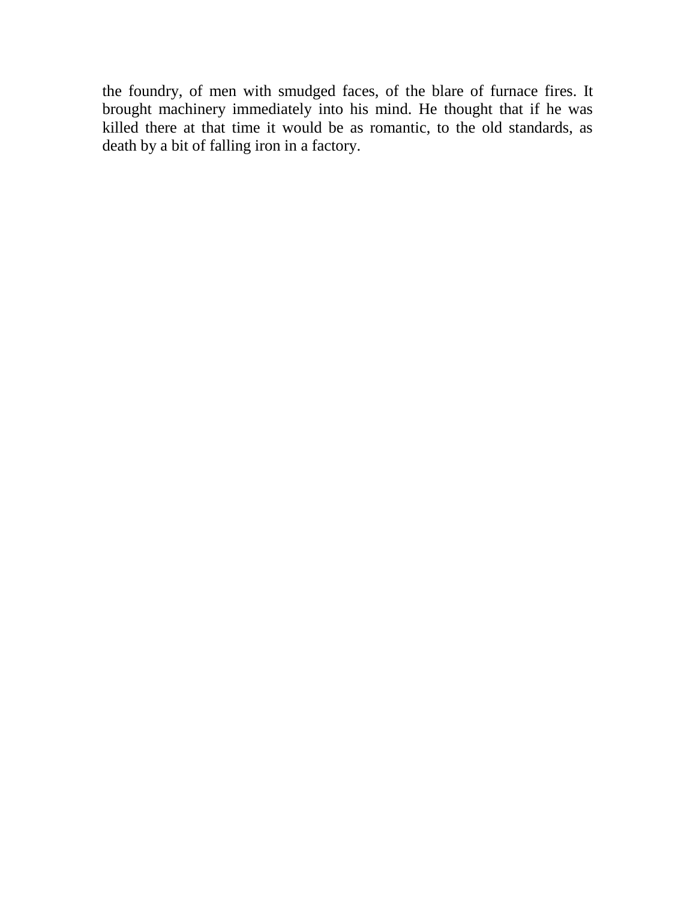the foundry, of men with smudged faces, of the blare of furnace fires. It brought machinery immediately into his mind. He thought that if he was killed there at that time it would be as romantic, to the old standards, as death by a bit of falling iron in a factory.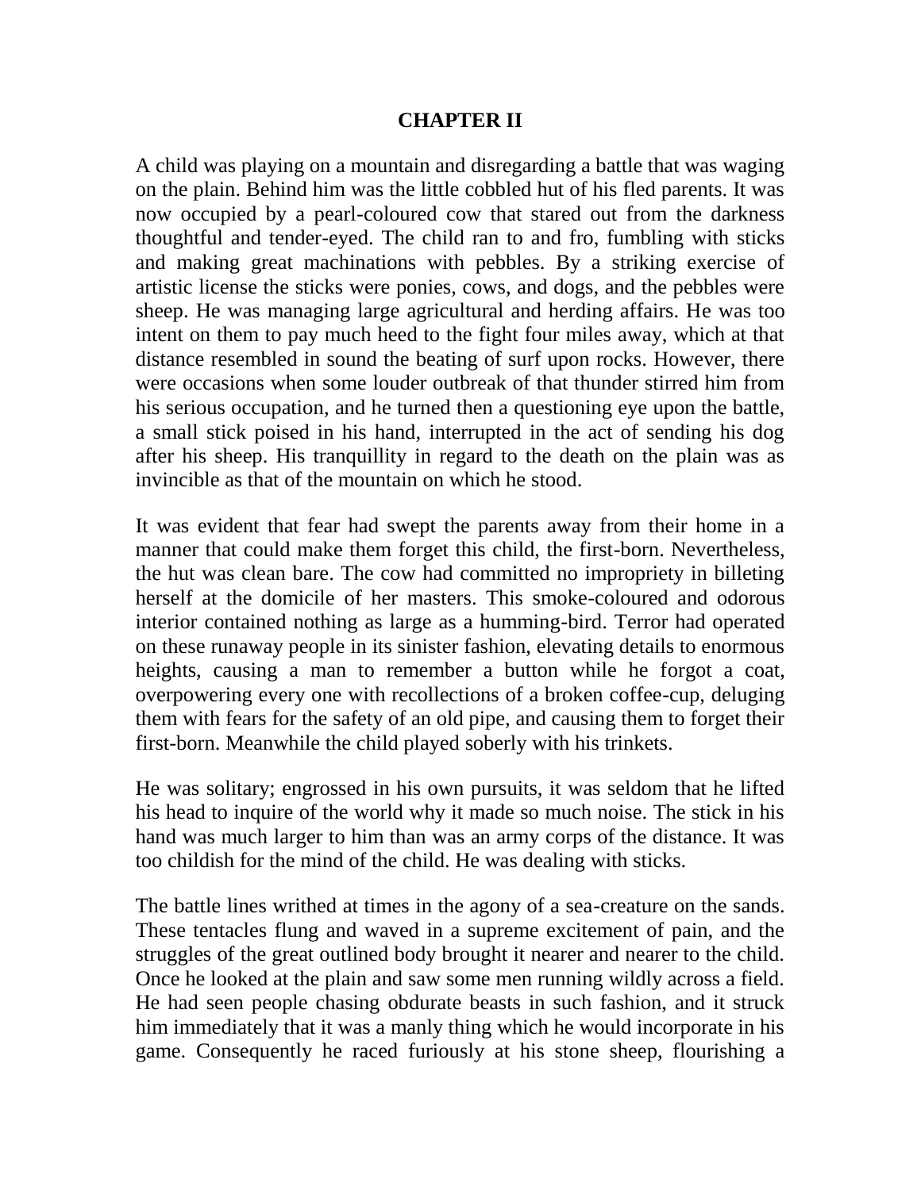## CHAPTER II

A child was playing on a mountain and disregarding a battle that was waging on the plain. Behind him was the little cobbled hut of his fled parents. It was now occupied by a pearl-coloured cow that stared out from the darkness thoughtful and tender-eyed. The child ran to and fro, fumbling with sticks and making great machinations with pebbles. By a striking exercise of artistic license the sticks were ponies, cows, and dogs, and the pebbles were sheep. He was managing large agricultural and herding affairs. He was too intent on them to pay much heed to the fight four miles away, which at that distance resembled in sound the beating of surf upon rocks. However, there were occasions when some louder outbreak of that thunder stirred him from his serious occupation, and he turned then a questioning eye upon the battle, a small stick poised in his hand, interrupted in the act of sending his dog after his sheep. His tranquillity in regard to the death on the plain was as invincible as that of the mountain on which he stood.

It was evident that fear had swept the parents away from their home in a manner that could make them forget this child, the first-born. Nevertheless, the hut was clean bare. The cow had committed no impropriety in billeting herself at the domicile of her masters. This smoke-coloured and odorous interior contained nothing as large as a humming-bird. Terror had operated on these runaway people in its sinister fashion, elevating details to enormous heights, causing a man to remember a button while he forgot a coat, overpowering every one with recollections of a broken coffee-cup, deluging them with fears for the safety of an old pipe, and causing them to forget their first-born. Meanwhile the child played soberly with his trinkets.

He was solitary; engrossed in his own pursuits, it was seldom that he lifted his head to inquire of the world why it made so much noise. The stick in his hand was much larger to him than was an army corps of the distance. It was too childish for the mind of the child. He was dealing with sticks.

The battle lines writhed at times in the agony of a sea-creature on the sands. These tentacles flung and waved in a supreme excitement of pain, and the struggles of the great outlined body brought it nearer and nearer to the child. Once he looked at the plain and saw some men running wildly across a field. He had seen people chasing obdurate beasts in such fashion, and it struck him immediately that it was a manly thing which he would incorporate in his game. Consequently he raced furiously at his stone sheep, flourishing a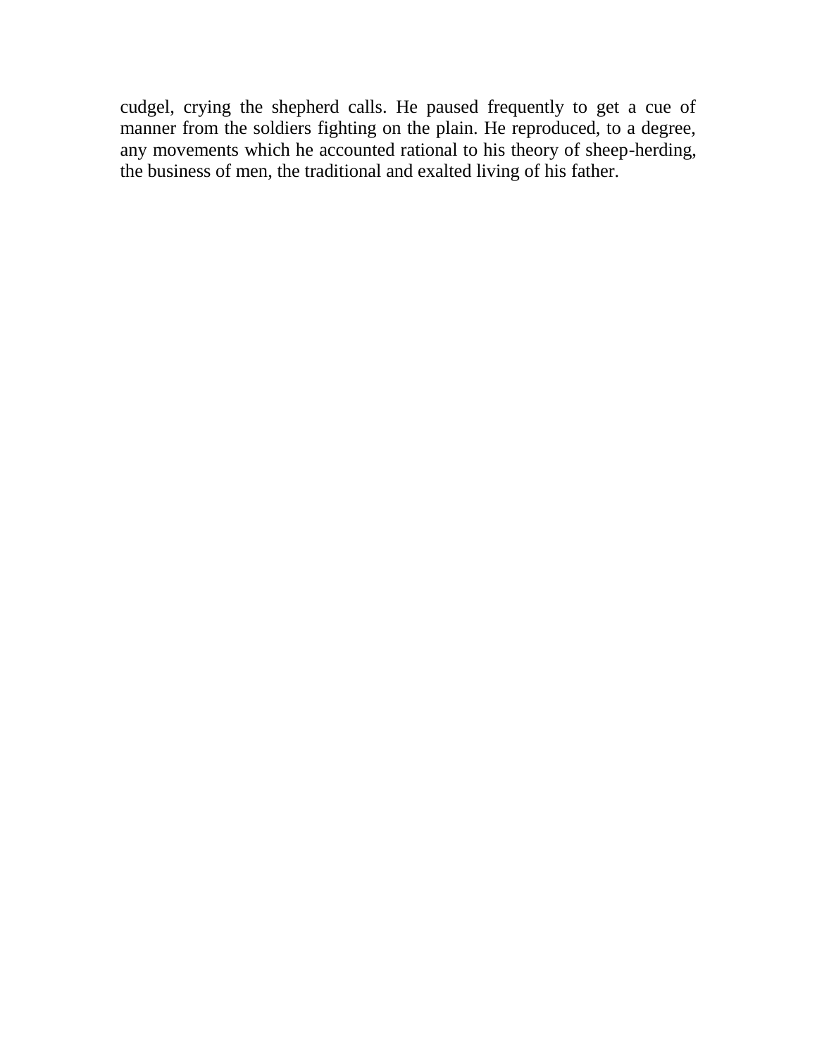cudgel, crying the shepherd calls. He paused frequently to get a cue of manner from the soldiers fighting on the plain. He reproduced, to a degree, any movements which he accounted rational to his theory of sheep-herding, the business of men, the traditional and exalted living of his father.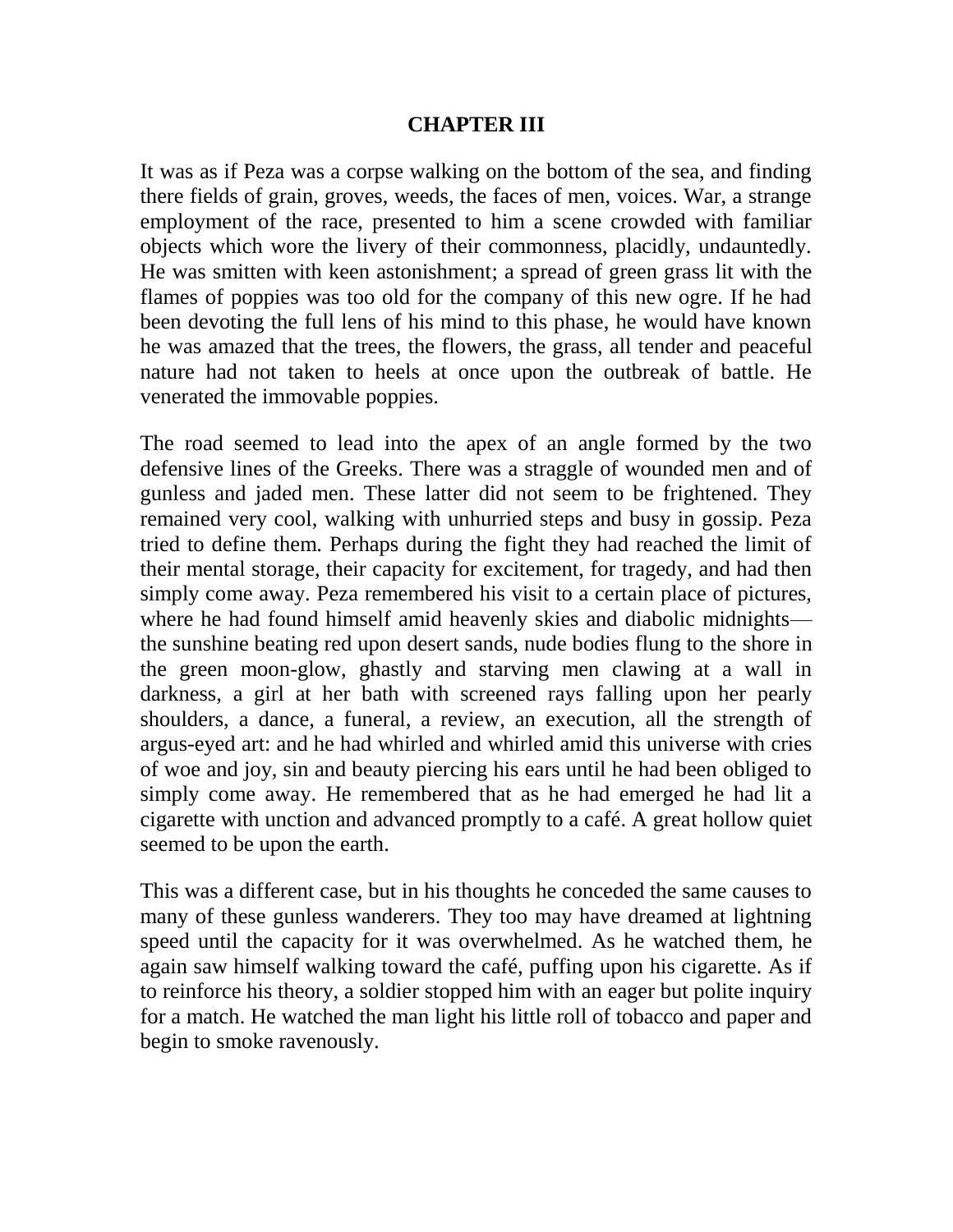# CHAPTER III

It was as if Peza was a corpse walking on the bottom of the sea, and finding there fields of grain, groves, weeds, the faces of men, voices. War, a strange employment of the race, presented to him a scene crowded with familiar objects which wore the livery of their commonness, placidly, undauntedly. He was smitten with keen astonishment; a spread of green grass lit with the flames of poppies was too old for the company of this new ogre. If he had been devoting the full lens of his mind to this phase, he would have known he was amazed that the trees, the flowers, the grass, all tender and peaceful nature had not taken to heels at once upon the outbreak of battle. He venerated the immovable poppies.

The road seemed to lead into the apex of an angle formed by the two defensive lines of the Greeks. There was a straggle of wounded men and of gunless and jaded men. These latter did not seem to be frightened. They remained very cool, walking with unhurried steps and busy in gossip. Peza tried to define them. Perhaps during the fight they had reached the limit of their mental storage, their capacity for excitement, for tragedy, and had then simply come away. Peza remembered his visit to a certain place of pictures, where he had found himself amid heavenly skies and diabolic midnights—the sunshine beating red upon desert sands, nude bodies flung to the shore in the green moon-glow, ghastly and starving men clawing at a wall in darkness, a girl at her bath with screened rays falling upon her pearly shoulders, a dance, a funeral, a review, an execution, all the strength of argus-eyed art: and he had whirled and whirled amid this universe with cries of woe and joy, sin and beauty piercing his ears until he had been obliged to simply come away. He remembered that as he had emerged he had lit a cigarette with unction and advanced promptly to a café. A great hollow quiet seemed to be upon the earth.

This was a different case, but in his thoughts he conceded the same causes to many of these gunless wanderers. They too may have dreamed at lightning speed until the capacity for it was overwhelmed. As he watched them, he again saw himself walking toward the café, puffing upon his cigarette. As if to reinforce his theory, a soldier stopped him with an eager but polite inquiry for a match. He watched the man light his little roll of tobacco and paper and begin to smoke ravenously.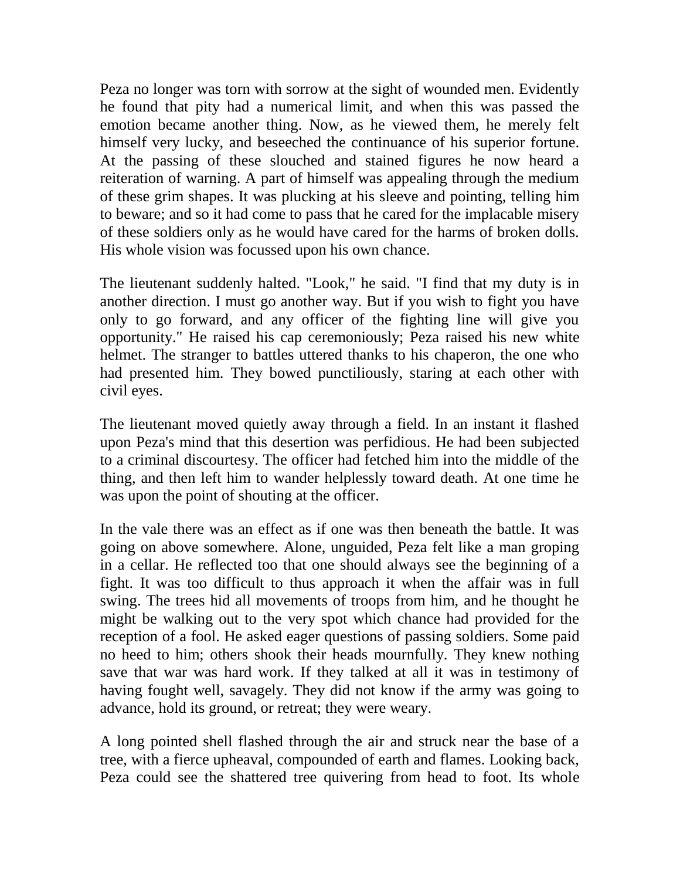Peza no longer was torn with sorrow at the sight of wounded men. Evidently he found that pity had a numerical limit, and when this was passed the emotion became another thing. Now, as he viewed them, he merely felt himself very lucky, and beseeched the continuance of his superior fortune. At the passing of these slouched and stained figures he now heard a reiteration of warning. A part of himself was appealing through the medium of these grim shapes. It was plucking at his sleeve and pointing, telling him to beware; and so it had come to pass that he cared for the implacable misery of these soldiers only as he would have cared for the harms of broken dolls. His whole vision was focussed upon his own chance.

The lieutenant suddenly halted. "Look," he said. "I find that my duty is in another direction. I must go another way. But if you wish to fight you have only to go forward, and any officer of the fighting line will give you opportunity." He raised his cap ceremoniously; Peza raised his new white helmet. The stranger to battles uttered thanks to his chaperon, the one who had presented him. They bowed punctiliously, staring at each other with civil eyes.

The lieutenant moved quietly away through a field. In an instant it flashed upon Peza's mind that this desertion was perfidious. He had been subjected to a criminal discourtesy. The officer had fetched him into the middle of the thing, and then left him to wander helplessly toward death. At one time he was upon the point of shouting at the officer.

In the vale there was an effect as if one was then beneath the battle. It was going on above somewhere. Alone, unguided, Peza felt like a man groping in a cellar. He reflected too that one should always see the beginning of a fight. It was too difficult to thus approach it when the affair was in full swing. The trees hid all movements of troops from him, and he thought he might be walking out to the very spot which chance had provided for the reception of a fool. He asked eager questions of passing soldiers. Some paid no heed to him; others shook their heads mournfully. They knew nothing save that war was hard work. If they talked at all it was in testimony of having fought well, savagely. They did not know if the army was going to advance, hold its ground, or retreat; they were weary.

A long pointed shell flashed through the air and struck near the base of a tree, with a fierce upheaval, compounded of earth and flames. Looking back, Peza could see the shattered tree quivering from head to foot. Its whole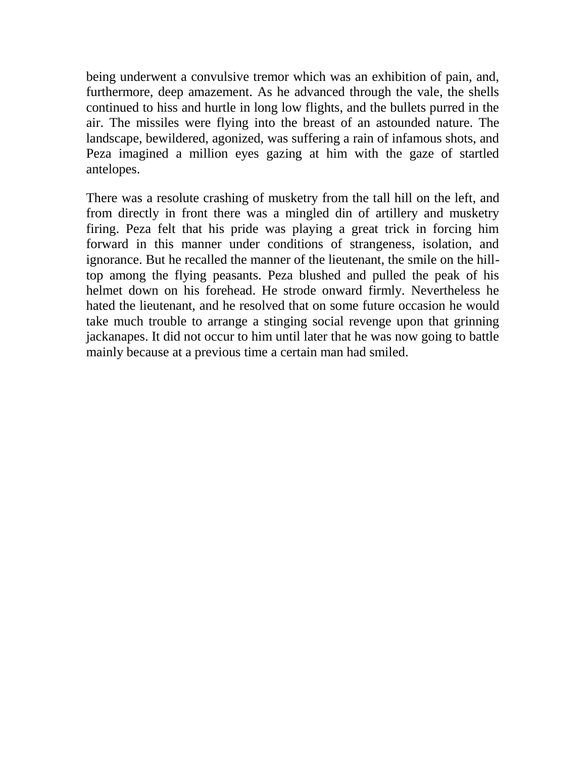being underwent a convulsive tremor which was an exhibition of pain, and, furthermore, deep amazement. As he advanced through the vale, the shells continued to hiss and hurtle in long low flights, and the bullets purred in the air. The missiles were flying into the breast of an astounded nature. The landscape, bewildered, agonized, was suffering a rain of infamous shots, and Peza imagined a million eyes gazing at him with the gaze of startled antelopes.

There was a resolute crashing of musketry from the tall hill on the left, and from directly in front there was a mingled din of artillery and musketry firing. Peza felt that his pride was playing a great trick in forcing him forward in this manner under conditions of strangeness, isolation, and ignorance. But he recalled the manner of the lieutenant, the smile on the hill-top among the flying peasants. Peza blushed and pulled the peak of his helmet down on his forehead. He strode onward firmly. Nevertheless he hated the lieutenant, and he resolved that on some future occasion he would take much trouble to arrange a stinging social revenge upon that grinning jackanapes. It did not occur to him until later that he was now going to battle mainly because at a previous time a certain man had smiled.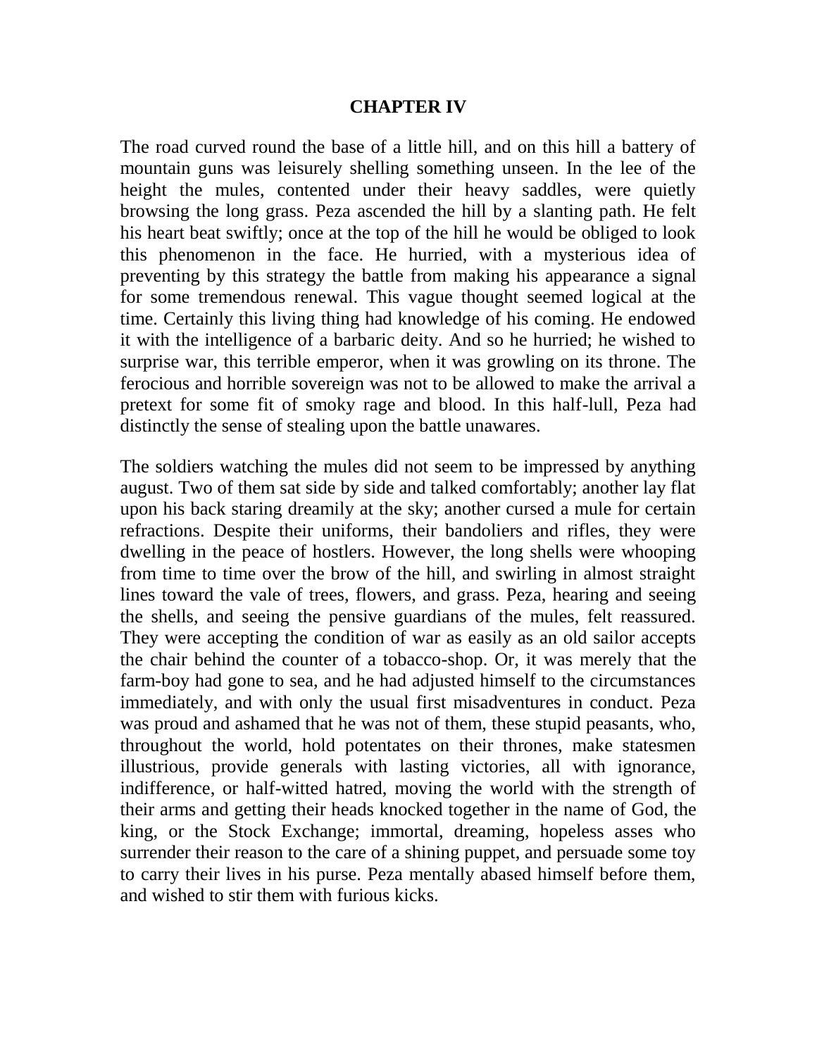# CHAPTER IV

The road curved round the base of a little hill, and on this hill a battery of mountain guns was leisurely shelling something unseen. In the lee of the height the mules, contented under their heavy saddles, were quietly browsing the long grass. Peza ascended the hill by a slanting path. He felt his heart beat swiftly; once at the top of the hill he would be obliged to look this phenomenon in the face. He hurried, with a mysterious idea of preventing by this strategy the battle from making his appearance a signal for some tremendous renewal. This vague thought seemed logical at the time. Certainly this living thing had knowledge of his coming. He endowed it with the intelligence of a barbaric deity. And so he hurried; he wished to surprise war, this terrible emperor, when it was growling on its throne. The ferocious and horrible sovereign was not to be allowed to make the arrival a pretext for some fit of smoky rage and blood. In this half-lull, Peza had distinctly the sense of stealing upon the battle unawares.

The soldiers watching the mules did not seem to be impressed by anything august. Two of them sat side by side and talked comfortably; another lay flat upon his back staring dreamily at the sky; another cursed a mule for certain refractions. Despite their uniforms, their bandoliers and rifles, they were dwelling in the peace of hostlers. However, the long shells were whooping from time to time over the brow of the hill, and swirling in almost straight lines toward the vale of trees, flowers, and grass. Peza, hearing and seeing the shells, and seeing the pensive guardians of the mules, felt reassured. They were accepting the condition of war as easily as an old sailor accepts the chair behind the counter of a tobacco-shop. Or, it was merely that the farm-boy had gone to sea, and he had adjusted himself to the circumstances immediately, and with only the usual first misadventures in conduct. Peza was proud and ashamed that he was not of them, these stupid peasants, who, throughout the world, hold potentates on their thrones, make statesmen illustrious, provide generals with lasting victories, all with ignorance, indifference, or half-witted hatred, moving the world with the strength of their arms and getting their heads knocked together in the name of God, the king, or the Stock Exchange; immortal, dreaming, hopeless asses who surrender their reason to the care of a shining puppet, and persuade some toy to carry their lives in his purse. Peza mentally abased himself before them, and wished to stir them with furious kicks.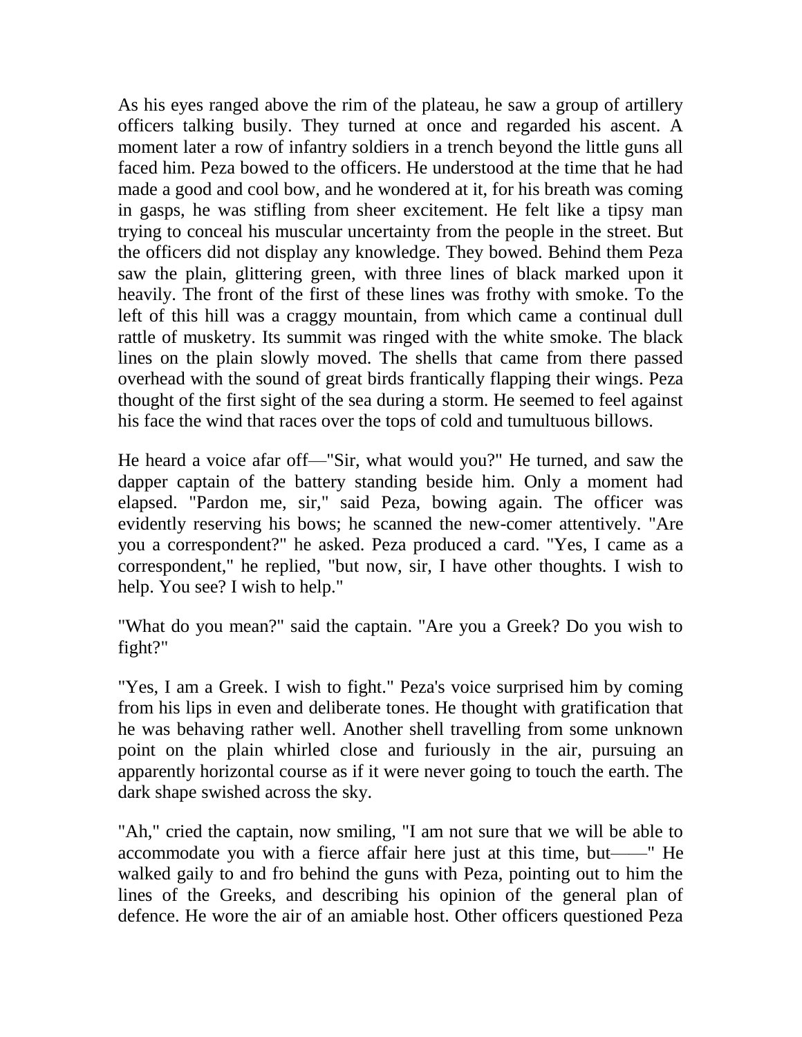As his eyes ranged above the rim of the plateau, he saw a group of artillery officers talking busily. They turned at once and regarded his ascent. A moment later a row of infantry soldiers in a trench beyond the little guns all faced him. Peza bowed to the officers. He understood at the time that he had made a good and cool bow, and he wondered at it, for his breath was coming in gasps, he was stifling from sheer excitement. He felt like a tipsy man trying to conceal his muscular uncertainty from the people in the street. But the officers did not display any knowledge. They bowed. Behind them Peza saw the plain, glittering green, with three lines of black marked upon it heavily. The front of the first of these lines was frothy with smoke. To the left of this hill was a craggy mountain, from which came a continual dull rattle of musketry. Its summit was ringed with the white smoke. The black lines on the plain slowly moved. The shells that came from there passed overhead with the sound of great birds frantically flapping their wings. Peza thought of the first sight of the sea during a storm. He seemed to feel against his face the wind that races over the tops of cold and tumultuous billows.

He heard a voice afar off—"Sir, what would you?" He turned, and saw the dapper captain of the battery standing beside him. Only a moment had elapsed. "Pardon me, sir," said Peza, bowing again. The officer was evidently reserving his bows; he scanned the new-comer attentively. "Are you a correspondent?" he asked. Peza produced a card. "Yes, I came as a correspondent," he replied, "but now, sir, I have other thoughts. I wish to help. You see? I wish to help."

"What do you mean?" said the captain. "Are you a Greek? Do you wish to fight?"

"Yes, I am a Greek. I wish to fight." Peza's voice surprised him by coming from his lips in even and deliberate tones. He thought with gratification that he was behaving rather well. Another shell travelling from some unknown point on the plain whirled close and furiously in the air, pursuing an apparently horizontal course as if it were never going to touch the earth. The dark shape swished across the sky.

"Ah," cried the captain, now smiling, "I am not sure that we will be able to accommodate you with a fierce affair here just at this time, but——" He walked gaily to and fro behind the guns with Peza, pointing out to him the lines of the Greeks, and describing his opinion of the general plan of defence. He wore the air of an amiable host. Other officers questioned Peza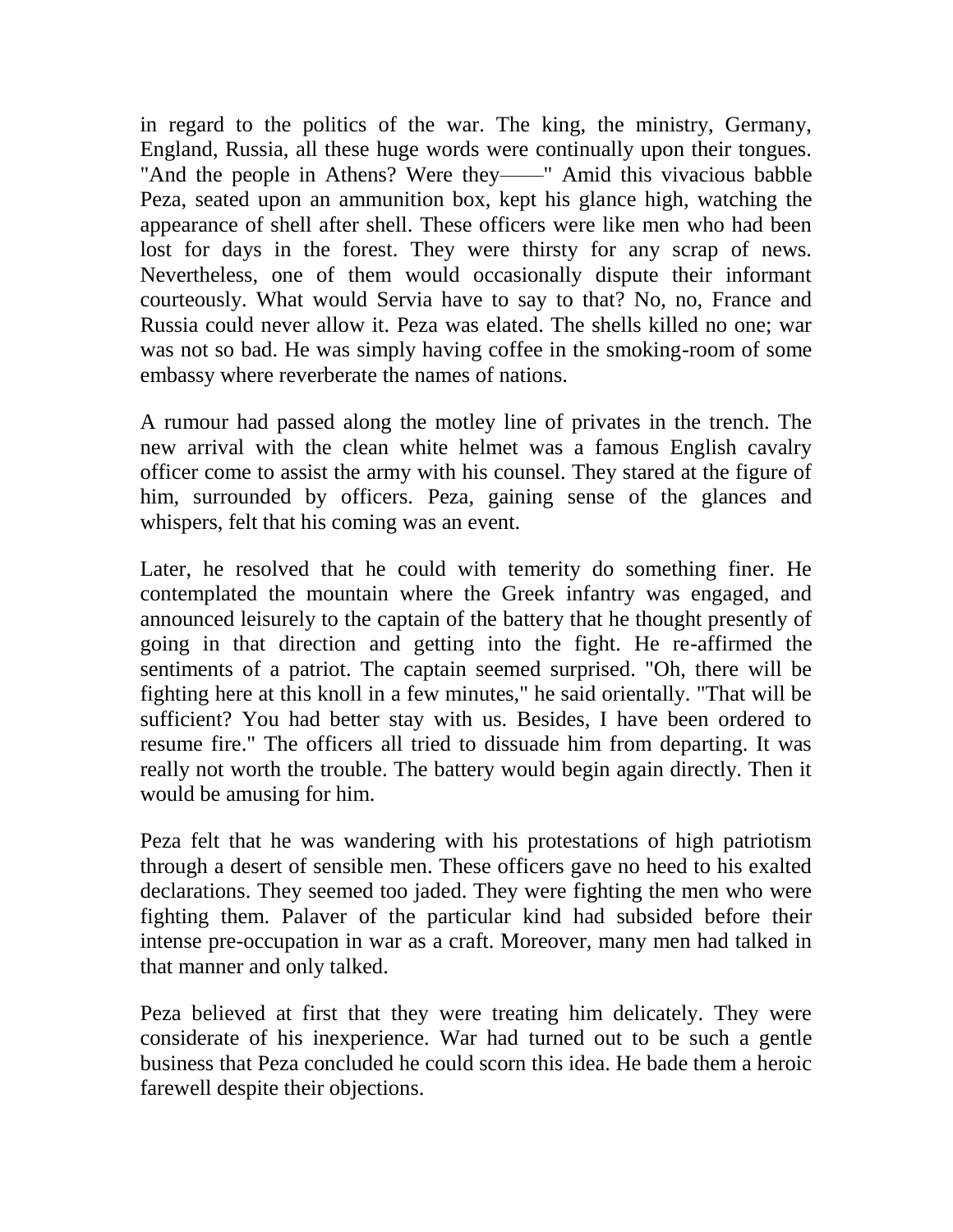in regard to the politics of the war. The king, the ministry, Germany, England, Russia, all these huge words were continually upon their tongues. "And the people in Athens? Were they——" Amid this vivacious babble Peza, seated upon an ammunition box, kept his glance high, watching the appearance of shell after shell. These officers were like men who had been lost for days in the forest. They were thirsty for any scrap of news. Nevertheless, one of them would occasionally dispute their informant courteously. What would Servia have to say to that? No, no, France and Russia could never allow it. Peza was elated. The shells killed no one; war was not so bad. He was simply having coffee in the smoking-room of some embassy where reverberate the names of nations.

A rumour had passed along the motley line of privates in the trench. The new arrival with the clean white helmet was a famous English cavalry officer come to assist the army with his counsel. They stared at the figure of him, surrounded by officers. Peza, gaining sense of the glances and whispers, felt that his coming was an event.

Later, he resolved that he could with temerity do something finer. He contemplated the mountain where the Greek infantry was engaged, and announced leisurely to the captain of the battery that he thought presently of going in that direction and getting into the fight. He re-affirmed the sentiments of a patriot. The captain seemed surprised. "Oh, there will be fighting here at this knoll in a few minutes," he said orientally. "That will be sufficient? You had better stay with us. Besides, I have been ordered to resume fire." The officers all tried to dissuade him from departing. It was really not worth the trouble. The battery would begin again directly. Then it would be amusing for him.

Peza felt that he was wandering with his protestations of high patriotism through a desert of sensible men. These officers gave no heed to his exalted declarations. They seemed too jaded. They were fighting the men who were fighting them. Palaver of the particular kind had subsided before their intense pre-occupation in war as a craft. Moreover, many men had talked in that manner and only talked.

Peza believed at first that they were treating him delicately. They were considerate of his inexperience. War had turned out to be such a gentle business that Peza concluded he could scorn this idea. He bade them a heroic farewell despite their objections.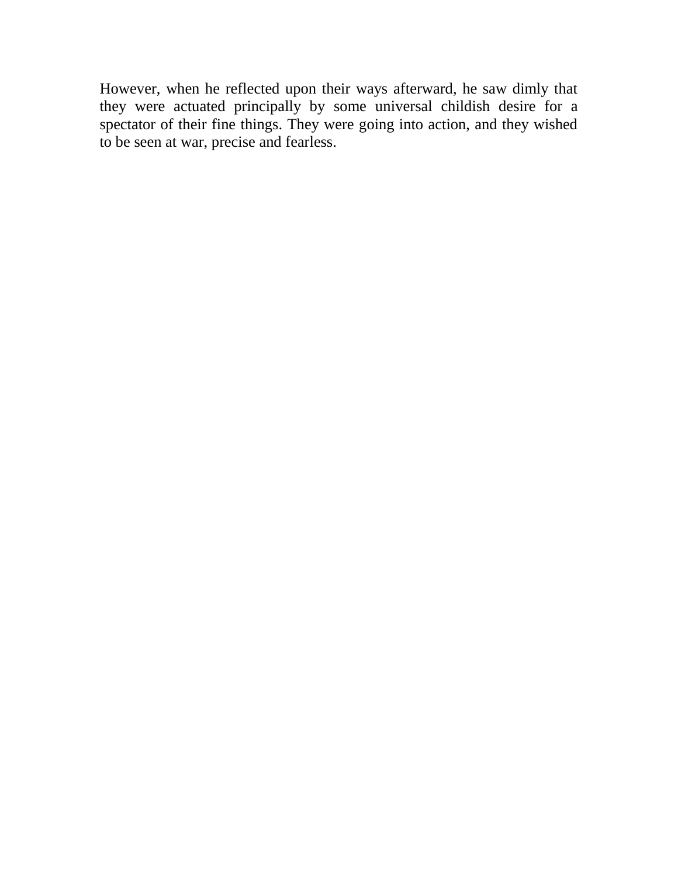However, when he reflected upon their ways afterward, he saw dimly that they were actuated principally by some universal childish desire for a spectator of their fine things. They were going into action, and they wished to be seen at war, precise and fearless.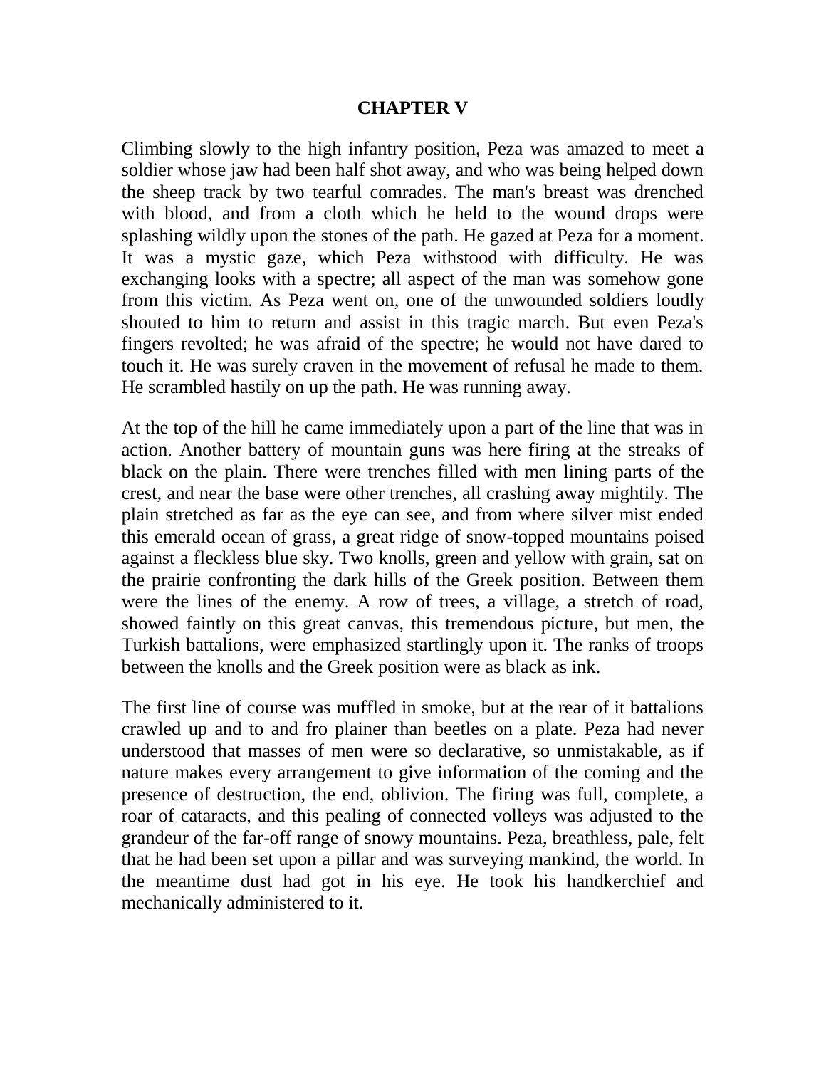## CHAPTER V

Climbing slowly to the high infantry position, Peza was amazed to meet a soldier whose jaw had been half shot away, and who was being helped down the sheep track by two tearful comrades. The man's breast was drenched with blood, and from a cloth which he held to the wound drops were splashing wildly upon the stones of the path. He gazed at Peza for a moment. It was a mystic gaze, which Peza withstood with difficulty. He was exchanging looks with a spectre; all aspect of the man was somehow gone from this victim. As Peza went on, one of the unwounded soldiers loudly shouted to him to return and assist in this tragic march. But even Peza's fingers revolted; he was afraid of the spectre; he would not have dared to touch it. He was surely craven in the movement of refusal he made to them. He scrambled hastily on up the path. He was running away.

At the top of the hill he came immediately upon a part of the line that was in action. Another battery of mountain guns was here firing at the streaks of black on the plain. There were trenches filled with men lining parts of the crest, and near the base were other trenches, all crashing away mightily. The plain stretched as far as the eye can see, and from where silver mist ended this emerald ocean of grass, a great ridge of snow-topped mountains poised against a fleckless blue sky. Two knolls, green and yellow with grain, sat on the prairie confronting the dark hills of the Greek position. Between them were the lines of the enemy. A row of trees, a village, a stretch of road, showed faintly on this great canvas, this tremendous picture, but men, the Turkish battalions, were emphasized startlingly upon it. The ranks of troops between the knolls and the Greek position were as black as ink.

The first line of course was muffled in smoke, but at the rear of it battalions crawled up and to and fro plainer than beetles on a plate. Peza had never understood that masses of men were so declarative, so unmistakable, as if nature makes every arrangement to give information of the coming and the presence of destruction, the end, oblivion. The firing was full, complete, a roar of cataracts, and this pealing of connected volleys was adjusted to the grandeur of the far-off range of snowy mountains. Peza, breathless, pale, felt that he had been set upon a pillar and was surveying mankind, the world. In the meantime dust had got in his eye. He took his handkerchief and mechanically administered to it.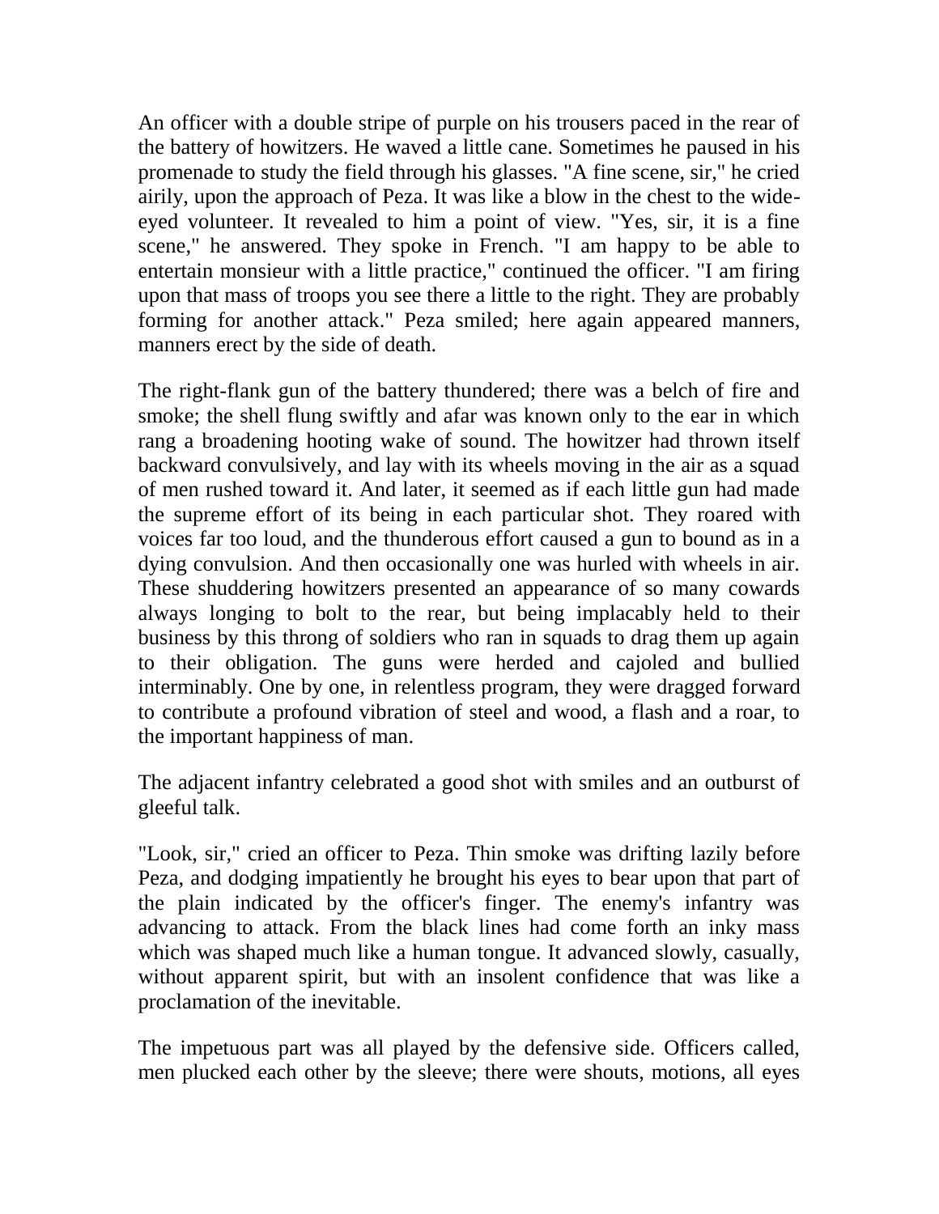An officer with a double stripe of purple on his trousers paced in the rear of the battery of howitzers. He waved a little cane. Sometimes he paused in his promenade to study the field through his glasses. "A fine scene, sir," he cried airily, upon the approach of Peza. It was like a blow in the chest to the wide-eyed volunteer. It revealed to him a point of view. "Yes, sir, it is a fine scene," he answered. They spoke in French. "I am happy to be able to entertain monsieur with a little practice," continued the officer. "I am firing upon that mass of troops you see there a little to the right. They are probably forming for another attack." Peza smiled; here again appeared manners, manners erect by the side of death.

The right-flank gun of the battery thundered; there was a belch of fire and smoke; the shell flung swiftly and afar was known only to the ear in which rang a broadening hooting wake of sound. The howitzer had thrown itself backward convulsively, and lay with its wheels moving in the air as a squad of men rushed toward it. And later, it seemed as if each little gun had made the supreme effort of its being in each particular shot. They roared with voices far too loud, and the thunderous effort caused a gun to bound as in a dying convulsion. And then occasionally one was hurled with wheels in air. These shuddering howitzers presented an appearance of so many cowards always longing to bolt to the rear, but being implacably held to their business by this throng of soldiers who ran in squads to drag them up again to their obligation. The guns were herded and cajoled and bullied interminably. One by one, in relentless program, they were dragged forward to contribute a profound vibration of steel and wood, a flash and a roar, to the important happiness of man.

The adjacent infantry celebrated a good shot with smiles and an outburst of gleeful talk.

"Look, sir," cried an officer to Peza. Thin smoke was drifting lazily before Peza, and dodging impatiently he brought his eyes to bear upon that part of the plain indicated by the officer's finger. The enemy's infantry was advancing to attack. From the black lines had come forth an inky mass which was shaped much like a human tongue. It advanced slowly, casually, without apparent spirit, but with an insolent confidence that was like a proclamation of the inevitable.

The impetuous part was all played by the defensive side. Officers called, men plucked each other by the sleeve; there were shouts, motions, all eyes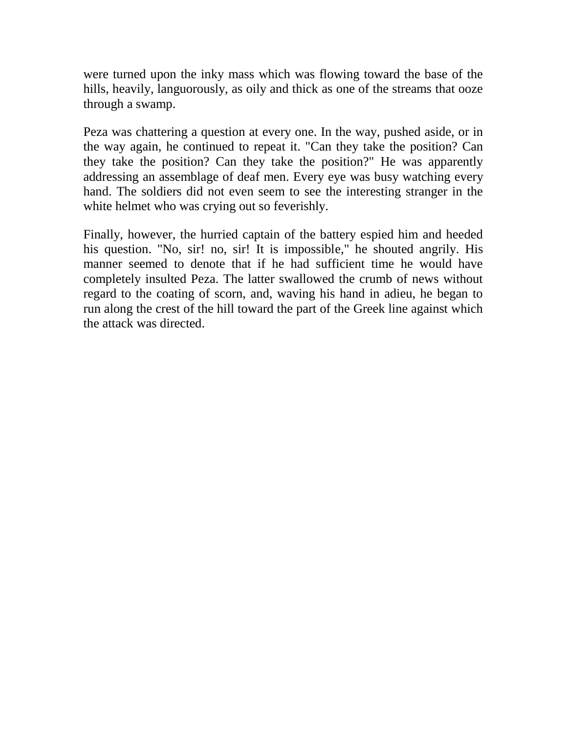were turned upon the inky mass which was flowing toward the base of the hills, heavily, languorously, as oily and thick as one of the streams that ooze through a swamp.

Peza was chattering a question at every one. In the way, pushed aside, or in the way again, he continued to repeat it. "Can they take the position? Can they take the position? Can they take the position?" He was apparently addressing an assemblage of deaf men. Every eye was busy watching every hand. The soldiers did not even seem to see the interesting stranger in the white helmet who was crying out so feverishly.

Finally, however, the hurried captain of the battery espied him and heeded his question. "No, sir! no, sir! It is impossible," he shouted angrily. His manner seemed to denote that if he had sufficient time he would have completely insulted Peza. The latter swallowed the crumb of news without regard to the coating of scorn, and, waving his hand in adieu, he began to run along the crest of the hill toward the part of the Greek line against which the attack was directed.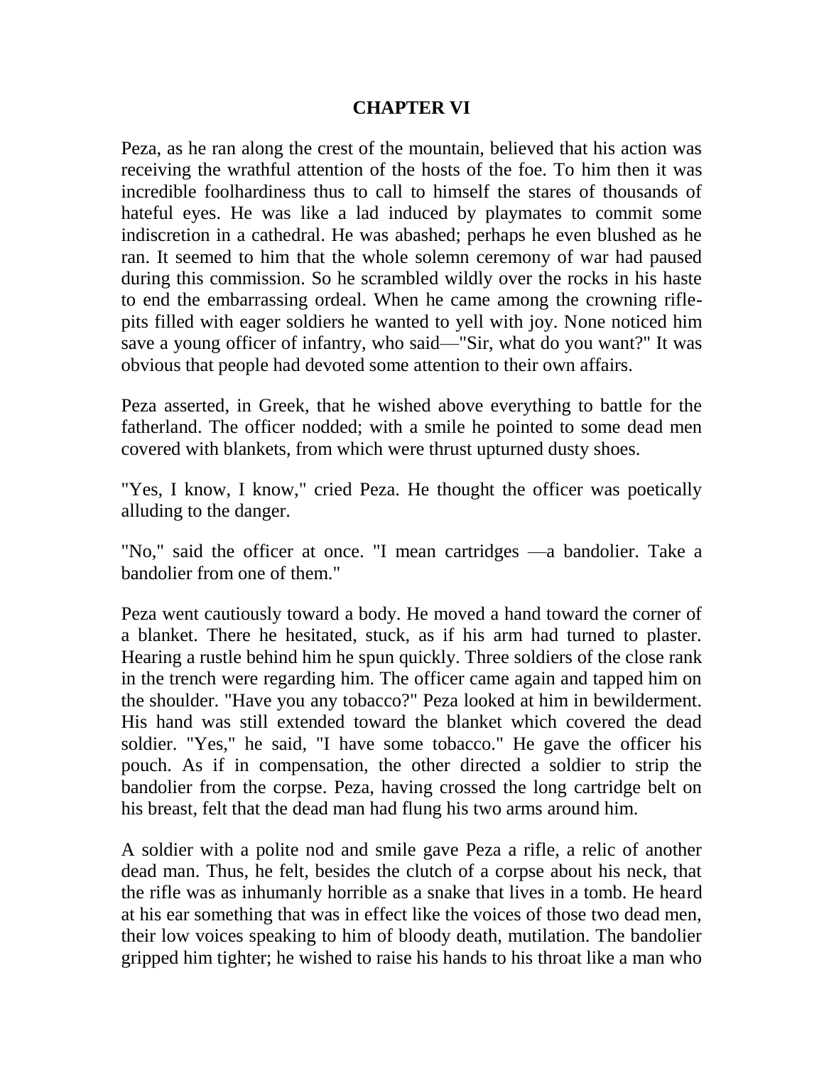## CHAPTER VI

Peza, as he ran along the crest of the mountain, believed that his action was receiving the wrathful attention of the hosts of the foe. To him then it was incredible foolhardiness thus to call to himself the stares of thousands of hateful eyes. He was like a lad induced by playmates to commit some indiscretion in a cathedral. He was abashed; perhaps he even blushed as he ran. It seemed to him that the whole solemn ceremony of war had paused during this commission. So he scrambled wildly over the rocks in his haste to end the embarrassing ordeal. When he came among the crowning rifle-pits filled with eager soldiers he wanted to yell with joy. None noticed him save a young officer of infantry, who said—"Sir, what do you want?" It was obvious that people had devoted some attention to their own affairs.

Peza asserted, in Greek, that he wished above everything to battle for the fatherland. The officer nodded; with a smile he pointed to some dead men covered with blankets, from which were thrust upturned dusty shoes.

"Yes, I know, I know," cried Peza. He thought the officer was poetically alluding to the danger.

"No," said the officer at once. "I mean cartridges —a bandolier. Take a bandolier from one of them."

Peza went cautiously toward a body. He moved a hand toward the corner of a blanket. There he hesitated, stuck, as if his arm had turned to plaster. Hearing a rustle behind him he spun quickly. Three soldiers of the close rank in the trench were regarding him. The officer came again and tapped him on the shoulder. "Have you any tobacco?" Peza looked at him in bewilderment. His hand was still extended toward the blanket which covered the dead soldier. "Yes," he said, "I have some tobacco." He gave the officer his pouch. As if in compensation, the other directed a soldier to strip the bandolier from the corpse. Peza, having crossed the long cartridge belt on his breast, felt that the dead man had flung his two arms around him.

A soldier with a polite nod and smile gave Peza a rifle, a relic of another dead man. Thus, he felt, besides the clutch of a corpse about his neck, that the rifle was as inhumanly horrible as a snake that lives in a tomb. He heard at his ear something that was in effect like the voices of those two dead men, their low voices speaking to him of bloody death, mutilation. The bandolier gripped him tighter; he wished to raise his hands to his throat like a man who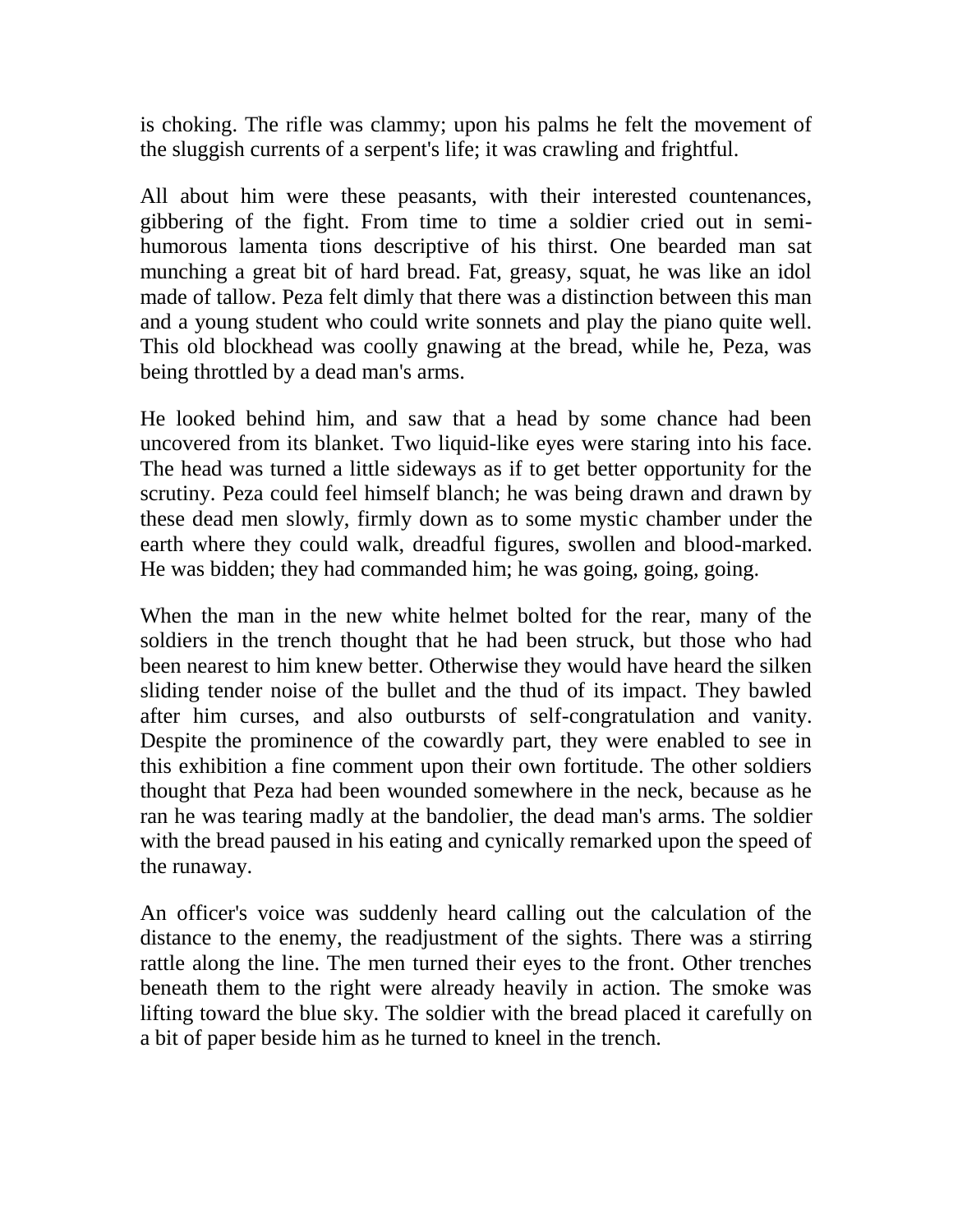is choking. The rifle was clammy; upon his palms he felt the movement of the sluggish currents of a serpent's life; it was crawling and frightful.

All about him were these peasants, with their interested countenances, gibbering of the fight. From time to time a soldier cried out in semi-humorous lamenta tions descriptive of his thirst. One bearded man sat munching a great bit of hard bread. Fat, greasy, squat, he was like an idol made of tallow. Peza felt dimly that there was a distinction between this man and a young student who could write sonnets and play the piano quite well. This old blockhead was coolly gnawing at the bread, while he, Peza, was being throttled by a dead man's arms.

He looked behind him, and saw that a head by some chance had been uncovered from its blanket. Two liquid-like eyes were staring into his face. The head was turned a little sideways as if to get better opportunity for the scrutiny. Peza could feel himself blanch; he was being drawn and drawn by these dead men slowly, firmly down as to some mystic chamber under the earth where they could walk, dreadful figures, swollen and blood-marked. He was bidden; they had commanded him; he was going, going, going.

When the man in the new white helmet bolted for the rear, many of the soldiers in the trench thought that he had been struck, but those who had been nearest to him knew better. Otherwise they would have heard the silken sliding tender noise of the bullet and the thud of its impact. They bawled after him curses, and also outbursts of self-congratulation and vanity. Despite the prominence of the cowardly part, they were enabled to see in this exhibition a fine comment upon their own fortitude. The other soldiers thought that Peza had been wounded somewhere in the neck, because as he ran he was tearing madly at the bandolier, the dead man's arms. The soldier with the bread paused in his eating and cynically remarked upon the speed of the runaway.

An officer's voice was suddenly heard calling out the calculation of the distance to the enemy, the readjustment of the sights. There was a stirring rattle along the line. The men turned their eyes to the front. Other trenches beneath them to the right were already heavily in action. The smoke was lifting toward the blue sky. The soldier with the bread placed it carefully on a bit of paper beside him as he turned to kneel in the trench.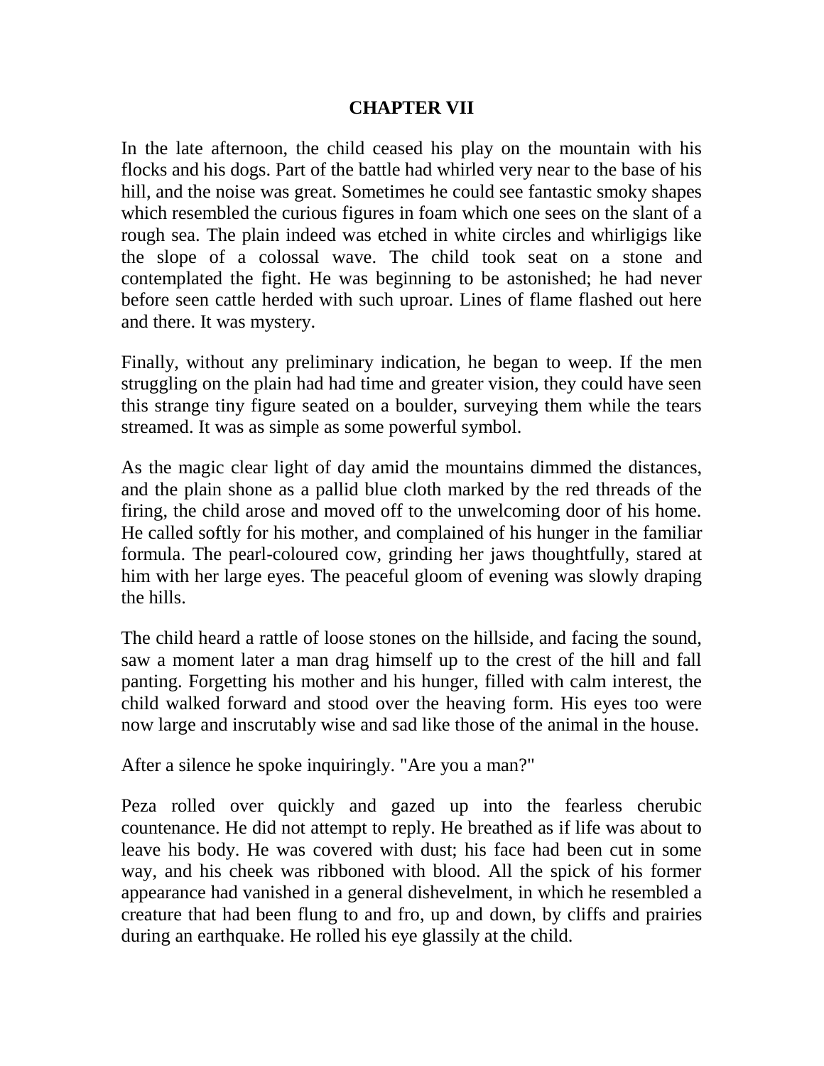# CHAPTER VII

In the late afternoon, the child ceased his play on the mountain with his flocks and his dogs. Part of the battle had whirled very near to the base of his hill, and the noise was great. Sometimes he could see fantastic smoky shapes which resembled the curious figures in foam which one sees on the slant of a rough sea. The plain indeed was etched in white circles and whirligigs like the slope of a colossal wave. The child took seat on a stone and contemplated the fight. He was beginning to be astonished; he had never before seen cattle herded with such uproar. Lines of flame flashed out here and there. It was mystery.

Finally, without any preliminary indication, he began to weep. If the men struggling on the plain had had time and greater vision, they could have seen this strange tiny figure seated on a boulder, surveying them while the tears streamed. It was as simple as some powerful symbol.

As the magic clear light of day amid the mountains dimmed the distances, and the plain shone as a pallid blue cloth marked by the red threads of the firing, the child arose and moved off to the unwelcoming door of his home. He called softly for his mother, and complained of his hunger in the familiar formula. The pearl-coloured cow, grinding her jaws thoughtfully, stared at him with her large eyes. The peaceful gloom of evening was slowly draping the hills.

The child heard a rattle of loose stones on the hillside, and facing the sound, saw a moment later a man drag himself up to the crest of the hill and fall panting. Forgetting his mother and his hunger, filled with calm interest, the child walked forward and stood over the heaving form. His eyes too were now large and inscrutably wise and sad like those of the animal in the house.

After a silence he spoke inquiringly. "Are you a man?"

Peza rolled over quickly and gazed up into the fearless cherubic countenance. He did not attempt to reply. He breathed as if life was about to leave his body. He was covered with dust; his face had been cut in some way, and his cheek was ribboned with blood. All the spick of his former appearance had vanished in a general dishevelment, in which he resembled a creature that had been flung to and fro, up and down, by cliffs and prairies during an earthquake. He rolled his eye glassily at the child.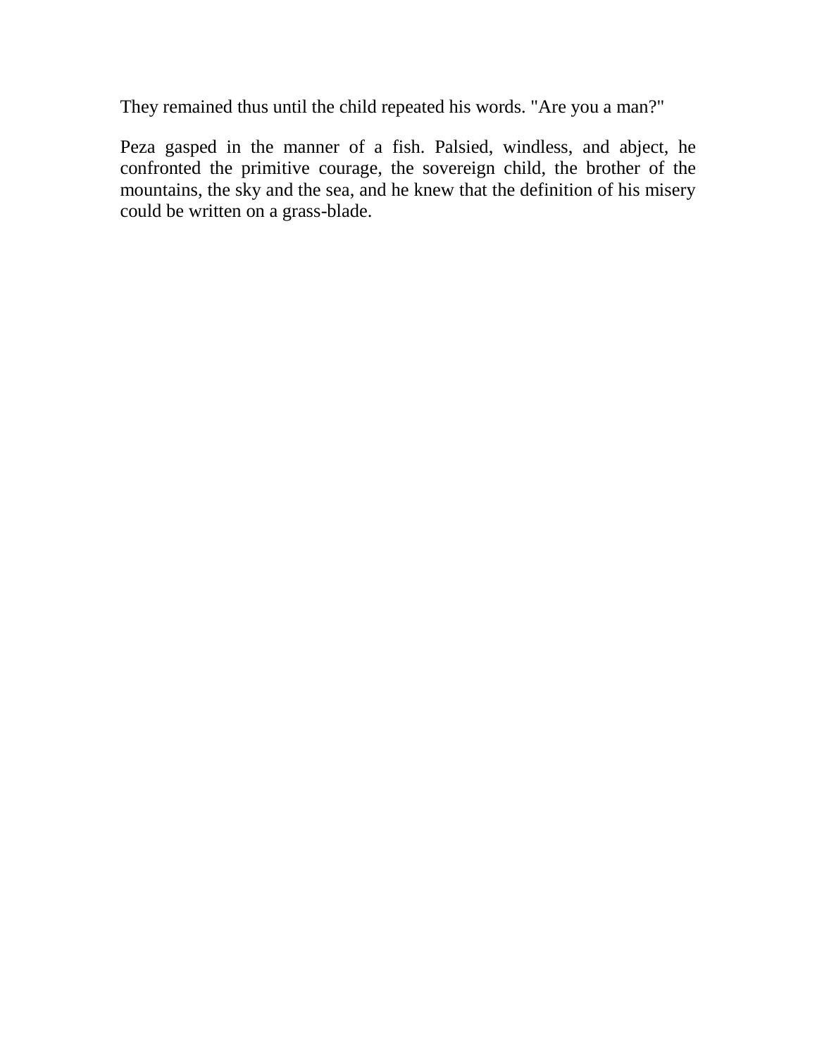They remained thus until the child repeated his words. "Are you a man?"

Peza gasped in the manner of a fish. Palsied, windless, and abject, he confronted the primitive courage, the sovereign child, the brother of the mountains, the sky and the sea, and he knew that the definition of his misery could be written on a grass-blade.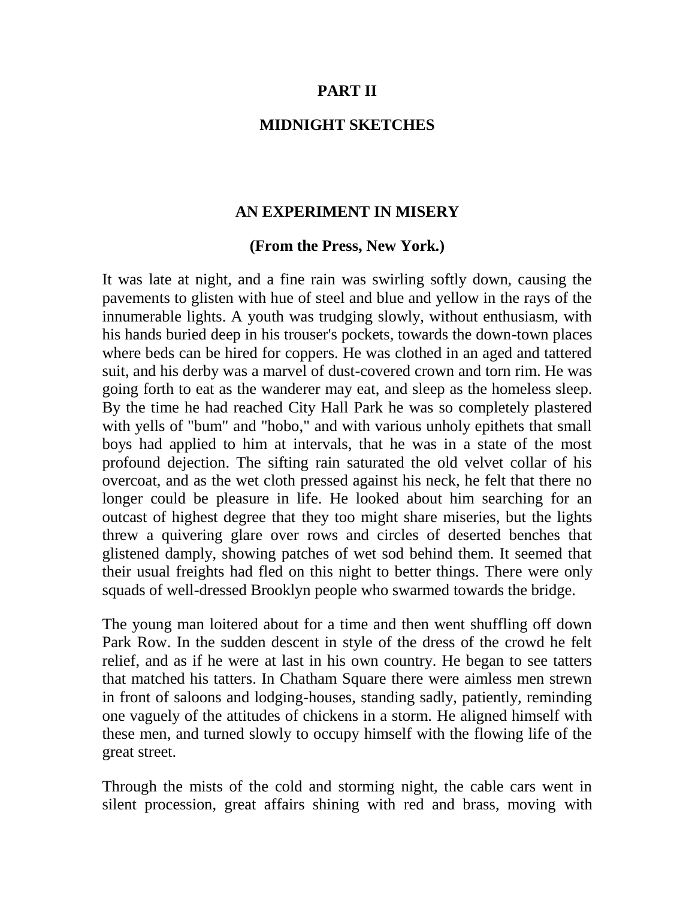# PART II

## MIDNIGHT SKETCHES

### AN EXPERIMENT IN MISERY

**(From the Press, New York.)**

It was late at night, and a fine rain was swirling softly down, causing the pavements to glisten with hue of steel and blue and yellow in the rays of the innumerable lights. A youth was trudging slowly, without enthusiasm, with his hands buried deep in his trouser's pockets, towards the down-town places where beds can be hired for coppers. He was clothed in an aged and tattered suit, and his derby was a marvel of dust-covered crown and torn rim. He was going forth to eat as the wanderer may eat, and sleep as the homeless sleep. By the time he had reached City Hall Park he was so completely plastered with yells of "bum" and "hobo," and with various unholy epithets that small boys had applied to him at intervals, that he was in a state of the most profound dejection. The sifting rain saturated the old velvet collar of his overcoat, and as the wet cloth pressed against his neck, he felt that there no longer could be pleasure in life. He looked about him searching for an outcast of highest degree that they too might share miseries, but the lights threw a quivering glare over rows and circles of deserted benches that glistened damply, showing patches of wet sod behind them. It seemed that their usual freights had fled on this night to better things. There were only squads of well-dressed Brooklyn people who swarmed towards the bridge.

The young man loitered about for a time and then went shuffling off down Park Row. In the sudden descent in style of the dress of the crowd he felt relief, and as if he were at last in his own country. He began to see tatters that matched his tatters. In Chatham Square there were aimless men strewn in front of saloons and lodging-houses, standing sadly, patiently, reminding one vaguely of the attitudes of chickens in a storm. He aligned himself with these men, and turned slowly to occupy himself with the flowing life of the great street.

Through the mists of the cold and storming night, the cable cars went in silent procession, great affairs shining with red and brass, moving with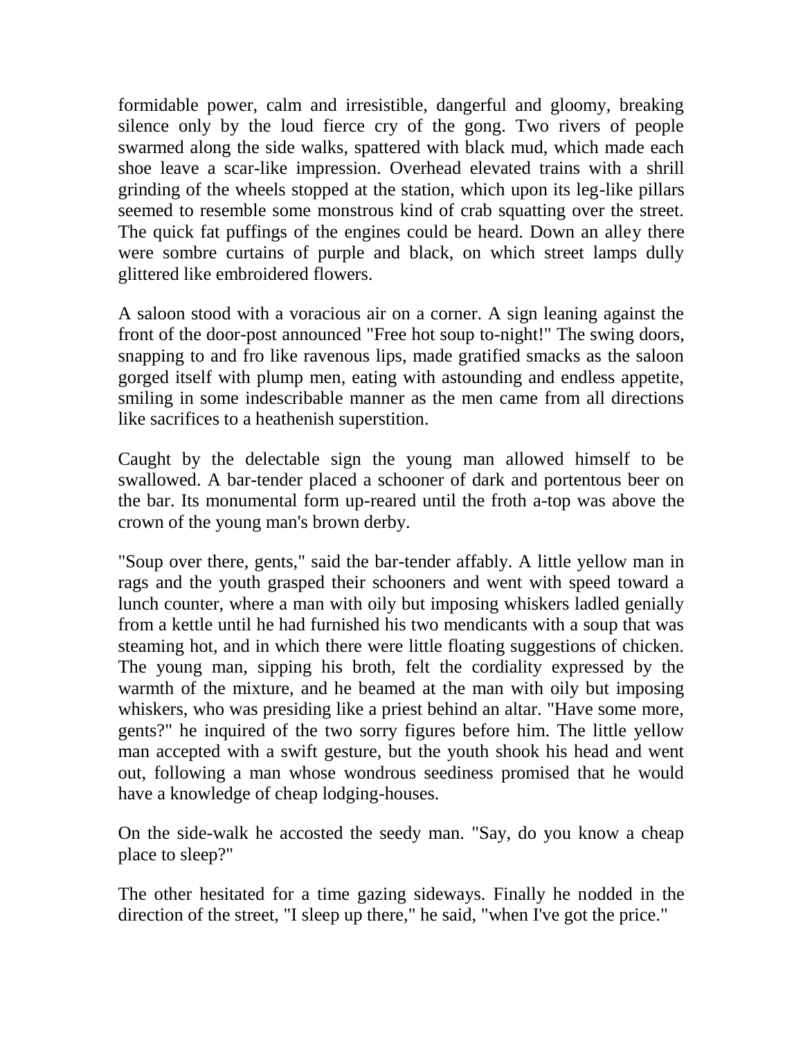formidable power, calm and irresistible, dangerful and gloomy, breaking silence only by the loud fierce cry of the gong. Two rivers of people swarmed along the side walks, spattered with black mud, which made each shoe leave a scar-like impression. Overhead elevated trains with a shrill grinding of the wheels stopped at the station, which upon its leg-like pillars seemed to resemble some monstrous kind of crab squatting over the street. The quick fat puffings of the engines could be heard. Down an alley there were sombre curtains of purple and black, on which street lamps dully glittered like embroidered flowers.

A saloon stood with a voracious air on a corner. A sign leaning against the front of the door-post announced "Free hot soup to-night!" The swing doors, snapping to and fro like ravenous lips, made gratified smacks as the saloon gorged itself with plump men, eating with astounding and endless appetite, smiling in some indescribable manner as the men came from all directions like sacrifices to a heathenish superstition.

Caught by the delectable sign the young man allowed himself to be swallowed. A bar-tender placed a schooner of dark and portentous beer on the bar. Its monumental form up-reared until the froth a-top was above the crown of the young man's brown derby.

"Soup over there, gents," said the bar-tender affably. A little yellow man in rags and the youth grasped their schooners and went with speed toward a lunch counter, where a man with oily but imposing whiskers ladled genially from a kettle until he had furnished his two mendicants with a soup that was steaming hot, and in which there were little floating suggestions of chicken. The young man, sipping his broth, felt the cordiality expressed by the warmth of the mixture, and he beamed at the man with oily but imposing whiskers, who was presiding like a priest behind an altar. "Have some more, gents?" he inquired of the two sorry figures before him. The little yellow man accepted with a swift gesture, but the youth shook his head and went out, following a man whose wondrous seediness promised that he would have a knowledge of cheap lodging-houses.

On the side-walk he accosted the seedy man. "Say, do you know a cheap place to sleep?"

The other hesitated for a time gazing sideways. Finally he nodded in the direction of the street, "I sleep up there," he said, "when I've got the price."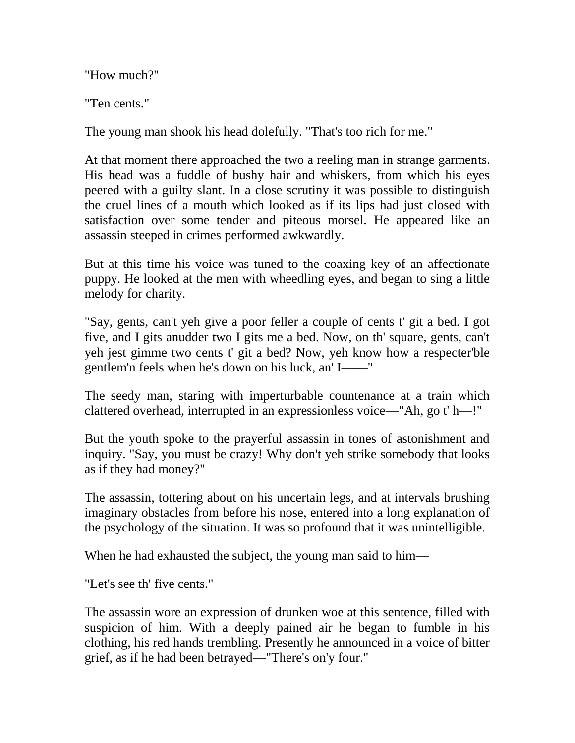"How much?"

"Ten cents."

The young man shook his head dolefully. "That's too rich for me."

At that moment there approached the two a reeling man in strange garments. His head was a fuddle of bushy hair and whiskers, from which his eyes peered with a guilty slant. In a close scrutiny it was possible to distinguish the cruel lines of a mouth which looked as if its lips had just closed with satisfaction over some tender and piteous morsel. He appeared like an assassin steeped in crimes performed awkwardly.

But at this time his voice was tuned to the coaxing key of an affectionate puppy. He looked at the men with wheedling eyes, and began to sing a little melody for charity.

"Say, gents, can't yeh give a poor feller a couple of cents t' git a bed. I got five, and I gits anudder two I gits me a bed. Now, on th' square, gents, can't yeh jest gimme two cents t' git a bed? Now, yeh know how a respecter'ble gentlem'n feels when he's down on his luck, an' I——"

The seedy man, staring with imperturbable countenance at a train which clattered overhead, interrupted in an expressionless voice—"Ah, go t' h—!"

But the youth spoke to the prayerful assassin in tones of astonishment and inquiry. "Say, you must be crazy! Why don't yeh strike somebody that looks as if they had money?"

The assassin, tottering about on his uncertain legs, and at intervals brushing imaginary obstacles from before his nose, entered into a long explanation of the psychology of the situation. It was so profound that it was unintelligible.

When he had exhausted the subject, the young man said to him—

"Let's see th' five cents."

The assassin wore an expression of drunken woe at this sentence, filled with suspicion of him. With a deeply pained air he began to fumble in his clothing, his red hands trembling. Presently he announced in a voice of bitter grief, as if he had been betrayed—"There's on'y four."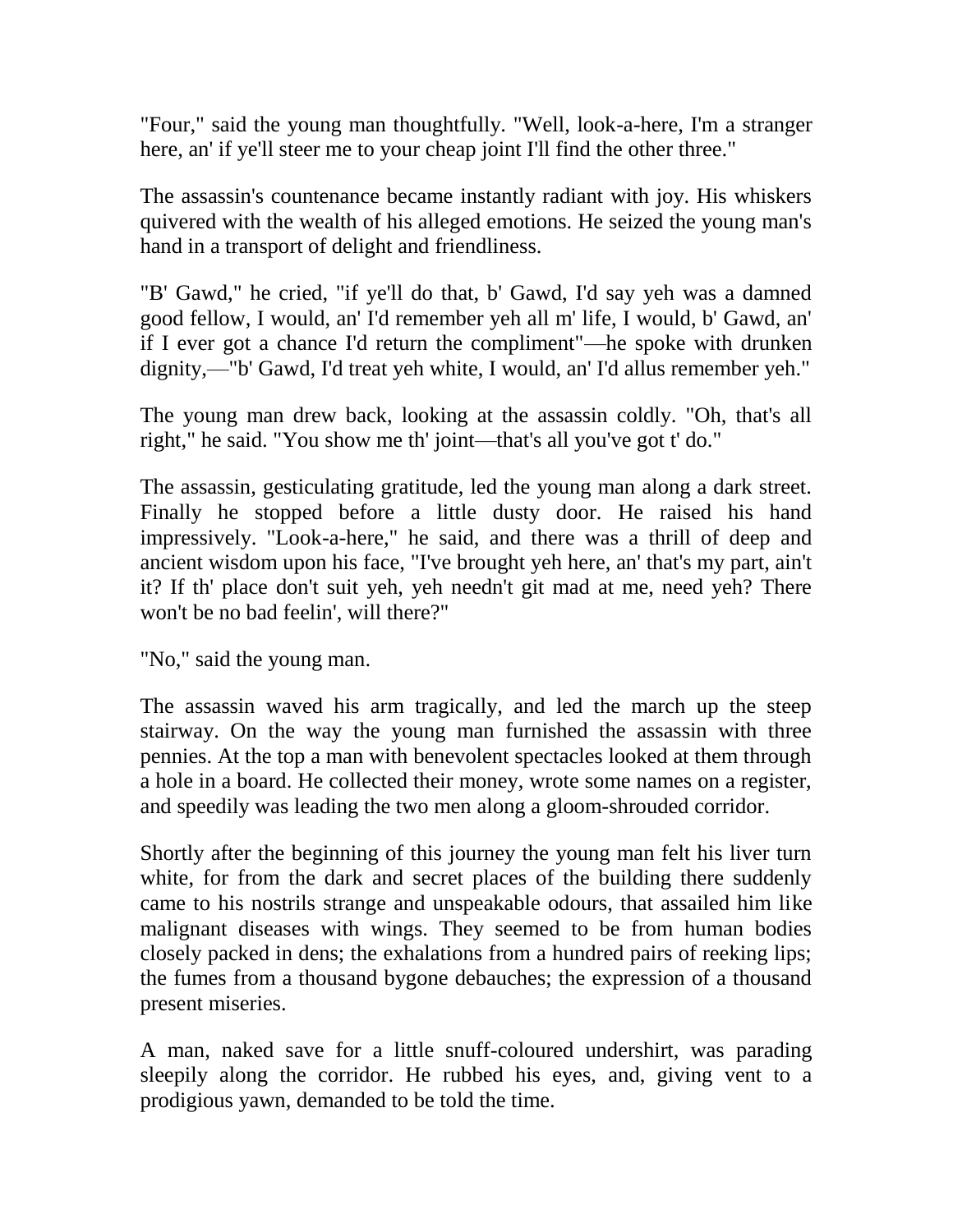"Four," said the young man thoughtfully. "Well, look-a-here, I'm a stranger here, an' if ye'll steer me to your cheap joint I'll find the other three."

The assassin's countenance became instantly radiant with joy. His whiskers quivered with the wealth of his alleged emotions. He seized the young man's hand in a transport of delight and friendliness.

"B' Gawd," he cried, "if ye'll do that, b' Gawd, I'd say yeh was a damned good fellow, I would, an' I'd remember yeh all m' life, I would, b' Gawd, an' if I ever got a chance I'd return the compliment"—he spoke with drunken dignity,—"b' Gawd, I'd treat yeh white, I would, an' I'd allus remember yeh."

The young man drew back, looking at the assassin coldly. "Oh, that's all right," he said. "You show me th' joint—that's all you've got t' do."

The assassin, gesticulating gratitude, led the young man along a dark street. Finally he stopped before a little dusty door. He raised his hand impressively. "Look-a-here," he said, and there was a thrill of deep and ancient wisdom upon his face, "I've brought yeh here, an' that's my part, ain't it? If th' place don't suit yeh, yeh needn't git mad at me, need yeh? There won't be no bad feelin', will there?"

"No," said the young man.

The assassin waved his arm tragically, and led the march up the steep stairway. On the way the young man furnished the assassin with three pennies. At the top a man with benevolent spectacles looked at them through a hole in a board. He collected their money, wrote some names on a register, and speedily was leading the two men along a gloom-shrouded corridor.

Shortly after the beginning of this journey the young man felt his liver turn white, for from the dark and secret places of the building there suddenly came to his nostrils strange and unspeakable odours, that assailed him like malignant diseases with wings. They seemed to be from human bodies closely packed in dens; the exhalations from a hundred pairs of reeking lips; the fumes from a thousand bygone debauches; the expression of a thousand present miseries.

A man, naked save for a little snuff-coloured undershirt, was parading sleepily along the corridor. He rubbed his eyes, and, giving vent to a prodigious yawn, demanded to be told the time.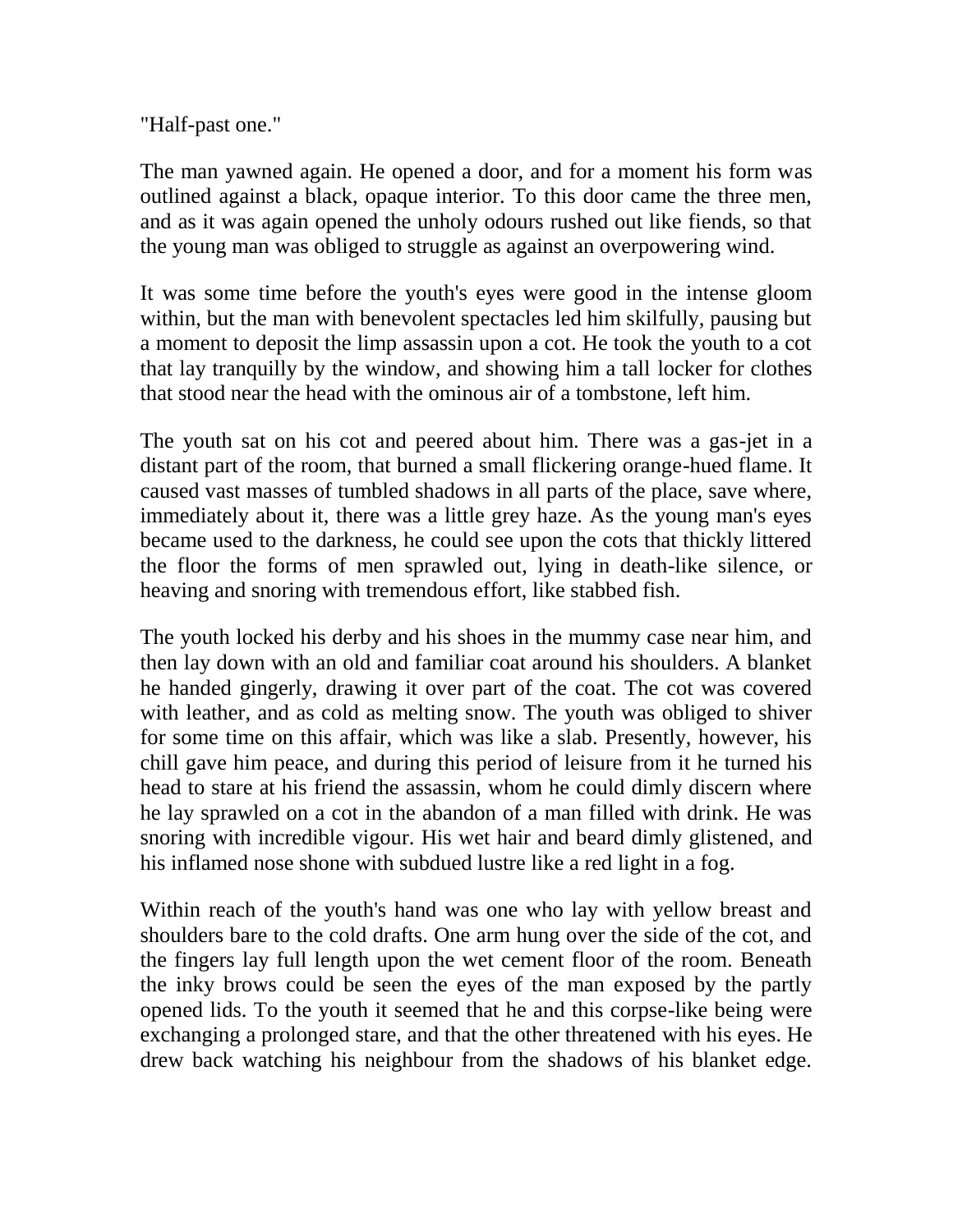"Half-past one."

The man yawned again. He opened a door, and for a moment his form was outlined against a black, opaque interior. To this door came the three men, and as it was again opened the unholy odours rushed out like fiends, so that the young man was obliged to struggle as against an overpowering wind.

It was some time before the youth's eyes were good in the intense gloom within, but the man with benevolent spectacles led him skilfully, pausing but a moment to deposit the limp assassin upon a cot. He took the youth to a cot that lay tranquilly by the window, and showing him a tall locker for clothes that stood near the head with the ominous air of a tombstone, left him.

The youth sat on his cot and peered about him. There was a gas-jet in a distant part of the room, that burned a small flickering orange-hued flame. It caused vast masses of tumbled shadows in all parts of the place, save where, immediately about it, there was a little grey haze. As the young man's eyes became used to the darkness, he could see upon the cots that thickly littered the floor the forms of men sprawled out, lying in death-like silence, or heaving and snoring with tremendous effort, like stabbed fish.

The youth locked his derby and his shoes in the mummy case near him, and then lay down with an old and familiar coat around his shoulders. A blanket he handed gingerly, drawing it over part of the coat. The cot was covered with leather, and as cold as melting snow. The youth was obliged to shiver for some time on this affair, which was like a slab. Presently, however, his chill gave him peace, and during this period of leisure from it he turned his head to stare at his friend the assassin, whom he could dimly discern where he lay sprawled on a cot in the abandon of a man filled with drink. He was snoring with incredible vigour. His wet hair and beard dimly glistened, and his inflamed nose shone with subdued lustre like a red light in a fog.

Within reach of the youth's hand was one who lay with yellow breast and shoulders bare to the cold drafts. One arm hung over the side of the cot, and the fingers lay full length upon the wet cement floor of the room. Beneath the inky brows could be seen the eyes of the man exposed by the partly opened lids. To the youth it seemed that he and this corpse-like being were exchanging a prolonged stare, and that the other threatened with his eyes. He drew back watching his neighbour from the shadows of his blanket edge.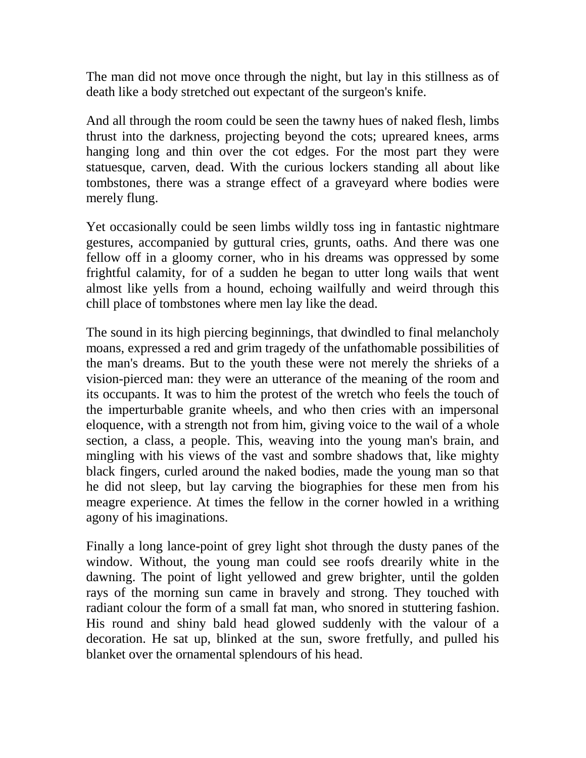The man did not move once through the night, but lay in this stillness as of death like a body stretched out expectant of the surgeon's knife.

And all through the room could be seen the tawny hues of naked flesh, limbs thrust into the darkness, projecting beyond the cots; upreared knees, arms hanging long and thin over the cot edges. For the most part they were statuesque, carven, dead. With the curious lockers standing all about like tombstones, there was a strange effect of a graveyard where bodies were merely flung.

Yet occasionally could be seen limbs wildly toss ing in fantastic nightmare gestures, accompanied by guttural cries, grunts, oaths. And there was one fellow off in a gloomy corner, who in his dreams was oppressed by some frightful calamity, for of a sudden he began to utter long wails that went almost like yells from a hound, echoing wailfully and weird through this chill place of tombstones where men lay like the dead.

The sound in its high piercing beginnings, that dwindled to final melancholy moans, expressed a red and grim tragedy of the unfathomable possibilities of the man's dreams. But to the youth these were not merely the shrieks of a vision-pierced man: they were an utterance of the meaning of the room and its occupants. It was to him the protest of the wretch who feels the touch of the imperturbable granite wheels, and who then cries with an impersonal eloquence, with a strength not from him, giving voice to the wail of a whole section, a class, a people. This, weaving into the young man's brain, and mingling with his views of the vast and sombre shadows that, like mighty black fingers, curled around the naked bodies, made the young man so that he did not sleep, but lay carving the biographies for these men from his meagre experience. At times the fellow in the corner howled in a writhing agony of his imaginations.

Finally a long lance-point of grey light shot through the dusty panes of the window. Without, the young man could see roofs drearily white in the dawning. The point of light yellowed and grew brighter, until the golden rays of the morning sun came in bravely and strong. They touched with radiant colour the form of a small fat man, who snored in stuttering fashion. His round and shiny bald head glowed suddenly with the valour of a decoration. He sat up, blinked at the sun, swore fretfully, and pulled his blanket over the ornamental splendours of his head.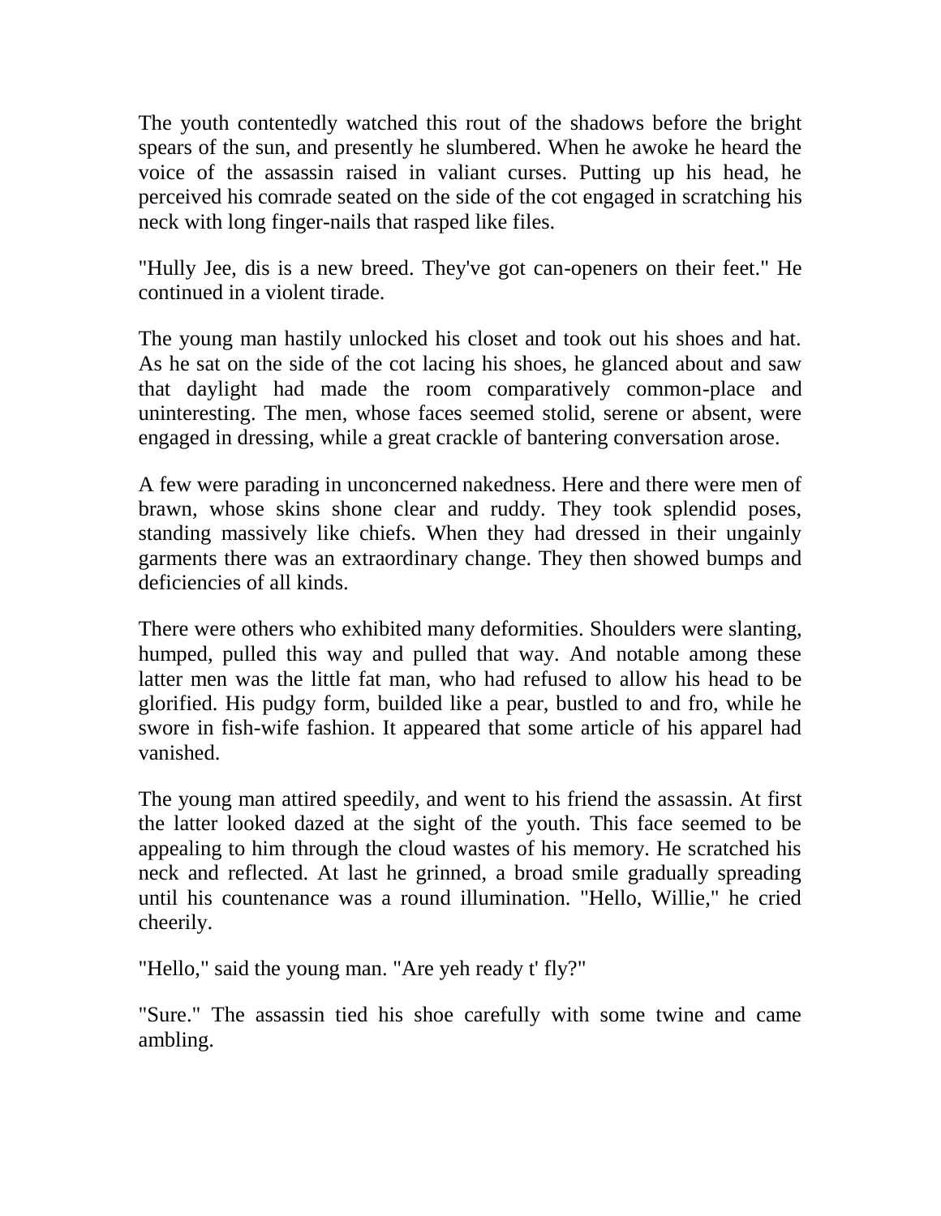The youth contentedly watched this rout of the shadows before the bright spears of the sun, and presently he slumbered. When he awoke he heard the voice of the assassin raised in valiant curses. Putting up his head, he perceived his comrade seated on the side of the cot engaged in scratching his neck with long finger-nails that rasped like files.

"Hully Jee, dis is a new breed. They've got can-openers on their feet." He continued in a violent tirade.

The young man hastily unlocked his closet and took out his shoes and hat. As he sat on the side of the cot lacing his shoes, he glanced about and saw that daylight had made the room comparatively common-place and uninteresting. The men, whose faces seemed stolid, serene or absent, were engaged in dressing, while a great crackle of bantering conversation arose.

A few were parading in unconcerned nakedness. Here and there were men of brawn, whose skins shone clear and ruddy. They took splendid poses, standing massively like chiefs. When they had dressed in their ungainly garments there was an extraordinary change. They then showed bumps and deficiencies of all kinds.

There were others who exhibited many deformities. Shoulders were slanting, humped, pulled this way and pulled that way. And notable among these latter men was the little fat man, who had refused to allow his head to be glorified. His pudgy form, builded like a pear, bustled to and fro, while he swore in fish-wife fashion. It appeared that some article of his apparel had vanished.

The young man attired speedily, and went to his friend the assassin. At first the latter looked dazed at the sight of the youth. This face seemed to be appealing to him through the cloud wastes of his memory. He scratched his neck and reflected. At last he grinned, a broad smile gradually spreading until his countenance was a round illumination. "Hello, Willie," he cried cheerily.

"Hello," said the young man. "Are yeh ready t' fly?"

"Sure." The assassin tied his shoe carefully with some twine and came ambling.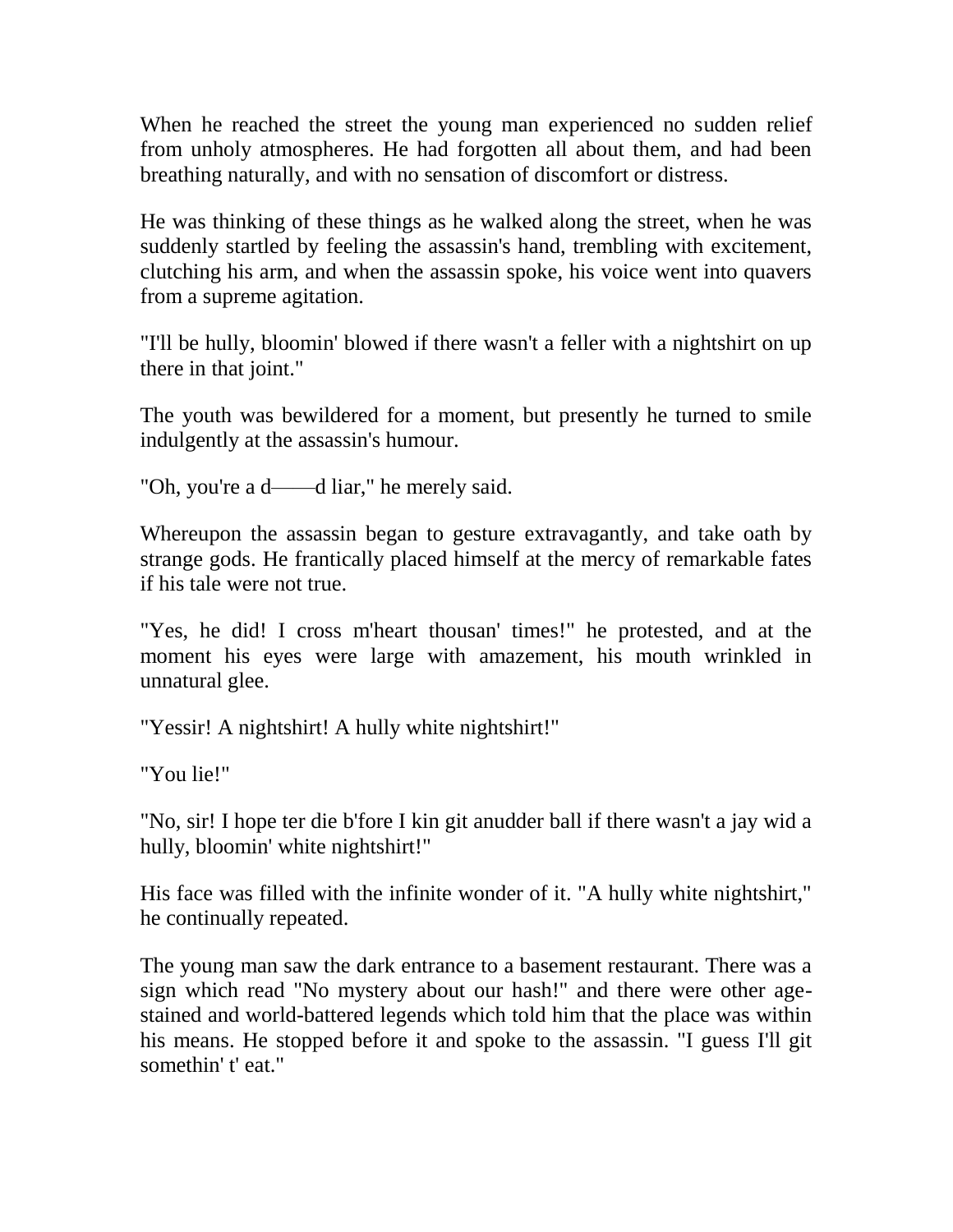When he reached the street the young man experienced no sudden relief from unholy atmospheres. He had forgotten all about them, and had been breathing naturally, and with no sensation of discomfort or distress.

He was thinking of these things as he walked along the street, when he was suddenly startled by feeling the assassin's hand, trembling with excitement, clutching his arm, and when the assassin spoke, his voice went into quavers from a supreme agitation.

"I'll be hully, bloomin' blowed if there wasn't a feller with a nightshirt on up there in that joint."

The youth was bewildered for a moment, but presently he turned to smile indulgently at the assassin's humour.

"Oh, you're a d——d liar," he merely said.

Whereupon the assassin began to gesture extravagantly, and take oath by strange gods. He frantically placed himself at the mercy of remarkable fates if his tale were not true.

"Yes, he did! I cross m'heart thousan' times!" he protested, and at the moment his eyes were large with amazement, his mouth wrinkled in unnatural glee.

"Yessir! A nightshirt! A hully white nightshirt!"

"You lie!"

"No, sir! I hope ter die b'fore I kin git anudder ball if there wasn't a jay wid a hully, bloomin' white nightshirt!"

His face was filled with the infinite wonder of it. "A hully white nightshirt," he continually repeated.

The young man saw the dark entrance to a basement restaurant. There was a sign which read "No mystery about our hash!" and there were other age-stained and world-battered legends which told him that the place was within his means. He stopped before it and spoke to the assassin. "I guess I'll git somethin' t' eat."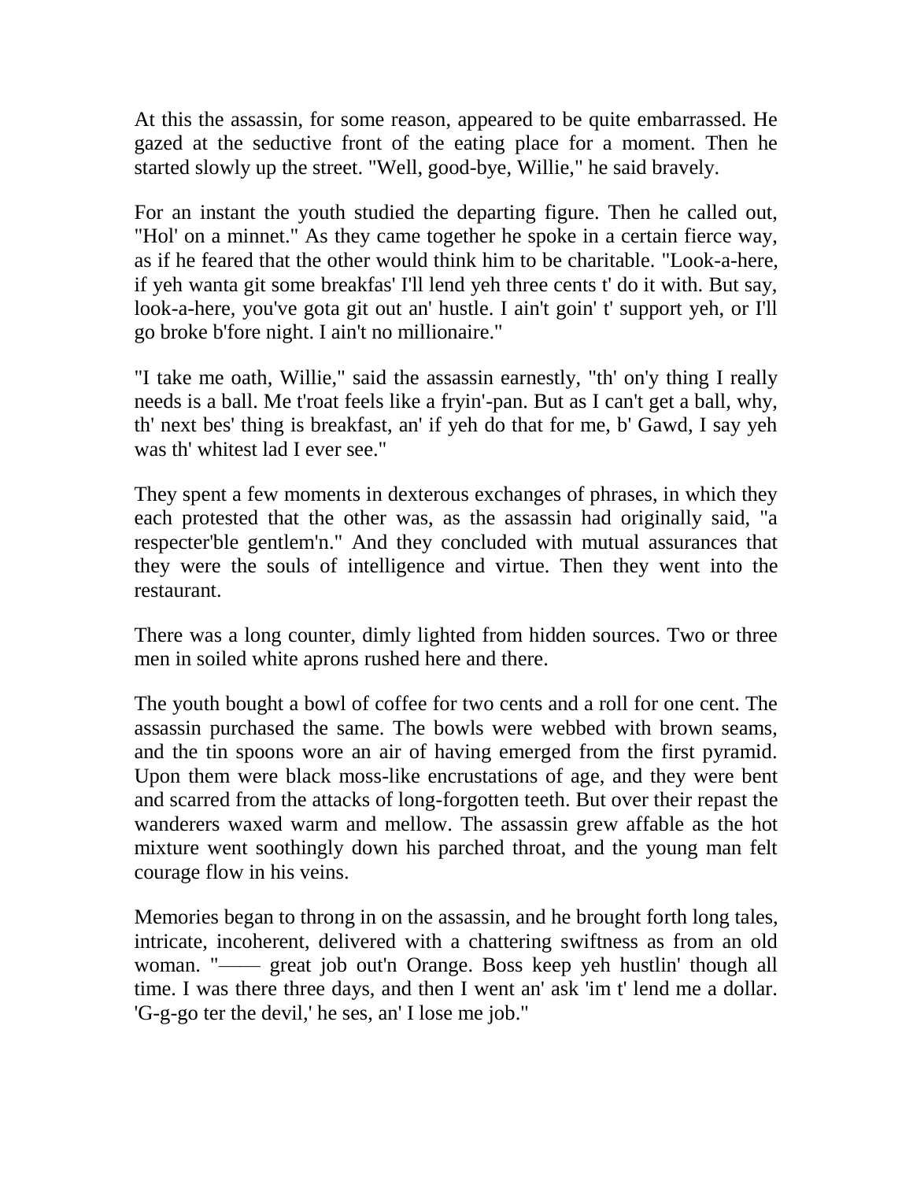At this the assassin, for some reason, appeared to be quite embarrassed. He gazed at the seductive front of the eating place for a moment. Then he started slowly up the street. "Well, good-bye, Willie," he said bravely.

For an instant the youth studied the departing figure. Then he called out, "Hol' on a minnet." As they came together he spoke in a certain fierce way, as if he feared that the other would think him to be charitable. "Look-a-here, if yeh wanta git some breakfas' I'll lend yeh three cents t' do it with. But say, look-a-here, you've gota git out an' hustle. I ain't goin' t' support yeh, or I'll go broke b'fore night. I ain't no millionaire."

"I take me oath, Willie," said the assassin earnestly, "th' on'y thing I really needs is a ball. Me t'roat feels like a fryin'-pan. But as I can't get a ball, why, th' next bes' thing is breakfast, an' if yeh do that for me, b' Gawd, I say yeh was th' whitest lad I ever see."

They spent a few moments in dexterous exchanges of phrases, in which they each protested that the other was, as the assassin had originally said, "a respecter'ble gentlem'n." And they concluded with mutual assurances that they were the souls of intelligence and virtue. Then they went into the restaurant.

There was a long counter, dimly lighted from hidden sources. Two or three men in soiled white aprons rushed here and there.

The youth bought a bowl of coffee for two cents and a roll for one cent. The assassin purchased the same. The bowls were webbed with brown seams, and the tin spoons wore an air of having emerged from the first pyramid. Upon them were black moss-like encrustations of age, and they were bent and scarred from the attacks of long-forgotten teeth. But over their repast the wanderers waxed warm and mellow. The assassin grew affable as the hot mixture went soothingly down his parched throat, and the young man felt courage flow in his veins.

Memories began to throng in on the assassin, and he brought forth long tales, intricate, incoherent, delivered with a chattering swiftness as from an old woman. "—— great job out'n Orange. Boss keep yeh hustlin' though all time. I was there three days, and then I went an' ask 'im t' lend me a dollar. 'G-g-go ter the devil,' he ses, an' I lose me job."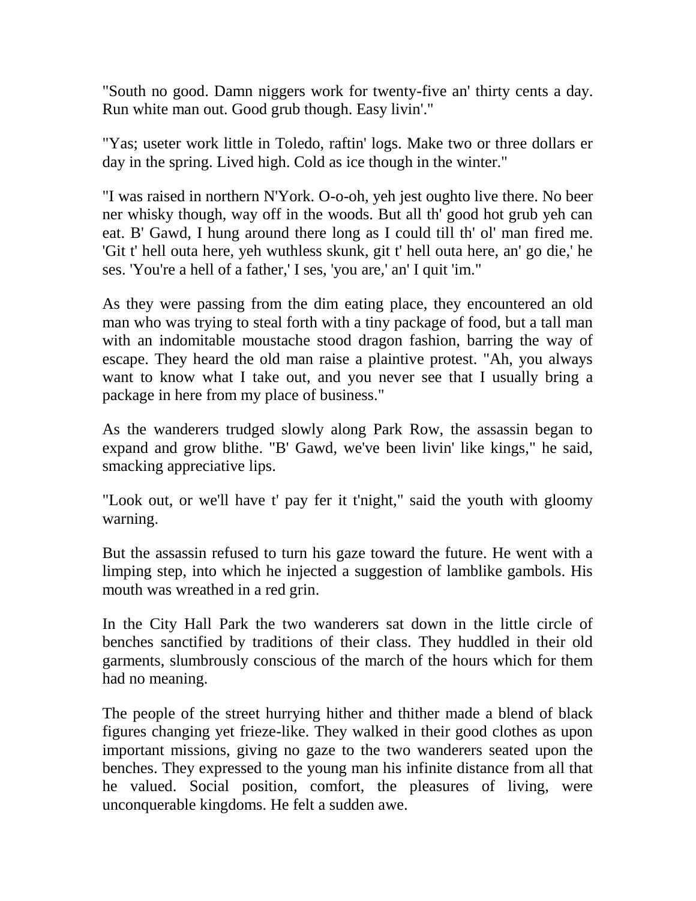"South no good. Damn niggers work for twenty-five an' thirty cents a day. Run white man out. Good grub though. Easy livin'."

"Yas; useter work little in Toledo, raftin' logs. Make two or three dollars er day in the spring. Lived high. Cold as ice though in the winter."

"I was raised in northern N'York. O-o-oh, yeh jest oughto live there. No beer ner whisky though, way off in the woods. But all th' good hot grub yeh can eat. B' Gawd, I hung around there long as I could till th' ol' man fired me. 'Git t' hell outa here, yeh wuthless skunk, git t' hell outa here, an' go die,' he ses. 'You're a hell of a father,' I ses, 'you are,' an' I quit 'im."

As they were passing from the dim eating place, they encountered an old man who was trying to steal forth with a tiny package of food, but a tall man with an indomitable moustache stood dragon fashion, barring the way of escape. They heard the old man raise a plaintive protest. "Ah, you always want to know what I take out, and you never see that I usually bring a package in here from my place of business."

As the wanderers trudged slowly along Park Row, the assassin began to expand and grow blithe. "B' Gawd, we've been livin' like kings," he said, smacking appreciative lips.

"Look out, or we'll have t' pay fer it t'night," said the youth with gloomy warning.

But the assassin refused to turn his gaze toward the future. He went with a limping step, into which he injected a suggestion of lamblike gambols. His mouth was wreathed in a red grin.

In the City Hall Park the two wanderers sat down in the little circle of benches sanctified by traditions of their class. They huddled in their old garments, slumbrously conscious of the march of the hours which for them had no meaning.

The people of the street hurrying hither and thither made a blend of black figures changing yet frieze-like. They walked in their good clothes as upon important missions, giving no gaze to the two wanderers seated upon the benches. They expressed to the young man his infinite distance from all that he valued. Social position, comfort, the pleasures of living, were unconquerable kingdoms. He felt a sudden awe.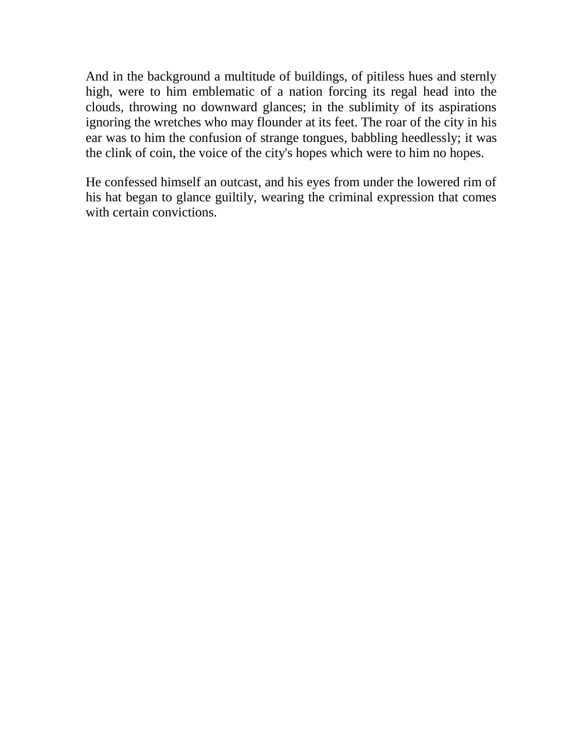And in the background a multitude of buildings, of pitiless hues and sternly high, were to him emblematic of a nation forcing its regal head into the clouds, throwing no downward glances; in the sublimity of its aspirations ignoring the wretches who may flounder at its feet. The roar of the city in his ear was to him the confusion of strange tongues, babbling heedlessly; it was the clink of coin, the voice of the city's hopes which were to him no hopes.

He confessed himself an outcast, and his eyes from under the lowered rim of his hat began to glance guiltily, wearing the criminal expression that comes with certain convictions.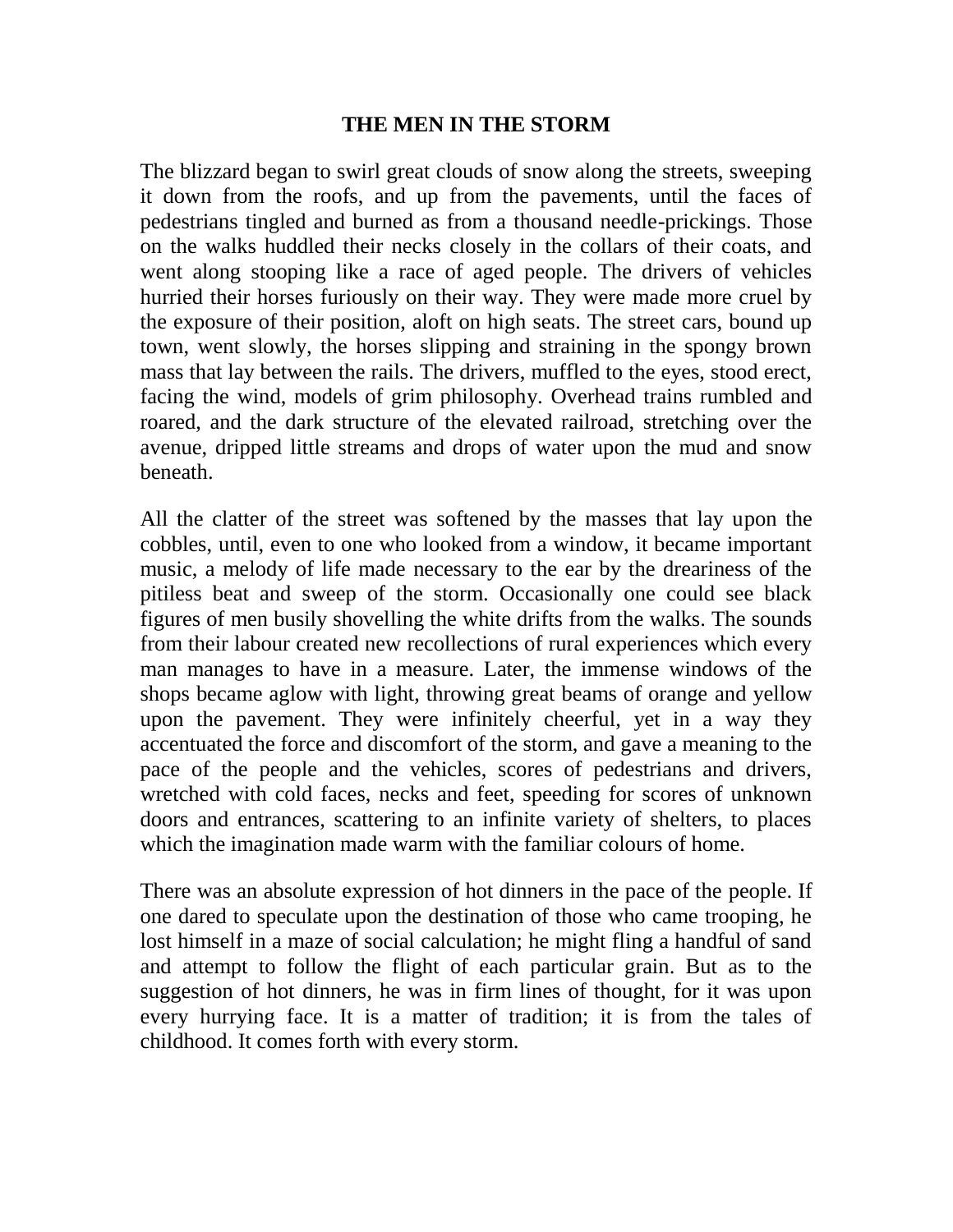# THE MEN IN THE STORM

The blizzard began to swirl great clouds of snow along the streets, sweeping it down from the roofs, and up from the pavements, until the faces of pedestrians tingled and burned as from a thousand needle-prickings. Those on the walks huddled their necks closely in the collars of their coats, and went along stooping like a race of aged people. The drivers of vehicles hurried their horses furiously on their way. They were made more cruel by the exposure of their position, aloft on high seats. The street cars, bound up town, went slowly, the horses slipping and straining in the spongy brown mass that lay between the rails. The drivers, muffled to the eyes, stood erect, facing the wind, models of grim philosophy. Overhead trains rumbled and roared, and the dark structure of the elevated railroad, stretching over the avenue, dripped little streams and drops of water upon the mud and snow beneath.

All the clatter of the street was softened by the masses that lay upon the cobbles, until, even to one who looked from a window, it became important music, a melody of life made necessary to the ear by the dreariness of the pitiless beat and sweep of the storm. Occasionally one could see black figures of men busily shovelling the white drifts from the walks. The sounds from their labour created new recollections of rural experiences which every man manages to have in a measure. Later, the immense windows of the shops became aglow with light, throwing great beams of orange and yellow upon the pavement. They were infinitely cheerful, yet in a way they accentuated the force and discomfort of the storm, and gave a meaning to the pace of the people and the vehicles, scores of pedestrians and drivers, wretched with cold faces, necks and feet, speeding for scores of unknown doors and entrances, scattering to an infinite variety of shelters, to places which the imagination made warm with the familiar colours of home.

There was an absolute expression of hot dinners in the pace of the people. If one dared to speculate upon the destination of those who came trooping, he lost himself in a maze of social calculation; he might fling a handful of sand and attempt to follow the flight of each particular grain. But as to the suggestion of hot dinners, he was in firm lines of thought, for it was upon every hurrying face. It is a matter of tradition; it is from the tales of childhood. It comes forth with every storm.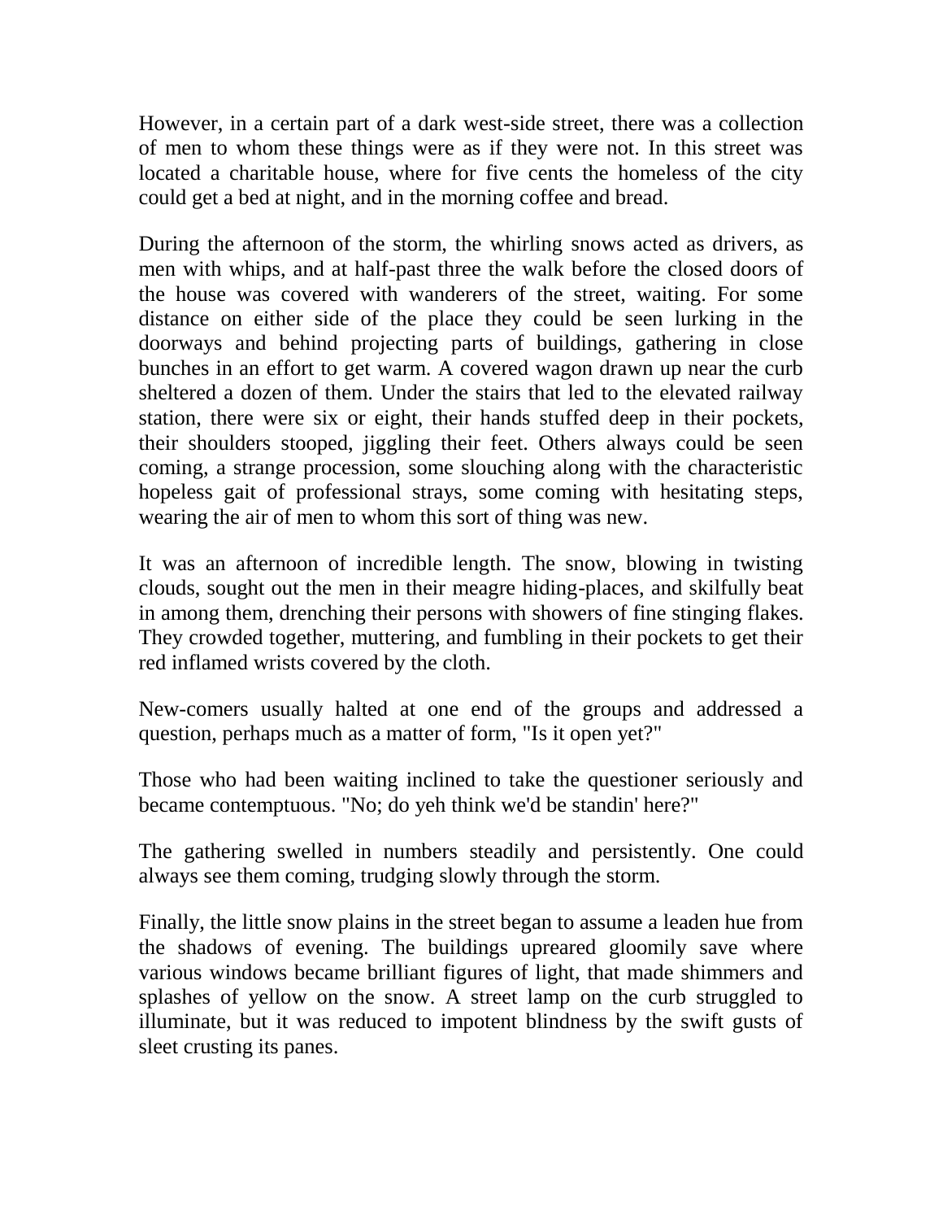However, in a certain part of a dark west-side street, there was a collection of men to whom these things were as if they were not. In this street was located a charitable house, where for five cents the homeless of the city could get a bed at night, and in the morning coffee and bread.

During the afternoon of the storm, the whirling snows acted as drivers, as men with whips, and at half-past three the walk before the closed doors of the house was covered with wanderers of the street, waiting. For some distance on either side of the place they could be seen lurking in the doorways and behind projecting parts of buildings, gathering in close bunches in an effort to get warm. A covered wagon drawn up near the curb sheltered a dozen of them. Under the stairs that led to the elevated railway station, there were six or eight, their hands stuffed deep in their pockets, their shoulders stooped, jiggling their feet. Others always could be seen coming, a strange procession, some slouching along with the characteristic hopeless gait of professional strays, some coming with hesitating steps, wearing the air of men to whom this sort of thing was new.

It was an afternoon of incredible length. The snow, blowing in twisting clouds, sought out the men in their meagre hiding-places, and skilfully beat in among them, drenching their persons with showers of fine stinging flakes. They crowded together, muttering, and fumbling in their pockets to get their red inflamed wrists covered by the cloth.

New-comers usually halted at one end of the groups and addressed a question, perhaps much as a matter of form, "Is it open yet?"

Those who had been waiting inclined to take the questioner seriously and became contemptuous. "No; do yeh think we'd be standin' here?"

The gathering swelled in numbers steadily and persistently. One could always see them coming, trudging slowly through the storm.

Finally, the little snow plains in the street began to assume a leaden hue from the shadows of evening. The buildings upreared gloomily save where various windows became brilliant figures of light, that made shimmers and splashes of yellow on the snow. A street lamp on the curb struggled to illuminate, but it was reduced to impotent blindness by the swift gusts of sleet crusting its panes.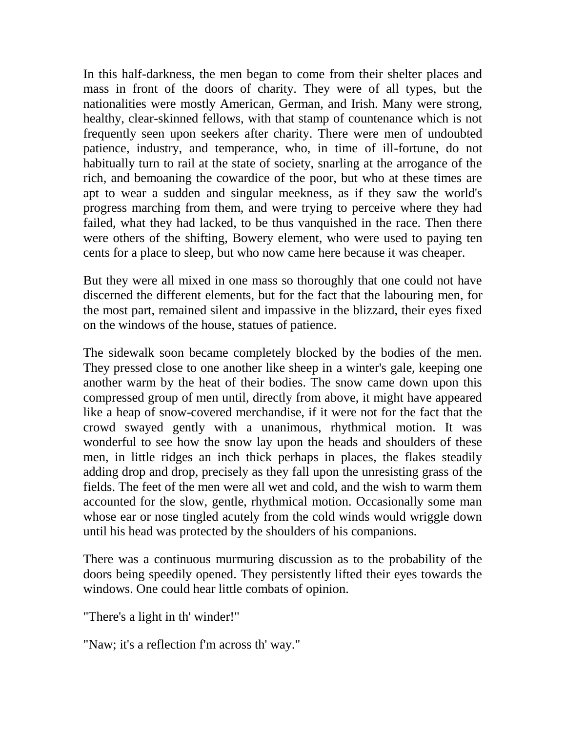In this half-darkness, the men began to come from their shelter places and mass in front of the doors of charity. They were of all types, but the nationalities were mostly American, German, and Irish. Many were strong, healthy, clear-skinned fellows, with that stamp of countenance which is not frequently seen upon seekers after charity. There were men of undoubted patience, industry, and temperance, who, in time of ill-fortune, do not habitually turn to rail at the state of society, snarling at the arrogance of the rich, and bemoaning the cowardice of the poor, but who at these times are apt to wear a sudden and singular meekness, as if they saw the world's progress marching from them, and were trying to perceive where they had failed, what they had lacked, to be thus vanquished in the race. Then there were others of the shifting, Bowery element, who were used to paying ten cents for a place to sleep, but who now came here because it was cheaper.

But they were all mixed in one mass so thoroughly that one could not have discerned the different elements, but for the fact that the labouring men, for the most part, remained silent and impassive in the blizzard, their eyes fixed on the windows of the house, statues of patience.

The sidewalk soon became completely blocked by the bodies of the men. They pressed close to one another like sheep in a winter's gale, keeping one another warm by the heat of their bodies. The snow came down upon this compressed group of men until, directly from above, it might have appeared like a heap of snow-covered merchandise, if it were not for the fact that the crowd swayed gently with a unanimous, rhythmical motion. It was wonderful to see how the snow lay upon the heads and shoulders of these men, in little ridges an inch thick perhaps in places, the flakes steadily adding drop and drop, precisely as they fall upon the unresisting grass of the fields. The feet of the men were all wet and cold, and the wish to warm them accounted for the slow, gentle, rhythmical motion. Occasionally some man whose ear or nose tingled acutely from the cold winds would wriggle down until his head was protected by the shoulders of his companions.

There was a continuous murmuring discussion as to the probability of the doors being speedily opened. They persistently lifted their eyes towards the windows. One could hear little combats of opinion.

"There's a light in th' winder!"

"Naw; it's a reflection f'm across th' way."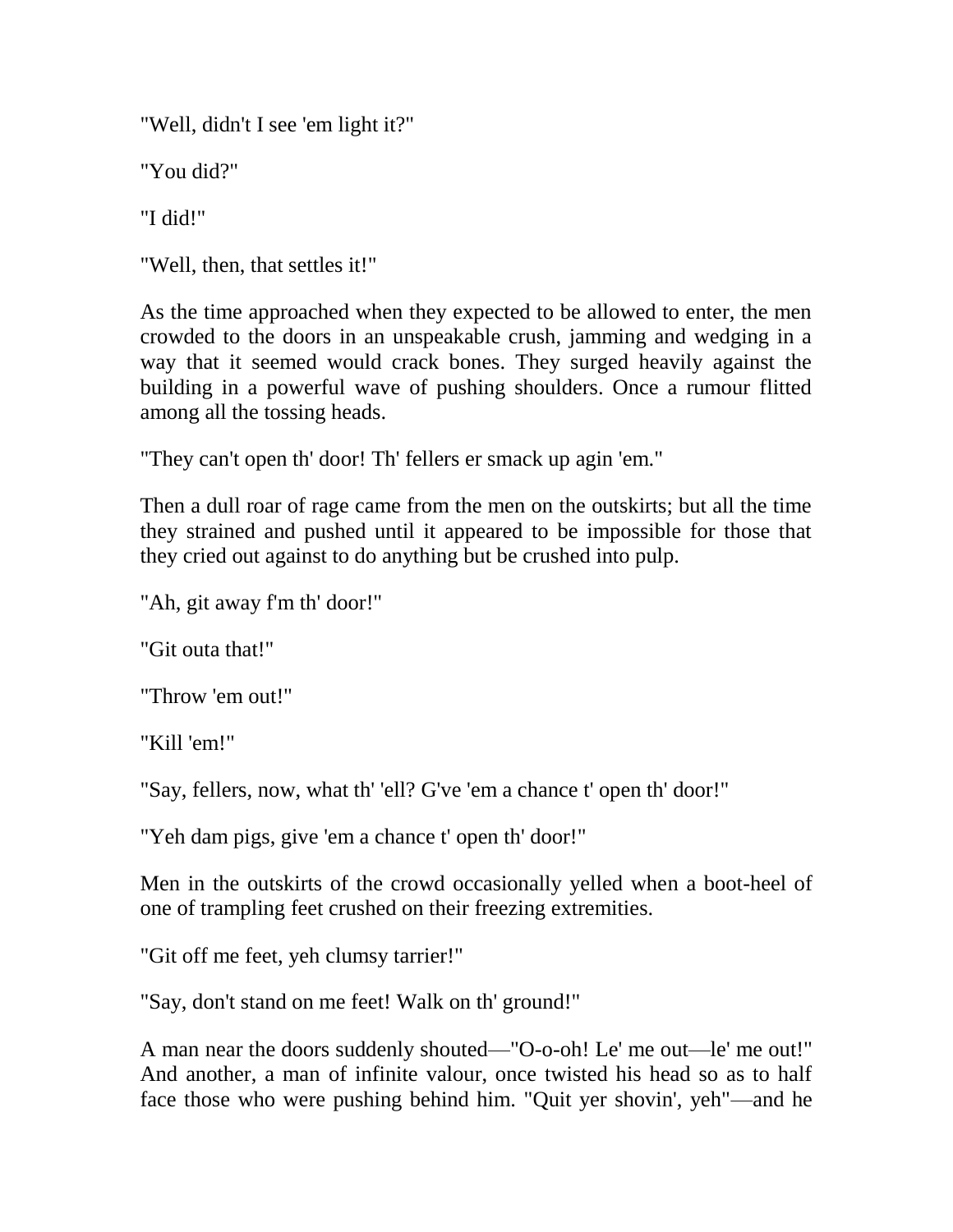"Well, didn't I see 'em light it?"

"You did?"

"I did!"

"Well, then, that settles it!"

As the time approached when they expected to be allowed to enter, the men crowded to the doors in an unspeakable crush, jamming and wedging in a way that it seemed would crack bones. They surged heavily against the building in a powerful wave of pushing shoulders. Once a rumour flitted among all the tossing heads.

"They can't open th' door! Th' fellers er smack up agin 'em."

Then a dull roar of rage came from the men on the outskirts; but all the time they strained and pushed until it appeared to be impossible for those that they cried out against to do anything but be crushed into pulp.

"Ah, git away f'm th' door!"

"Git outa that!"

"Throw 'em out!"

"Kill 'em!"

"Say, fellers, now, what th' 'ell? G've 'em a chance t' open th' door!"

"Yeh dam pigs, give 'em a chance t' open th' door!"

Men in the outskirts of the crowd occasionally yelled when a boot-heel of one of trampling feet crushed on their freezing extremities.

"Git off me feet, yeh clumsy tarrier!"

"Say, don't stand on me feet! Walk on th' ground!"

A man near the doors suddenly shouted—"O-o-oh! Le' me out—le' me out!" And another, a man of infinite valour, once twisted his head so as to half face those who were pushing behind him. "Quit yer shovin', yeh"—and he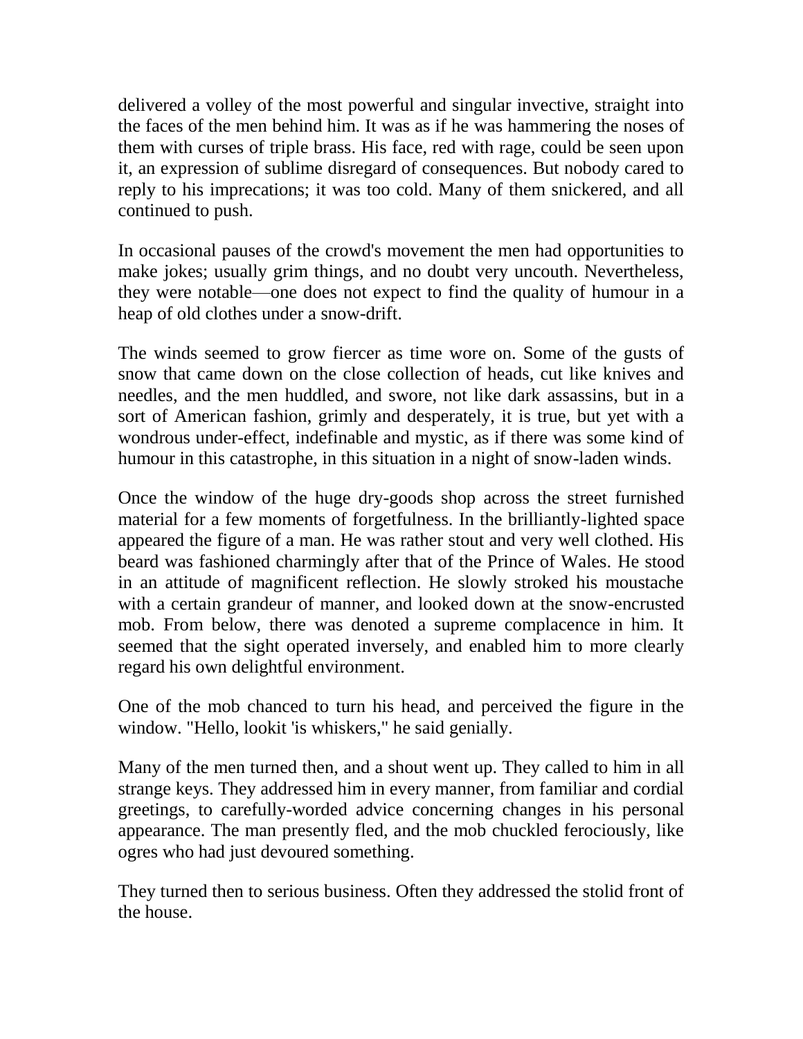delivered a volley of the most powerful and singular invective, straight into the faces of the men behind him. It was as if he was hammering the noses of them with curses of triple brass. His face, red with rage, could be seen upon it, an expression of sublime disregard of consequences. But nobody cared to reply to his imprecations; it was too cold. Many of them snickered, and all continued to push.

In occasional pauses of the crowd's movement the men had opportunities to make jokes; usually grim things, and no doubt very uncouth. Nevertheless, they were notable—one does not expect to find the quality of humour in a heap of old clothes under a snow-drift.

The winds seemed to grow fiercer as time wore on. Some of the gusts of snow that came down on the close collection of heads, cut like knives and needles, and the men huddled, and swore, not like dark assassins, but in a sort of American fashion, grimly and desperately, it is true, but yet with a wondrous under-effect, indefinable and mystic, as if there was some kind of humour in this catastrophe, in this situation in a night of snow-laden winds.

Once the window of the huge dry-goods shop across the street furnished material for a few moments of forgetfulness. In the brilliantly-lighted space appeared the figure of a man. He was rather stout and very well clothed. His beard was fashioned charmingly after that of the Prince of Wales. He stood in an attitude of magnificent reflection. He slowly stroked his moustache with a certain grandeur of manner, and looked down at the snow-encrusted mob. From below, there was denoted a supreme complacence in him. It seemed that the sight operated inversely, and enabled him to more clearly regard his own delightful environment.

One of the mob chanced to turn his head, and perceived the figure in the window. "Hello, lookit 'is whiskers," he said genially.

Many of the men turned then, and a shout went up. They called to him in all strange keys. They addressed him in every manner, from familiar and cordial greetings, to carefully-worded advice concerning changes in his personal appearance. The man presently fled, and the mob chuckled ferociously, like ogres who had just devoured something.

They turned then to serious business. Often they addressed the stolid front of the house.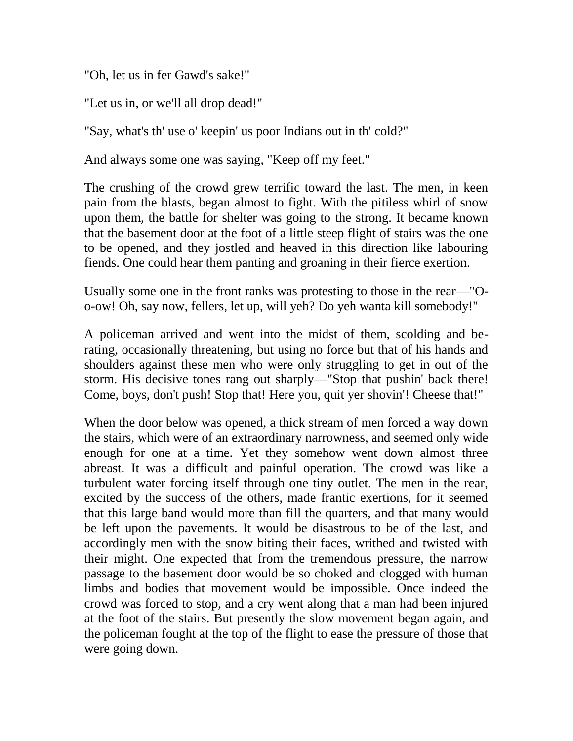"Oh, let us in fer Gawd's sake!"

"Let us in, or we'll all drop dead!"

"Say, what's th' use o' keepin' us poor Indians out in th' cold?"

And always some one was saying, "Keep off my feet."

The crushing of the crowd grew terrific toward the last. The men, in keen pain from the blasts, began almost to fight. With the pitiless whirl of snow upon them, the battle for shelter was going to the strong. It became known that the basement door at the foot of a little steep flight of stairs was the one to be opened, and they jostled and heaved in this direction like labouring fiends. One could hear them panting and groaning in their fierce exertion.

Usually some one in the front ranks was protesting to those in the rear—"O-o-ow! Oh, say now, fellers, let up, will yeh? Do yeh wanta kill somebody!"

A policeman arrived and went into the midst of them, scolding and berating, occasionally threatening, but using no force but that of his hands and shoulders against these men who were only struggling to get in out of the storm. His decisive tones rang out sharply—"Stop that pushin' back there! Come, boys, don't push! Stop that! Here you, quit yer shovin'! Cheese that!"

When the door below was opened, a thick stream of men forced a way down the stairs, which were of an extraordinary narrowness, and seemed only wide enough for one at a time. Yet they somehow went down almost three abreast. It was a difficult and painful operation. The crowd was like a turbulent water forcing itself through one tiny outlet. The men in the rear, excited by the success of the others, made frantic exertions, for it seemed that this large band would more than fill the quarters, and that many would be left upon the pavements. It would be disastrous to be of the last, and accordingly men with the snow biting their faces, writhed and twisted with their might. One expected that from the tremendous pressure, the narrow passage to the basement door would be so choked and clogged with human limbs and bodies that movement would be impossible. Once indeed the crowd was forced to stop, and a cry went along that a man had been injured at the foot of the stairs. But presently the slow movement began again, and the policeman fought at the top of the flight to ease the pressure of those that were going down.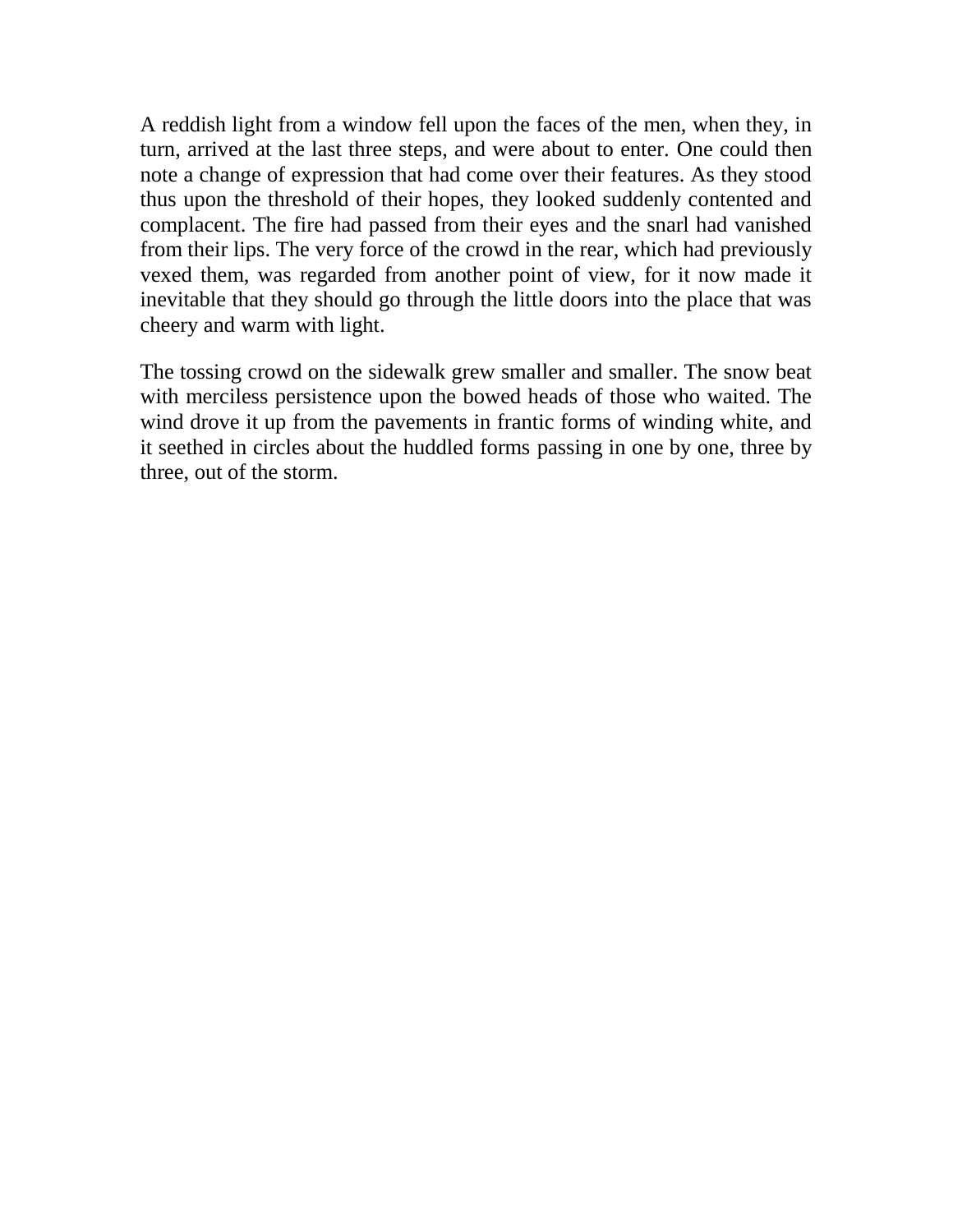A reddish light from a window fell upon the faces of the men, when they, in turn, arrived at the last three steps, and were about to enter. One could then note a change of expression that had come over their features. As they stood thus upon the threshold of their hopes, they looked suddenly contented and complacent. The fire had passed from their eyes and the snarl had vanished from their lips. The very force of the crowd in the rear, which had previously vexed them, was regarded from another point of view, for it now made it inevitable that they should go through the little doors into the place that was cheery and warm with light.

The tossing crowd on the sidewalk grew smaller and smaller. The snow beat with merciless persistence upon the bowed heads of those who waited. The wind drove it up from the pavements in frantic forms of winding white, and it seethed in circles about the huddled forms passing in one by one, three by three, out of the storm.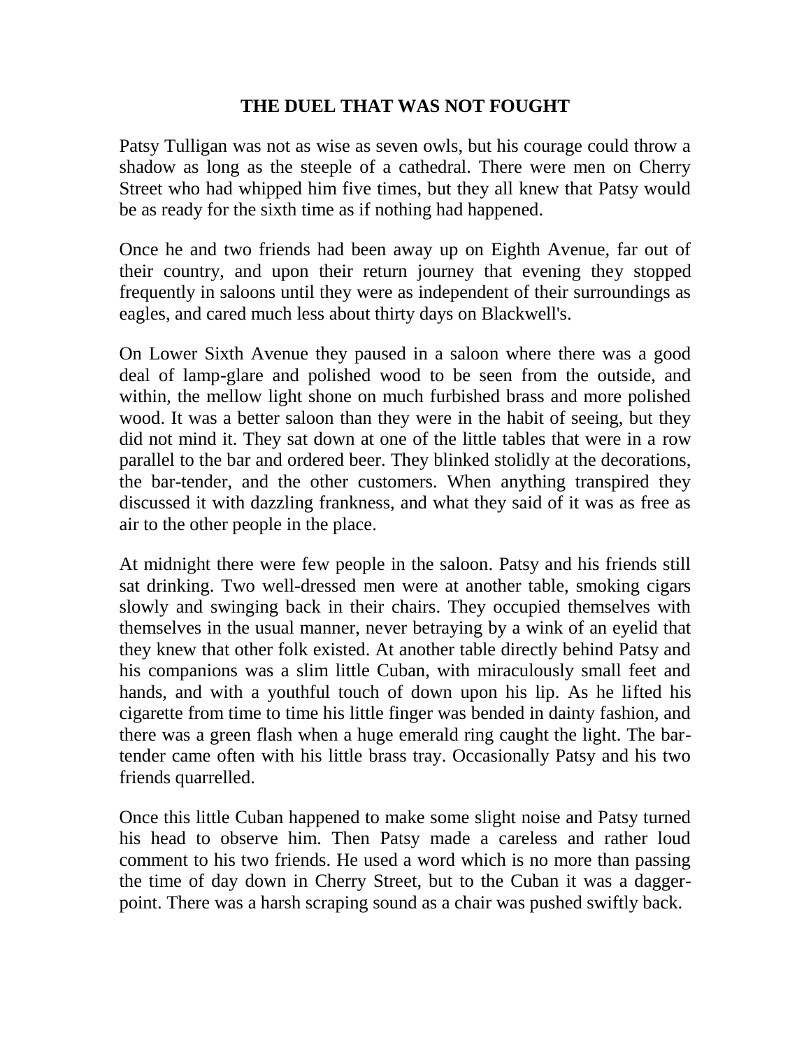# THE DUEL THAT WAS NOT FOUGHT

Patsy Tulligan was not as wise as seven owls, but his courage could throw a shadow as long as the steeple of a cathedral. There were men on Cherry Street who had whipped him five times, but they all knew that Patsy would be as ready for the sixth time as if nothing had happened.

Once he and two friends had been away up on Eighth Avenue, far out of their country, and upon their return journey that evening they stopped frequently in saloons until they were as independent of their surroundings as eagles, and cared much less about thirty days on Blackwell's.

On Lower Sixth Avenue they paused in a saloon where there was a good deal of lamp-glare and polished wood to be seen from the outside, and within, the mellow light shone on much furbished brass and more polished wood. It was a better saloon than they were in the habit of seeing, but they did not mind it. They sat down at one of the little tables that were in a row parallel to the bar and ordered beer. They blinked stolidly at the decorations, the bar-tender, and the other customers. When anything transpired they discussed it with dazzling frankness, and what they said of it was as free as air to the other people in the place.

At midnight there were few people in the saloon. Patsy and his friends still sat drinking. Two well-dressed men were at another table, smoking cigars slowly and swinging back in their chairs. They occupied themselves with themselves in the usual manner, never betraying by a wink of an eyelid that they knew that other folk existed. At another table directly behind Patsy and his companions was a slim little Cuban, with miraculously small feet and hands, and with a youthful touch of down upon his lip. As he lifted his cigarette from time to time his little finger was bended in dainty fashion, and there was a green flash when a huge emerald ring caught the light. The bar-tender came often with his little brass tray. Occasionally Patsy and his two friends quarrelled.

Once this little Cuban happened to make some slight noise and Patsy turned his head to observe him. Then Patsy made a careless and rather loud comment to his two friends. He used a word which is no more than passing the time of day down in Cherry Street, but to the Cuban it was a dagger-point. There was a harsh scraping sound as a chair was pushed swiftly back.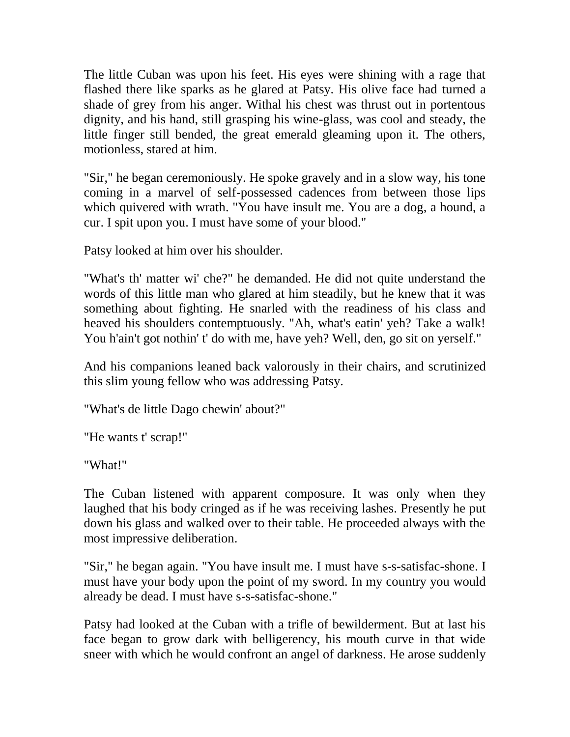The little Cuban was upon his feet. His eyes were shining with a rage that flashed there like sparks as he glared at Patsy. His olive face had turned a shade of grey from his anger. Withal his chest was thrust out in portentous dignity, and his hand, still grasping his wine-glass, was cool and steady, the little finger still bended, the great emerald gleaming upon it. The others, motionless, stared at him.

"Sir," he began ceremoniously. He spoke gravely and in a slow way, his tone coming in a marvel of self-possessed cadences from between those lips which quivered with wrath. "You have insult me. You are a dog, a hound, a cur. I spit upon you. I must have some of your blood."

Patsy looked at him over his shoulder.

"What's th' matter wi' che?" he demanded. He did not quite understand the words of this little man who glared at him steadily, but he knew that it was something about fighting. He snarled with the readiness of his class and heaved his shoulders contemptuously. "Ah, what's eatin' yeh? Take a walk! You h'ain't got nothin' t' do with me, have yeh? Well, den, go sit on yerself."

And his companions leaned back valorously in their chairs, and scrutinized this slim young fellow who was addressing Patsy.

"What's de little Dago chewin' about?"

"He wants t' scrap!"

"What!"

The Cuban listened with apparent composure. It was only when they laughed that his body cringed as if he was receiving lashes. Presently he put down his glass and walked over to their table. He proceeded always with the most impressive deliberation.

"Sir," he began again. "You have insult me. I must have s-s-satisfac-shone. I must have your body upon the point of my sword. In my country you would already be dead. I must have s-s-satisfac-shone."

Patsy had looked at the Cuban with a trifle of bewilderment. But at last his face began to grow dark with belligerency, his mouth curve in that wide sneer with which he would confront an angel of darkness. He arose suddenly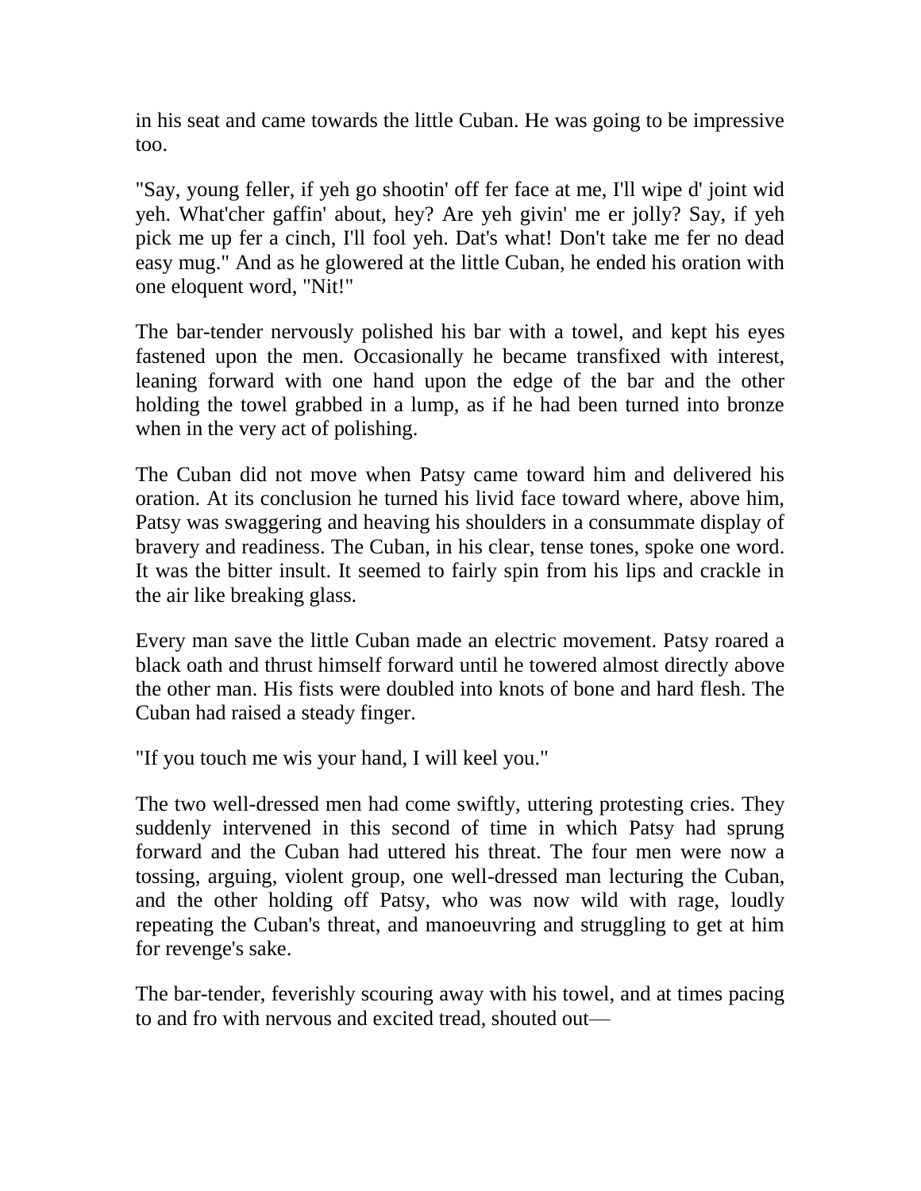in his seat and came towards the little Cuban. He was going to be impressive too.

"Say, young feller, if yeh go shootin' off fer face at me, I'll wipe d' joint wid yeh. What'cher gaffin' about, hey? Are yeh givin' me er jolly? Say, if yeh pick me up fer a cinch, I'll fool yeh. Dat's what! Don't take me fer no dead easy mug." And as he glowered at the little Cuban, he ended his oration with one eloquent word, "Nit!"

The bar-tender nervously polished his bar with a towel, and kept his eyes fastened upon the men. Occasionally he became transfixed with interest, leaning forward with one hand upon the edge of the bar and the other holding the towel grabbed in a lump, as if he had been turned into bronze when in the very act of polishing.

The Cuban did not move when Patsy came toward him and delivered his oration. At its conclusion he turned his livid face toward where, above him, Patsy was swaggering and heaving his shoulders in a consummate display of bravery and readiness. The Cuban, in his clear, tense tones, spoke one word. It was the bitter insult. It seemed to fairly spin from his lips and crackle in the air like breaking glass.

Every man save the little Cuban made an electric movement. Patsy roared a black oath and thrust himself forward until he towered almost directly above the other man. His fists were doubled into knots of bone and hard flesh. The Cuban had raised a steady finger.

"If you touch me wis your hand, I will keel you."

The two well-dressed men had come swiftly, uttering protesting cries. They suddenly intervened in this second of time in which Patsy had sprung forward and the Cuban had uttered his threat. The four men were now a tossing, arguing, violent group, one well-dressed man lecturing the Cuban, and the other holding off Patsy, who was now wild with rage, loudly repeating the Cuban's threat, and manoeuvring and struggling to get at him for revenge's sake.

The bar-tender, feverishly scouring away with his towel, and at times pacing to and fro with nervous and excited tread, shouted out—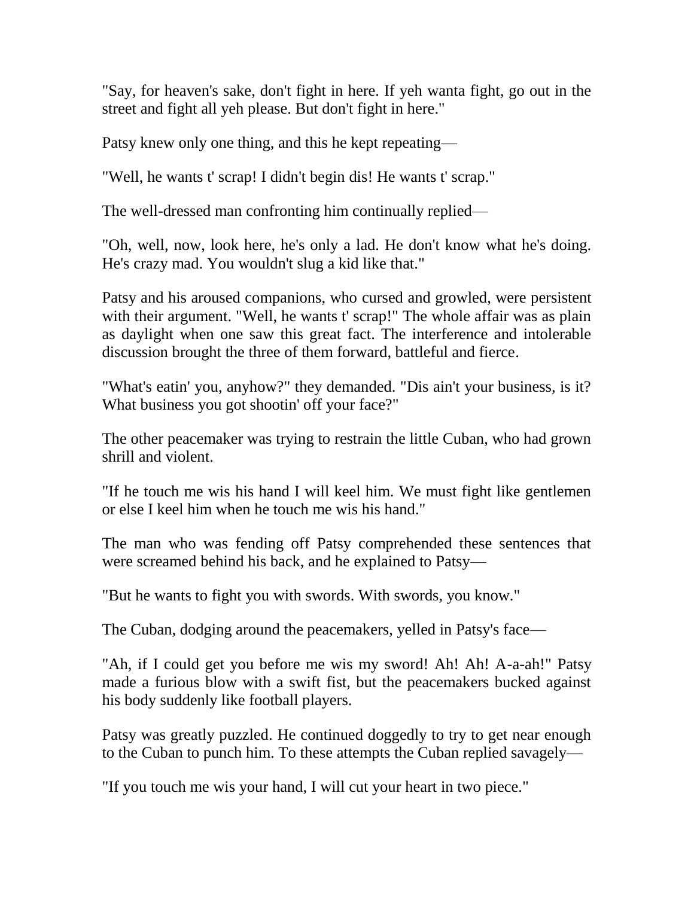"Say, for heaven's sake, don't fight in here. If yeh wanta fight, go out in the street and fight all yeh please. But don't fight in here."

Patsy knew only one thing, and this he kept repeating—

"Well, he wants t' scrap! I didn't begin dis! He wants t' scrap."

The well-dressed man confronting him continually replied—

"Oh, well, now, look here, he's only a lad. He don't know what he's doing. He's crazy mad. You wouldn't slug a kid like that."

Patsy and his aroused companions, who cursed and growled, were persistent with their argument. "Well, he wants t' scrap!" The whole affair was as plain as daylight when one saw this great fact. The interference and intolerable discussion brought the three of them forward, battleful and fierce.

"What's eatin' you, anyhow?" they demanded. "Dis ain't your business, is it? What business you got shootin' off your face?"

The other peacemaker was trying to restrain the little Cuban, who had grown shrill and violent.

"If he touch me wis his hand I will keel him. We must fight like gentlemen or else I keel him when he touch me wis his hand."

The man who was fending off Patsy comprehended these sentences that were screamed behind his back, and he explained to Patsy—

"But he wants to fight you with swords. With swords, you know."

The Cuban, dodging around the peacemakers, yelled in Patsy's face—

"Ah, if I could get you before me wis my sword! Ah! Ah! A-a-ah!" Patsy made a furious blow with a swift fist, but the peacemakers bucked against his body suddenly like football players.

Patsy was greatly puzzled. He continued doggedly to try to get near enough to the Cuban to punch him. To these attempts the Cuban replied savagely—

"If you touch me wis your hand, I will cut your heart in two piece."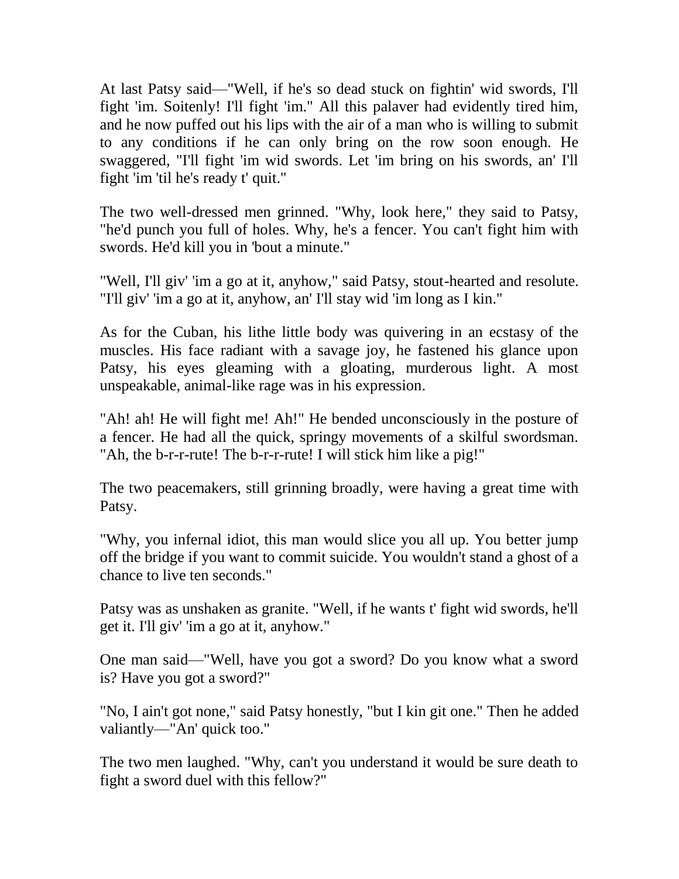At last Patsy said—"Well, if he's so dead stuck on fightin' wid swords, I'll fight 'im. Soitenly! I'll fight 'im." All this palaver had evidently tired him, and he now puffed out his lips with the air of a man who is willing to submit to any conditions if he can only bring on the row soon enough. He swaggered, "I'll fight 'im wid swords. Let 'im bring on his swords, an' I'll fight 'im 'til he's ready t' quit."

The two well-dressed men grinned. "Why, look here," they said to Patsy, "he'd punch you full of holes. Why, he's a fencer. You can't fight him with swords. He'd kill you in 'bout a minute."

"Well, I'll giv' 'im a go at it, anyhow," said Patsy, stout-hearted and resolute. "I'll giv' 'im a go at it, anyhow, an' I'll stay wid 'im long as I kin."

As for the Cuban, his lithe little body was quivering in an ecstasy of the muscles. His face radiant with a savage joy, he fastened his glance upon Patsy, his eyes gleaming with a gloating, murderous light. A most unspeakable, animal-like rage was in his expression.

"Ah! ah! He will fight me! Ah!" He bended unconsciously in the posture of a fencer. He had all the quick, springy movements of a skilful swordsman. "Ah, the b-r-r-rute! The b-r-r-rute! I will stick him like a pig!"

The two peacemakers, still grinning broadly, were having a great time with Patsy.

"Why, you infernal idiot, this man would slice you all up. You better jump off the bridge if you want to commit suicide. You wouldn't stand a ghost of a chance to live ten seconds."

Patsy was as unshaken as granite. "Well, if he wants t' fight wid swords, he'll get it. I'll giv' 'im a go at it, anyhow."

One man said—"Well, have you got a sword? Do you know what a sword is? Have you got a sword?"

"No, I ain't got none," said Patsy honestly, "but I kin git one." Then he added valiantly—"An' quick too."

The two men laughed. "Why, can't you understand it would be sure death to fight a sword duel with this fellow?"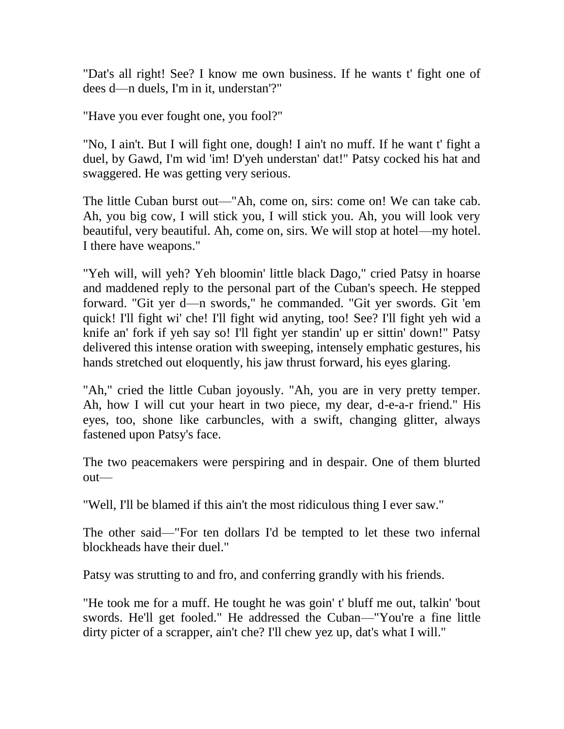"Dat's all right! See? I know me own business. If he wants t' fight one of dees d—n duels, I'm in it, understan'?"

"Have you ever fought one, you fool?"

"No, I ain't. But I will fight one, dough! I ain't no muff. If he want t' fight a duel, by Gawd, I'm wid 'im! D'yeh understan' dat!" Patsy cocked his hat and swaggered. He was getting very serious.

The little Cuban burst out—"Ah, come on, sirs: come on! We can take cab. Ah, you big cow, I will stick you, I will stick you. Ah, you will look very beautiful, very beautiful. Ah, come on, sirs. We will stop at hotel—my hotel. I there have weapons."

"Yeh will, will yeh? Yeh bloomin' little black Dago," cried Patsy in hoarse and maddened reply to the personal part of the Cuban's speech. He stepped forward. "Git yer d—n swords," he commanded. "Git yer swords. Git 'em quick! I'll fight wi' che! I'll fight wid anyting, too! See? I'll fight yeh wid a knife an' fork if yeh say so! I'll fight yer standin' up er sittin' down!" Patsy delivered this intense oration with sweeping, intensely emphatic gestures, his hands stretched out eloquently, his jaw thrust forward, his eyes glaring.

"Ah," cried the little Cuban joyously. "Ah, you are in very pretty temper. Ah, how I will cut your heart in two piece, my dear, d-e-a-r friend." His eyes, too, shone like carbuncles, with a swift, changing glitter, always fastened upon Patsy's face.

The two peacemakers were perspiring and in despair. One of them blurted out—

"Well, I'll be blamed if this ain't the most ridiculous thing I ever saw."

The other said—"For ten dollars I'd be tempted to let these two infernal blockheads have their duel."

Patsy was strutting to and fro, and conferring grandly with his friends.

"He took me for a muff. He tought he was goin' t' bluff me out, talkin' 'bout swords. He'll get fooled." He addressed the Cuban—"You're a fine little dirty picter of a scrapper, ain't che? I'll chew yez up, dat's what I will."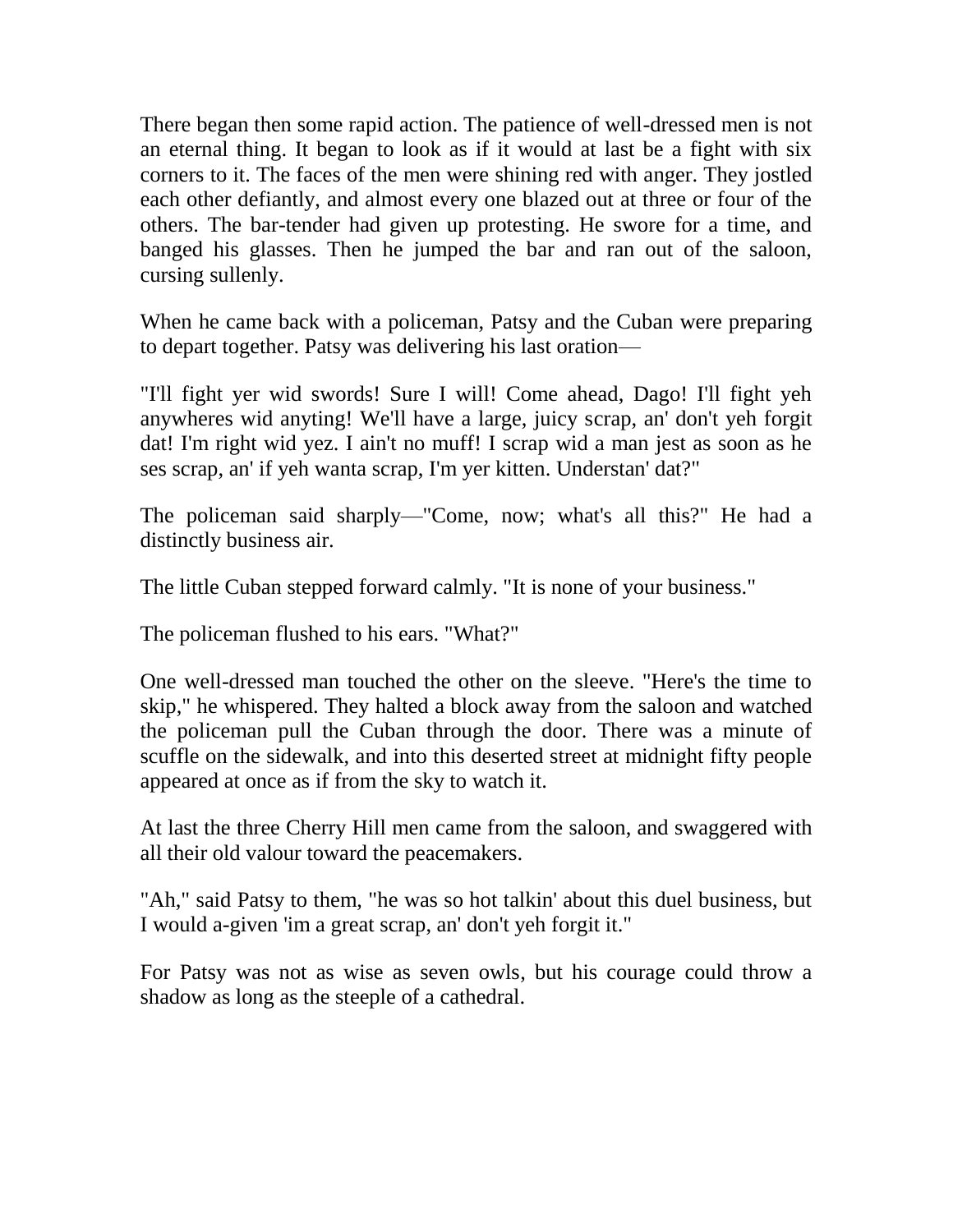There began then some rapid action. The patience of well-dressed men is not an eternal thing. It began to look as if it would at last be a fight with six corners to it. The faces of the men were shining red with anger. They jostled each other defiantly, and almost every one blazed out at three or four of the others. The bar-tender had given up protesting. He swore for a time, and banged his glasses. Then he jumped the bar and ran out of the saloon, cursing sullenly.

When he came back with a policeman, Patsy and the Cuban were preparing to depart together. Patsy was delivering his last oration—

"I'll fight yer wid swords! Sure I will! Come ahead, Dago! I'll fight yeh anywheres wid anyting! We'll have a large, juicy scrap, an' don't yeh forgit dat! I'm right wid yez. I ain't no muff! I scrap wid a man jest as soon as he ses scrap, an' if yeh wanta scrap, I'm yer kitten. Understan' dat?"

The policeman said sharply—"Come, now; what's all this?" He had a distinctly business air.

The little Cuban stepped forward calmly. "It is none of your business."

The policeman flushed to his ears. "What?"

One well-dressed man touched the other on the sleeve. "Here's the time to skip," he whispered. They halted a block away from the saloon and watched the policeman pull the Cuban through the door. There was a minute of scuffle on the sidewalk, and into this deserted street at midnight fifty people appeared at once as if from the sky to watch it.

At last the three Cherry Hill men came from the saloon, and swaggered with all their old valour toward the peacemakers.

"Ah," said Patsy to them, "he was so hot talkin' about this duel business, but I would a-given 'im a great scrap, an' don't yeh forgit it."

For Patsy was not as wise as seven owls, but his courage could throw a shadow as long as the steeple of a cathedral.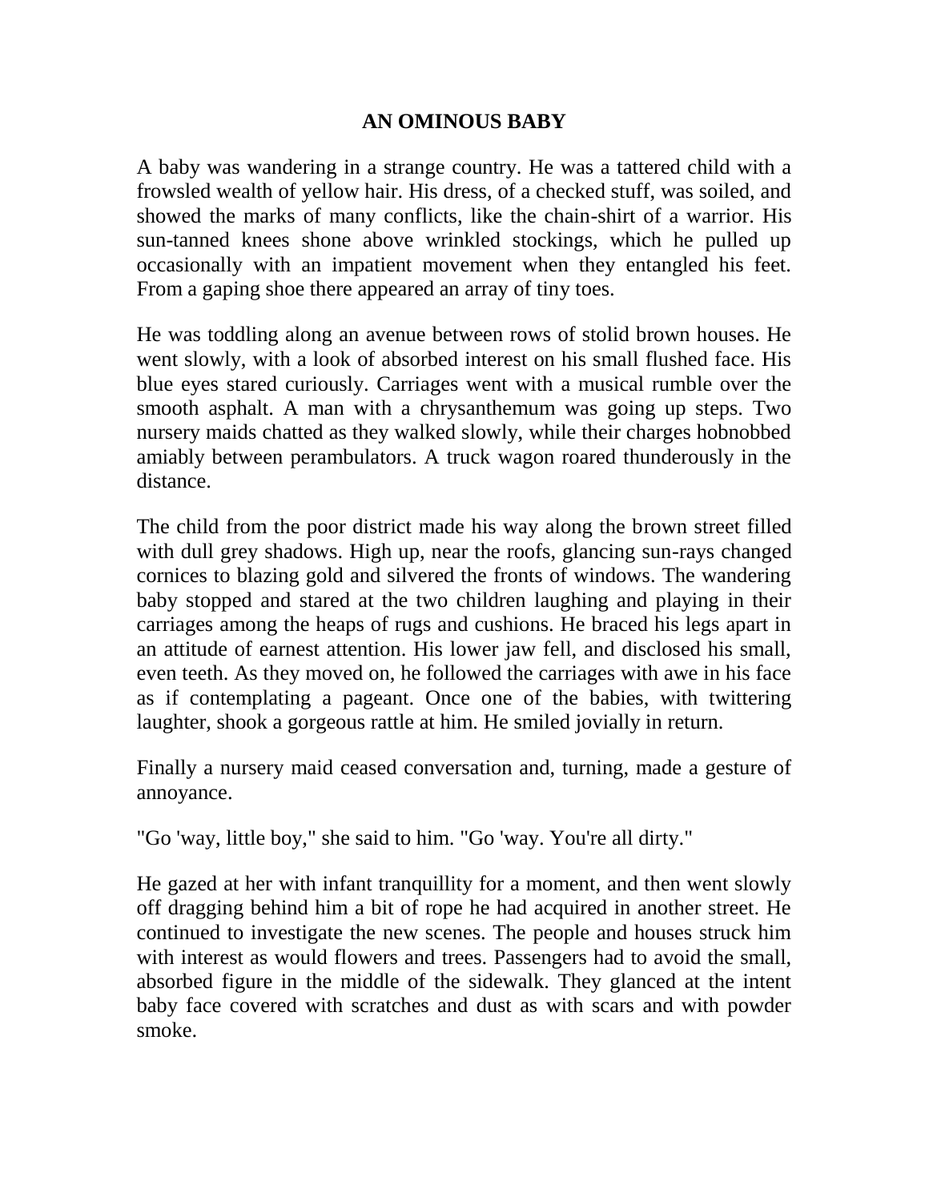## AN OMINOUS BABY

A baby was wandering in a strange country. He was a tattered child with a frowsled wealth of yellow hair. His dress, of a checked stuff, was soiled, and showed the marks of many conflicts, like the chain-shirt of a warrior. His sun-tanned knees shone above wrinkled stockings, which he pulled up occasionally with an impatient movement when they entangled his feet. From a gaping shoe there appeared an array of tiny toes.

He was toddling along an avenue between rows of stolid brown houses. He went slowly, with a look of absorbed interest on his small flushed face. His blue eyes stared curiously. Carriages went with a musical rumble over the smooth asphalt. A man with a chrysanthemum was going up steps. Two nursery maids chatted as they walked slowly, while their charges hobnobbed amiably between perambulators. A truck wagon roared thunderously in the distance.

The child from the poor district made his way along the brown street filled with dull grey shadows. High up, near the roofs, glancing sun-rays changed cornices to blazing gold and silvered the fronts of windows. The wandering baby stopped and stared at the two children laughing and playing in their carriages among the heaps of rugs and cushions. He braced his legs apart in an attitude of earnest attention. His lower jaw fell, and disclosed his small, even teeth. As they moved on, he followed the carriages with awe in his face as if contemplating a pageant. Once one of the babies, with twittering laughter, shook a gorgeous rattle at him. He smiled jovially in return.

Finally a nursery maid ceased conversation and, turning, made a gesture of annoyance.

"Go 'way, little boy," she said to him. "Go 'way. You're all dirty."

He gazed at her with infant tranquillity for a moment, and then went slowly off dragging behind him a bit of rope he had acquired in another street. He continued to investigate the new scenes. The people and houses struck him with interest as would flowers and trees. Passengers had to avoid the small, absorbed figure in the middle of the sidewalk. They glanced at the intent baby face covered with scratches and dust as with scars and with powder smoke.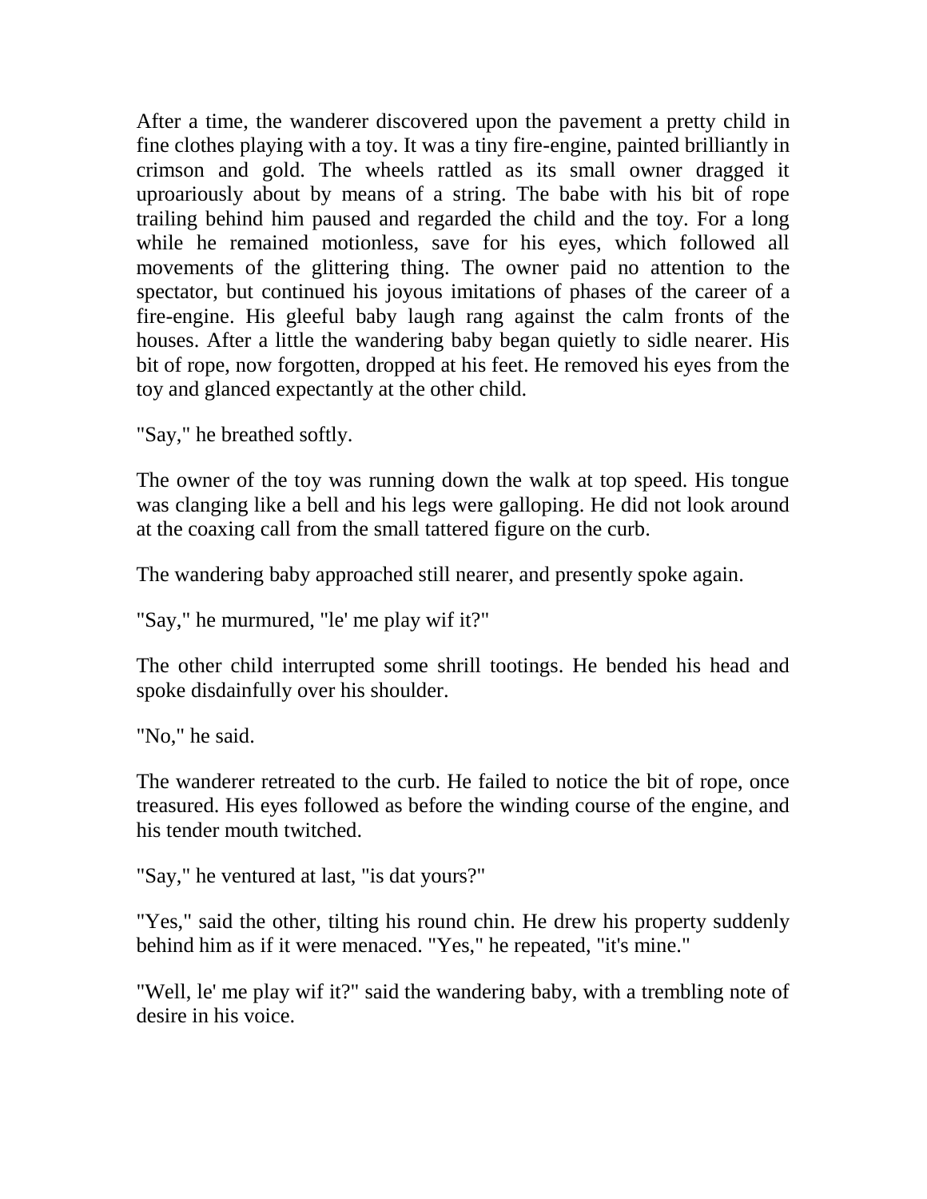After a time, the wanderer discovered upon the pavement a pretty child in fine clothes playing with a toy. It was a tiny fire-engine, painted brilliantly in crimson and gold. The wheels rattled as its small owner dragged it uproariously about by means of a string. The babe with his bit of rope trailing behind him paused and regarded the child and the toy. For a long while he remained motionless, save for his eyes, which followed all movements of the glittering thing. The owner paid no attention to the spectator, but continued his joyous imitations of phases of the career of a fire-engine. His gleeful baby laugh rang against the calm fronts of the houses. After a little the wandering baby began quietly to sidle nearer. His bit of rope, now forgotten, dropped at his feet. He removed his eyes from the toy and glanced expectantly at the other child.

"Say," he breathed softly.

The owner of the toy was running down the walk at top speed. His tongue was clanging like a bell and his legs were galloping. He did not look around at the coaxing call from the small tattered figure on the curb.

The wandering baby approached still nearer, and presently spoke again.

"Say," he murmured, "le' me play wif it?"

The other child interrupted some shrill tootings. He bended his head and spoke disdainfully over his shoulder.

"No," he said.

The wanderer retreated to the curb. He failed to notice the bit of rope, once treasured. His eyes followed as before the winding course of the engine, and his tender mouth twitched.

"Say," he ventured at last, "is dat yours?"

"Yes," said the other, tilting his round chin. He drew his property suddenly behind him as if it were menaced. "Yes," he repeated, "it's mine."

"Well, le' me play wif it?" said the wandering baby, with a trembling note of desire in his voice.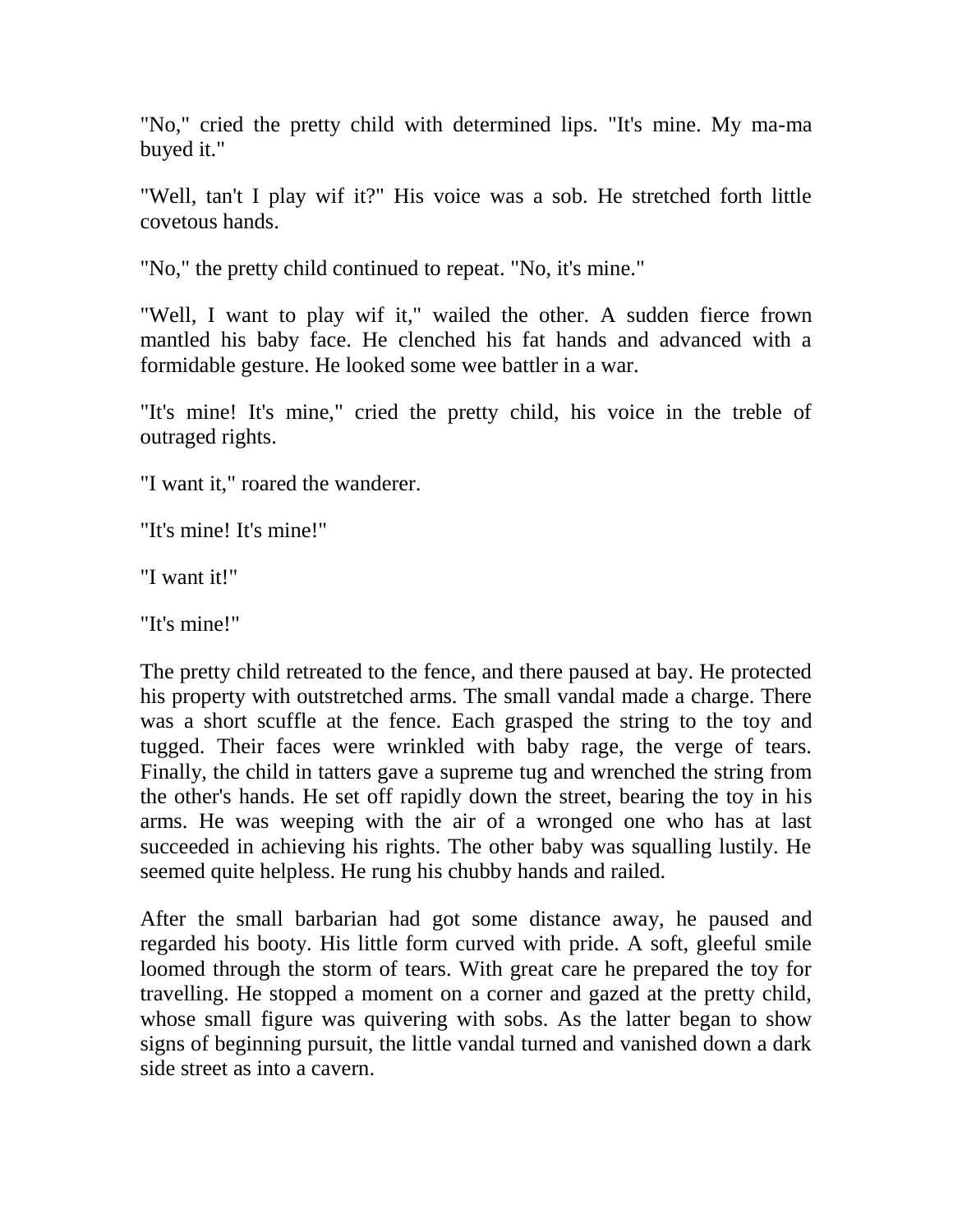"No," cried the pretty child with determined lips. "It's mine. My ma-ma buyed it."

"Well, tan't I play wif it?" His voice was a sob. He stretched forth little covetous hands.

"No," the pretty child continued to repeat. "No, it's mine."

"Well, I want to play wif it," wailed the other. A sudden fierce frown mantled his baby face. He clenched his fat hands and advanced with a formidable gesture. He looked some wee battler in a war.

"It's mine! It's mine," cried the pretty child, his voice in the treble of outraged rights.

"I want it," roared the wanderer.

"It's mine! It's mine!"

"I want it!"

"It's mine!"

The pretty child retreated to the fence, and there paused at bay. He protected his property with outstretched arms. The small vandal made a charge. There was a short scuffle at the fence. Each grasped the string to the toy and tugged. Their faces were wrinkled with baby rage, the verge of tears. Finally, the child in tatters gave a supreme tug and wrenched the string from the other's hands. He set off rapidly down the street, bearing the toy in his arms. He was weeping with the air of a wronged one who has at last succeeded in achieving his rights. The other baby was squalling lustily. He seemed quite helpless. He rung his chubby hands and railed.

After the small barbarian had got some distance away, he paused and regarded his booty. His little form curved with pride. A soft, gleeful smile loomed through the storm of tears. With great care he prepared the toy for travelling. He stopped a moment on a corner and gazed at the pretty child, whose small figure was quivering with sobs. As the latter began to show signs of beginning pursuit, the little vandal turned and vanished down a dark side street as into a cavern.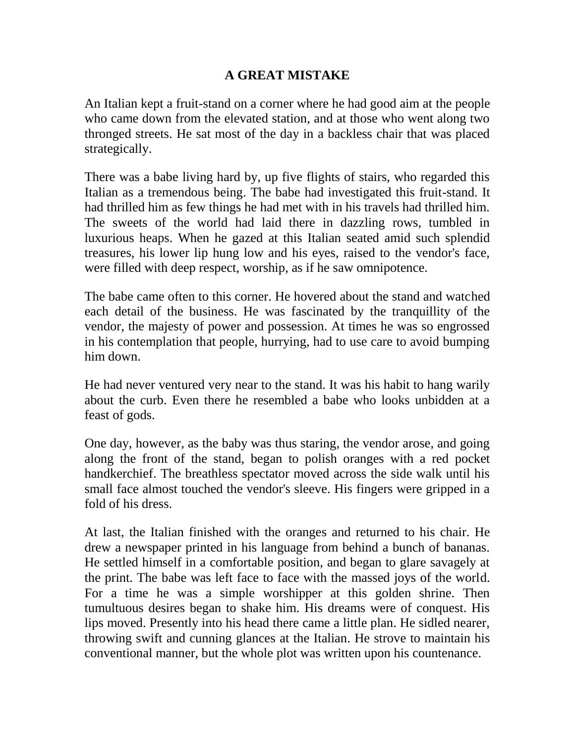# A GREAT MISTAKE

An Italian kept a fruit-stand on a corner where he had good aim at the people who came down from the elevated station, and at those who went along two thronged streets. He sat most of the day in a backless chair that was placed strategically.

There was a babe living hard by, up five flights of stairs, who regarded this Italian as a tremendous being. The babe had investigated this fruit-stand. It had thrilled him as few things he had met with in his travels had thrilled him. The sweets of the world had laid there in dazzling rows, tumbled in luxurious heaps. When he gazed at this Italian seated amid such splendid treasures, his lower lip hung low and his eyes, raised to the vendor's face, were filled with deep respect, worship, as if he saw omnipotence.

The babe came often to this corner. He hovered about the stand and watched each detail of the business. He was fascinated by the tranquillity of the vendor, the majesty of power and possession. At times he was so engrossed in his contemplation that people, hurrying, had to use care to avoid bumping him down.

He had never ventured very near to the stand. It was his habit to hang warily about the curb. Even there he resembled a babe who looks unbidden at a feast of gods.

One day, however, as the baby was thus staring, the vendor arose, and going along the front of the stand, began to polish oranges with a red pocket handkerchief. The breathless spectator moved across the side walk until his small face almost touched the vendor's sleeve. His fingers were gripped in a fold of his dress.

At last, the Italian finished with the oranges and returned to his chair. He drew a newspaper printed in his language from behind a bunch of bananas. He settled himself in a comfortable position, and began to glare savagely at the print. The babe was left face to face with the massed joys of the world. For a time he was a simple worshipper at this golden shrine. Then tumultuous desires began to shake him. His dreams were of conquest. His lips moved. Presently into his head there came a little plan. He sidled nearer, throwing swift and cunning glances at the Italian. He strove to maintain his conventional manner, but the whole plot was written upon his countenance.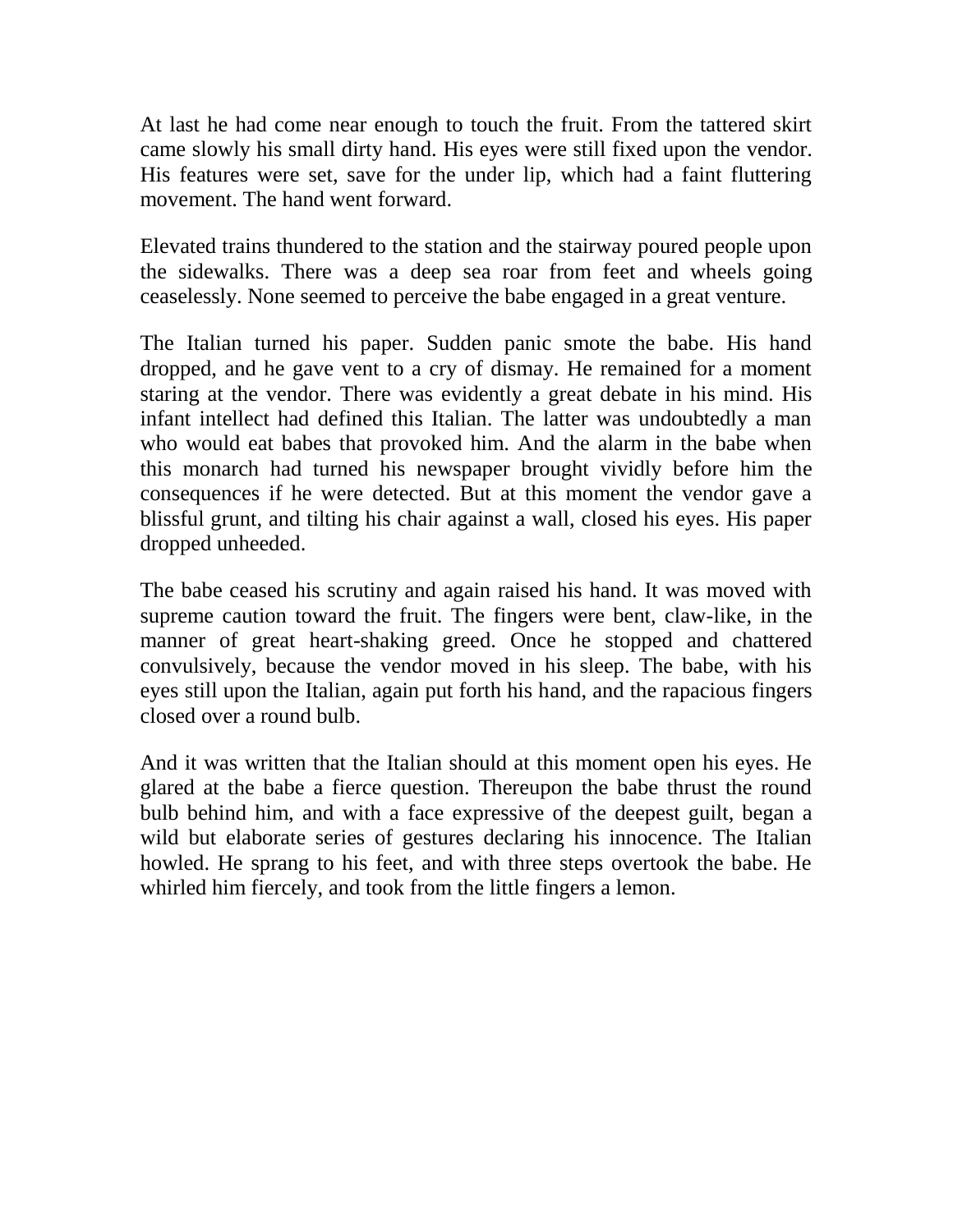At last he had come near enough to touch the fruit. From the tattered skirt came slowly his small dirty hand. His eyes were still fixed upon the vendor. His features were set, save for the under lip, which had a faint fluttering movement. The hand went forward.

Elevated trains thundered to the station and the stairway poured people upon the sidewalks. There was a deep sea roar from feet and wheels going ceaselessly. None seemed to perceive the babe engaged in a great venture.

The Italian turned his paper. Sudden panic smote the babe. His hand dropped, and he gave vent to a cry of dismay. He remained for a moment staring at the vendor. There was evidently a great debate in his mind. His infant intellect had defined this Italian. The latter was undoubtedly a man who would eat babes that provoked him. And the alarm in the babe when this monarch had turned his newspaper brought vividly before him the consequences if he were detected. But at this moment the vendor gave a blissful grunt, and tilting his chair against a wall, closed his eyes. His paper dropped unheeded.

The babe ceased his scrutiny and again raised his hand. It was moved with supreme caution toward the fruit. The fingers were bent, claw-like, in the manner of great heart-shaking greed. Once he stopped and chattered convulsively, because the vendor moved in his sleep. The babe, with his eyes still upon the Italian, again put forth his hand, and the rapacious fingers closed over a round bulb.

And it was written that the Italian should at this moment open his eyes. He glared at the babe a fierce question. Thereupon the babe thrust the round bulb behind him, and with a face expressive of the deepest guilt, began a wild but elaborate series of gestures declaring his innocence. The Italian howled. He sprang to his feet, and with three steps overtook the babe. He whirled him fiercely, and took from the little fingers a lemon.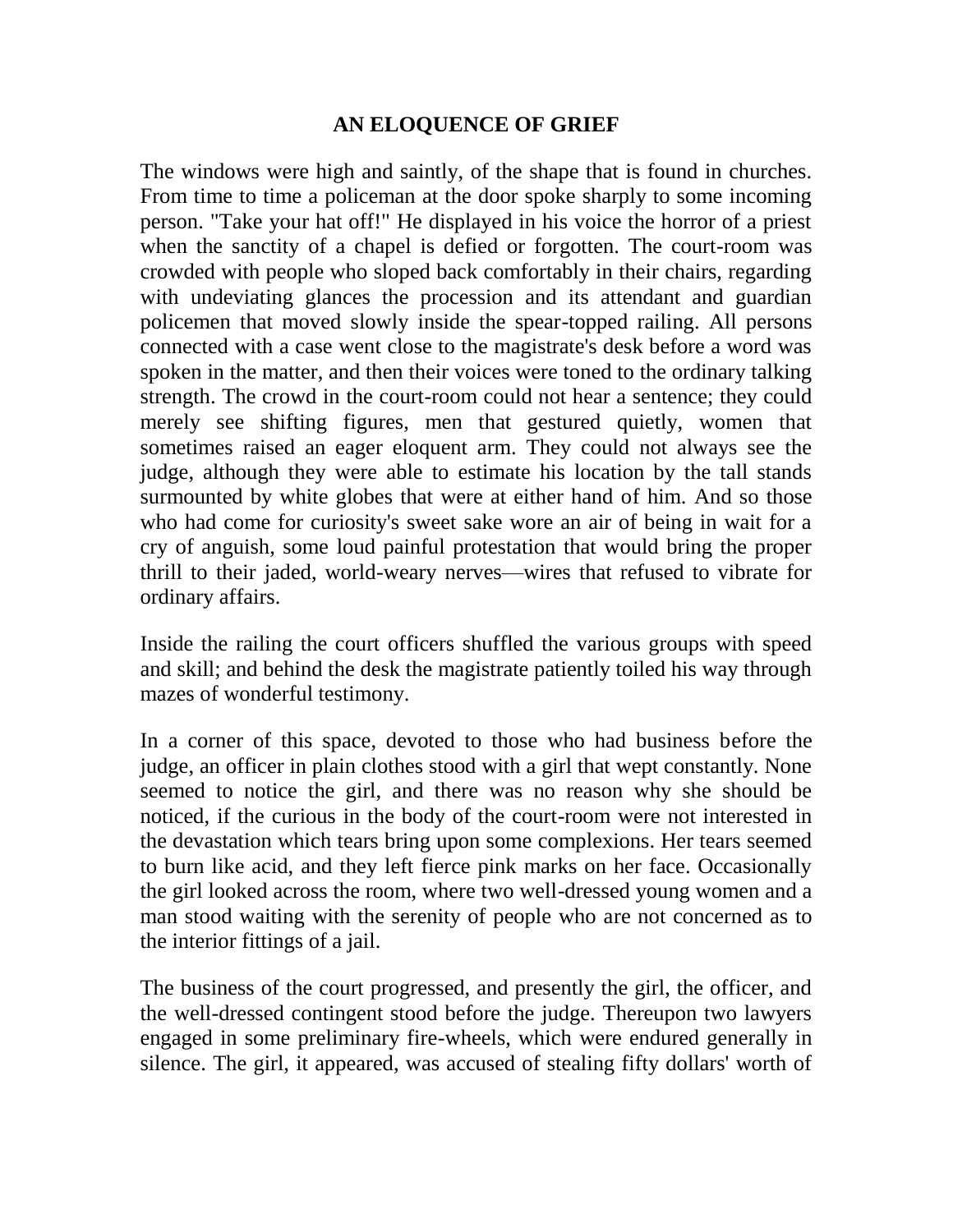# AN ELOQUENCE OF GRIEF

The windows were high and saintly, of the shape that is found in churches. From time to time a policeman at the door spoke sharply to some incoming person. "Take your hat off!" He displayed in his voice the horror of a priest when the sanctity of a chapel is defied or forgotten. The court-room was crowded with people who sloped back comfortably in their chairs, regarding with undeviating glances the procession and its attendant and guardian policemen that moved slowly inside the spear-topped railing. All persons connected with a case went close to the magistrate's desk before a word was spoken in the matter, and then their voices were toned to the ordinary talking strength. The crowd in the court-room could not hear a sentence; they could merely see shifting figures, men that gestured quietly, women that sometimes raised an eager eloquent arm. They could not always see the judge, although they were able to estimate his location by the tall stands surmounted by white globes that were at either hand of him. And so those who had come for curiosity's sweet sake wore an air of being in wait for a cry of anguish, some loud painful protestation that would bring the proper thrill to their jaded, world-weary nerves—wires that refused to vibrate for ordinary affairs.

Inside the railing the court officers shuffled the various groups with speed and skill; and behind the desk the magistrate patiently toiled his way through mazes of wonderful testimony.

In a corner of this space, devoted to those who had business before the judge, an officer in plain clothes stood with a girl that wept constantly. None seemed to notice the girl, and there was no reason why she should be noticed, if the curious in the body of the court-room were not interested in the devastation which tears bring upon some complexions. Her tears seemed to burn like acid, and they left fierce pink marks on her face. Occasionally the girl looked across the room, where two well-dressed young women and a man stood waiting with the serenity of people who are not concerned as to the interior fittings of a jail.

The business of the court progressed, and presently the girl, the officer, and the well-dressed contingent stood before the judge. Thereupon two lawyers engaged in some preliminary fire-wheels, which were endured generally in silence. The girl, it appeared, was accused of stealing fifty dollars' worth of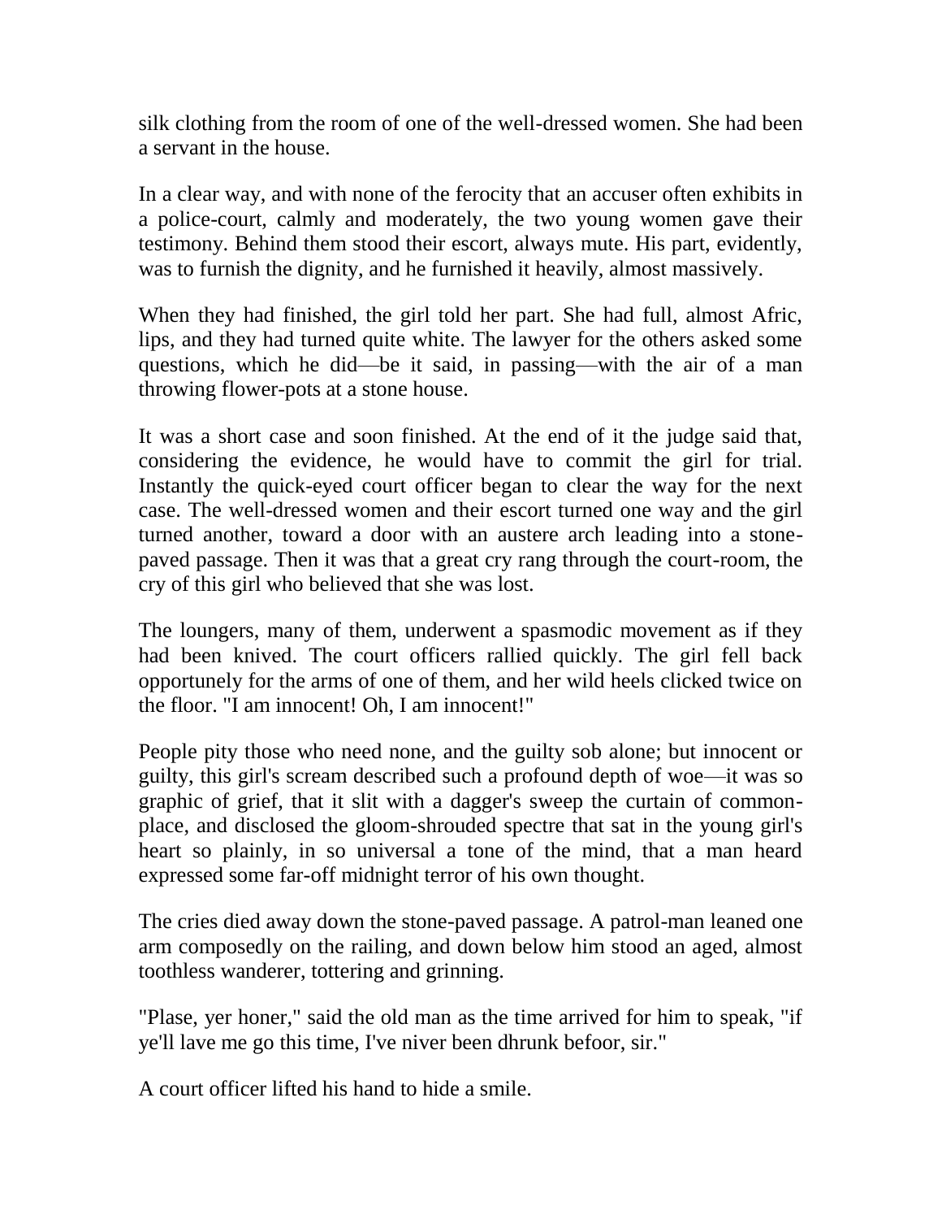silk clothing from the room of one of the well-dressed women. She had been a servant in the house.

In a clear way, and with none of the ferocity that an accuser often exhibits in a police-court, calmly and moderately, the two young women gave their testimony. Behind them stood their escort, always mute. His part, evidently, was to furnish the dignity, and he furnished it heavily, almost massively.

When they had finished, the girl told her part. She had full, almost Afric, lips, and they had turned quite white. The lawyer for the others asked some questions, which he did—be it said, in passing—with the air of a man throwing flower-pots at a stone house.

It was a short case and soon finished. At the end of it the judge said that, considering the evidence, he would have to commit the girl for trial. Instantly the quick-eyed court officer began to clear the way for the next case. The well-dressed women and their escort turned one way and the girl turned another, toward a door with an austere arch leading into a stone-paved passage. Then it was that a great cry rang through the court-room, the cry of this girl who believed that she was lost.

The loungers, many of them, underwent a spasmodic movement as if they had been knived. The court officers rallied quickly. The girl fell back opportunely for the arms of one of them, and her wild heels clicked twice on the floor. "I am innocent! Oh, I am innocent!"

People pity those who need none, and the guilty sob alone; but innocent or guilty, this girl's scream described such a profound depth of woe—it was so graphic of grief, that it slit with a dagger's sweep the curtain of common-place, and disclosed the gloom-shrouded spectre that sat in the young girl's heart so plainly, in so universal a tone of the mind, that a man heard expressed some far-off midnight terror of his own thought.

The cries died away down the stone-paved passage. A patrol-man leaned one arm composedly on the railing, and down below him stood an aged, almost toothless wanderer, tottering and grinning.

"Plase, yer honer," said the old man as the time arrived for him to speak, "if ye'll lave me go this time, I've niver been dhrunk befoor, sir."

A court officer lifted his hand to hide a smile.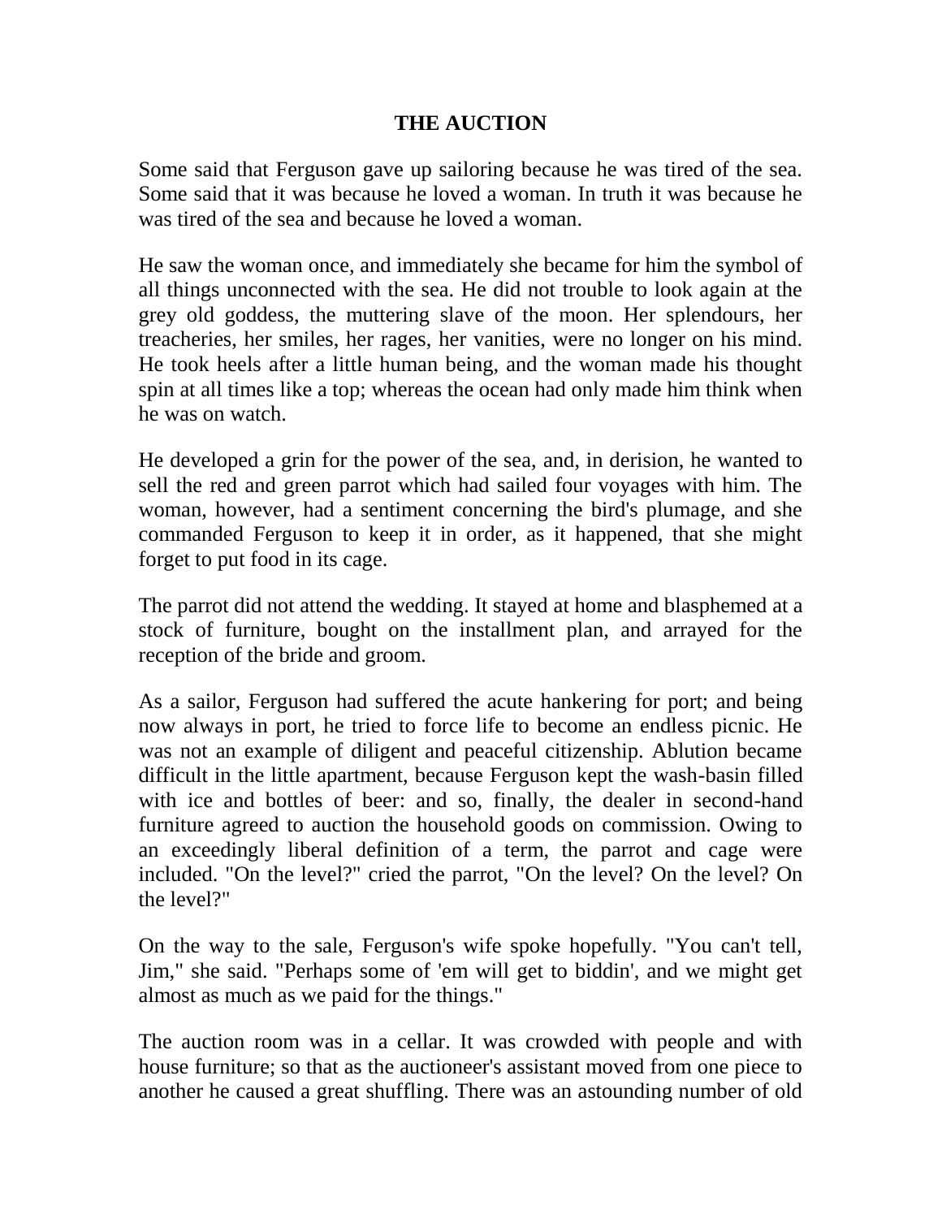# THE AUCTION

Some said that Ferguson gave up sailoring because he was tired of the sea. Some said that it was because he loved a woman. In truth it was because he was tired of the sea and because he loved a woman.

He saw the woman once, and immediately she became for him the symbol of all things unconnected with the sea. He did not trouble to look again at the grey old goddess, the muttering slave of the moon. Her splendours, her treacheries, her smiles, her rages, her vanities, were no longer on his mind. He took heels after a little human being, and the woman made his thought spin at all times like a top; whereas the ocean had only made him think when he was on watch.

He developed a grin for the power of the sea, and, in derision, he wanted to sell the red and green parrot which had sailed four voyages with him. The woman, however, had a sentiment concerning the bird's plumage, and she commanded Ferguson to keep it in order, as it happened, that she might forget to put food in its cage.

The parrot did not attend the wedding. It stayed at home and blasphemed at a stock of furniture, bought on the installment plan, and arrayed for the reception of the bride and groom.

As a sailor, Ferguson had suffered the acute hankering for port; and being now always in port, he tried to force life to become an endless picnic. He was not an example of diligent and peaceful citizenship. Ablution became difficult in the little apartment, because Ferguson kept the wash-basin filled with ice and bottles of beer: and so, finally, the dealer in second-hand furniture agreed to auction the household goods on commission. Owing to an exceedingly liberal definition of a term, the parrot and cage were included. "On the level?" cried the parrot, "On the level? On the level? On the level?"

On the way to the sale, Ferguson's wife spoke hopefully. "You can't tell, Jim," she said. "Perhaps some of 'em will get to biddin', and we might get almost as much as we paid for the things."

The auction room was in a cellar. It was crowded with people and with house furniture; so that as the auctioneer's assistant moved from one piece to another he caused a great shuffling. There was an astounding number of old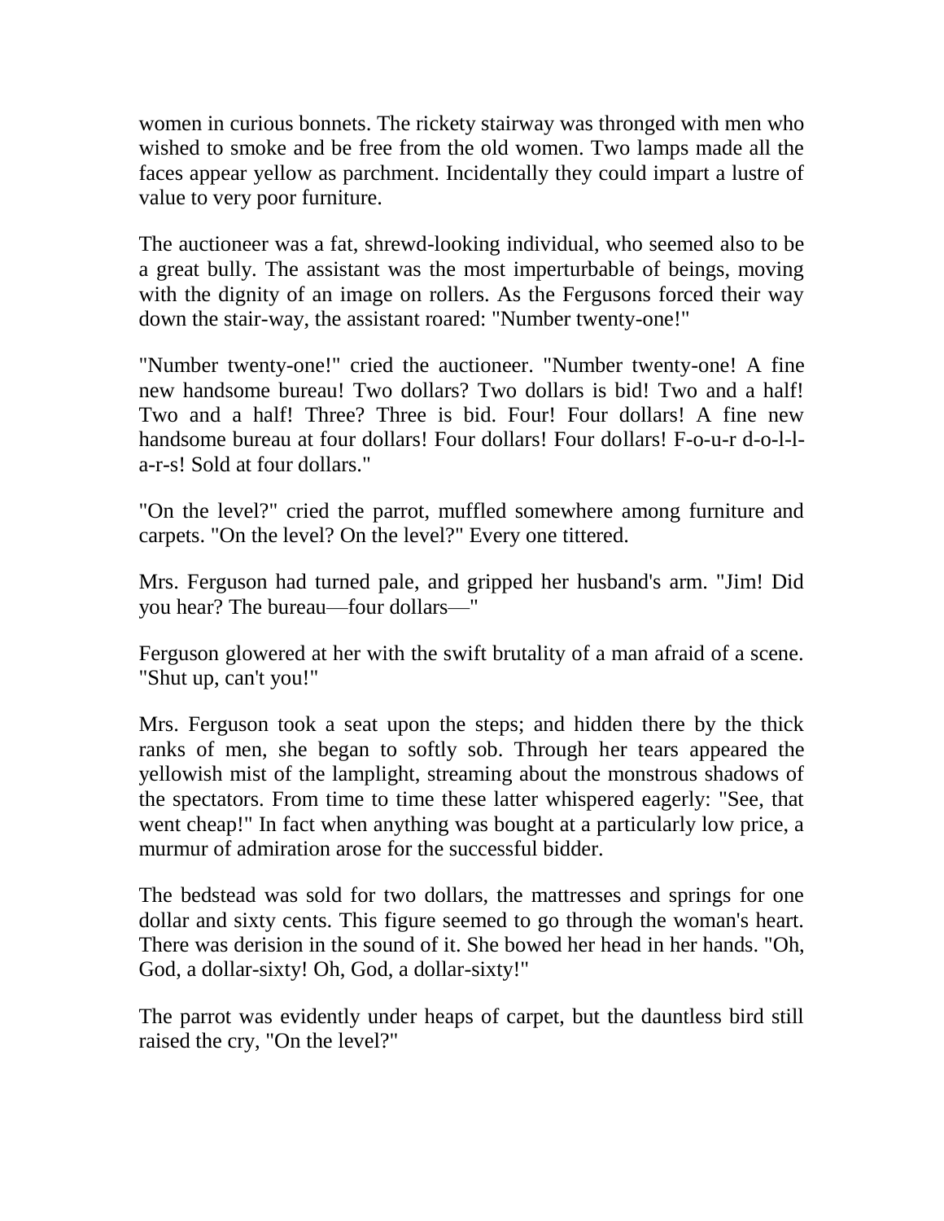women in curious bonnets. The rickety stairway was thronged with men who wished to smoke and be free from the old women. Two lamps made all the faces appear yellow as parchment. Incidentally they could impart a lustre of value to very poor furniture.

The auctioneer was a fat, shrewd-looking individual, who seemed also to be a great bully. The assistant was the most imperturbable of beings, moving with the dignity of an image on rollers. As the Fergusons forced their way down the stair-way, the assistant roared: "Number twenty-one!"

"Number twenty-one!" cried the auctioneer. "Number twenty-one! A fine new handsome bureau! Two dollars? Two dollars is bid! Two and a half! Two and a half! Three? Three is bid. Four! Four dollars! A fine new handsome bureau at four dollars! Four dollars! Four dollars! F-o-u-r d-o-l-l-a-r-s! Sold at four dollars."

"On the level?" cried the parrot, muffled somewhere among furniture and carpets. "On the level? On the level?" Every one tittered.

Mrs. Ferguson had turned pale, and gripped her husband's arm. "Jim! Did you hear? The bureau—four dollars—"

Ferguson glowered at her with the swift brutality of a man afraid of a scene. "Shut up, can't you!"

Mrs. Ferguson took a seat upon the steps; and hidden there by the thick ranks of men, she began to softly sob. Through her tears appeared the yellowish mist of the lamplight, streaming about the monstrous shadows of the spectators. From time to time these latter whispered eagerly: "See, that went cheap!" In fact when anything was bought at a particularly low price, a murmur of admiration arose for the successful bidder.

The bedstead was sold for two dollars, the mattresses and springs for one dollar and sixty cents. This figure seemed to go through the woman's heart. There was derision in the sound of it. She bowed her head in her hands. "Oh, God, a dollar-sixty! Oh, God, a dollar-sixty!"

The parrot was evidently under heaps of carpet, but the dauntless bird still raised the cry, "On the level?"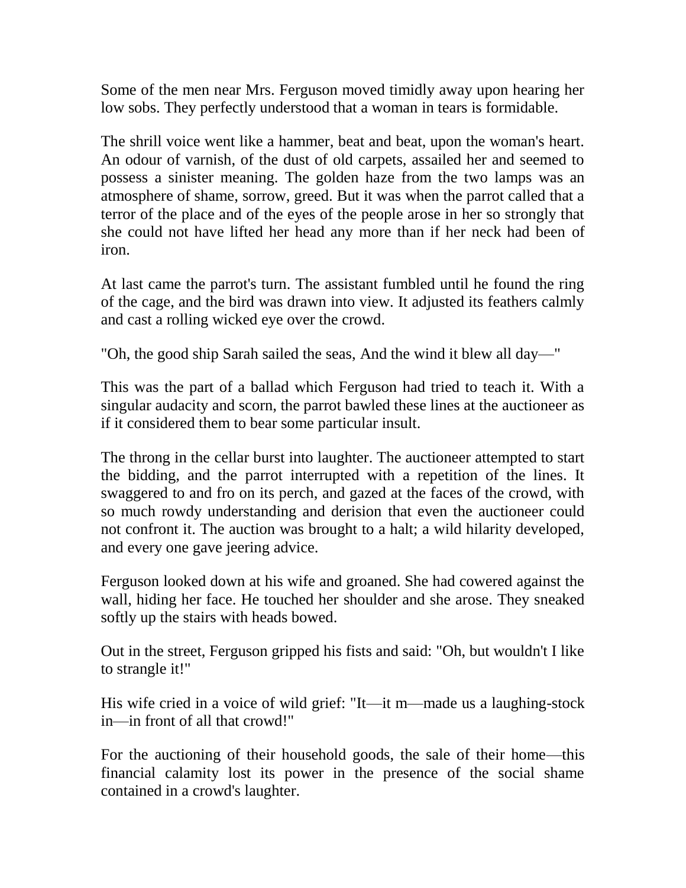Some of the men near Mrs. Ferguson moved timidly away upon hearing her low sobs. They perfectly understood that a woman in tears is formidable.

The shrill voice went like a hammer, beat and beat, upon the woman's heart. An odour of varnish, of the dust of old carpets, assailed her and seemed to possess a sinister meaning. The golden haze from the two lamps was an atmosphere of shame, sorrow, greed. But it was when the parrot called that a terror of the place and of the eyes of the people arose in her so strongly that she could not have lifted her head any more than if her neck had been of iron.

At last came the parrot's turn. The assistant fumbled until he found the ring of the cage, and the bird was drawn into view. It adjusted its feathers calmly and cast a rolling wicked eye over the crowd.

"Oh, the good ship Sarah sailed the seas, And the wind it blew all day—"

This was the part of a ballad which Ferguson had tried to teach it. With a singular audacity and scorn, the parrot bawled these lines at the auctioneer as if it considered them to bear some particular insult.

The throng in the cellar burst into laughter. The auctioneer attempted to start the bidding, and the parrot interrupted with a repetition of the lines. It swaggered to and fro on its perch, and gazed at the faces of the crowd, with so much rowdy understanding and derision that even the auctioneer could not confront it. The auction was brought to a halt; a wild hilarity developed, and every one gave jeering advice.

Ferguson looked down at his wife and groaned. She had cowered against the wall, hiding her face. He touched her shoulder and she arose. They sneaked softly up the stairs with heads bowed.

Out in the street, Ferguson gripped his fists and said: "Oh, but wouldn't I like to strangle it!"

His wife cried in a voice of wild grief: "It—it m—made us a laughing-stock in—in front of all that crowd!"

For the auctioning of their household goods, the sale of their home—this financial calamity lost its power in the presence of the social shame contained in a crowd's laughter.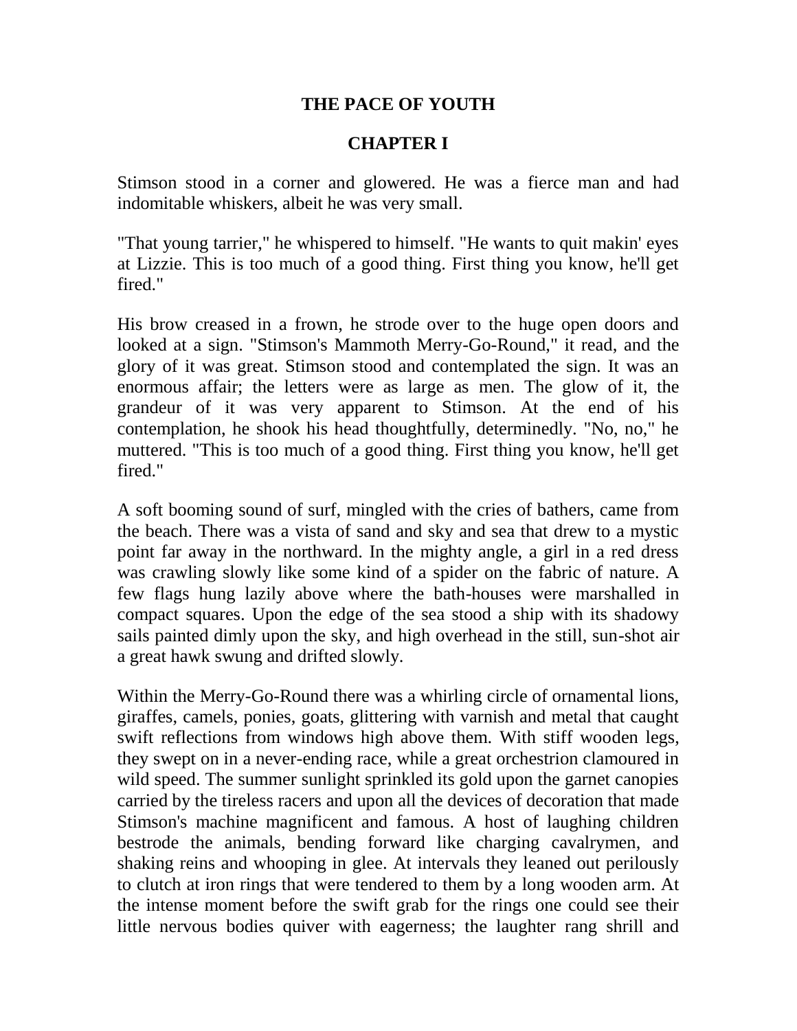# THE PACE OF YOUTH

## CHAPTER I

Stimson stood in a corner and glowered. He was a fierce man and had indomitable whiskers, albeit he was very small.

"That young tarrier," he whispered to himself. "He wants to quit makin' eyes at Lizzie. This is too much of a good thing. First thing you know, he'll get fired."

His brow creased in a frown, he strode over to the huge open doors and looked at a sign. "Stimson's Mammoth Merry-Go-Round," it read, and the glory of it was great. Stimson stood and contemplated the sign. It was an enormous affair; the letters were as large as men. The glow of it, the grandeur of it was very apparent to Stimson. At the end of his contemplation, he shook his head thoughtfully, determinedly. "No, no," he muttered. "This is too much of a good thing. First thing you know, he'll get fired."

A soft booming sound of surf, mingled with the cries of bathers, came from the beach. There was a vista of sand and sky and sea that drew to a mystic point far away in the northward. In the mighty angle, a girl in a red dress was crawling slowly like some kind of a spider on the fabric of nature. A few flags hung lazily above where the bath-houses were marshalled in compact squares. Upon the edge of the sea stood a ship with its shadowy sails painted dimly upon the sky, and high overhead in the still, sun-shot air a great hawk swung and drifted slowly.

Within the Merry-Go-Round there was a whirling circle of ornamental lions, giraffes, camels, ponies, goats, glittering with varnish and metal that caught swift reflections from windows high above them. With stiff wooden legs, they swept on in a never-ending race, while a great orchestrion clamoured in wild speed. The summer sunlight sprinkled its gold upon the garnet canopies carried by the tireless racers and upon all the devices of decoration that made Stimson's machine magnificent and famous. A host of laughing children bestrode the animals, bending forward like charging cavalrymen, and shaking reins and whooping in glee. At intervals they leaned out perilously to clutch at iron rings that were tendered to them by a long wooden arm. At the intense moment before the swift grab for the rings one could see their little nervous bodies quiver with eagerness; the laughter rang shrill and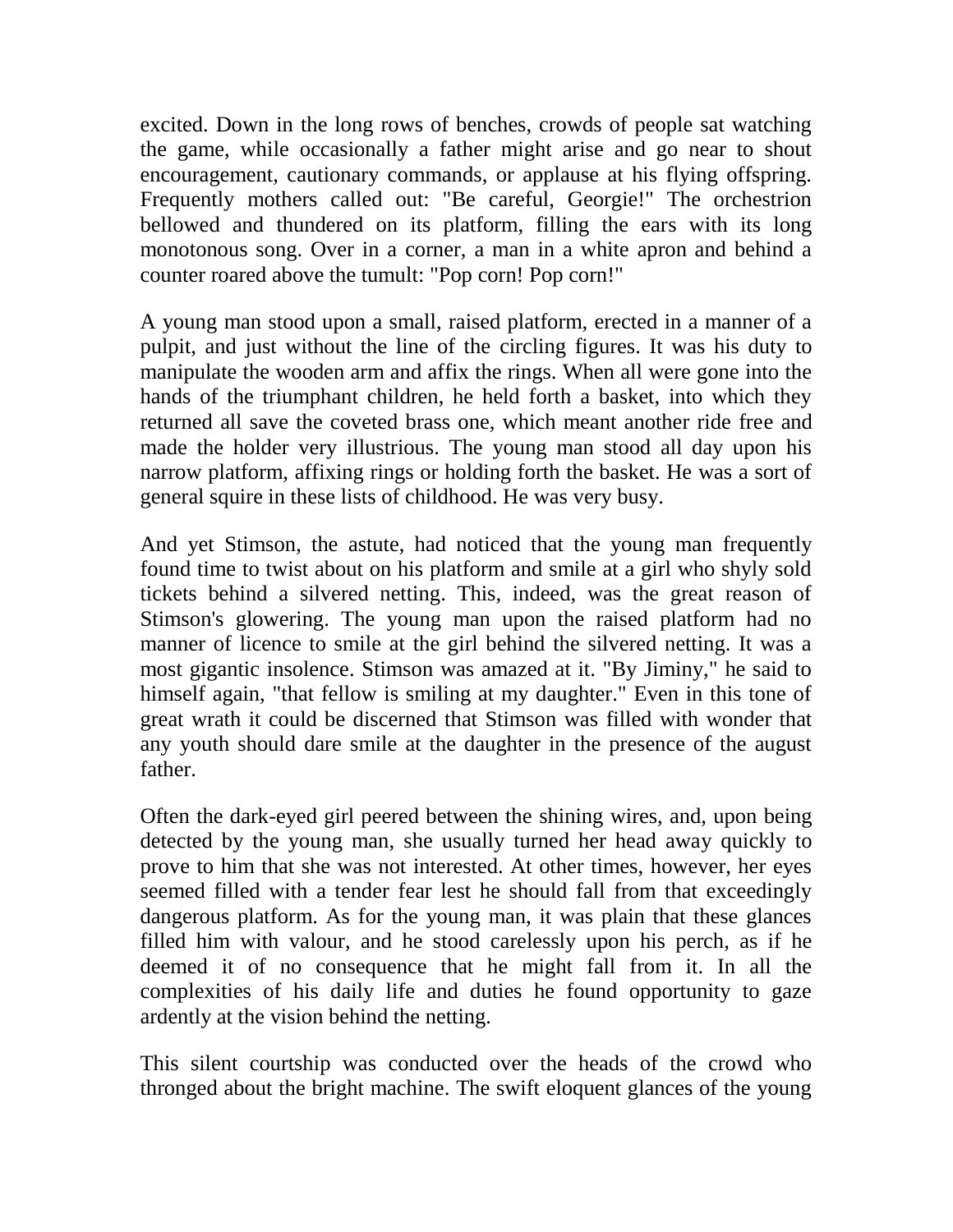excited. Down in the long rows of benches, crowds of people sat watching the game, while occasionally a father might arise and go near to shout encouragement, cautionary commands, or applause at his flying offspring. Frequently mothers called out: "Be careful, Georgie!" The orchestrion bellowed and thundered on its platform, filling the ears with its long monotonous song. Over in a corner, a man in a white apron and behind a counter roared above the tumult: "Pop corn! Pop corn!"

A young man stood upon a small, raised platform, erected in a manner of a pulpit, and just without the line of the circling figures. It was his duty to manipulate the wooden arm and affix the rings. When all were gone into the hands of the triumphant children, he held forth a basket, into which they returned all save the coveted brass one, which meant another ride free and made the holder very illustrious. The young man stood all day upon his narrow platform, affixing rings or holding forth the basket. He was a sort of general squire in these lists of childhood. He was very busy.

And yet Stimson, the astute, had noticed that the young man frequently found time to twist about on his platform and smile at a girl who shyly sold tickets behind a silvered netting. This, indeed, was the great reason of Stimson's glowering. The young man upon the raised platform had no manner of licence to smile at the girl behind the silvered netting. It was a most gigantic insolence. Stimson was amazed at it. "By Jiminy," he said to himself again, "that fellow is smiling at my daughter." Even in this tone of great wrath it could be discerned that Stimson was filled with wonder that any youth should dare smile at the daughter in the presence of the august father.

Often the dark-eyed girl peered between the shining wires, and, upon being detected by the young man, she usually turned her head away quickly to prove to him that she was not interested. At other times, however, her eyes seemed filled with a tender fear lest he should fall from that exceedingly dangerous platform. As for the young man, it was plain that these glances filled him with valour, and he stood carelessly upon his perch, as if he deemed it of no consequence that he might fall from it. In all the complexities of his daily life and duties he found opportunity to gaze ardently at the vision behind the netting.

This silent courtship was conducted over the heads of the crowd who thronged about the bright machine. The swift eloquent glances of the young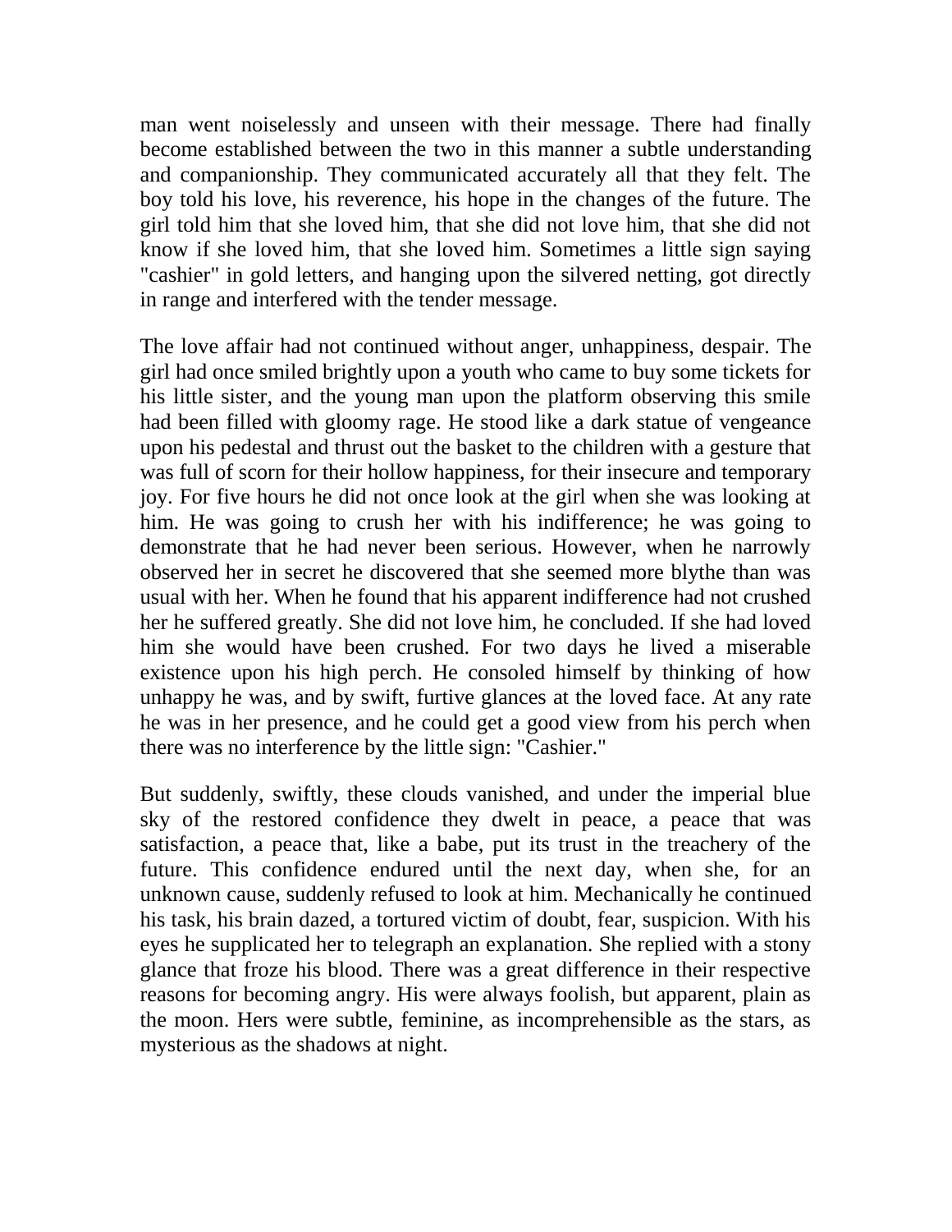man went noiselessly and unseen with their message. There had finally become established between the two in this manner a subtle understanding and companionship. They communicated accurately all that they felt. The boy told his love, his reverence, his hope in the changes of the future. The girl told him that she loved him, that she did not love him, that she did not know if she loved him, that she loved him. Sometimes a little sign saying "cashier" in gold letters, and hanging upon the silvered netting, got directly in range and interfered with the tender message.

The love affair had not continued without anger, unhappiness, despair. The girl had once smiled brightly upon a youth who came to buy some tickets for his little sister, and the young man upon the platform observing this smile had been filled with gloomy rage. He stood like a dark statue of vengeance upon his pedestal and thrust out the basket to the children with a gesture that was full of scorn for their hollow happiness, for their insecure and temporary joy. For five hours he did not once look at the girl when she was looking at him. He was going to crush her with his indifference; he was going to demonstrate that he had never been serious. However, when he narrowly observed her in secret he discovered that she seemed more blythe than was usual with her. When he found that his apparent indifference had not crushed her he suffered greatly. She did not love him, he concluded. If she had loved him she would have been crushed. For two days he lived a miserable existence upon his high perch. He consoled himself by thinking of how unhappy he was, and by swift, furtive glances at the loved face. At any rate he was in her presence, and he could get a good view from his perch when there was no interference by the little sign: "Cashier."

But suddenly, swiftly, these clouds vanished, and under the imperial blue sky of the restored confidence they dwelt in peace, a peace that was satisfaction, a peace that, like a babe, put its trust in the treachery of the future. This confidence endured until the next day, when she, for an unknown cause, suddenly refused to look at him. Mechanically he continued his task, his brain dazed, a tortured victim of doubt, fear, suspicion. With his eyes he supplicated her to telegraph an explanation. She replied with a stony glance that froze his blood. There was a great difference in their respective reasons for becoming angry. His were always foolish, but apparent, plain as the moon. Hers were subtle, feminine, as incomprehensible as the stars, as mysterious as the shadows at night.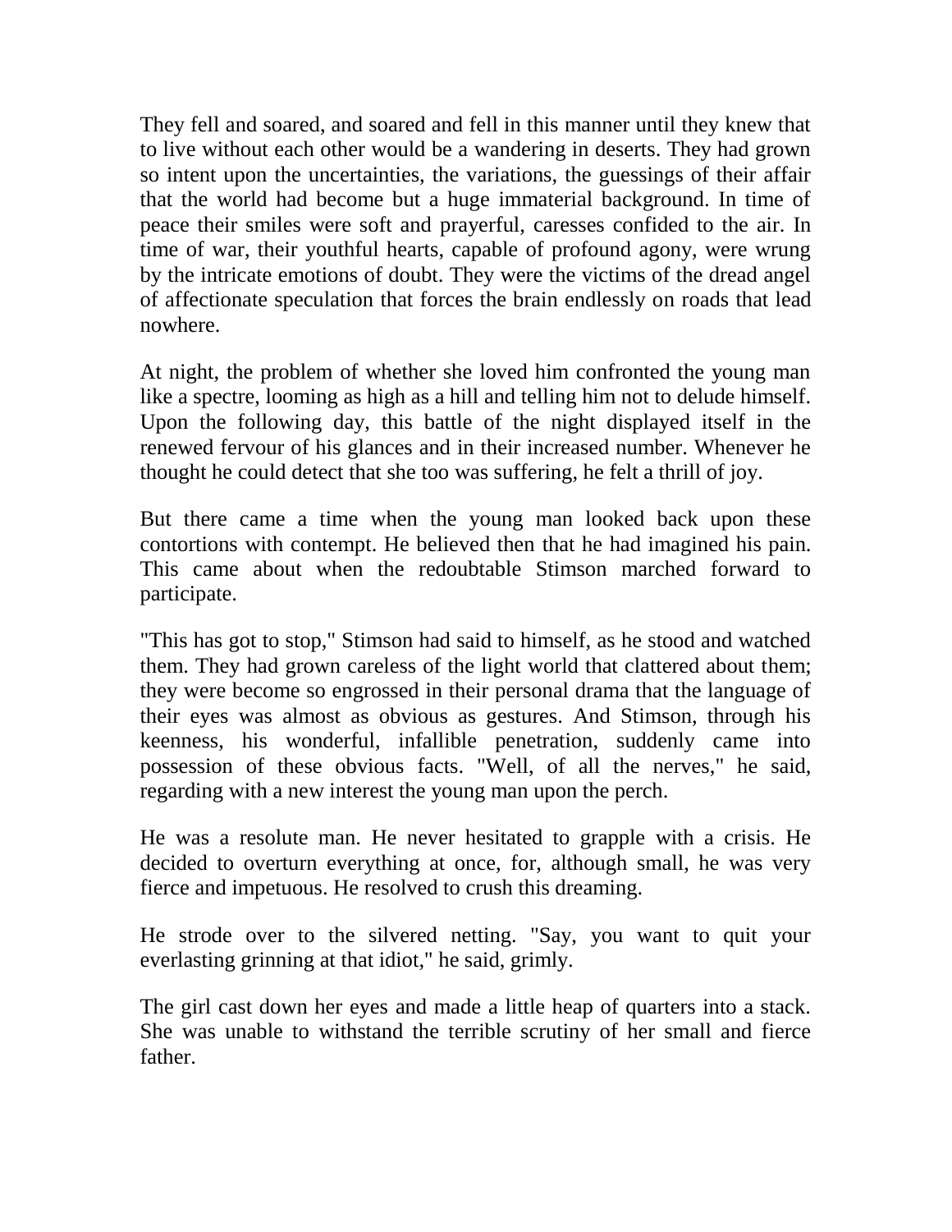They fell and soared, and soared and fell in this manner until they knew that to live without each other would be a wandering in deserts. They had grown so intent upon the uncertainties, the variations, the guessings of their affair that the world had become but a huge immaterial background. In time of peace their smiles were soft and prayerful, caresses confided to the air. In time of war, their youthful hearts, capable of profound agony, were wrung by the intricate emotions of doubt. They were the victims of the dread angel of affectionate speculation that forces the brain endlessly on roads that lead nowhere.

At night, the problem of whether she loved him confronted the young man like a spectre, looming as high as a hill and telling him not to delude himself. Upon the following day, this battle of the night displayed itself in the renewed fervour of his glances and in their increased number. Whenever he thought he could detect that she too was suffering, he felt a thrill of joy.

But there came a time when the young man looked back upon these contortions with contempt. He believed then that he had imagined his pain. This came about when the redoubtable Stimson marched forward to participate.

"This has got to stop," Stimson had said to himself, as he stood and watched them. They had grown careless of the light world that clattered about them; they were become so engrossed in their personal drama that the language of their eyes was almost as obvious as gestures. And Stimson, through his keenness, his wonderful, infallible penetration, suddenly came into possession of these obvious facts. "Well, of all the nerves," he said, regarding with a new interest the young man upon the perch.

He was a resolute man. He never hesitated to grapple with a crisis. He decided to overturn everything at once, for, although small, he was very fierce and impetuous. He resolved to crush this dreaming.

He strode over to the silvered netting. "Say, you want to quit your everlasting grinning at that idiot," he said, grimly.

The girl cast down her eyes and made a little heap of quarters into a stack. She was unable to withstand the terrible scrutiny of her small and fierce father.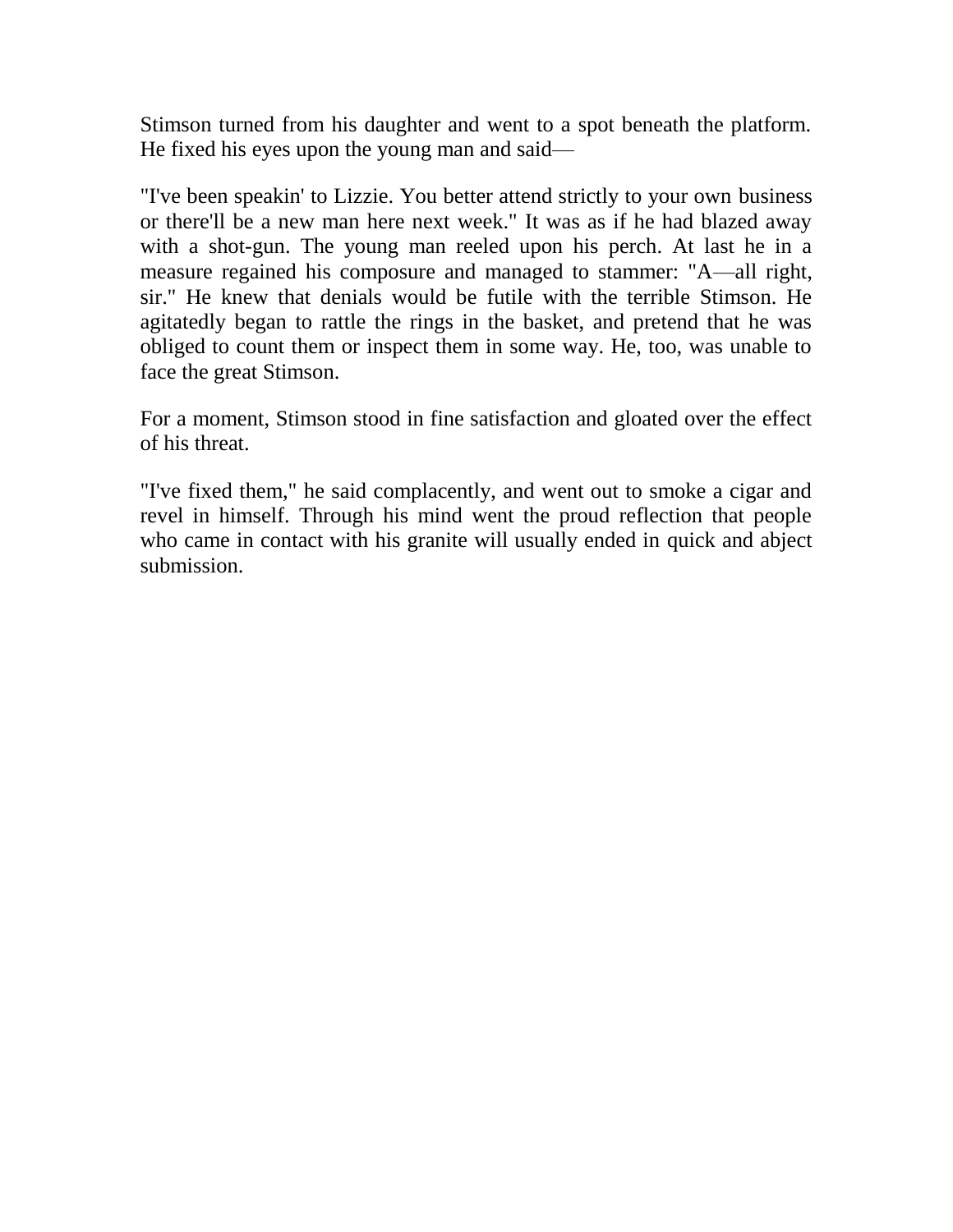Stimson turned from his daughter and went to a spot beneath the platform. He fixed his eyes upon the young man and said—

"I've been speakin' to Lizzie. You better attend strictly to your own business or there'll be a new man here next week." It was as if he had blazed away with a shot-gun. The young man reeled upon his perch. At last he in a measure regained his composure and managed to stammer: "A—all right, sir." He knew that denials would be futile with the terrible Stimson. He agitatedly began to rattle the rings in the basket, and pretend that he was obliged to count them or inspect them in some way. He, too, was unable to face the great Stimson.

For a moment, Stimson stood in fine satisfaction and gloated over the effect of his threat.

"I've fixed them," he said complacently, and went out to smoke a cigar and revel in himself. Through his mind went the proud reflection that people who came in contact with his granite will usually ended in quick and abject submission.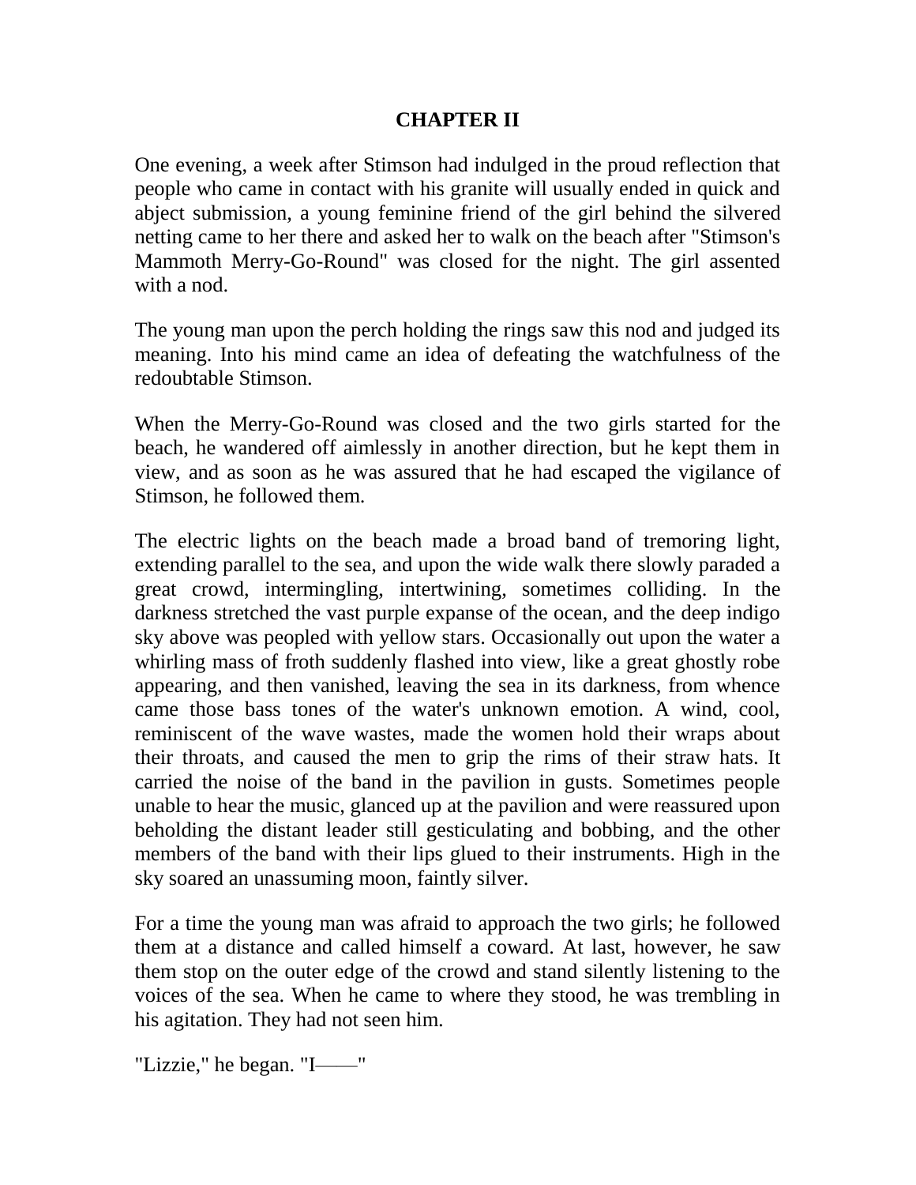## CHAPTER II

One evening, a week after Stimson had indulged in the proud reflection that people who came in contact with his granite will usually ended in quick and abject submission, a young feminine friend of the girl behind the silvered netting came to her there and asked her to walk on the beach after "Stimson's Mammoth Merry-Go-Round" was closed for the night. The girl assented with a nod.

The young man upon the perch holding the rings saw this nod and judged its meaning. Into his mind came an idea of defeating the watchfulness of the redoubtable Stimson.

When the Merry-Go-Round was closed and the two girls started for the beach, he wandered off aimlessly in another direction, but he kept them in view, and as soon as he was assured that he had escaped the vigilance of Stimson, he followed them.

The electric lights on the beach made a broad band of tremoring light, extending parallel to the sea, and upon the wide walk there slowly paraded a great crowd, intermingling, intertwining, sometimes colliding. In the darkness stretched the vast purple expanse of the ocean, and the deep indigo sky above was peopled with yellow stars. Occasionally out upon the water a whirling mass of froth suddenly flashed into view, like a great ghostly robe appearing, and then vanished, leaving the sea in its darkness, from whence came those bass tones of the water's unknown emotion. A wind, cool, reminiscent of the wave wastes, made the women hold their wraps about their throats, and caused the men to grip the rims of their straw hats. It carried the noise of the band in the pavilion in gusts. Sometimes people unable to hear the music, glanced up at the pavilion and were reassured upon beholding the distant leader still gesticulating and bobbing, and the other members of the band with their lips glued to their instruments. High in the sky soared an unassuming moon, faintly silver.

For a time the young man was afraid to approach the two girls; he followed them at a distance and called himself a coward. At last, however, he saw them stop on the outer edge of the crowd and stand silently listening to the voices of the sea. When he came to where they stood, he was trembling in his agitation. They had not seen him.

"Lizzie," he began. "I——"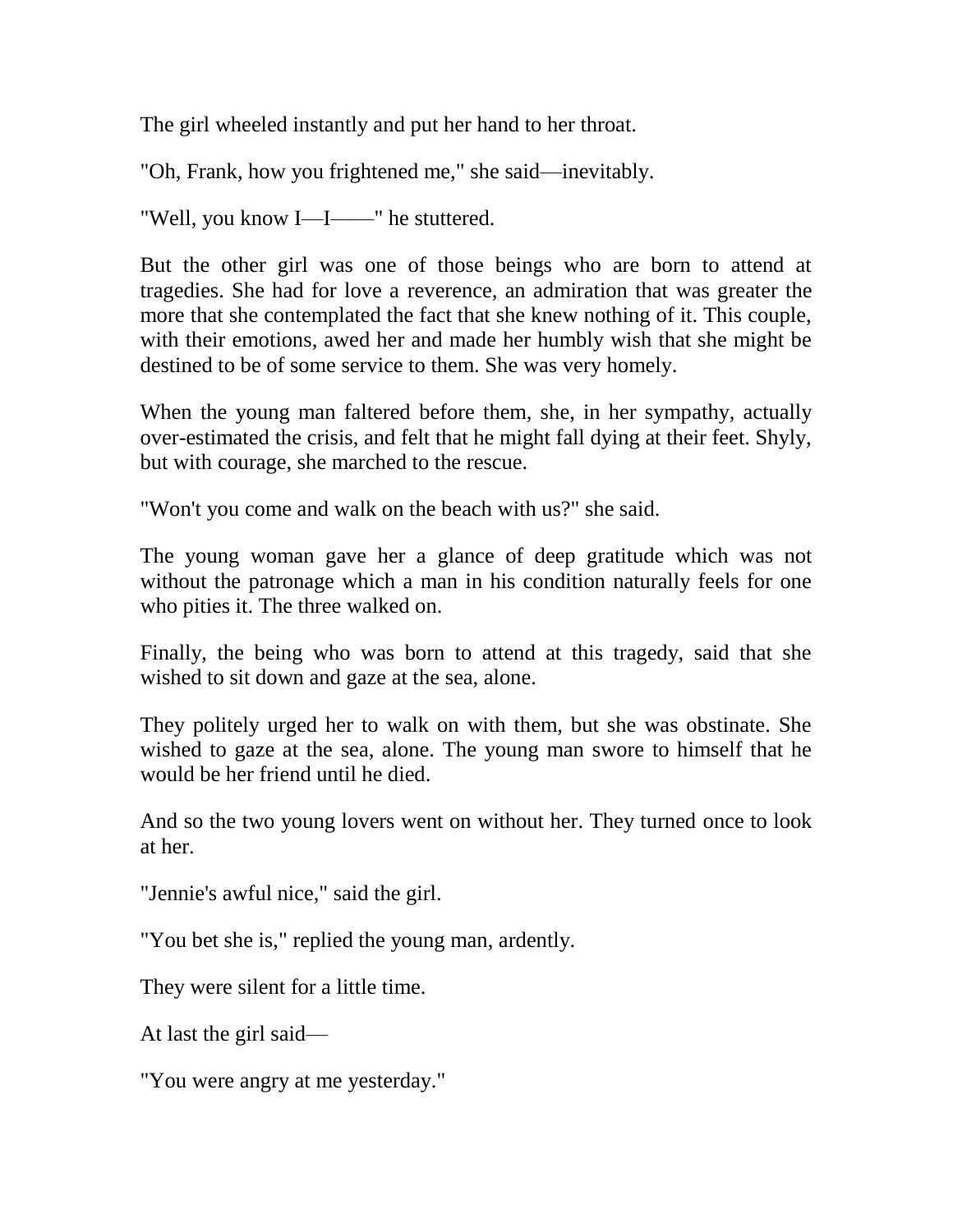The girl wheeled instantly and put her hand to her throat.

"Oh, Frank, how you frightened me," she said—inevitably.

"Well, you know I—I——" he stuttered.

But the other girl was one of those beings who are born to attend at tragedies. She had for love a reverence, an admiration that was greater the more that she contemplated the fact that she knew nothing of it. This couple, with their emotions, awed her and made her humbly wish that she might be destined to be of some service to them. She was very homely.

When the young man faltered before them, she, in her sympathy, actually over-estimated the crisis, and felt that he might fall dying at their feet. Shyly, but with courage, she marched to the rescue.

"Won't you come and walk on the beach with us?" she said.

The young woman gave her a glance of deep gratitude which was not without the patronage which a man in his condition naturally feels for one who pities it. The three walked on.

Finally, the being who was born to attend at this tragedy, said that she wished to sit down and gaze at the sea, alone.

They politely urged her to walk on with them, but she was obstinate. She wished to gaze at the sea, alone. The young man swore to himself that he would be her friend until he died.

And so the two young lovers went on without her. They turned once to look at her.

"Jennie's awful nice," said the girl.

"You bet she is," replied the young man, ardently.

They were silent for a little time.

At last the girl said—

"You were angry at me yesterday."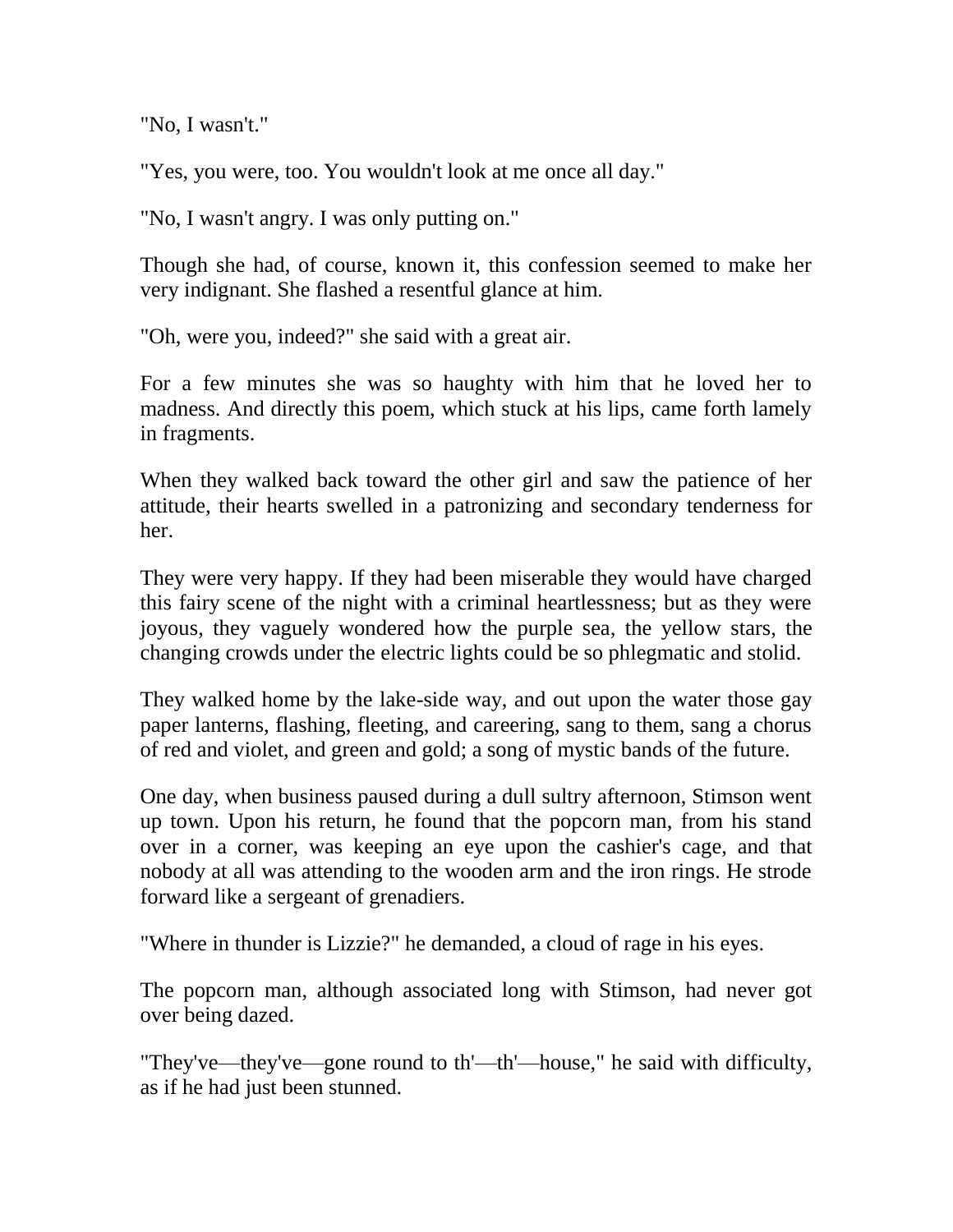"No, I wasn't."

"Yes, you were, too. You wouldn't look at me once all day."

"No, I wasn't angry. I was only putting on."

Though she had, of course, known it, this confession seemed to make her very indignant. She flashed a resentful glance at him.

"Oh, were you, indeed?" she said with a great air.

For a few minutes she was so haughty with him that he loved her to madness. And directly this poem, which stuck at his lips, came forth lamely in fragments.

When they walked back toward the other girl and saw the patience of her attitude, their hearts swelled in a patronizing and secondary tenderness for her.

They were very happy. If they had been miserable they would have charged this fairy scene of the night with a criminal heartlessness; but as they were joyous, they vaguely wondered how the purple sea, the yellow stars, the changing crowds under the electric lights could be so phlegmatic and stolid.

They walked home by the lake-side way, and out upon the water those gay paper lanterns, flashing, fleeting, and careering, sang to them, sang a chorus of red and violet, and green and gold; a song of mystic bands of the future.

One day, when business paused during a dull sultry afternoon, Stimson went up town. Upon his return, he found that the popcorn man, from his stand over in a corner, was keeping an eye upon the cashier's cage, and that nobody at all was attending to the wooden arm and the iron rings. He strode forward like a sergeant of grenadiers.

"Where in thunder is Lizzie?" he demanded, a cloud of rage in his eyes.

The popcorn man, although associated long with Stimson, had never got over being dazed.

"They've—they've—gone round to th'—th'—house," he said with difficulty, as if he had just been stunned.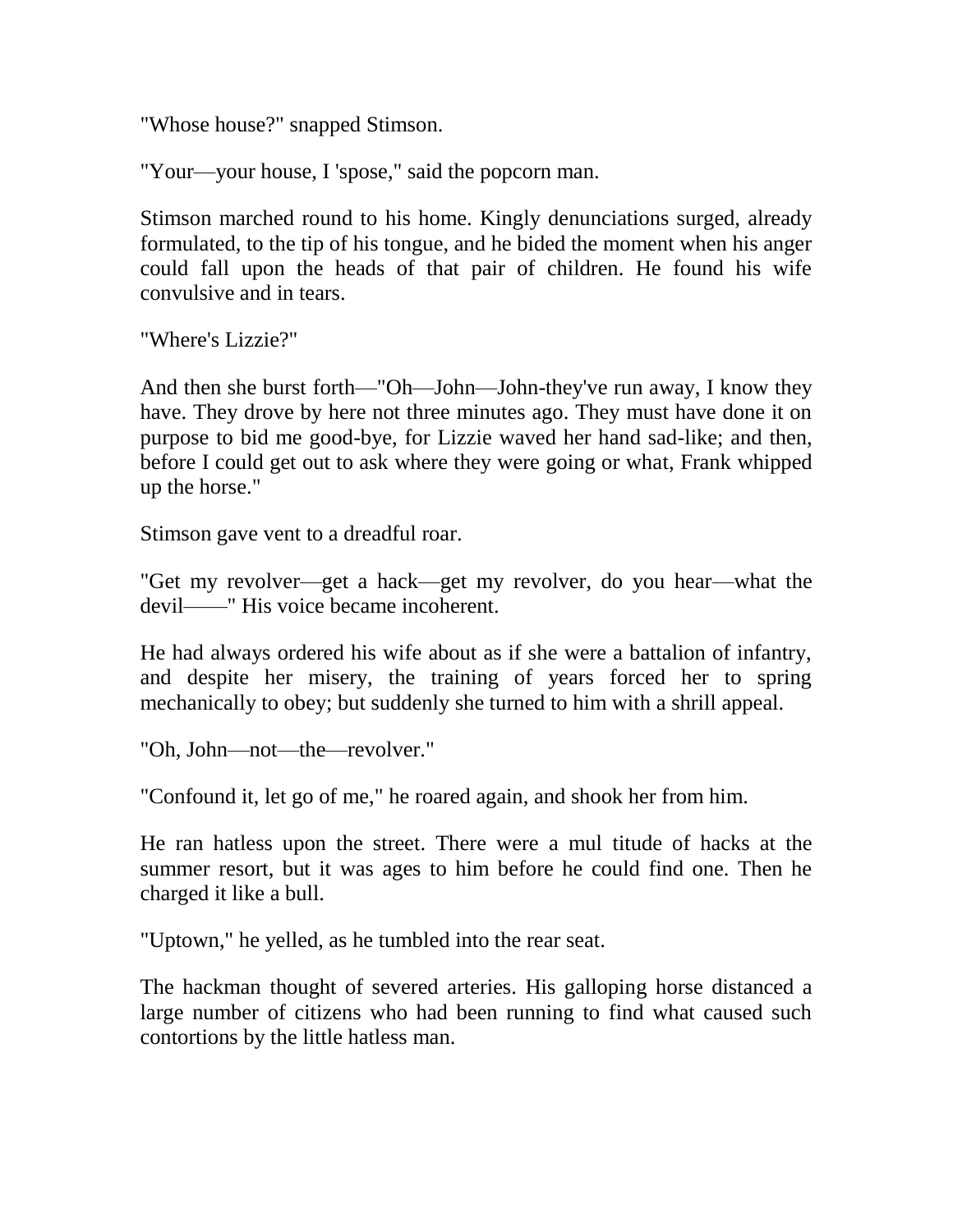"Whose house?" snapped Stimson.

"Your—your house, I 'spose," said the popcorn man.

Stimson marched round to his home. Kingly denunciations surged, already formulated, to the tip of his tongue, and he bided the moment when his anger could fall upon the heads of that pair of children. He found his wife convulsive and in tears.

"Where's Lizzie?"

And then she burst forth—"Oh—John—John-they've run away, I know they have. They drove by here not three minutes ago. They must have done it on purpose to bid me good-bye, for Lizzie waved her hand sad-like; and then, before I could get out to ask where they were going or what, Frank whipped up the horse."

Stimson gave vent to a dreadful roar.

"Get my revolver—get a hack—get my revolver, do you hear—what the devil——" His voice became incoherent.

He had always ordered his wife about as if she were a battalion of infantry, and despite her misery, the training of years forced her to spring mechanically to obey; but suddenly she turned to him with a shrill appeal.

"Oh, John—not—the—revolver."

"Confound it, let go of me," he roared again, and shook her from him.

He ran hatless upon the street. There were a mul titude of hacks at the summer resort, but it was ages to him before he could find one. Then he charged it like a bull.

"Uptown," he yelled, as he tumbled into the rear seat.

The hackman thought of severed arteries. His galloping horse distanced a large number of citizens who had been running to find what caused such contortions by the little hatless man.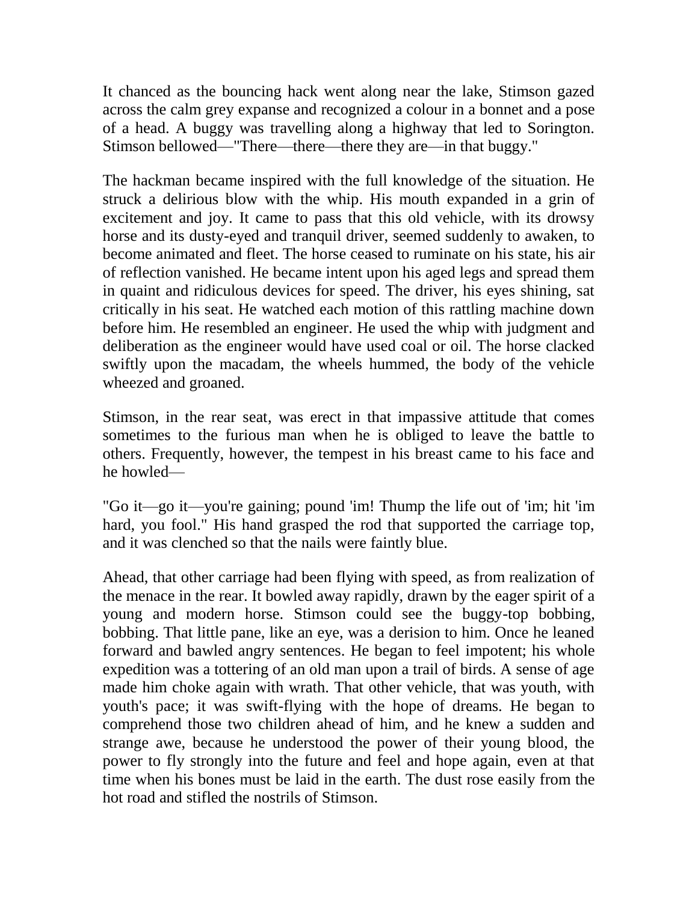It chanced as the bouncing hack went along near the lake, Stimson gazed across the calm grey expanse and recognized a colour in a bonnet and a pose of a head. A buggy was travelling along a highway that led to Sorington. Stimson bellowed—"There—there—there they are—in that buggy."

The hackman became inspired with the full knowledge of the situation. He struck a delirious blow with the whip. His mouth expanded in a grin of excitement and joy. It came to pass that this old vehicle, with its drowsy horse and its dusty-eyed and tranquil driver, seemed suddenly to awaken, to become animated and fleet. The horse ceased to ruminate on his state, his air of reflection vanished. He became intent upon his aged legs and spread them in quaint and ridiculous devices for speed. The driver, his eyes shining, sat critically in his seat. He watched each motion of this rattling machine down before him. He resembled an engineer. He used the whip with judgment and deliberation as the engineer would have used coal or oil. The horse clacked swiftly upon the macadam, the wheels hummed, the body of the vehicle wheezed and groaned.

Stimson, in the rear seat, was erect in that impassive attitude that comes sometimes to the furious man when he is obliged to leave the battle to others. Frequently, however, the tempest in his breast came to his face and he howled—

"Go it—go it—you're gaining; pound 'im! Thump the life out of 'im; hit 'im hard, you fool." His hand grasped the rod that supported the carriage top, and it was clenched so that the nails were faintly blue.

Ahead, that other carriage had been flying with speed, as from realization of the menace in the rear. It bowled away rapidly, drawn by the eager spirit of a young and modern horse. Stimson could see the buggy-top bobbing, bobbing. That little pane, like an eye, was a derision to him. Once he leaned forward and bawled angry sentences. He began to feel impotent; his whole expedition was a tottering of an old man upon a trail of birds. A sense of age made him choke again with wrath. That other vehicle, that was youth, with youth's pace; it was swift-flying with the hope of dreams. He began to comprehend those two children ahead of him, and he knew a sudden and strange awe, because he understood the power of their young blood, the power to fly strongly into the future and feel and hope again, even at that time when his bones must be laid in the earth. The dust rose easily from the hot road and stifled the nostrils of Stimson.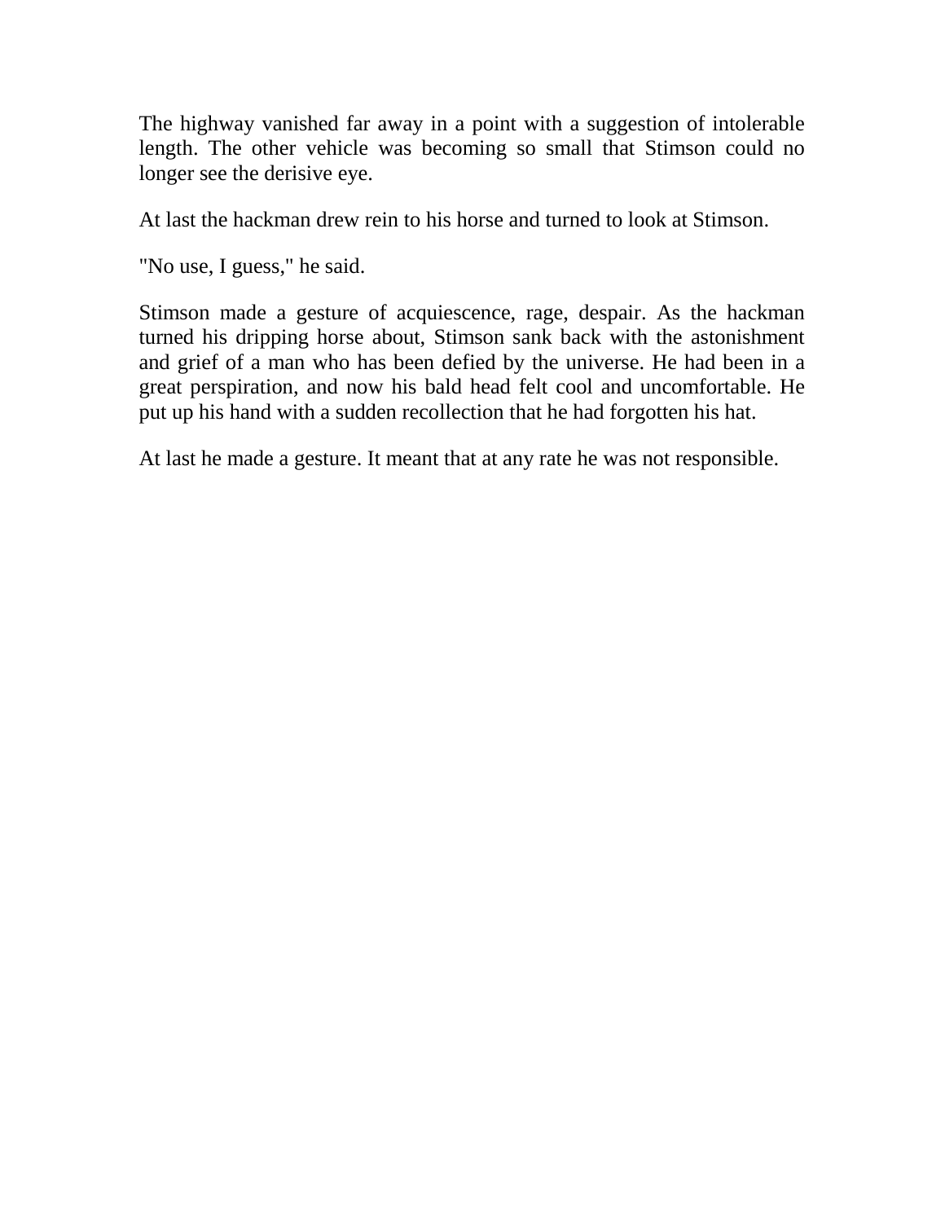The highway vanished far away in a point with a suggestion of intolerable length. The other vehicle was becoming so small that Stimson could no longer see the derisive eye.

At last the hackman drew rein to his horse and turned to look at Stimson.

"No use, I guess," he said.

Stimson made a gesture of acquiescence, rage, despair. As the hackman turned his dripping horse about, Stimson sank back with the astonishment and grief of a man who has been defied by the universe. He had been in a great perspiration, and now his bald head felt cool and uncomfortable. He put up his hand with a sudden recollection that he had forgotten his hat.

At last he made a gesture. It meant that at any rate he was not responsible.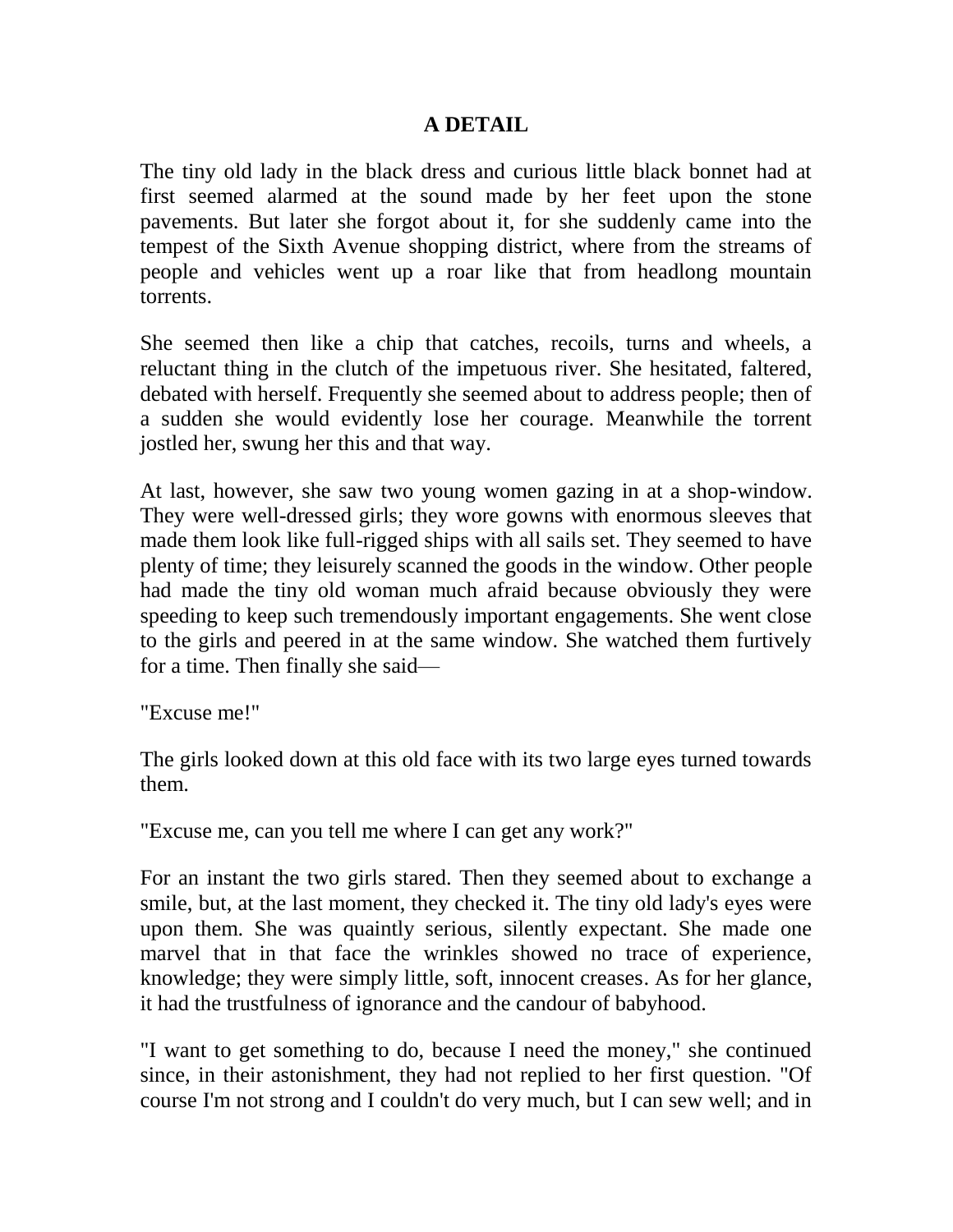# A DETAIL

The tiny old lady in the black dress and curious little black bonnet had at first seemed alarmed at the sound made by her feet upon the stone pavements. But later she forgot about it, for she suddenly came into the tempest of the Sixth Avenue shopping district, where from the streams of people and vehicles went up a roar like that from headlong mountain torrents.

She seemed then like a chip that catches, recoils, turns and wheels, a reluctant thing in the clutch of the impetuous river. She hesitated, faltered, debated with herself. Frequently she seemed about to address people; then of a sudden she would evidently lose her courage. Meanwhile the torrent jostled her, swung her this and that way.

At last, however, she saw two young women gazing in at a shop-window. They were well-dressed girls; they wore gowns with enormous sleeves that made them look like full-rigged ships with all sails set. They seemed to have plenty of time; they leisurely scanned the goods in the window. Other people had made the tiny old woman much afraid because obviously they were speeding to keep such tremendously important engagements. She went close to the girls and peered in at the same window. She watched them furtively for a time. Then finally she said—

"Excuse me!"

The girls looked down at this old face with its two large eyes turned towards them.

"Excuse me, can you tell me where I can get any work?"

For an instant the two girls stared. Then they seemed about to exchange a smile, but, at the last moment, they checked it. The tiny old lady's eyes were upon them. She was quaintly serious, silently expectant. She made one marvel that in that face the wrinkles showed no trace of experience, knowledge; they were simply little, soft, innocent creases. As for her glance, it had the trustfulness of ignorance and the candour of babyhood.

"I want to get something to do, because I need the money," she continued since, in their astonishment, they had not replied to her first question. "Of course I'm not strong and I couldn't do very much, but I can sew well; and in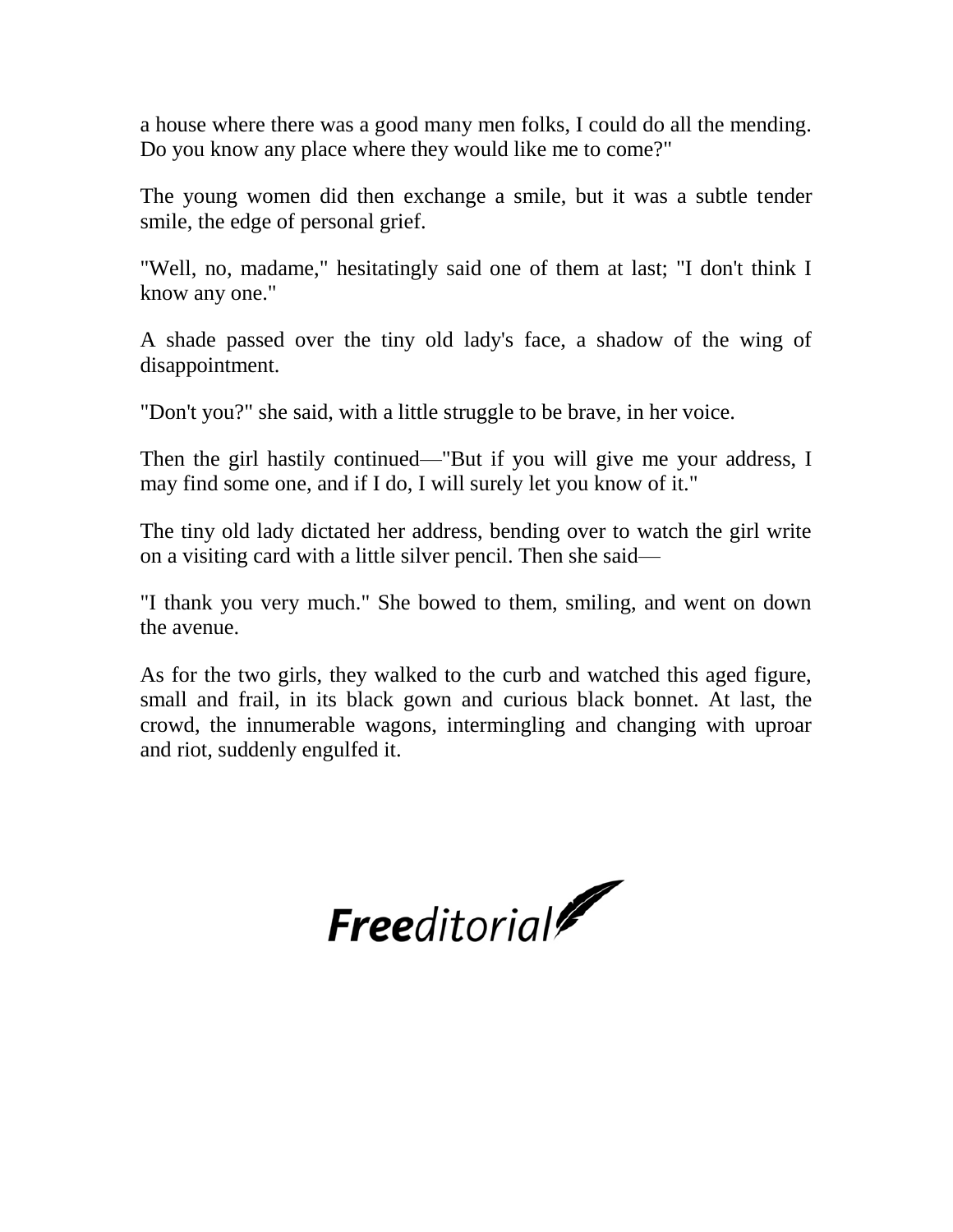a house where there was a good many men folks, I could do all the mending. Do you know any place where they would like me to come?"

The young women did then exchange a smile, but it was a subtle tender smile, the edge of personal grief.

"Well, no, madame," hesitatingly said one of them at last; "I don't think I know any one."

A shade passed over the tiny old lady's face, a shadow of the wing of disappointment.

"Don't you?" she said, with a little struggle to be brave, in her voice.

Then the girl hastily continued—"But if you will give me your address, I may find some one, and if I do, I will surely let you know of it."

The tiny old lady dictated her address, bending over to watch the girl write on a visiting card with a little silver pencil. Then she said—

"I thank you very much." She bowed to them, smiling, and went on down the avenue.

As for the two girls, they walked to the curb and watched this aged figure, small and frail, in its black gown and curious black bonnet. At last, the crowd, the innumerable wagons, intermingling and changing with uproar and riot, suddenly engulfed it.

**Free**ditorial